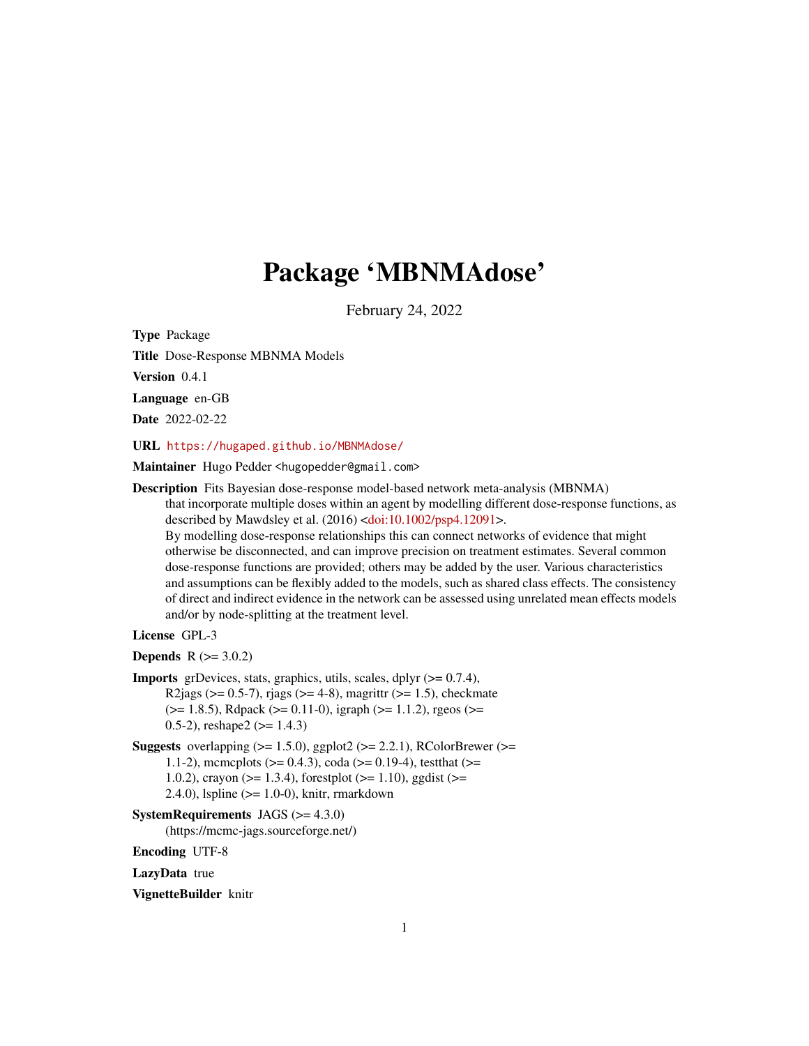# Package 'MBNMAdose'

February 24, 2022

**Type** Package

**Title** Dose-Response MBNMA Models

**Version** 0.4.1

**Language** en-GB

**Date** 2022-02-22

**URL** https://hugaped.github.io/MBNMAdose/

**Maintainer** Hugo Pedder <hugopedder@gmail.com>

**Description** Fits Bayesian dose-response model-based network meta-analysis (MBNMA) that incorporate multiple doses within an agent by modelling different dose-response functions, as described by Mawdsley et al. (2016) <doi:10.1002/psp4.12091>. By modelling dose-response relationships this can connect networks of evidence that might otherwise be disconnected, and can improve precision on treatment estimates. Several common dose-response functions are provided; others may be added by the user. Various characteristics and assumptions can be flexibly added to the models, such as shared class effects. The consistency of direct and indirect evidence in the network can be assessed using unrelated mean effects models and/or by node-splitting at the treatment level.

**License** GPL-3

**Depends** R (>= 3.0.2)

**Imports** grDevices, stats, graphics, utils, scales, dplyr (>= 0.7.4), R2jags (>= 0.5-7), rjags (>= 4-8), magrittr (>= 1.5), checkmate (>= 1.8.5), Rdpack (>= 0.11-0), igraph (>= 1.1.2), rgeos (>= 0.5-2), reshape2 (>= 1.4.3)

**Suggests** overlapping (>= 1.5.0), ggplot2 (>= 2.2.1), RColorBrewer (>= 1.1-2), mcmcplots (>= 0.4.3), coda (>= 0.19-4), testthat (>= 1.0.2), crayon (>= 1.3.4), forestplot (>= 1.10), ggdist (>= 2.4.0), lspline (>= 1.0-0), knitr, rmarkdown

**SystemRequirements** JAGS (>= 4.3.0) (https://mcmc-jags.sourceforge.net/)

**Encoding** UTF-8

**LazyData** true

**VignetteBuilder** knitr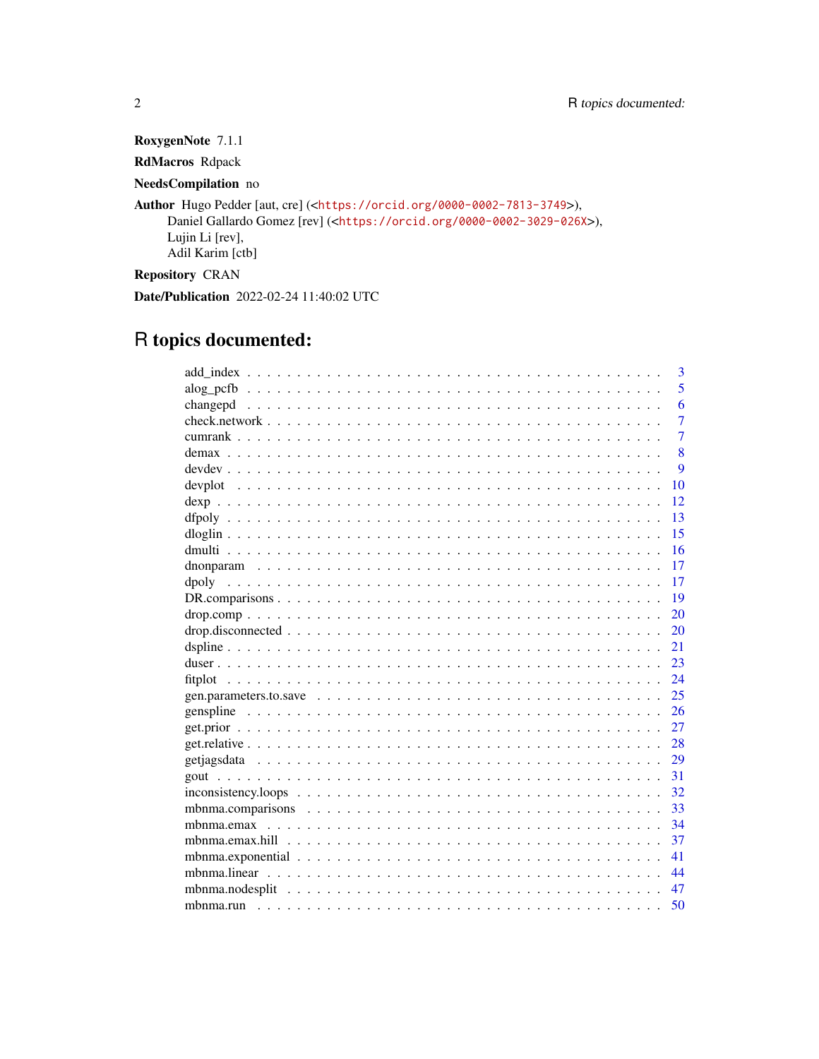**RoxygenNote** 7.1.1

**RdMacros** Rdpack

**NeedsCompilation** no

**Author** Hugo Pedder [aut, cre] (<https://orcid.org/0000-0002-7813-3749>),
Daniel Gallardo Gomez [rev] (<https://orcid.org/0000-0002-3029-026X>),
Lujin Li [rev],
Adil Karim [ctb]

**Repository** CRAN

**Date/Publication** 2022-02-24 11:40:02 UTC

# R topics documented:

| | |
|---|---|
| add_index | 3 |
| alog_pcfb | 5 |
| changepd | 6 |
| check.network | 7 |
| cumrank | 7 |
| demax | 8 |
| devdev | 9 |
| devplot | 10 |
| dexp | 12 |
| dfpoly | 13 |
| dloglin | 15 |
| dmulti | 16 |
| dnonparam | 17 |
| dpoly | 17 |
| DR.comparisons | 19 |
| drop.comp | 20 |
| drop.disconnected | 20 |
| dspline | 21 |
| duser | 23 |
| fitplot | 24 |
| gen.parameters.to.save | 25 |
| genspline | 26 |
| get.prior | 27 |
| get.relative | 28 |
| getjagsdata | 29 |
| gout | 31 |
| inconsistency.loops | 32 |
| mbnma.comparisons | 33 |
| mbnma.emax | 34 |
| mbnma.emax.hill | 37 |
| mbnma.exponential | 41 |
| mbnma.linear | 44 |
| mbnma.nodesplit | 47 |
| mbnma.run | 50 |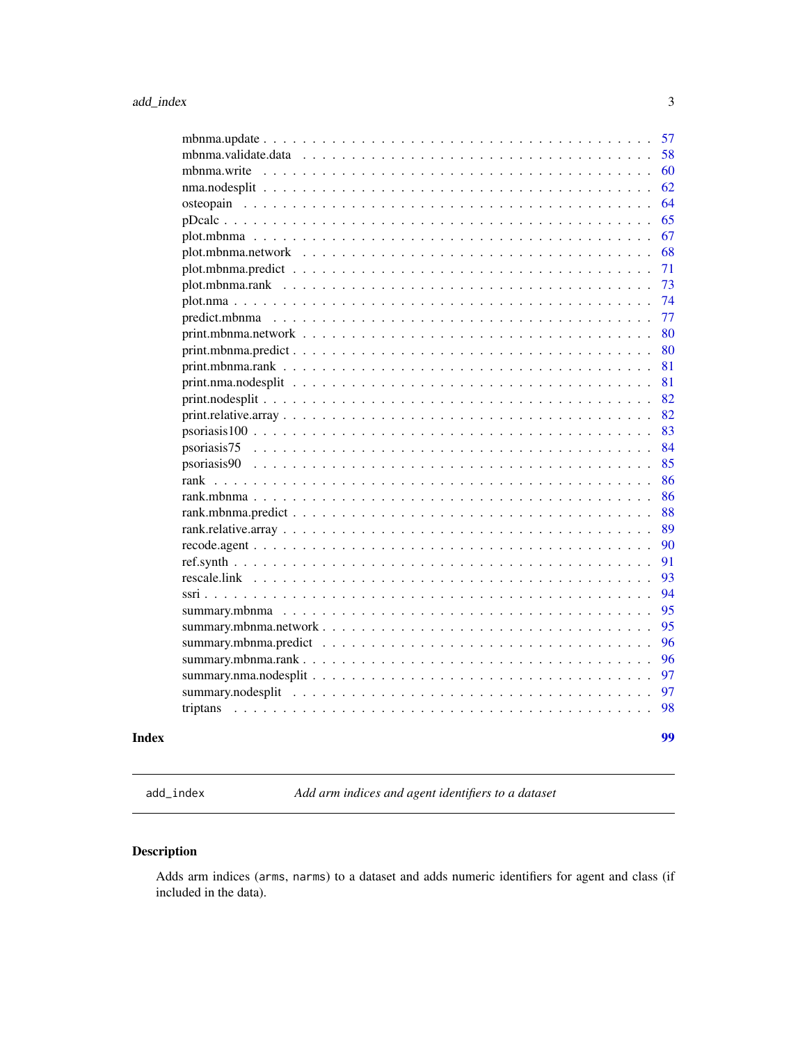mbnma.update . . . . . . . . . . . . . . . . . . . . . . . . . . . . . . . . . . . . . . 57
mbnma.validate.data . . . . . . . . . . . . . . . . . . . . . . . . . . . . . . . . . . 58
mbnma.write . . . . . . . . . . . . . . . . . . . . . . . . . . . . . . . . . . . . . . . 60
nma.nodesplit . . . . . . . . . . . . . . . . . . . . . . . . . . . . . . . . . . . . . . 62
osteopain . . . . . . . . . . . . . . . . . . . . . . . . . . . . . . . . . . . . . . . . 64
pDcalc . . . . . . . . . . . . . . . . . . . . . . . . . . . . . . . . . . . . . . . . . 65
plot.mbnma . . . . . . . . . . . . . . . . . . . . . . . . . . . . . . . . . . . . . . . 67
plot.mbnma.network . . . . . . . . . . . . . . . . . . . . . . . . . . . . . . . . . . 68
plot.mbnma.predict . . . . . . . . . . . . . . . . . . . . . . . . . . . . . . . . . . 71
plot.mbnma.rank . . . . . . . . . . . . . . . . . . . . . . . . . . . . . . . . . . . . 73
plot.nma . . . . . . . . . . . . . . . . . . . . . . . . . . . . . . . . . . . . . . . . 74
predict.mbnma . . . . . . . . . . . . . . . . . . . . . . . . . . . . . . . . . . . . . 77
print.mbnma.network . . . . . . . . . . . . . . . . . . . . . . . . . . . . . . . . . . 80
print.mbnma.predict . . . . . . . . . . . . . . . . . . . . . . . . . . . . . . . . . . 80
print.mbnma.rank . . . . . . . . . . . . . . . . . . . . . . . . . . . . . . . . . . . . 81
print.nma.nodesplit . . . . . . . . . . . . . . . . . . . . . . . . . . . . . . . . . . 81
print.nodesplit . . . . . . . . . . . . . . . . . . . . . . . . . . . . . . . . . . . . . 82
print.relative.array . . . . . . . . . . . . . . . . . . . . . . . . . . . . . . . . . . 82
psoriasis100 . . . . . . . . . . . . . . . . . . . . . . . . . . . . . . . . . . . . . . 83
psoriasis75 . . . . . . . . . . . . . . . . . . . . . . . . . . . . . . . . . . . . . . . 84
psoriasis90 . . . . . . . . . . . . . . . . . . . . . . . . . . . . . . . . . . . . . . . 85
rank . . . . . . . . . . . . . . . . . . . . . . . . . . . . . . . . . . . . . . . . . . . 86
rank.mbnma . . . . . . . . . . . . . . . . . . . . . . . . . . . . . . . . . . . . . . . 86
rank.mbnma.predict . . . . . . . . . . . . . . . . . . . . . . . . . . . . . . . . . . . 88
rank.relative.array . . . . . . . . . . . . . . . . . . . . . . . . . . . . . . . . . . . 89
recode.agent . . . . . . . . . . . . . . . . . . . . . . . . . . . . . . . . . . . . . . 90
ref.synth . . . . . . . . . . . . . . . . . . . . . . . . . . . . . . . . . . . . . . . . 91
rescale.link . . . . . . . . . . . . . . . . . . . . . . . . . . . . . . . . . . . . . . . 93
ssri . . . . . . . . . . . . . . . . . . . . . . . . . . . . . . . . . . . . . . . . . . . 94
summary.mbnma . . . . . . . . . . . . . . . . . . . . . . . . . . . . . . . . . . . . . 95
summary.mbnma.network . . . . . . . . . . . . . . . . . . . . . . . . . . . . . . . . . 95
summary.mbnma.predict . . . . . . . . . . . . . . . . . . . . . . . . . . . . . . . . . 96
summary.mbnma.rank . . . . . . . . . . . . . . . . . . . . . . . . . . . . . . . . . . . 96
summary.nma.nodesplit . . . . . . . . . . . . . . . . . . . . . . . . . . . . . . . . . 97
summary.nodesplit . . . . . . . . . . . . . . . . . . . . . . . . . . . . . . . . . . . 97
triptans . . . . . . . . . . . . . . . . . . . . . . . . . . . . . . . . . . . . . . . . . 98

**Index** **99**

---

`add_index` *Add arm indices and agent identifiers to a dataset*

---

## Description

Adds arm indices (`arms`, `narms`) to a dataset and adds numeric identifiers for agent and class (if included in the data).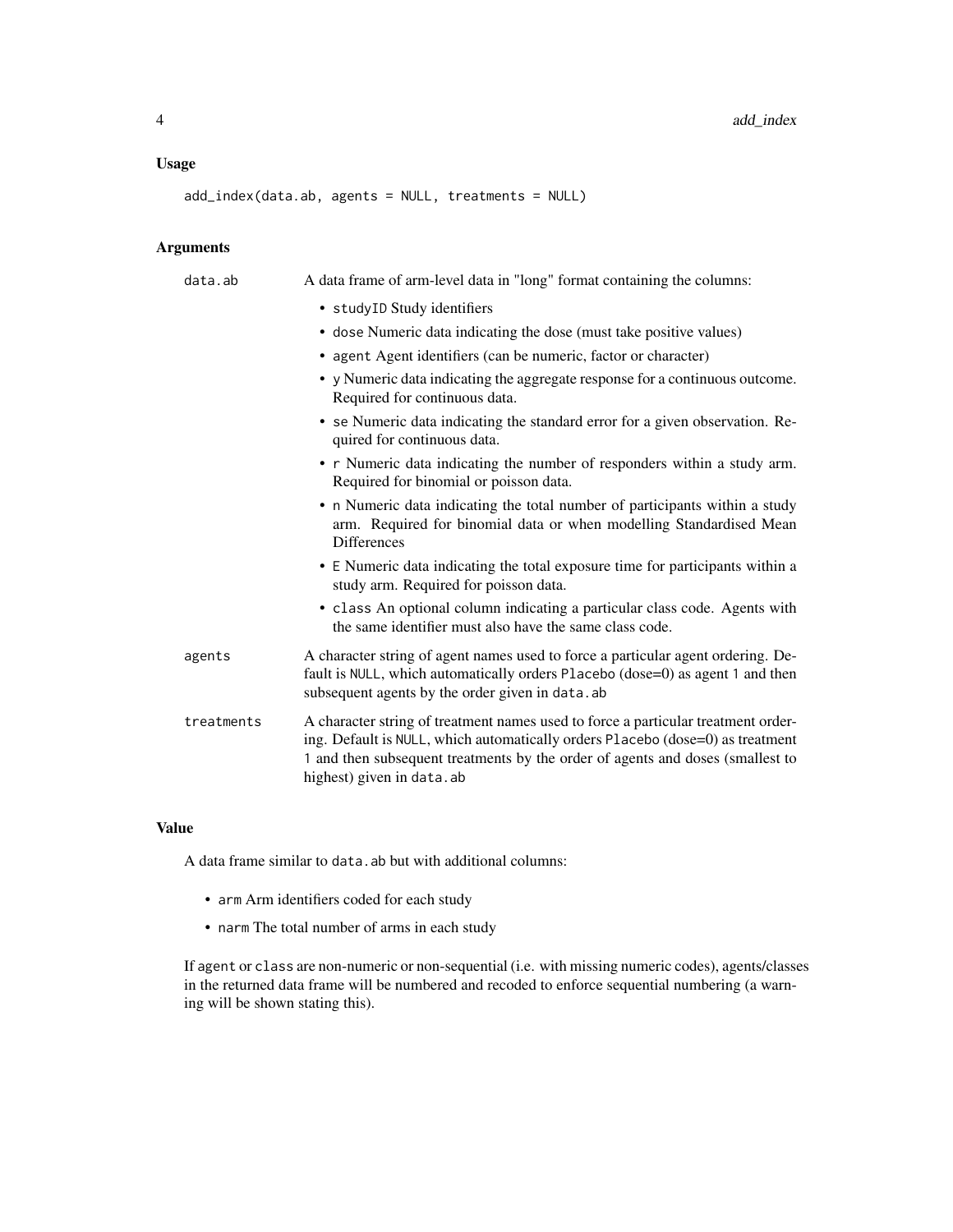### Usage

```
add_index(data.ab, agents = NULL, treatments = NULL)
```

### Arguments

| | |
|---|---|
| data.ab | A data frame of arm-level data in "long" format containing the columns:<br>• studyID Study identifiers<br>• dose Numeric data indicating the dose (must take positive values)<br>• agent Agent identifiers (can be numeric, factor or character)<br>• y Numeric data indicating the aggregate response for a continuous outcome. Required for continuous data.<br>• se Numeric data indicating the standard error for a given observation. Required for continuous data.<br>• r Numeric data indicating the number of responders within a study arm. Required for binomial or poisson data.<br>• n Numeric data indicating the total number of participants within a study arm. Required for binomial data or when modelling Standardised Mean Differences<br>• E Numeric data indicating the total exposure time for participants within a study arm. Required for poisson data.<br>• class An optional column indicating a particular class code. Agents with the same identifier must also have the same class code. |
| agents | A character string of agent names used to force a particular agent ordering. Default is NULL, which automatically orders Placebo (dose=0) as agent 1 and then subsequent agents by the order given in data.ab |
| treatments | A character string of treatment names used to force a particular treatment ordering. Default is NULL, which automatically orders Placebo (dose=0) as treatment 1 and then subsequent treatments by the order of agents and doses (smallest to highest) given in data.ab |

### Value

A data frame similar to data.ab but with additional columns:

- arm Arm identifiers coded for each study
- narm The total number of arms in each study

If agent or class are non-numeric or non-sequential (i.e. with missing numeric codes), agents/classes in the returned data frame will be numbered and recoded to enforce sequential numbering (a warning will be shown stating this).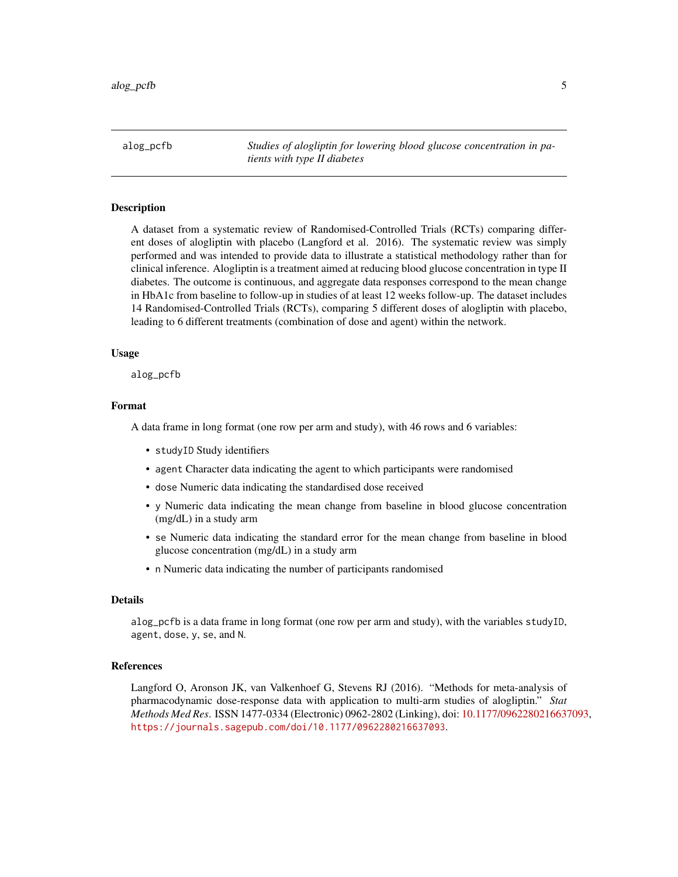# alog_pcfb

*Studies of alogliptin for lowering blood glucose concentration in patients with type II diabetes*

## Description

A dataset from a systematic review of Randomised-Controlled Trials (RCTs) comparing different doses of alogliptin with placebo (Langford et al. 2016). The systematic review was simply performed and was intended to provide data to illustrate a statistical methodology rather than for clinical inference. Alogliptin is a treatment aimed at reducing blood glucose concentration in type II diabetes. The outcome is continuous, and aggregate data responses correspond to the mean change in HbA1c from baseline to follow-up in studies of at least 12 weeks follow-up. The dataset includes 14 Randomised-Controlled Trials (RCTs), comparing 5 different doses of alogliptin with placebo, leading to 6 different treatments (combination of dose and agent) within the network.

## Usage

```
alog_pcfb
```

## Format

A data frame in long format (one row per arm and study), with 46 rows and 6 variables:

- `studyID` Study identifiers
- `agent` Character data indicating the agent to which participants were randomised
- `dose` Numeric data indicating the standardised dose received
- `y` Numeric data indicating the mean change from baseline in blood glucose concentration (mg/dL) in a study arm
- `se` Numeric data indicating the standard error for the mean change from baseline in blood glucose concentration (mg/dL) in a study arm
- `n` Numeric data indicating the number of participants randomised

## Details

`alog_pcfb` is a data frame in long format (one row per arm and study), with the variables `studyID`, `agent`, `dose`, `y`, `se`, and `N`.

## References

Langford O, Aronson JK, van Valkenhoef G, Stevens RJ (2016). "Methods for meta-analysis of pharmacodynamic dose-response data with application to multi-arm studies of alogliptin." *Stat Methods Med Res*. ISSN 1477-0334 (Electronic) 0962-2802 (Linking), doi: 10.1177/0962280216637093, `https://journals.sagepub.com/doi/10.1177/0962280216637093`.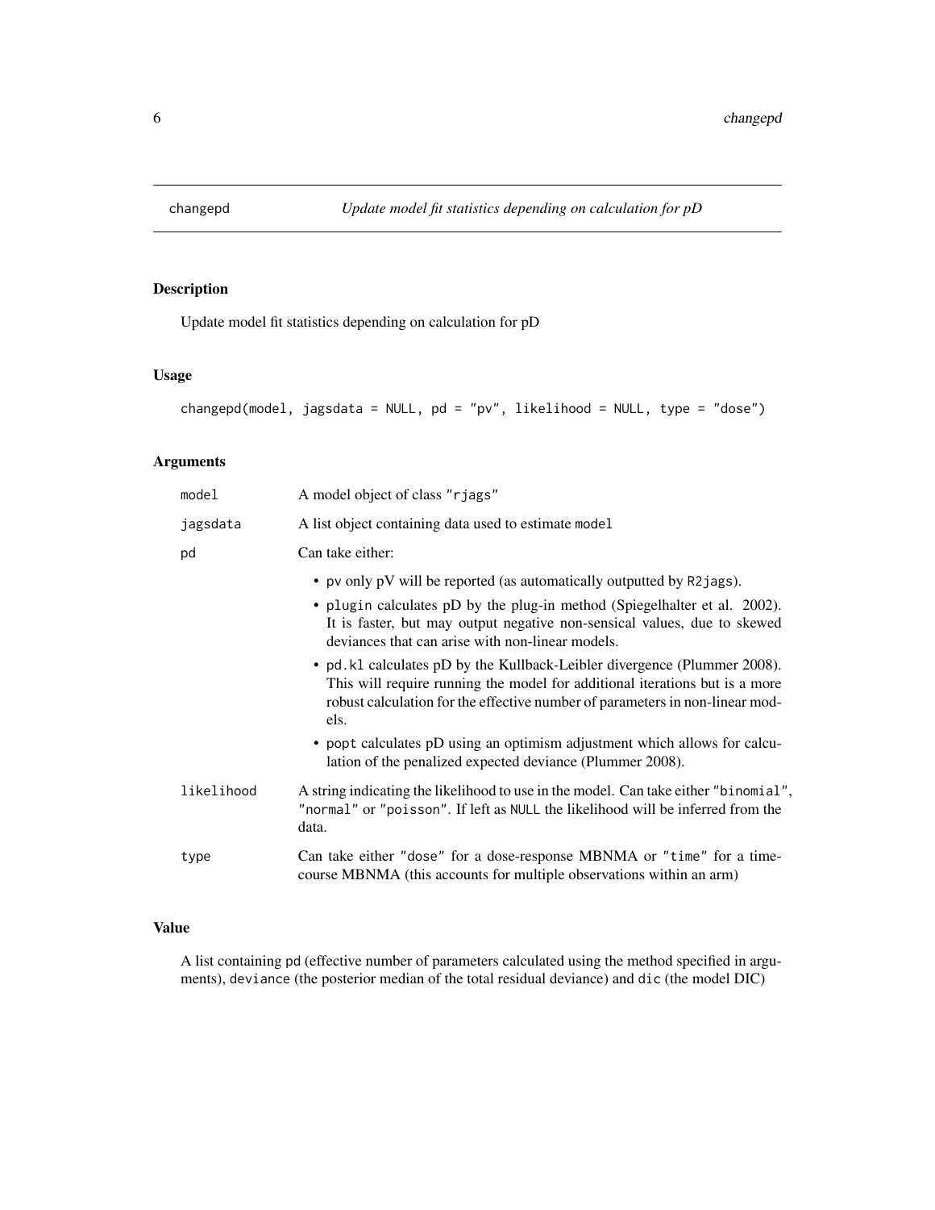# changepd — *Update model fit statistics depending on calculation for pD*

## Description

Update model fit statistics depending on calculation for pD

## Usage

```
changepd(model, jagsdata = NULL, pd = "pv", likelihood = NULL, type = "dose")
```

## Arguments

| Argument | Description |
| --- | --- |
| `model` | A model object of class `"rjags"` |
| `jagsdata` | A list object containing data used to estimate `model` |
| `pd` | Can take either:<br>• `pv` only pV will be reported (as automatically outputted by `R2jags`).<br>• `plugin` calculates pD by the plug-in method (Spiegelhalter et al. 2002). It is faster, but may output negative non-sensical values, due to skewed deviances that can arise with non-linear models.<br>• `pd.kl` calculates pD by the Kullback-Leibler divergence (Plummer 2008). This will require running the model for additional iterations but is a more robust calculation for the effective number of parameters in non-linear models.<br>• `popt` calculates pD using an optimism adjustment which allows for calculation of the penalized expected deviance (Plummer 2008). |
| `likelihood` | A string indicating the likelihood to use in the model. Can take either `"binomial"`, `"normal"` or `"poisson"`. If left as `NULL` the likelihood will be inferred from the data. |
| `type` | Can take either `"dose"` for a dose-response MBNMA or `"time"` for a time-course MBNMA (this accounts for multiple observations within an arm) |

## Value

A list containing `pd` (effective number of parameters calculated using the method specified in arguments), `deviance` (the posterior median of the total residual deviance) and `dic` (the model DIC)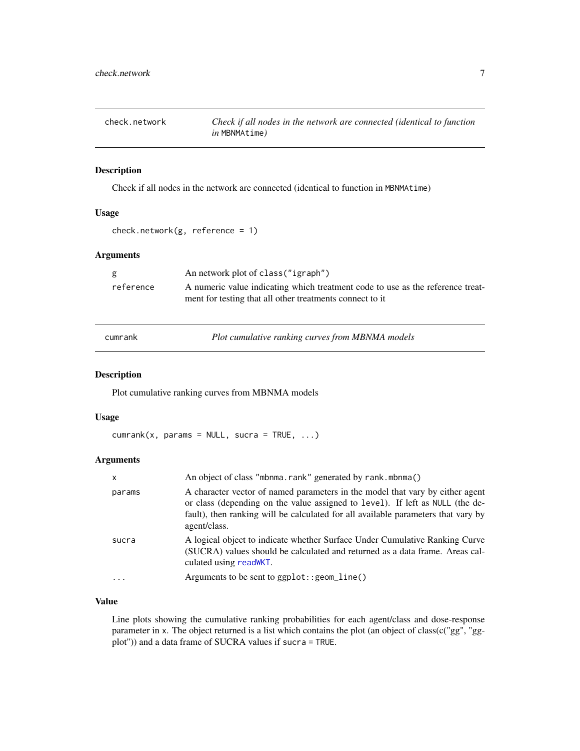## check.network — *Check if all nodes in the network are connected (identical to function in* `MBNMAtime`*)*

### Description

Check if all nodes in the network are connected (identical to function in `MBNMAtime`)

### Usage

```
check.network(g, reference = 1)
```

### Arguments

| | |
|---|---|
| `g` | An network plot of `class("igraph")` |
| `reference` | A numeric value indicating which treatment code to use as the reference treatment for testing that all other treatments connect to it |

## cumrank — *Plot cumulative ranking curves from MBNMA models*

### Description

Plot cumulative ranking curves from MBNMA models

### Usage

```
cumrank(x, params = NULL, sucra = TRUE, ...)
```

### Arguments

| | |
|---|---|
| `x` | An object of class `"mbnma.rank"` generated by `rank.mbnma()` |
| `params` | A character vector of named parameters in the model that vary by either agent or class (depending on the value assigned to `level`). If left as `NULL` (the default), then ranking will be calculated for all available parameters that vary by agent/class. |
| `sucra` | A logical object to indicate whether Surface Under Cumulative Ranking Curve (SUCRA) values should be calculated and returned as a data frame. Areas calculated using `readWKT`. |
| `...` | Arguments to be sent to `ggplot::geom_line()` |

### Value

Line plots showing the cumulative ranking probabilities for each agent/class and dose-response parameter in `x`. The object returned is a list which contains the plot (an object of class(c("gg", "ggplot")) and a data frame of SUCRA values if `sucra = TRUE`.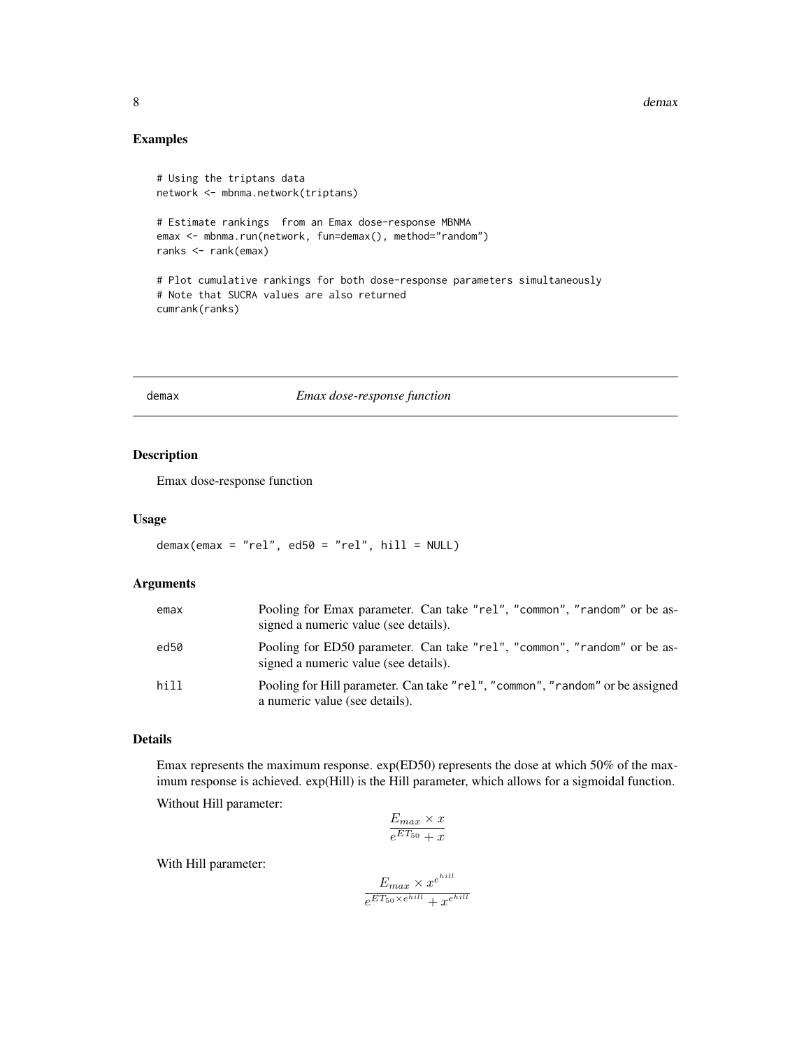## Examples

```
# Using the triptans data
network <- mbnma.network(triptans)

# Estimate rankings  from an Emax dose-response MBNMA
emax <- mbnma.run(network, fun=demax(), method="random")
ranks <- rank(emax)

# Plot cumulative rankings for both dose-response parameters simultaneously
# Note that SUCRA values are also returned
cumrank(ranks)
```

---

demax *Emax dose-response function*

---

### Description

Emax dose-response function

### Usage

```
demax(emax = "rel", ed50 = "rel", hill = NULL)
```

### Arguments

| | |
|---|---|
| emax | Pooling for Emax parameter. Can take "rel", "common", "random" or be assigned a numeric value (see details). |
| ed50 | Pooling for ED50 parameter. Can take "rel", "common", "random" or be assigned a numeric value (see details). |
| hill | Pooling for Hill parameter. Can take "rel", "common", "random" or be assigned a numeric value (see details). |

### Details

Emax represents the maximum response. exp(ED50) represents the dose at which 50% of the maximum response is achieved. exp(Hill) is the Hill parameter, which allows for a sigmoidal function.

Without Hill parameter:

$$\frac{E_{max} \times x}{e^{ET_{50}} + x}$$

With Hill parameter:

$$\frac{E_{max} \times x^{e^{hill}}}{e^{ET_{50} \times e^{hill}} + x^{e^{hill}}}$$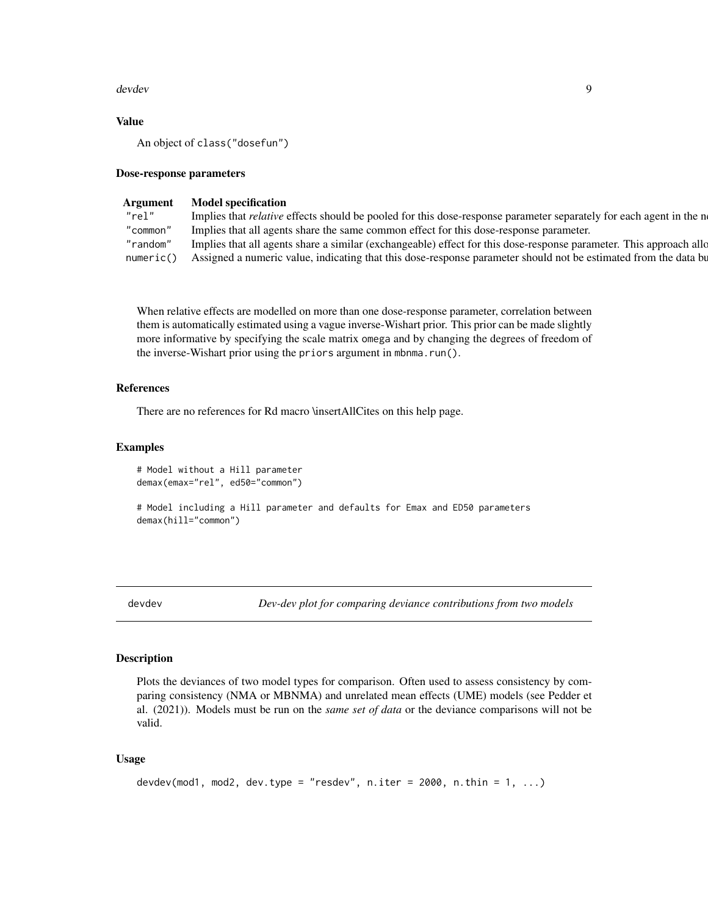### Value

An object of class("dosefun")

### Dose-response parameters

| Argument | Model specification |
|---|---|
| "rel" | Implies that *relative* effects should be pooled for this dose-response parameter separately for each agent in the n |
| "common" | Implies that all agents share the same common effect for this dose-response parameter. |
| "random" | Implies that all agents share a similar (exchangeable) effect for this dose-response parameter. This approach allo |
| numeric() | Assigned a numeric value, indicating that this dose-response parameter should not be estimated from the data bu |

When relative effects are modelled on more than one dose-response parameter, correlation between them is automatically estimated using a vague inverse-Wishart prior. This prior can be made slightly more informative by specifying the scale matrix omega and by changing the degrees of freedom of the inverse-Wishart prior using the priors argument in mbnma.run().

### References

There are no references for Rd macro \insertAllCites on this help page.

### Examples

```
# Model without a Hill parameter
demax(emax="rel", ed50="common")

# Model including a Hill parameter and defaults for Emax and ED50 parameters
demax(hill="common")
```

---

## devdev — *Dev-dev plot for comparing deviance contributions from two models*

### Description

Plots the deviances of two model types for comparison. Often used to assess consistency by comparing consistency (NMA or MBNMA) and unrelated mean effects (UME) models (see Pedder et al. (2021)). Models must be run on the *same set of data* or the deviance comparisons will not be valid.

### Usage

```
devdev(mod1, mod2, dev.type = "resdev", n.iter = 2000, n.thin = 1, ...)
```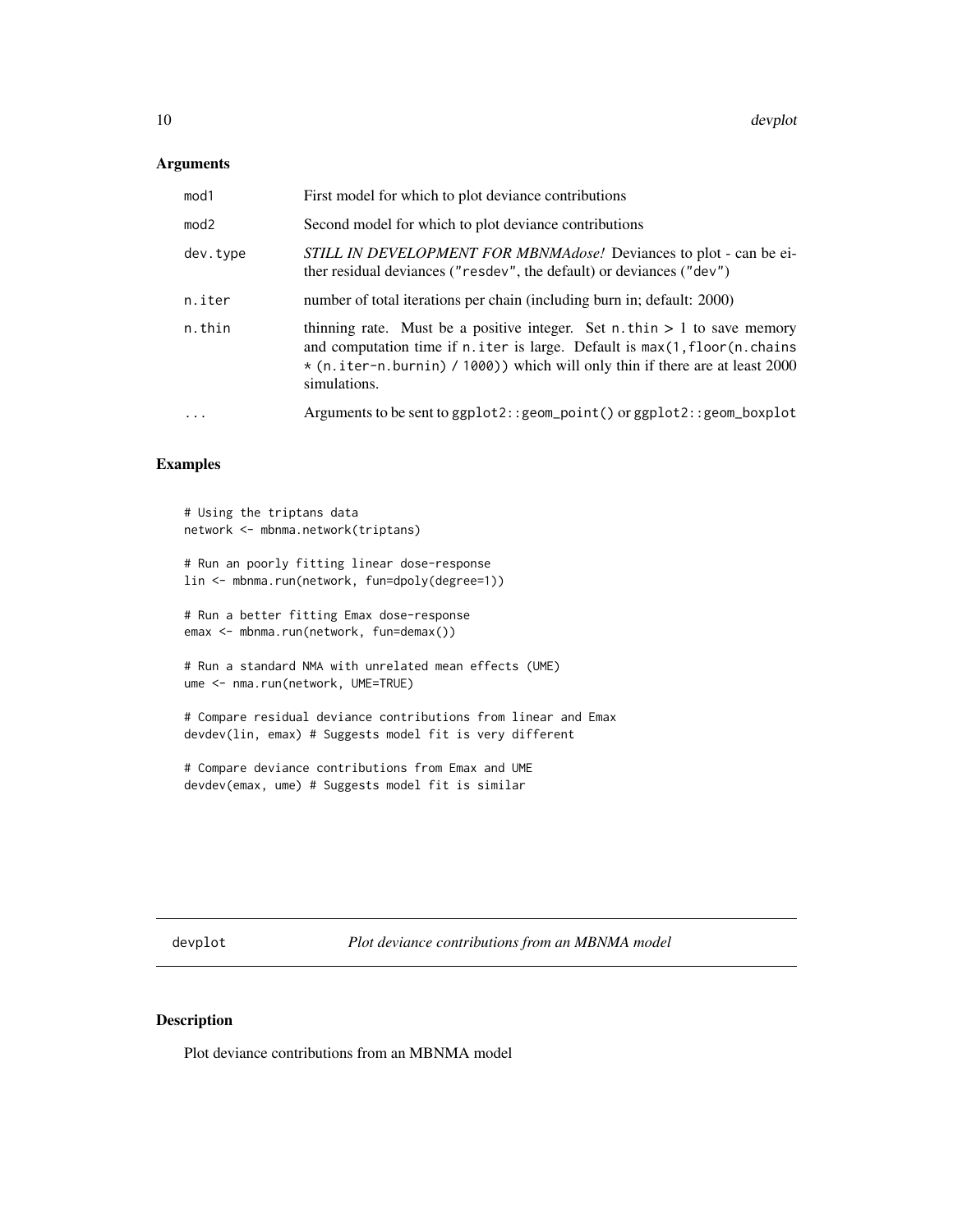## Arguments

| | |
|---|---|
| mod1 | First model for which to plot deviance contributions |
| mod2 | Second model for which to plot deviance contributions |
| dev.type | *STILL IN DEVELOPMENT FOR MBNMAdose!* Deviances to plot - can be either residual deviances ("resdev", the default) or deviances ("dev") |
| n.iter | number of total iterations per chain (including burn in; default: 2000) |
| n.thin | thinning rate. Must be a positive integer. Set n.thin > 1 to save memory and computation time if n.iter is large. Default is max(1,floor(n.chains * (n.iter-n.burnin) / 1000)) which will only thin if there are at least 2000 simulations. |
| ... | Arguments to be sent to ggplot2::geom_point() or ggplot2::geom_boxplot |

## Examples

```
# Using the triptans data
network <- mbnma.network(triptans)

# Run an poorly fitting linear dose-response
lin <- mbnma.run(network, fun=dpoly(degree=1))

# Run a better fitting Emax dose-response
emax <- mbnma.run(network, fun=demax())

# Run a standard NMA with unrelated mean effects (UME)
ume <- nma.run(network, UME=TRUE)

# Compare residual deviance contributions from linear and Emax
devdev(lin, emax) # Suggests model fit is very different

# Compare deviance contributions from Emax and UME
devdev(emax, ume) # Suggests model fit is similar
```

---

# devplot — *Plot deviance contributions from an MBNMA model*

## Description

Plot deviance contributions from an MBNMA model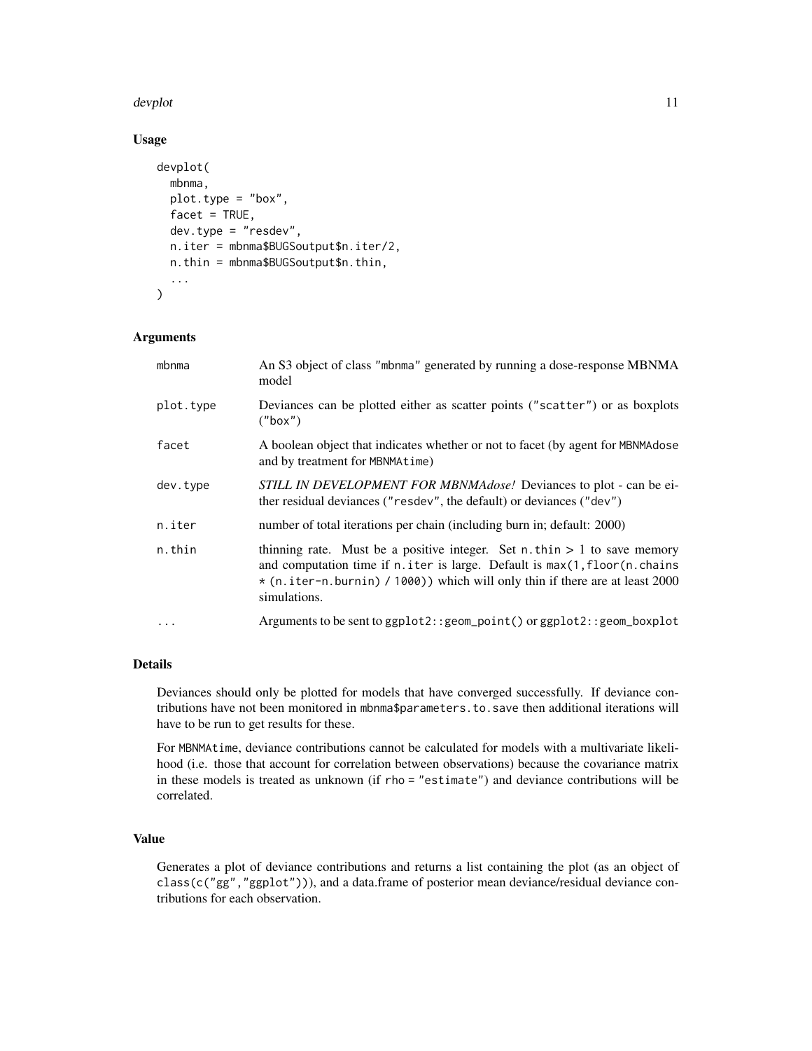## Usage

```
devplot(
  mbnma,
  plot.type = "box",
  facet = TRUE,
  dev.type = "resdev",
  n.iter = mbnma$BUGSoutput$n.iter/2,
  n.thin = mbnma$BUGSoutput$n.thin,
  ...
)
```

## Arguments

| | |
|---|---|
| mbnma | An S3 object of class "mbnma" generated by running a dose-response MBNMA model |
| plot.type | Deviances can be plotted either as scatter points ("scatter") or as boxplots ("box") |
| facet | A boolean object that indicates whether or not to facet (by agent for MBNMAdose and by treatment for MBNMAtime) |
| dev.type | *STILL IN DEVELOPMENT FOR MBNMAdose!* Deviances to plot - can be either residual deviances ("resdev", the default) or deviances ("dev") |
| n.iter | number of total iterations per chain (including burn in; default: 2000) |
| n.thin | thinning rate. Must be a positive integer. Set n.thin > 1 to save memory and computation time if n.iter is large. Default is max(1,floor(n.chains * (n.iter-n.burnin) / 1000)) which will only thin if there are at least 2000 simulations. |
| ... | Arguments to be sent to ggplot2::geom_point() or ggplot2::geom_boxplot |

## Details

Deviances should only be plotted for models that have converged successfully. If deviance contributions have not been monitored in mbnma$parameters.to.save then additional iterations will have to be run to get results for these.

For MBNMAtime, deviance contributions cannot be calculated for models with a multivariate likelihood (i.e. those that account for correlation between observations) because the covariance matrix in these models is treated as unknown (if rho = "estimate") and deviance contributions will be correlated.

## Value

Generates a plot of deviance contributions and returns a list containing the plot (as an object of class(c("gg","ggplot"))), and a data.frame of posterior mean deviance/residual deviance contributions for each observation.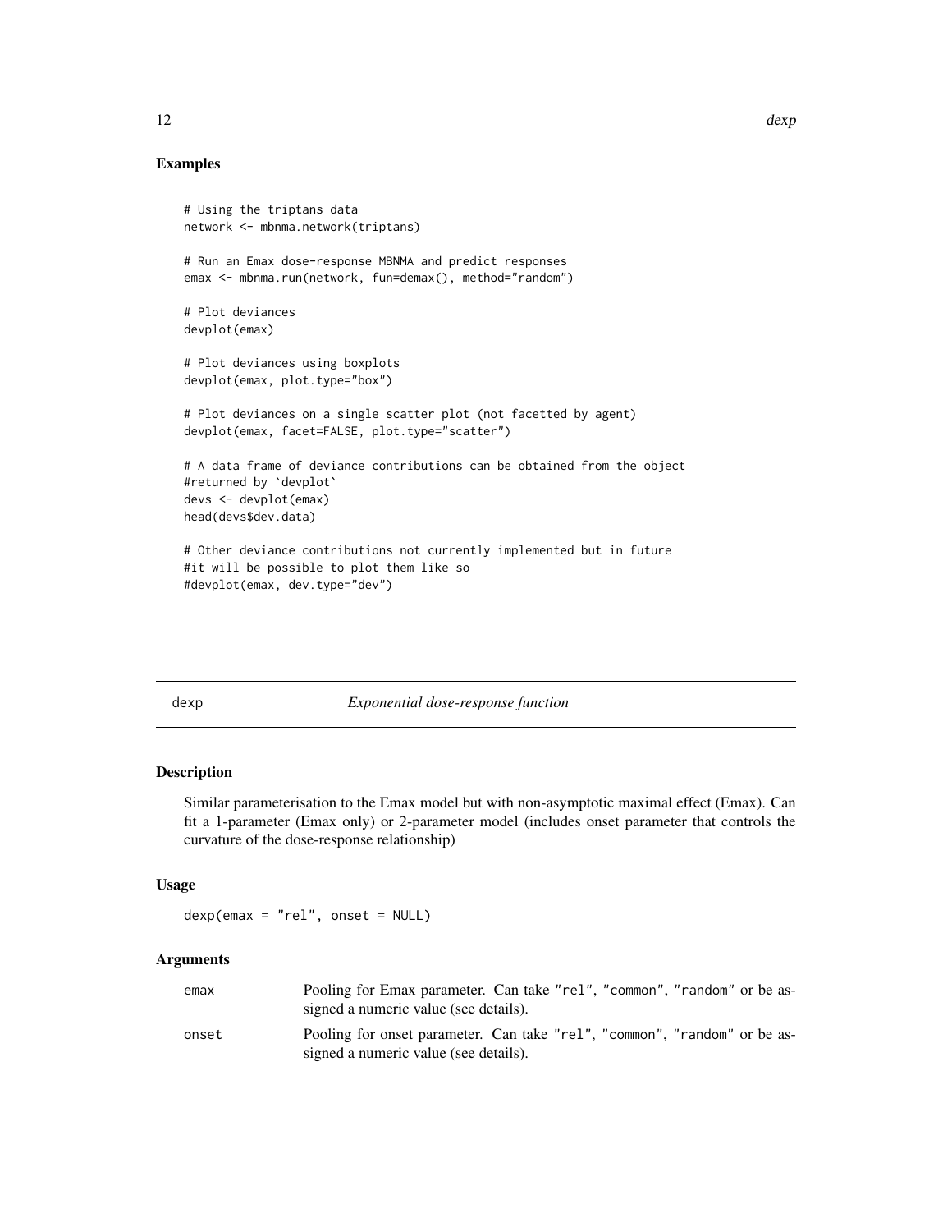## Examples

```
# Using the triptans data
network <- mbnma.network(triptans)

# Run an Emax dose-response MBNMA and predict responses
emax <- mbnma.run(network, fun=demax(), method="random")

# Plot deviances
devplot(emax)

# Plot deviances using boxplots
devplot(emax, plot.type="box")

# Plot deviances on a single scatter plot (not facetted by agent)
devplot(emax, facet=FALSE, plot.type="scatter")

# A data frame of deviance contributions can be obtained from the object
#returned by `devplot`
devs <- devplot(emax)
head(devs$dev.data)

# Other deviance contributions not currently implemented but in future
#it will be possible to plot them like so
#devplot(emax, dev.type="dev")
```

---

# dexp — *Exponential dose-response function*

## Description

Similar parameterisation to the Emax model but with non-asymptotic maximal effect (Emax). Can fit a 1-parameter (Emax only) or 2-parameter model (includes onset parameter that controls the curvature of the dose-response relationship)

## Usage

```
dexp(emax = "rel", onset = NULL)
```

## Arguments

| | |
|---|---|
| emax | Pooling for Emax parameter. Can take "rel", "common", "random" or be assigned a numeric value (see details). |
| onset | Pooling for onset parameter. Can take "rel", "common", "random" or be assigned a numeric value (see details). |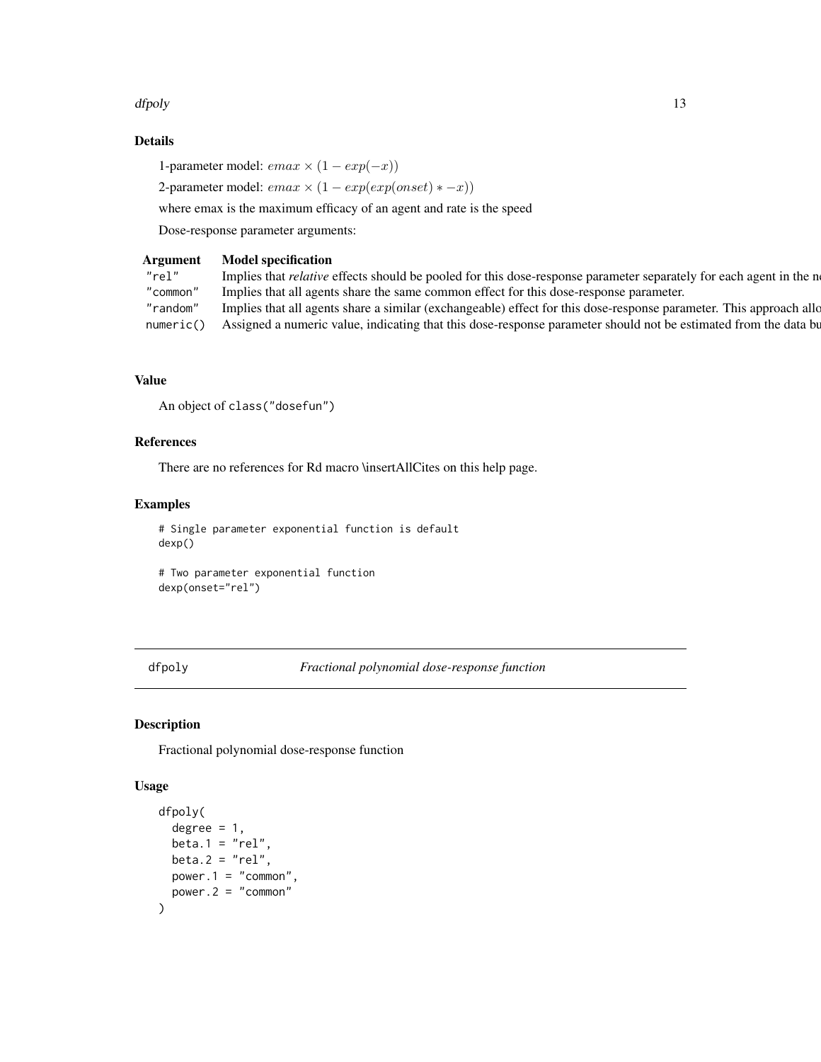## Details

1-parameter model: $emax \times (1 - exp(-x))$

2-parameter model: $emax \times (1 - exp(exp(onset) * -x))$

where emax is the maximum efficacy of an agent and rate is the speed

Dose-response parameter arguments:

| Argument | Model specification |
|---|---|
| `"rel"` | Implies that *relative* effects should be pooled for this dose-response parameter separately for each agent in the n |
| `"common"` | Implies that all agents share the same common effect for this dose-response parameter. |
| `"random"` | Implies that all agents share a similar (exchangeable) effect for this dose-response parameter. This approach allo |
| `numeric()` | Assigned a numeric value, indicating that this dose-response parameter should not be estimated from the data bu |

## Value

An object of `class("dosefun")`

## References

There are no references for Rd macro \insertAllCites on this help page.

## Examples

```
# Single parameter exponential function is default
dexp()

# Two parameter exponential function
dexp(onset="rel")
```

---

# dfpoly — *Fractional polynomial dose-response function*

## Description

Fractional polynomial dose-response function

## Usage

```
dfpoly(
  degree = 1,
  beta.1 = "rel",
  beta.2 = "rel",
  power.1 = "common",
  power.2 = "common"
)
```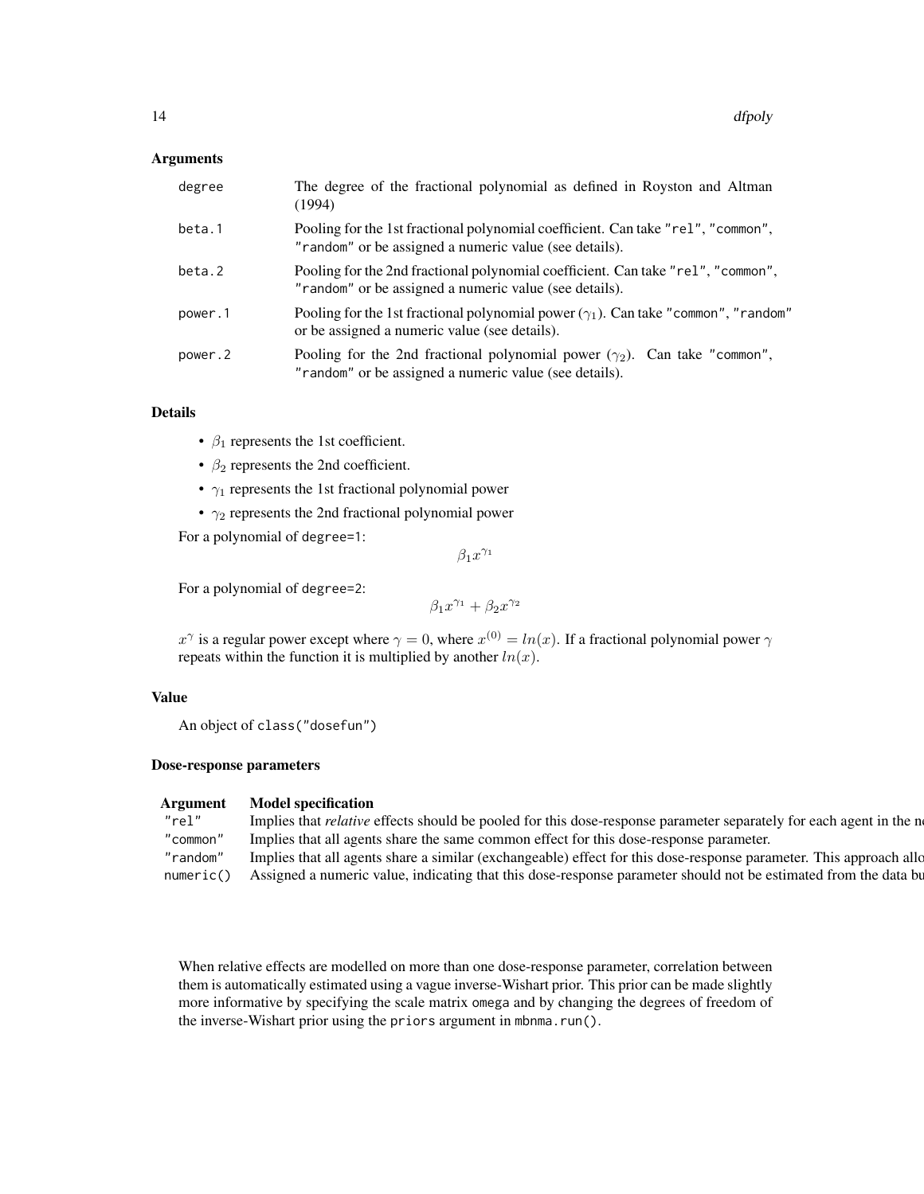## Arguments

| | |
|---|---|
| degree | The degree of the fractional polynomial as defined in Royston and Altman (1994) |
| beta.1 | Pooling for the 1st fractional polynomial coefficient. Can take "rel", "common", "random" or be assigned a numeric value (see details). |
| beta.2 | Pooling for the 2nd fractional polynomial coefficient. Can take "rel", "common", "random" or be assigned a numeric value (see details). |
| power.1 | Pooling for the 1st fractional polynomial power ($\gamma_1$). Can take "common", "random" or be assigned a numeric value (see details). |
| power.2 | Pooling for the 2nd fractional polynomial power ($\gamma_2$). Can take "common", "random" or be assigned a numeric value (see details). |

## Details

- $\beta_1$ represents the 1st coefficient.
- $\beta_2$ represents the 2nd coefficient.
- $\gamma_1$ represents the 1st fractional polynomial power
- $\gamma_2$ represents the 2nd fractional polynomial power

For a polynomial of degree=1:

$$\beta_1 x^{\gamma_1}$$

For a polynomial of degree=2:

$$\beta_1 x^{\gamma_1} + \beta_2 x^{\gamma_2}$$

$x^\gamma$ is a regular power except where $\gamma = 0$, where $x^{(0)} = ln(x)$. If a fractional polynomial power $\gamma$ repeats within the function it is multiplied by another $ln(x)$.

## Value

An object of class("dosefun")

## Dose-response parameters

| Argument | Model specification |
|---|---|
| "rel" | Implies that *relative* effects should be pooled for this dose-response parameter separately for each agent in the n |
| "common" | Implies that all agents share the same common effect for this dose-response parameter. |
| "random" | Implies that all agents share a similar (exchangeable) effect for this dose-response parameter. This approach allo |
| numeric() | Assigned a numeric value, indicating that this dose-response parameter should not be estimated from the data bu |

When relative effects are modelled on more than one dose-response parameter, correlation between them is automatically estimated using a vague inverse-Wishart prior. This prior can be made slightly more informative by specifying the scale matrix omega and by changing the degrees of freedom of the inverse-Wishart prior using the priors argument in mbnma.run().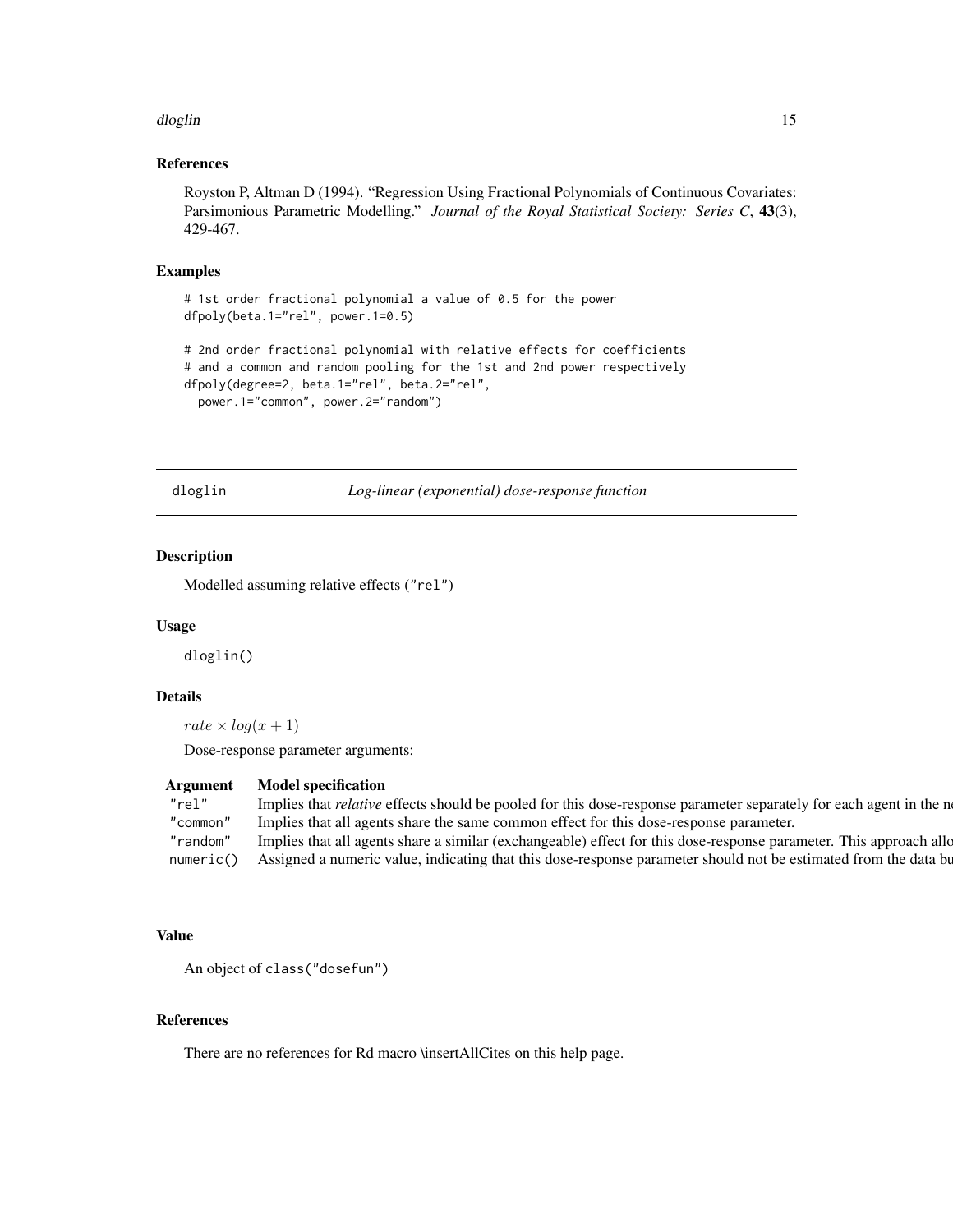### References

Royston P, Altman D (1994). "Regression Using Fractional Polynomials of Continuous Covariates: Parsimonious Parametric Modelling." *Journal of the Royal Statistical Society: Series C*, **43**(3), 429-467.

### Examples

```
# 1st order fractional polynomial a value of 0.5 for the power
dfpoly(beta.1="rel", power.1=0.5)

# 2nd order fractional polynomial with relative effects for coefficients
# and a common and random pooling for the 1st and 2nd power respectively
dfpoly(degree=2, beta.1="rel", beta.2="rel",
  power.1="common", power.2="random")
```

## dloglin *Log-linear (exponential) dose-response function*

### Description

Modelled assuming relative effects ("rel")

### Usage

```
dloglin()
```

### Details

$rate \times log(x + 1)$

Dose-response parameter arguments:

| Argument | Model specification |
|---|---|
| "rel" | Implies that *relative* effects should be pooled for this dose-response parameter separately for each agent in the n |
| "common" | Implies that all agents share the same common effect for this dose-response parameter. |
| "random" | Implies that all agents share a similar (exchangeable) effect for this dose-response parameter. This approach allo |
| numeric() | Assigned a numeric value, indicating that this dose-response parameter should not be estimated from the data bu |

### Value

An object of class("dosefun")

### References

There are no references for Rd macro \insertAllCites on this help page.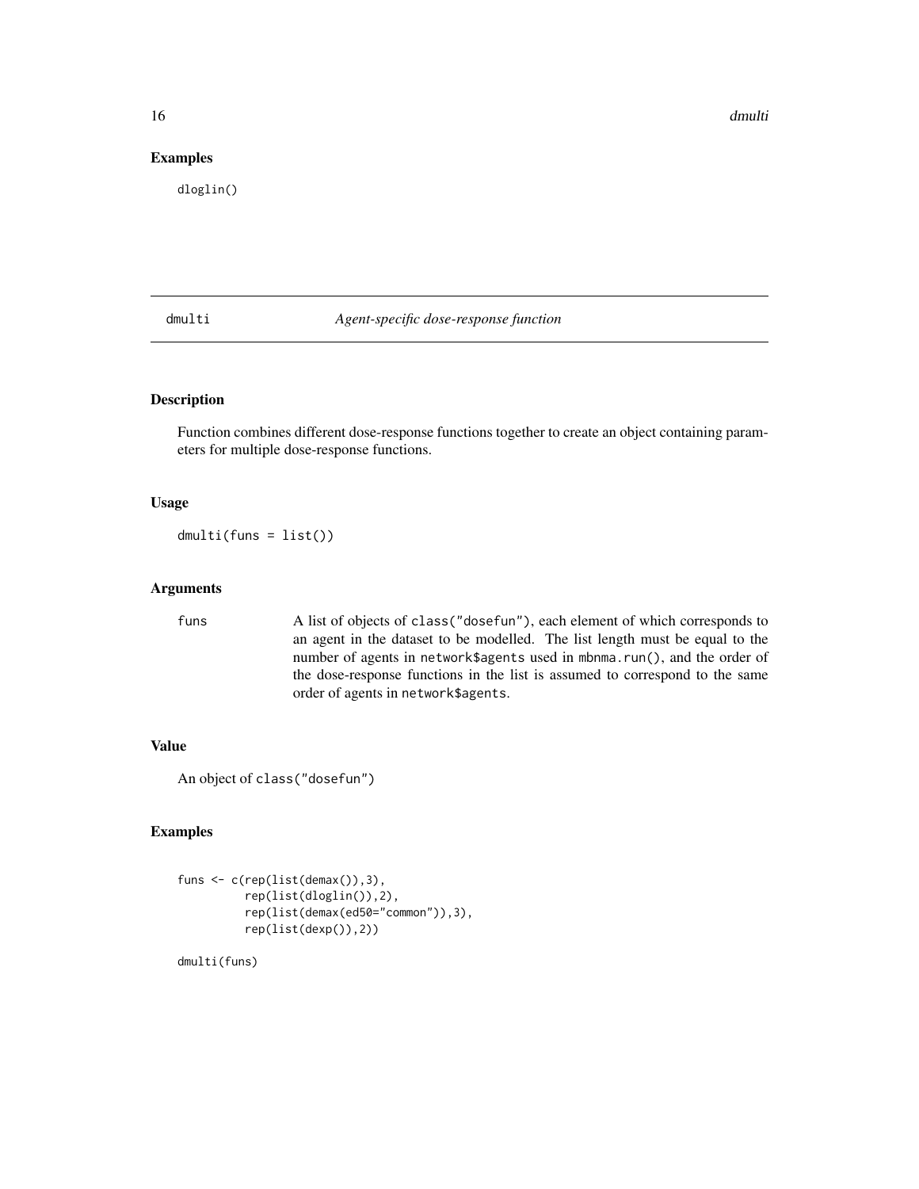## Examples

```
dloglin()
```

# dmulti *Agent-specific dose-response function*

## Description

Function combines different dose-response functions together to create an object containing parameters for multiple dose-response functions.

## Usage

```
dmulti(funs = list())
```

## Arguments

| | |
|---|---|
| funs | A list of objects of class("dosefun"), each element of which corresponds to an agent in the dataset to be modelled. The list length must be equal to the number of agents in network$agents used in mbnma.run(), and the order of the dose-response functions in the list is assumed to correspond to the same order of agents in network$agents. |

## Value

An object of class("dosefun")

## Examples

```
funs <- c(rep(list(demax()),3),
          rep(list(dloglin()),2),
          rep(list(demax(ed50="common")),3),
          rep(list(dexp()),2))

dmulti(funs)
```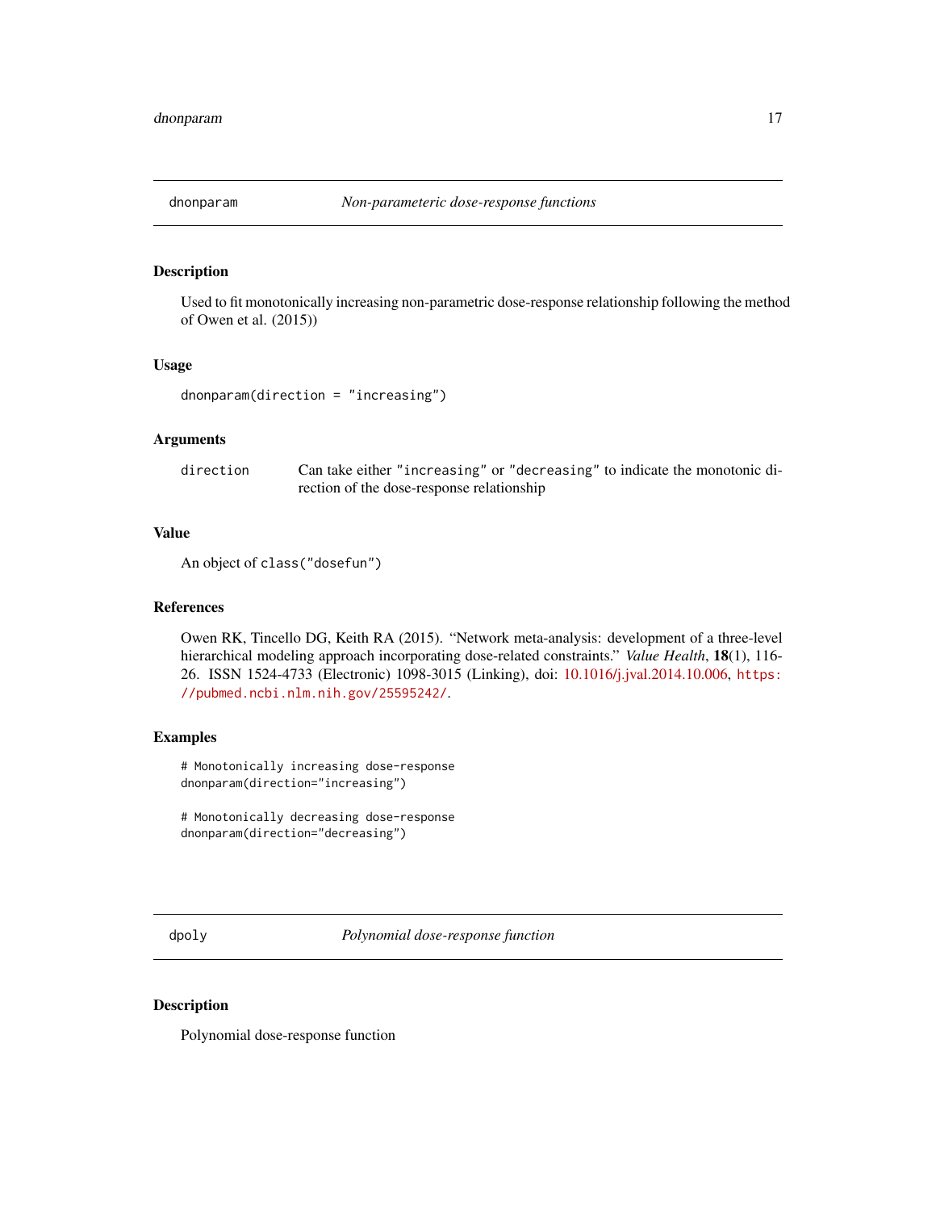## dnonparam — *Non-parameteric dose-response functions*

### Description

Used to fit monotonically increasing non-parametric dose-response relationship following the method of Owen et al. (2015))

### Usage

```
dnonparam(direction = "increasing")
```

### Arguments

| | |
|---|---|
| `direction` | Can take either `"increasing"` or `"decreasing"` to indicate the monotonic direction of the dose-response relationship |

### Value

An object of `class("dosefun")`

### References

Owen RK, Tincello DG, Keith RA (2015). "Network meta-analysis: development of a three-level hierarchical modeling approach incorporating dose-related constraints." *Value Health*, **18**(1), 116-26. ISSN 1524-4733 (Electronic) 1098-3015 (Linking), doi: 10.1016/j.jval.2014.10.006, `https://pubmed.ncbi.nlm.nih.gov/25595242/`.

### Examples

```
# Monotonically increasing dose-response
dnonparam(direction="increasing")

# Monotonically decreasing dose-response
dnonparam(direction="decreasing")
```

## dpoly — *Polynomial dose-response function*

### Description

Polynomial dose-response function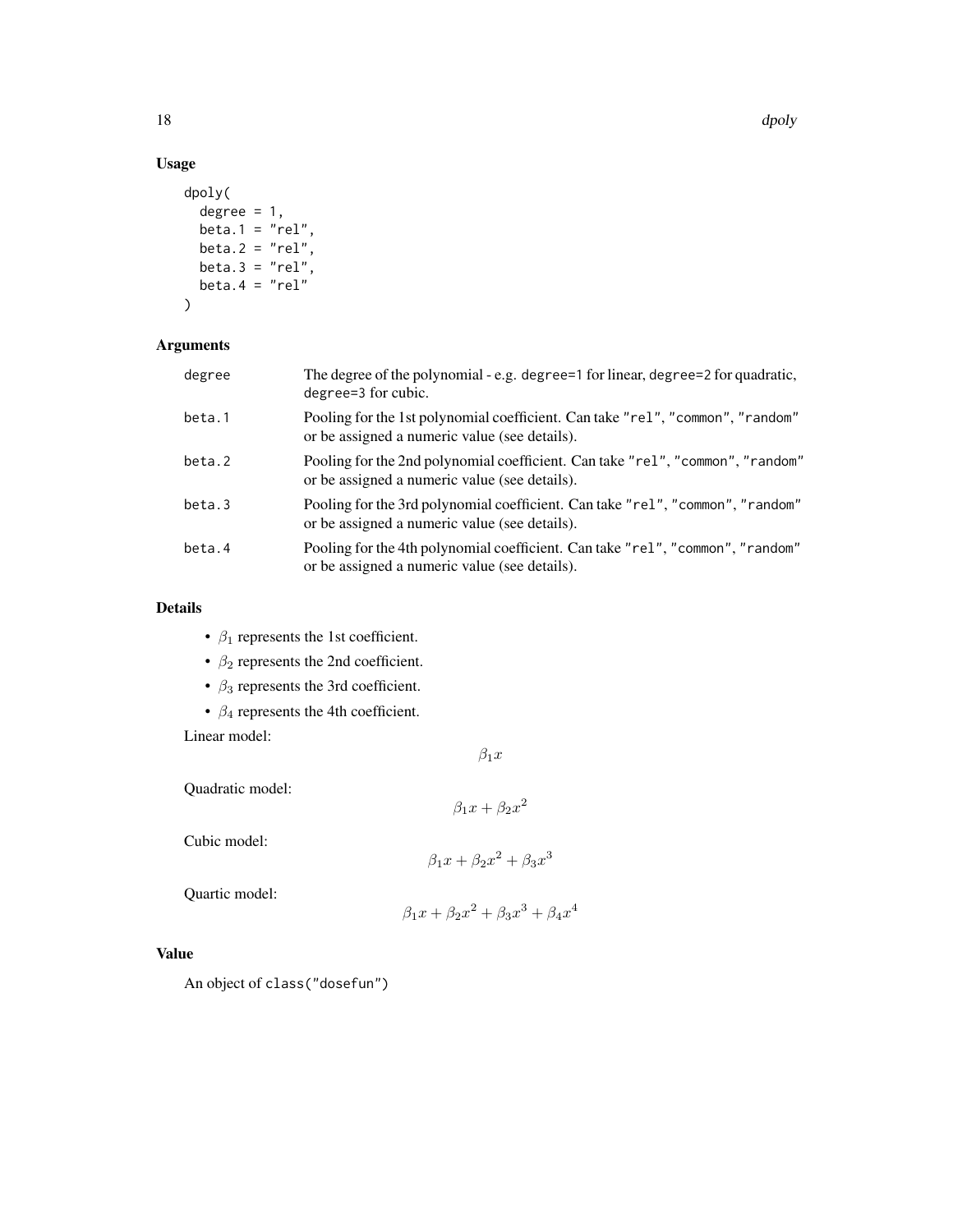## Usage

```
dpoly(
  degree = 1,
  beta.1 = "rel",
  beta.2 = "rel",
  beta.3 = "rel",
  beta.4 = "rel"
)
```

## Arguments

| | |
|---|---|
| degree | The degree of the polynomial - e.g. `degree=1` for linear, `degree=2` for quadratic, `degree=3` for cubic. |
| beta.1 | Pooling for the 1st polynomial coefficient. Can take `"rel"`, `"common"`, `"random"` or be assigned a numeric value (see details). |
| beta.2 | Pooling for the 2nd polynomial coefficient. Can take `"rel"`, `"common"`, `"random"` or be assigned a numeric value (see details). |
| beta.3 | Pooling for the 3rd polynomial coefficient. Can take `"rel"`, `"common"`, `"random"` or be assigned a numeric value (see details). |
| beta.4 | Pooling for the 4th polynomial coefficient. Can take `"rel"`, `"common"`, `"random"` or be assigned a numeric value (see details). |

## Details

- $\beta_1$ represents the 1st coefficient.
- $\beta_2$ represents the 2nd coefficient.
- $\beta_3$ represents the 3rd coefficient.
- $\beta_4$ represents the 4th coefficient.

Linear model:

$$\beta_1 x$$

Quadratic model:

$$\beta_1 x + \beta_2 x^2$$

Cubic model:

$$\beta_1 x + \beta_2 x^2 + \beta_3 x^3$$

Quartic model:

$$\beta_1 x + \beta_2 x^2 + \beta_3 x^3 + \beta_4 x^4$$

## Value

An object of `class("dosefun")`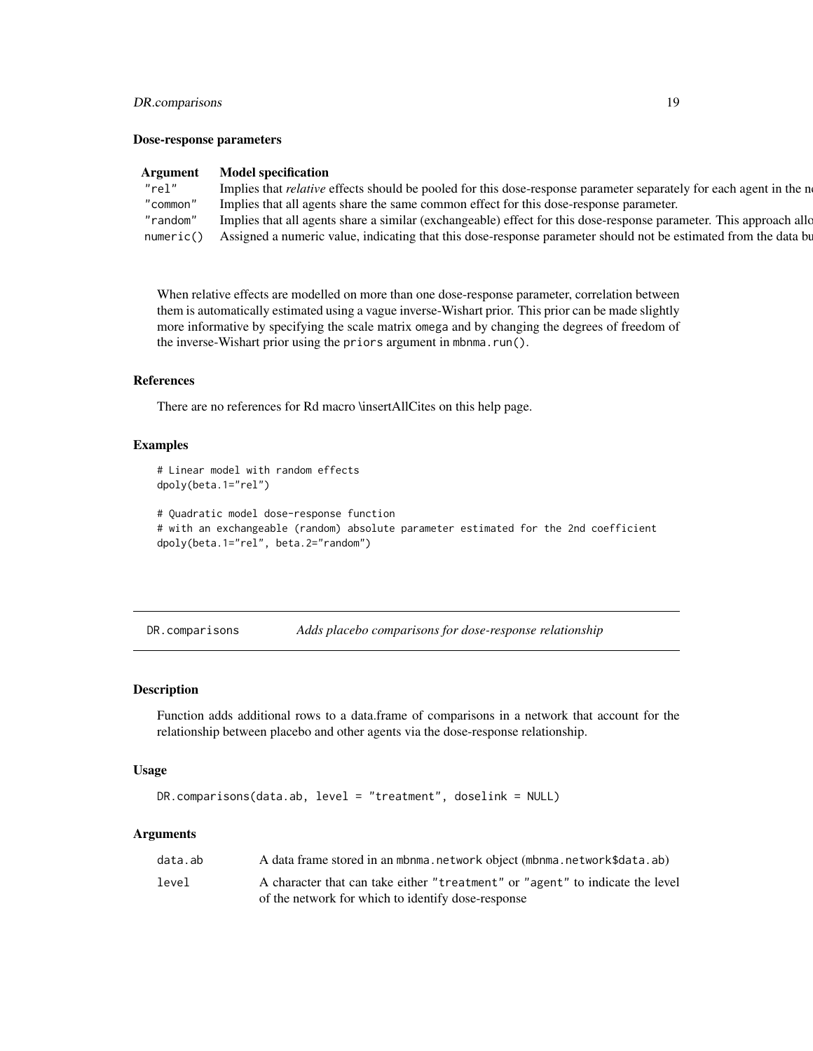### Dose-response parameters

| Argument | Model specification |
| --- | --- |
| "rel" | Implies that *relative* effects should be pooled for this dose-response parameter separately for each agent in the n |
| "common" | Implies that all agents share the same common effect for this dose-response parameter. |
| "random" | Implies that all agents share a similar (exchangeable) effect for this dose-response parameter. This approach allo |
| numeric() | Assigned a numeric value, indicating that this dose-response parameter should not be estimated from the data bu |

When relative effects are modelled on more than one dose-response parameter, correlation between them is automatically estimated using a vague inverse-Wishart prior. This prior can be made slightly more informative by specifying the scale matrix omega and by changing the degrees of freedom of the inverse-Wishart prior using the priors argument in mbnma.run().

### References

There are no references for Rd macro \insertAllCites on this help page.

### Examples

```
# Linear model with random effects
dpoly(beta.1="rel")

# Quadratic model dose-response function
# with an exchangeable (random) absolute parameter estimated for the 2nd coefficient
dpoly(beta.1="rel", beta.2="random")
```

---

## DR.comparisons    *Adds placebo comparisons for dose-response relationship*

### Description

Function adds additional rows to a data.frame of comparisons in a network that account for the relationship between placebo and other agents via the dose-response relationship.

### Usage

```
DR.comparisons(data.ab, level = "treatment", doselink = NULL)
```

### Arguments

| | |
| --- | --- |
| data.ab | A data frame stored in an mbnma.network object (mbnma.network$data.ab) |
| level | A character that can take either "treatment" or "agent" to indicate the level of the network for which to identify dose-response |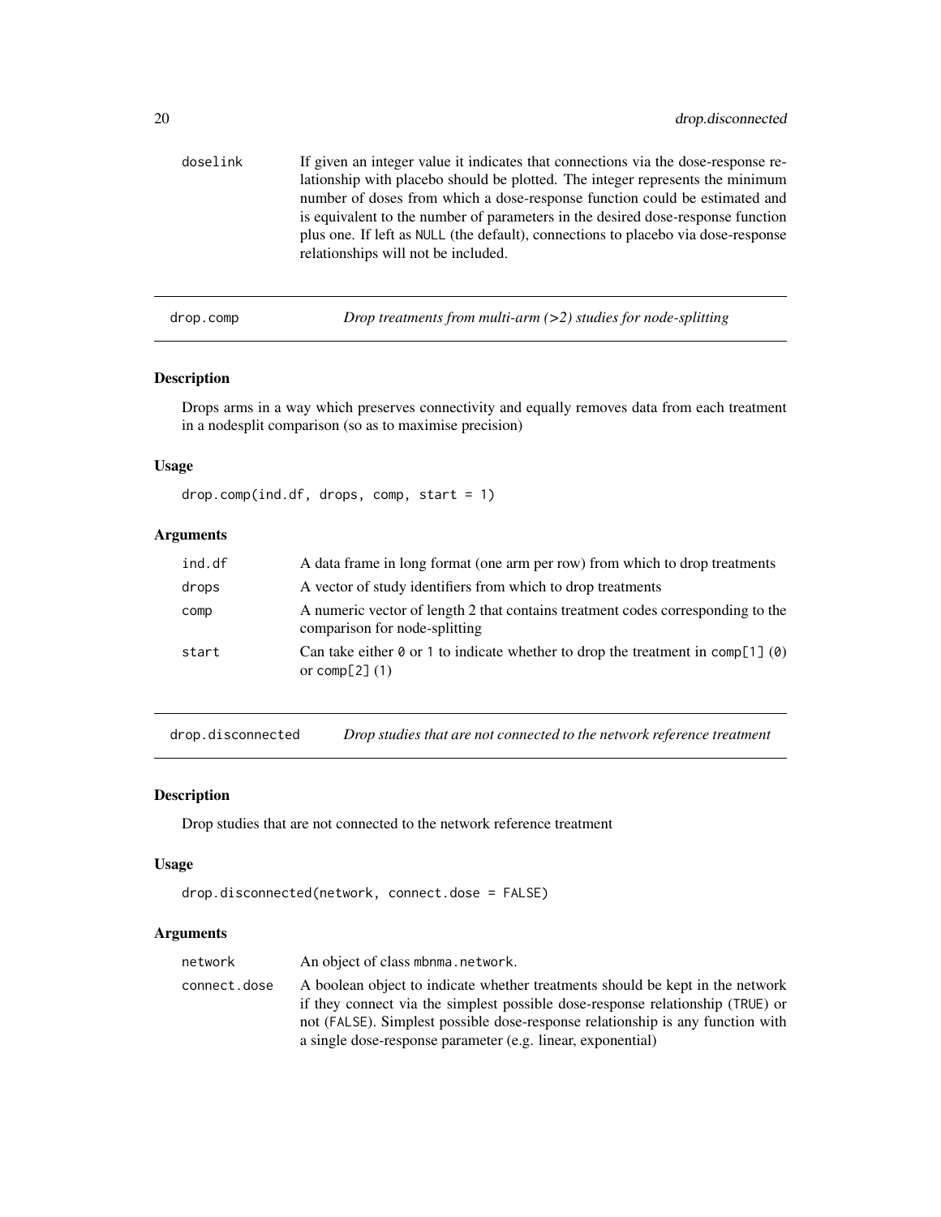| | |
|---|---|
| doselink | If given an integer value it indicates that connections via the dose-response relationship with placebo should be plotted. The integer represents the minimum number of doses from which a dose-response function could be estimated and is equivalent to the number of parameters in the desired dose-response function plus one. If left as NULL (the default), connections to placebo via dose-response relationships will not be included. |

## drop.comp — *Drop treatments from multi-arm (>2) studies for node-splitting*

### Description

Drops arms in a way which preserves connectivity and equally removes data from each treatment in a nodesplit comparison (so as to maximise precision)

### Usage

```
drop.comp(ind.df, drops, comp, start = 1)
```

### Arguments

| | |
|---|---|
| ind.df | A data frame in long format (one arm per row) from which to drop treatments |
| drops | A vector of study identifiers from which to drop treatments |
| comp | A numeric vector of length 2 that contains treatment codes corresponding to the comparison for node-splitting |
| start | Can take either 0 or 1 to indicate whether to drop the treatment in comp[1] (0) or comp[2] (1) |

## drop.disconnected — *Drop studies that are not connected to the network reference treatment*

### Description

Drop studies that are not connected to the network reference treatment

### Usage

```
drop.disconnected(network, connect.dose = FALSE)
```

### Arguments

| | |
|---|---|
| network | An object of class mbnma.network. |
| connect.dose | A boolean object to indicate whether treatments should be kept in the network if they connect via the simplest possible dose-response relationship (TRUE) or not (FALSE). Simplest possible dose-response relationship is any function with a single dose-response parameter (e.g. linear, exponential) |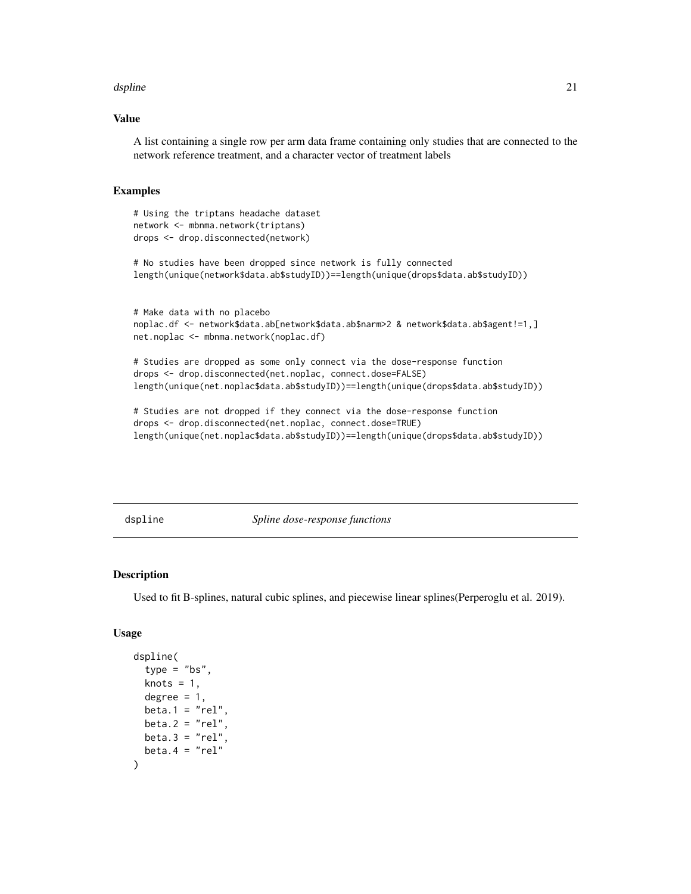## Value

A list containing a single row per arm data frame containing only studies that are connected to the network reference treatment, and a character vector of treatment labels

## Examples

```
# Using the triptans headache dataset
network <- mbnma.network(triptans)
drops <- drop.disconnected(network)

# No studies have been dropped since network is fully connected
length(unique(network$data.ab$studyID))==length(unique(drops$data.ab$studyID))


# Make data with no placebo
noplac.df <- network$data.ab[network$data.ab$narm>2 & network$data.ab$agent!=1,]
net.noplac <- mbnma.network(noplac.df)

# Studies are dropped as some only connect via the dose-response function
drops <- drop.disconnected(net.noplac, connect.dose=FALSE)
length(unique(net.noplac$data.ab$studyID))==length(unique(drops$data.ab$studyID))

# Studies are not dropped if they connect via the dose-response function
drops <- drop.disconnected(net.noplac, connect.dose=TRUE)
length(unique(net.noplac$data.ab$studyID))==length(unique(drops$data.ab$studyID))
```

---

# dspline — *Spline dose-response functions*

## Description

Used to fit B-splines, natural cubic splines, and piecewise linear splines(Perperoglu et al. 2019).

## Usage

```
dspline(
  type = "bs",
  knots = 1,
  degree = 1,
  beta.1 = "rel",
  beta.2 = "rel",
  beta.3 = "rel",
  beta.4 = "rel"
)
```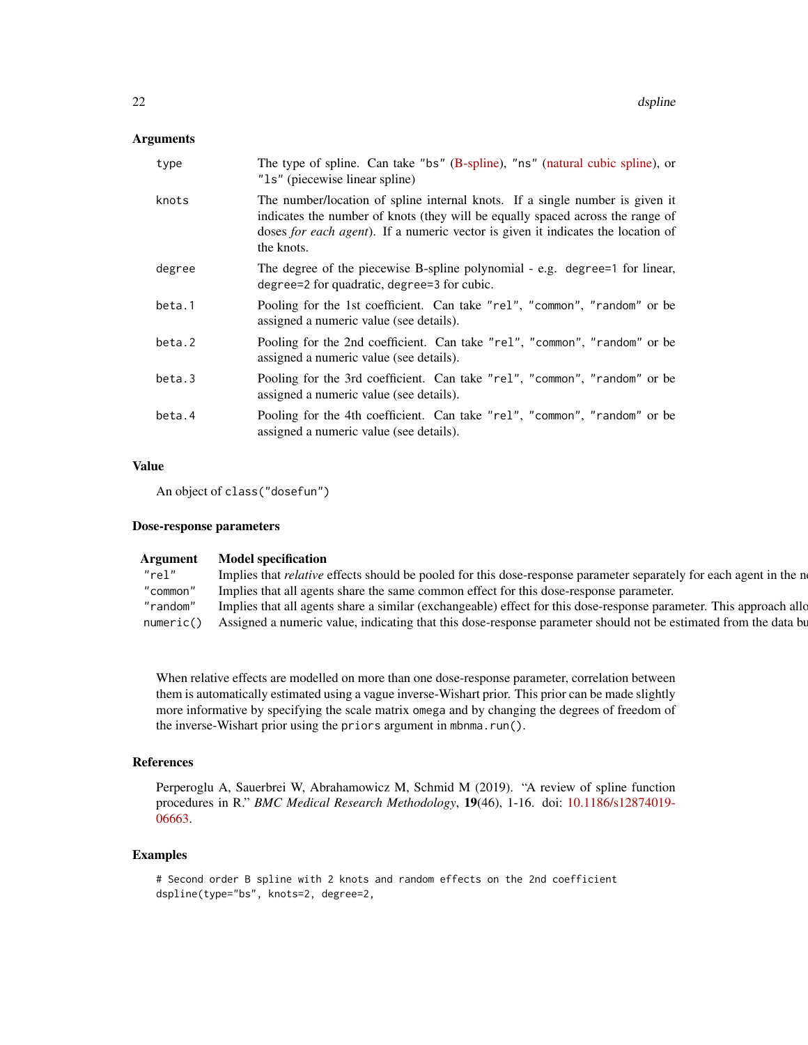## Arguments

| | |
|---|---|
| `type` | The type of spline. Can take `"bs"` (B-spline), `"ns"` (natural cubic spline), or `"ls"` (piecewise linear spline) |
| `knots` | The number/location of spline internal knots. If a single number is given it indicates the number of knots (they will be equally spaced across the range of doses *for each agent*). If a numeric vector is given it indicates the location of the knots. |
| `degree` | The degree of the piecewise B-spline polynomial - e.g. `degree=1` for linear, `degree=2` for quadratic, `degree=3` for cubic. |
| `beta.1` | Pooling for the 1st coefficient. Can take `"rel"`, `"common"`, `"random"` or be assigned a numeric value (see details). |
| `beta.2` | Pooling for the 2nd coefficient. Can take `"rel"`, `"common"`, `"random"` or be assigned a numeric value (see details). |
| `beta.3` | Pooling for the 3rd coefficient. Can take `"rel"`, `"common"`, `"random"` or be assigned a numeric value (see details). |
| `beta.4` | Pooling for the 4th coefficient. Can take `"rel"`, `"common"`, `"random"` or be assigned a numeric value (see details). |

## Value

An object of `class("dosefun")`

## Dose-response parameters

| Argument | Model specification |
|---|---|
| `"rel"` | Implies that *relative* effects should be pooled for this dose-response parameter separately for each agent in the n |
| `"common"` | Implies that all agents share the same common effect for this dose-response parameter. |
| `"random"` | Implies that all agents share a similar (exchangeable) effect for this dose-response parameter. This approach allo |
| `numeric()` | Assigned a numeric value, indicating that this dose-response parameter should not be estimated from the data bu |

When relative effects are modelled on more than one dose-response parameter, correlation between them is automatically estimated using a vague inverse-Wishart prior. This prior can be made slightly more informative by specifying the scale matrix `omega` and by changing the degrees of freedom of the inverse-Wishart prior using the `priors` argument in `mbnma.run()`.

## References

Perperoglu A, Sauerbrei W, Abrahamowicz M, Schmid M (2019). "A review of spline function procedures in R." *BMC Medical Research Methodology*, **19**(46), 1-16. doi: 10.1186/s12874019-06663.

## Examples

```
# Second order B spline with 2 knots and random effects on the 2nd coefficient
dspline(type="bs", knots=2, degree=2,
```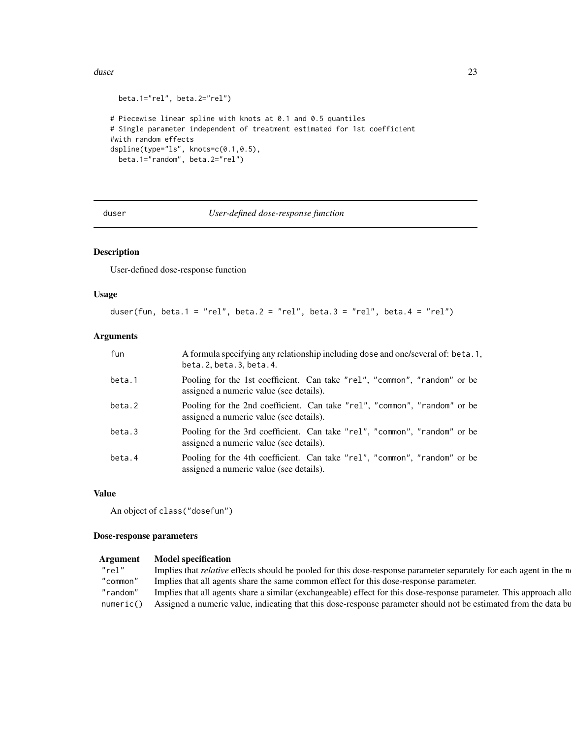```
  beta.1="rel", beta.2="rel")

# Piecewise linear spline with knots at 0.1 and 0.5 quantiles
# Single parameter independent of treatment estimated for 1st coefficient
#with random effects
dspline(type="ls", knots=c(0.1,0.5),
  beta.1="random", beta.2="rel")
```

## duser — *User-defined dose-response function*

### Description

User-defined dose-response function

### Usage

```
duser(fun, beta.1 = "rel", beta.2 = "rel", beta.3 = "rel", beta.4 = "rel")
```

### Arguments

| | |
|---|---|
| fun | A formula specifying any relationship including dose and one/several of: beta.1, beta.2, beta.3, beta.4. |
| beta.1 | Pooling for the 1st coefficient. Can take "rel", "common", "random" or be assigned a numeric value (see details). |
| beta.2 | Pooling for the 2nd coefficient. Can take "rel", "common", "random" or be assigned a numeric value (see details). |
| beta.3 | Pooling for the 3rd coefficient. Can take "rel", "common", "random" or be assigned a numeric value (see details). |
| beta.4 | Pooling for the 4th coefficient. Can take "rel", "common", "random" or be assigned a numeric value (see details). |

### Value

An object of class("dosefun")

### Dose-response parameters

| Argument | Model specification |
|---|---|
| "rel" | Implies that *relative* effects should be pooled for this dose-response parameter separately for each agent in the ne |
| "common" | Implies that all agents share the same common effect for this dose-response parameter. |
| "random" | Implies that all agents share a similar (exchangeable) effect for this dose-response parameter. This approach allo |
| numeric() | Assigned a numeric value, indicating that this dose-response parameter should not be estimated from the data bu |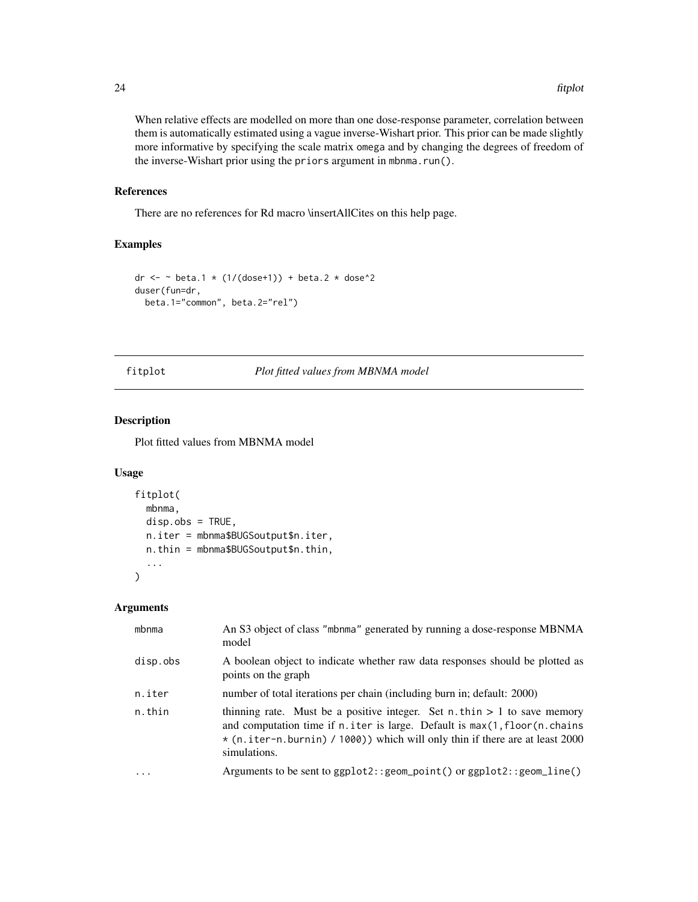When relative effects are modelled on more than one dose-response parameter, correlation between them is automatically estimated using a vague inverse-Wishart prior. This prior can be made slightly more informative by specifying the scale matrix omega and by changing the degrees of freedom of the inverse-Wishart prior using the priors argument in mbnma.run().

### References

There are no references for Rd macro \insertAllCites on this help page.

### Examples

```
dr <- ~ beta.1 * (1/(dose+1)) + beta.2 * dose^2
duser(fun=dr,
  beta.1="common", beta.2="rel")
```

---

## fitplot *Plot fitted values from MBNMA model*

---

### Description

Plot fitted values from MBNMA model

### Usage

```
fitplot(
  mbnma,
  disp.obs = TRUE,
  n.iter = mbnma$BUGSoutput$n.iter,
  n.thin = mbnma$BUGSoutput$n.thin,
  ...
)
```

### Arguments

| | |
|---|---|
| mbnma | An S3 object of class "mbnma" generated by running a dose-response MBNMA model |
| disp.obs | A boolean object to indicate whether raw data responses should be plotted as points on the graph |
| n.iter | number of total iterations per chain (including burn in; default: 2000) |
| n.thin | thinning rate. Must be a positive integer. Set n.thin > 1 to save memory and computation time if n.iter is large. Default is max(1,floor(n.chains * (n.iter-n.burnin) / 1000)) which will only thin if there are at least 2000 simulations. |
| ... | Arguments to be sent to ggplot2::geom_point() or ggplot2::geom_line() |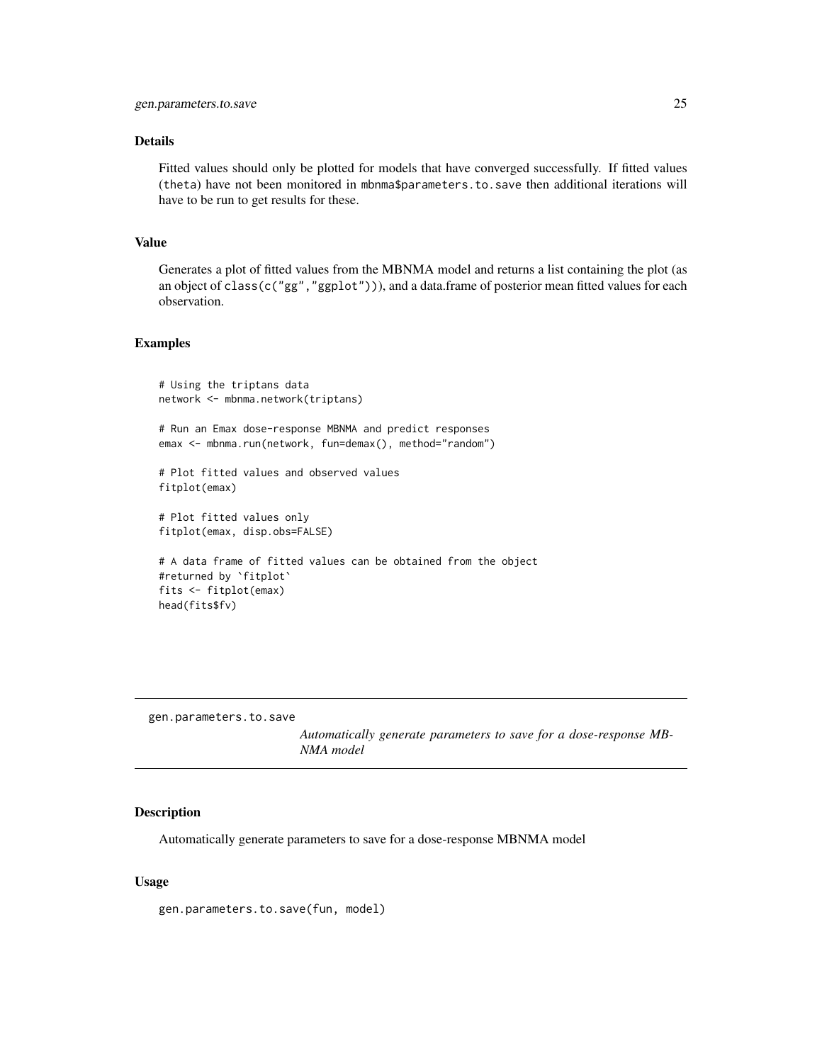### Details

Fitted values should only be plotted for models that have converged successfully. If fitted values (theta) have not been monitored in mbnma$parameters.to.save then additional iterations will have to be run to get results for these.

### Value

Generates a plot of fitted values from the MBNMA model and returns a list containing the plot (as an object of class(c("gg","ggplot"))), and a data.frame of posterior mean fitted values for each observation.

### Examples

```
# Using the triptans data
network <- mbnma.network(triptans)

# Run an Emax dose-response MBNMA and predict responses
emax <- mbnma.run(network, fun=demax(), method="random")

# Plot fitted values and observed values
fitplot(emax)

# Plot fitted values only
fitplot(emax, disp.obs=FALSE)

# A data frame of fitted values can be obtained from the object
#returned by `fitplot`
fits <- fitplot(emax)
head(fits$fv)
```

---

## gen.parameters.to.save

*Automatically generate parameters to save for a dose-response MBNMA model*

### Description

Automatically generate parameters to save for a dose-response MBNMA model

### Usage

```
gen.parameters.to.save(fun, model)
```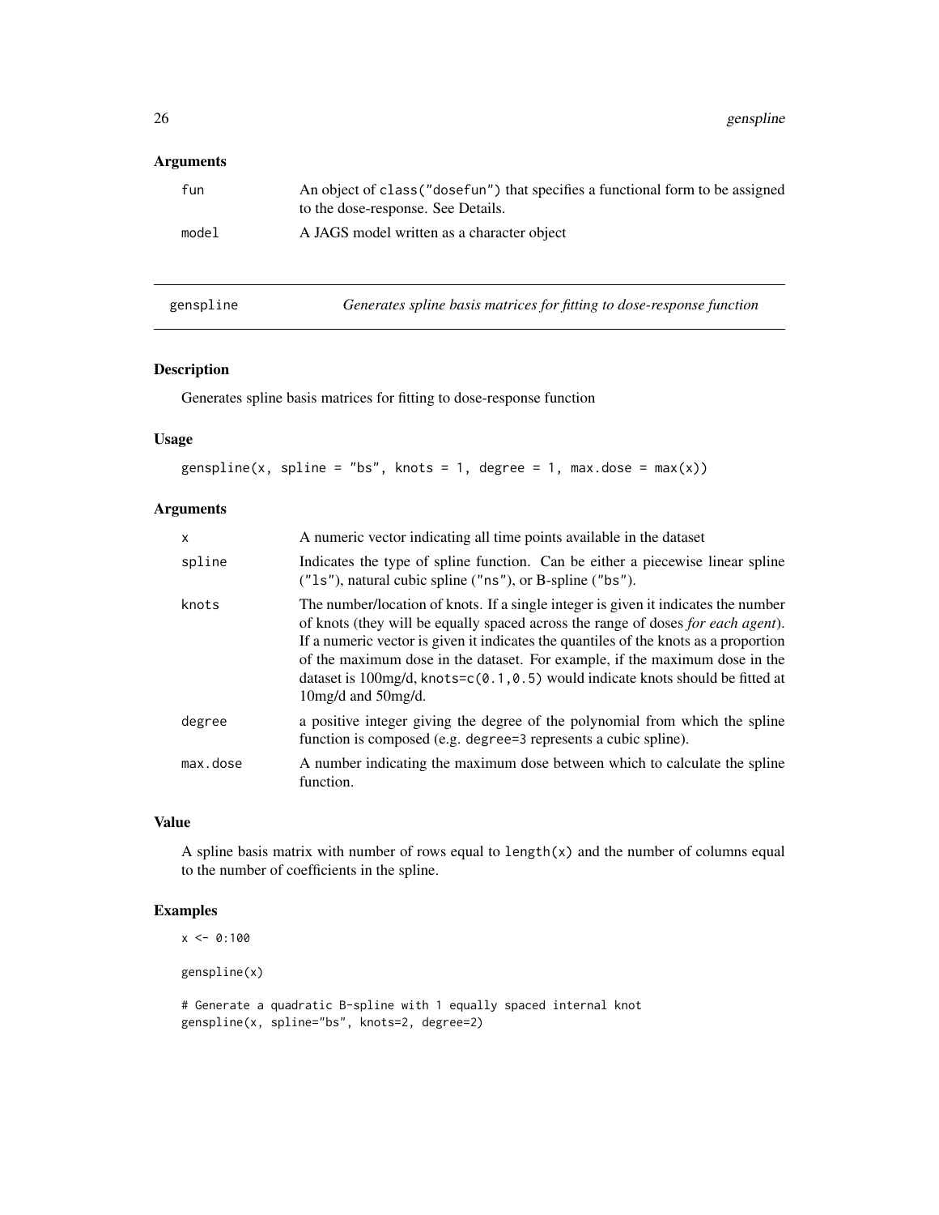## Arguments

| | |
|---|---|
| fun | An object of class("dosefun") that specifies a functional form to be assigned to the dose-response. See Details. |
| model | A JAGS model written as a character object |

---

## genspline — *Generates spline basis matrices for fitting to dose-response function*

### Description

Generates spline basis matrices for fitting to dose-response function

### Usage

```
gensplline(x, spline = "bs", knots = 1, degree = 1, max.dose = max(x))
```

### Arguments

| | |
|---|---|
| x | A numeric vector indicating all time points available in the dataset |
| spline | Indicates the type of spline function. Can be either a piecewise linear spline ("ls"), natural cubic spline ("ns"), or B-spline ("bs"). |
| knots | The number/location of knots. If a single integer is given it indicates the number of knots (they will be equally spaced across the range of doses *for each agent*). If a numeric vector is given it indicates the quantiles of the knots as a proportion of the maximum dose in the dataset. For example, if the maximum dose in the dataset is 100mg/d, knots=c(0.1,0.5) would indicate knots should be fitted at 10mg/d and 50mg/d. |
| degree | a positive integer giving the degree of the polynomial from which the spline function is composed (e.g. degree=3 represents a cubic spline). |
| max.dose | A number indicating the maximum dose between which to calculate the spline function. |

### Value

A spline basis matrix with number of rows equal to length(x) and the number of columns equal to the number of coefficients in the spline.

### Examples

```
x <- 0:100

gensplline(x)

# Generate a quadratic B-spline with 1 equally spaced internal knot
gensplline(x, spline="bs", knots=2, degree=2)
```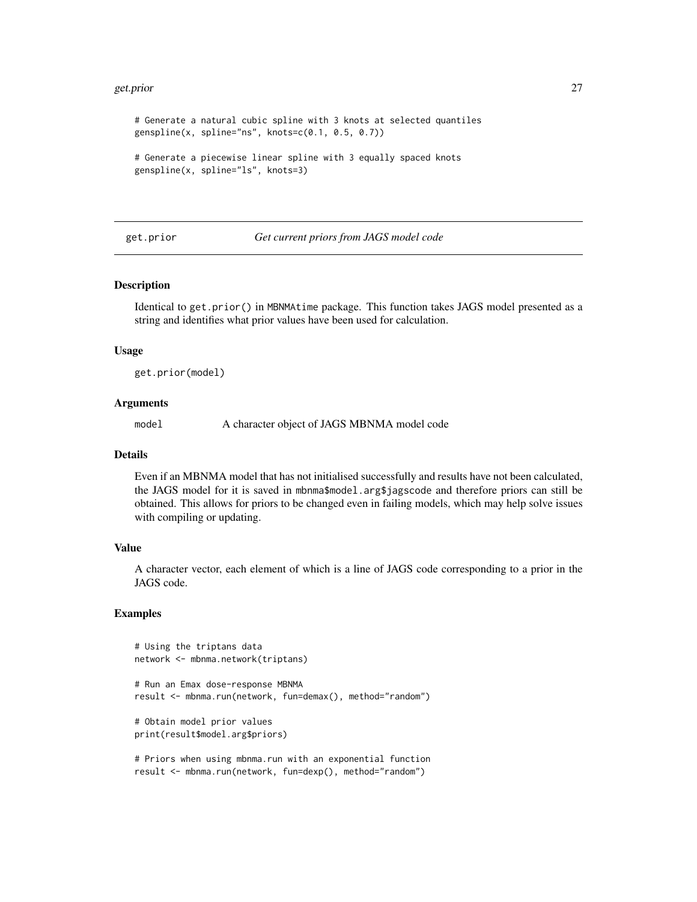```
# Generate a natural cubic spline with 3 knots at selected quantiles
genspline(x, spline="ns", knots=c(0.1, 0.5, 0.7))

# Generate a piecewise linear spline with 3 equally spaced knots
genspline(x, spline="ls", knots=3)
```

## get.prior *Get current priors from JAGS model code*

### Description

Identical to `get.prior()` in `MBNMAtime` package. This function takes JAGS model presented as a string and identifies what prior values have been used for calculation.

### Usage

```
get.prior(model)
```

### Arguments

| | |
|---|---|
| `model` | A character object of JAGS MBNMA model code |

### Details

Even if an MBNMA model that has not initialised successfully and results have not been calculated, the JAGS model for it is saved in `mbnma$model.arg$jagscode` and therefore priors can still be obtained. This allows for priors to be changed even in failing models, which may help solve issues with compiling or updating.

### Value

A character vector, each element of which is a line of JAGS code corresponding to a prior in the JAGS code.

### Examples

```
# Using the triptans data
network <- mbnma.network(triptans)

# Run an Emax dose-response MBNMA
result <- mbnma.run(network, fun=demax(), method="random")

# Obtain model prior values
print(result$model.arg$priors)

# Priors when using mbnma.run with an exponential function
result <- mbnma.run(network, fun=dexp(), method="random")
```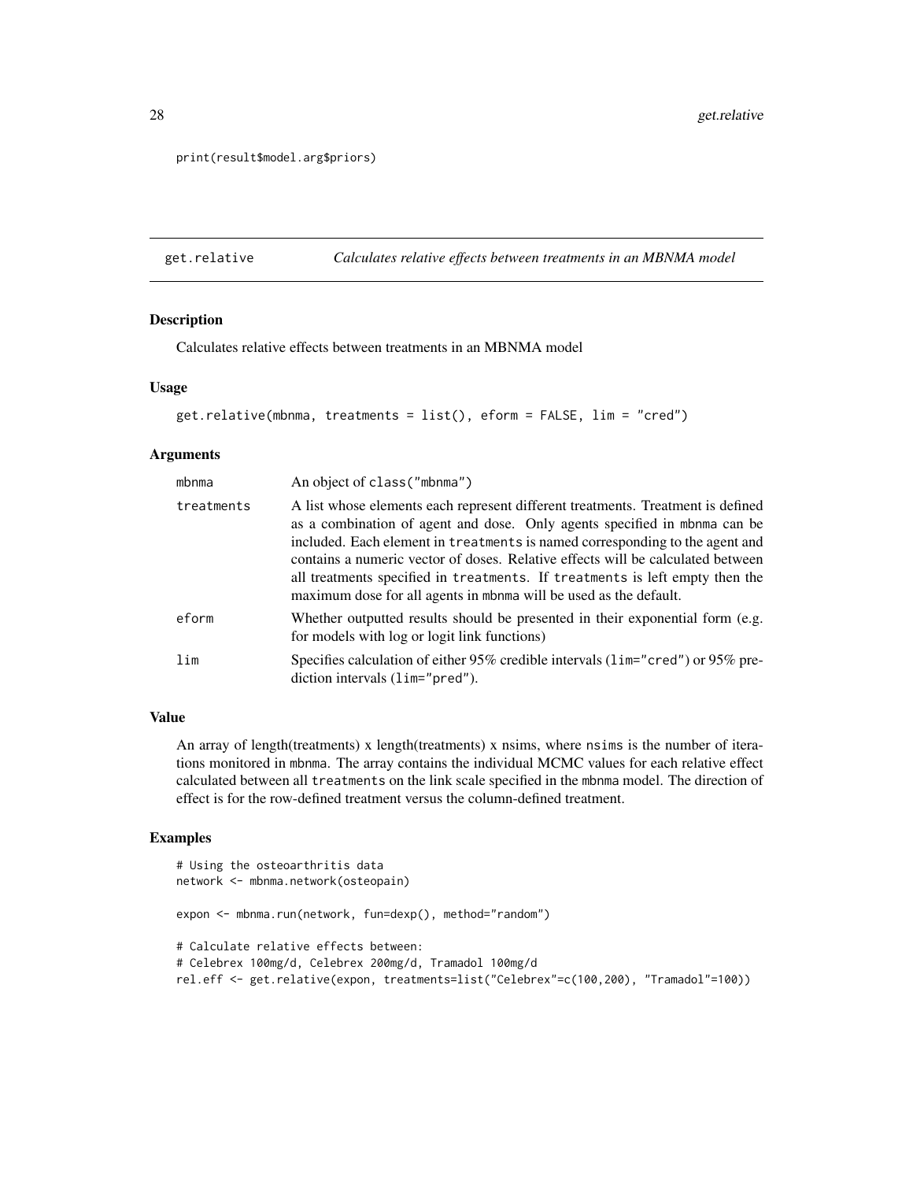```
print(result$model.arg$priors)
```

## get.relative — *Calculates relative effects between treatments in an MBNMA model*

### Description

Calculates relative effects between treatments in an MBNMA model

### Usage

```
get.relative(mbnma, treatments = list(), eform = FALSE, lim = "cred")
```

### Arguments

| Argument | Description |
| --- | --- |
| mbnma | An object of class("mbnma") |
| treatments | A list whose elements each represent different treatments. Treatment is defined as a combination of agent and dose. Only agents specified in mbnma can be included. Each element in treatments is named corresponding to the agent and contains a numeric vector of doses. Relative effects will be calculated between all treatments specified in treatments. If treatments is left empty then the maximum dose for all agents in mbnma will be used as the default. |
| eform | Whether outputted results should be presented in their exponential form (e.g. for models with log or logit link functions) |
| lim | Specifies calculation of either 95% credible intervals (lim="cred") or 95% prediction intervals (lim="pred"). |

### Value

An array of length(treatments) x length(treatments) x nsims, where nsims is the number of iterations monitored in mbnma. The array contains the individual MCMC values for each relative effect calculated between all treatments on the link scale specified in the mbnma model. The direction of effect is for the row-defined treatment versus the column-defined treatment.

### Examples

```
# Using the osteoarthritis data
network <- mbnma.network(osteopain)

expon <- mbnma.run(network, fun=dexp(), method="random")

# Calculate relative effects between:
# Celebrex 100mg/d, Celebrex 200mg/d, Tramadol 100mg/d
rel.eff <- get.relative(expon, treatments=list("Celebrex"=c(100,200), "Tramadol"=100))
```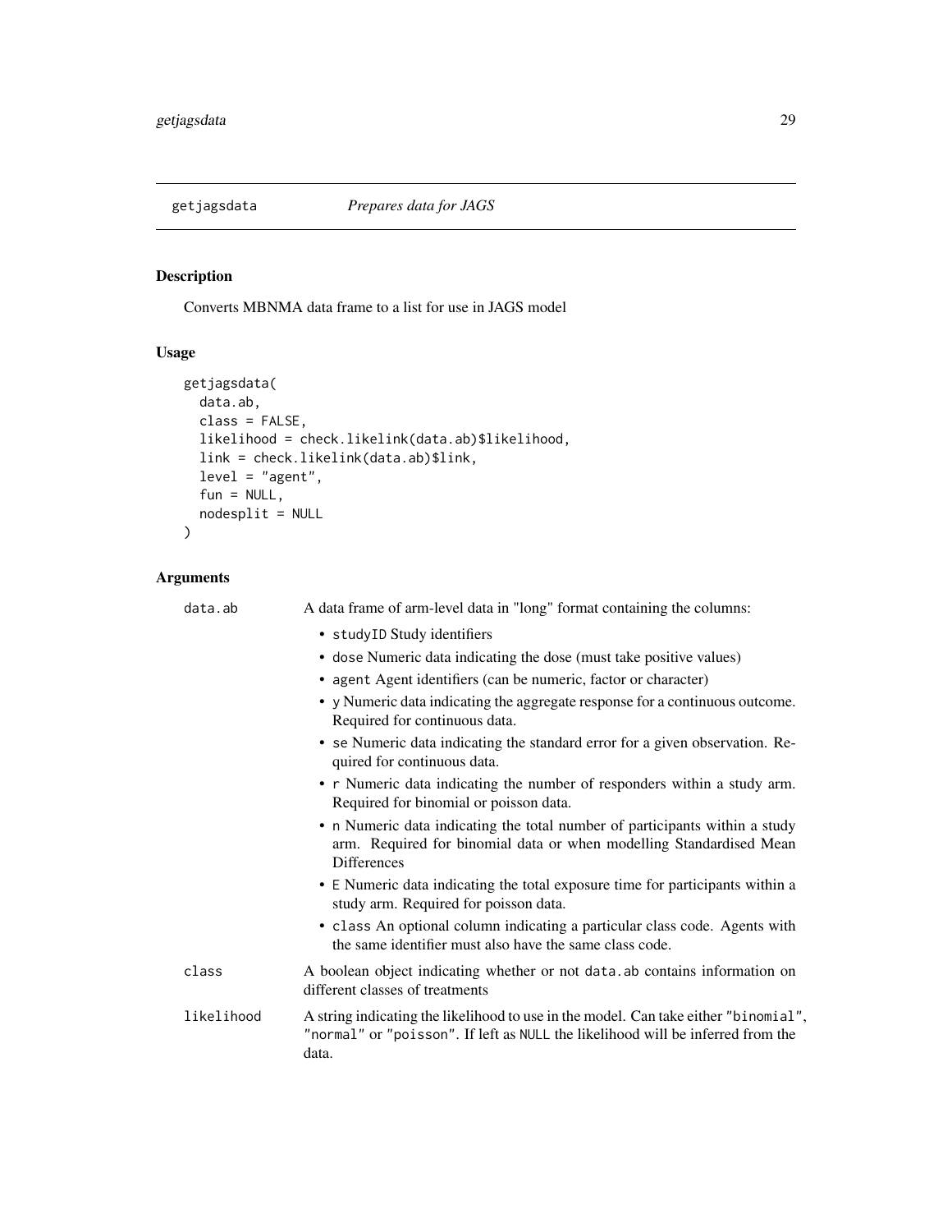## getjagsdata *Prepares data for JAGS*

### Description

Converts MBNMA data frame to a list for use in JAGS model

### Usage

```
getjagsdata(
  data.ab,
  class = FALSE,
  likelihood = check.likelink(data.ab)$likelihood,
  link = check.likelink(data.ab)$link,
  level = "agent",
  fun = NULL,
  nodesplit = NULL
)
```

### Arguments

| | |
|---|---|
| `data.ab` | A data frame of arm-level data in "long" format containing the columns:<br>• `studyID` Study identifiers<br>• `dose` Numeric data indicating the dose (must take positive values)<br>• `agent` Agent identifiers (can be numeric, factor or character)<br>• `y` Numeric data indicating the aggregate response for a continuous outcome. Required for continuous data.<br>• `se` Numeric data indicating the standard error for a given observation. Required for continuous data.<br>• `r` Numeric data indicating the number of responders within a study arm. Required for binomial or poisson data.<br>• `n` Numeric data indicating the total number of participants within a study arm. Required for binomial data or when modelling Standardised Mean Differences<br>• `E` Numeric data indicating the total exposure time for participants within a study arm. Required for poisson data.<br>• `class` An optional column indicating a particular class code. Agents with the same identifier must also have the same class code. |
| `class` | A boolean object indicating whether or not `data.ab` contains information on different classes of treatments |
| `likelihood` | A string indicating the likelihood to use in the model. Can take either `"binomial"`, `"normal"` or `"poisson"`. If left as `NULL` the likelihood will be inferred from the data. |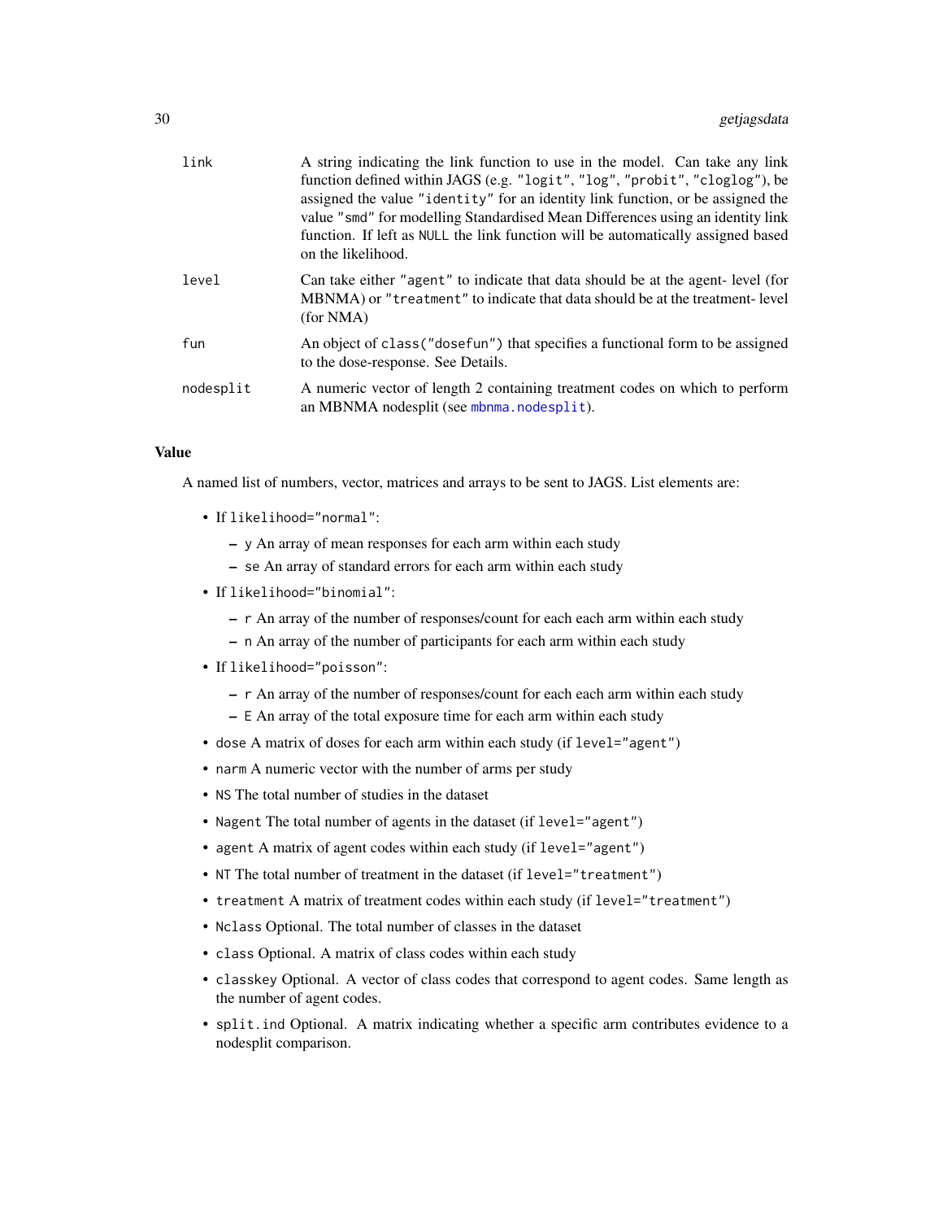| | |
|---|---|
| link | A string indicating the link function to use in the model. Can take any link function defined within JAGS (e.g. "logit", "log", "probit", "cloglog"), be assigned the value "identity" for an identity link function, or be assigned the value "smd" for modelling Standardised Mean Differences using an identity link function. If left as NULL the link function will be automatically assigned based on the likelihood. |
| level | Can take either "agent" to indicate that data should be at the agent- level (for MBNMA) or "treatment" to indicate that data should be at the treatment- level (for NMA) |
| fun | An object of class("dosefun") that specifies a functional form to be assigned to the dose-response. See Details. |
| nodesplit | A numeric vector of length 2 containing treatment codes on which to perform an MBNMA nodesplit (see mbnma.nodesplit). |

### Value

A named list of numbers, vector, matrices and arrays to be sent to JAGS. List elements are:

- If likelihood="normal":
  - y An array of mean responses for each arm within each study
  - se An array of standard errors for each arm within each study
- If likelihood="binomial":
  - r An array of the number of responses/count for each each arm within each study
  - n An array of the number of participants for each arm within each study
- If likelihood="poisson":
  - r An array of the number of responses/count for each each arm within each study
  - E An array of the total exposure time for each arm within each study
- dose A matrix of doses for each arm within each study (if level="agent")
- narm A numeric vector with the number of arms per study
- NS The total number of studies in the dataset
- Nagent The total number of agents in the dataset (if level="agent")
- agent A matrix of agent codes within each study (if level="agent")
- NT The total number of treatment in the dataset (if level="treatment")
- treatment A matrix of treatment codes within each study (if level="treatment")
- Nclass Optional. The total number of classes in the dataset
- class Optional. A matrix of class codes within each study
- classkey Optional. A vector of class codes that correspond to agent codes. Same length as the number of agent codes.
- split.ind Optional. A matrix indicating whether a specific arm contributes evidence to a nodesplit comparison.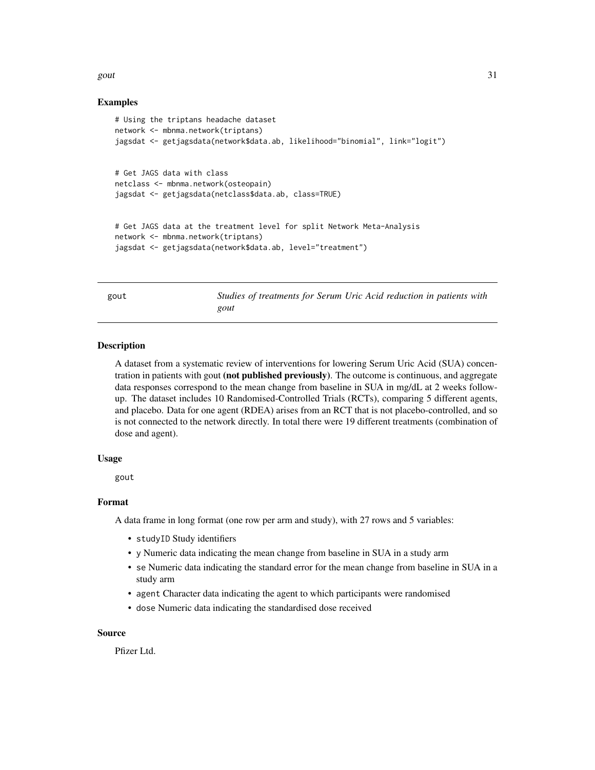## Examples

```
# Using the triptans headache dataset
network <- mbnma.network(triptans)
jagsdat <- getjagsdata(network$data.ab, likelihood="binomial", link="logit")


# Get JAGS data with class
netclass <- mbnma.network(osteopain)
jagsdat <- getjagsdata(netclass$data.ab, class=TRUE)


# Get JAGS data at the treatment level for split Network Meta-Analysis
network <- mbnma.network(triptans)
jagsdat <- getjagsdata(network$data.ab, level="treatment")
```

---

gout *Studies of treatments for Serum Uric Acid reduction in patients with gout*

---

## Description

A dataset from a systematic review of interventions for lowering Serum Uric Acid (SUA) concentration in patients with gout **(not published previously)**. The outcome is continuous, and aggregate data responses correspond to the mean change from baseline in SUA in mg/dL at 2 weeks follow-up. The dataset includes 10 Randomised-Controlled Trials (RCTs), comparing 5 different agents, and placebo. Data for one agent (RDEA) arises from an RCT that is not placebo-controlled, and so is not connected to the network directly. In total there were 19 different treatments (combination of dose and agent).

## Usage

```
gout
```

## Format

A data frame in long format (one row per arm and study), with 27 rows and 5 variables:

- `studyID` Study identifiers
- `y` Numeric data indicating the mean change from baseline in SUA in a study arm
- `se` Numeric data indicating the standard error for the mean change from baseline in SUA in a study arm
- `agent` Character data indicating the agent to which participants were randomised
- `dose` Numeric data indicating the standardised dose received

## Source

Pfizer Ltd.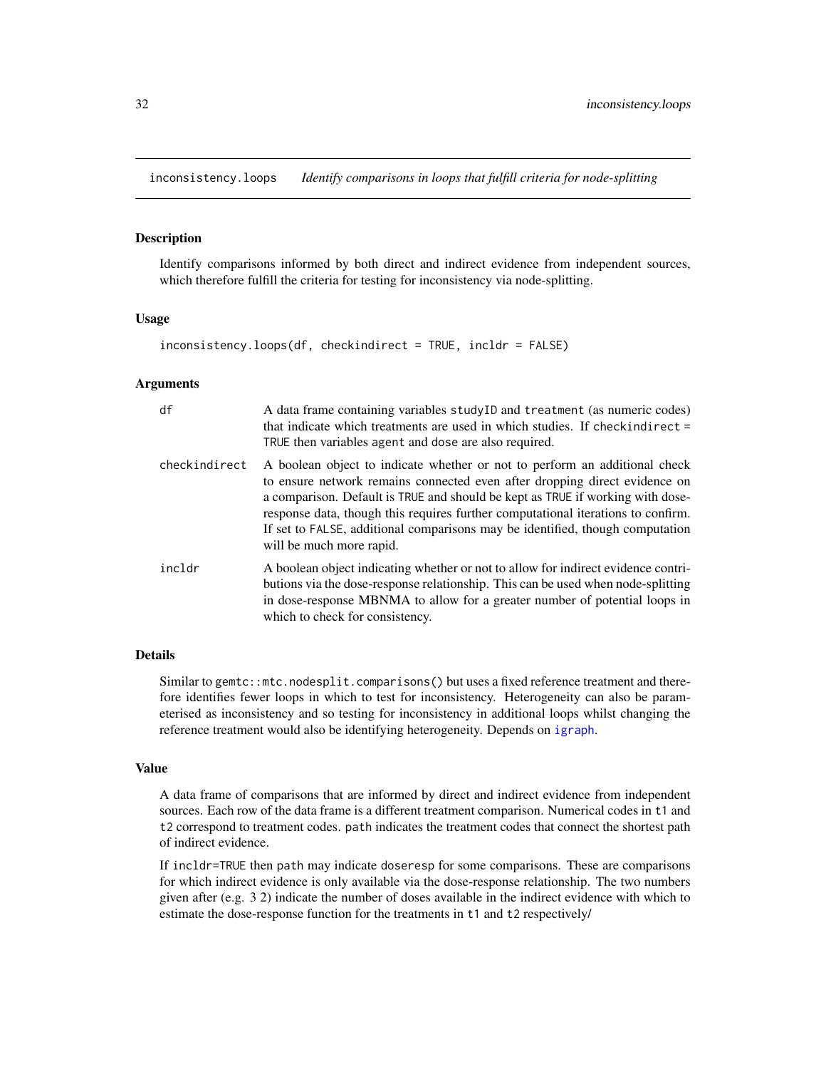# inconsistency.loops — *Identify comparisons in loops that fulfill criteria for node-splitting*

## Description

Identify comparisons informed by both direct and indirect evidence from independent sources, which therefore fulfill the criteria for testing for inconsistency via node-splitting.

## Usage

```
inconsistency.loops(df, checkindirect = TRUE, incldr = FALSE)
```

## Arguments

| | |
|---|---|
| `df` | A data frame containing variables `studyID` and `treatment` (as numeric codes) that indicate which treatments are used in which studies. If `checkindirect = TRUE` then variables `agent` and `dose` are also required. |
| `checkindirect` | A boolean object to indicate whether or not to perform an additional check to ensure network remains connected even after dropping direct evidence on a comparison. Default is `TRUE` and should be kept as `TRUE` if working with dose-response data, though this requires further computational iterations to confirm. If set to `FALSE`, additional comparisons may be identified, though computation will be much more rapid. |
| `incldr` | A boolean object indicating whether or not to allow for indirect evidence contributions via the dose-response relationship. This can be used when node-splitting in dose-response MBNMA to allow for a greater number of potential loops in which to check for consistency. |

## Details

Similar to `gemtc::mtc.nodesplit.comparisons()` but uses a fixed reference treatment and therefore identifies fewer loops in which to test for inconsistency. Heterogeneity can also be parameterised as inconsistency and so testing for inconsistency in additional loops whilst changing the reference treatment would also be identifying heterogeneity. Depends on `igraph`.

## Value

A data frame of comparisons that are informed by direct and indirect evidence from independent sources. Each row of the data frame is a different treatment comparison. Numerical codes in `t1` and `t2` correspond to treatment codes. `path` indicates the treatment codes that connect the shortest path of indirect evidence.

If `incldr=TRUE` then `path` may indicate `doseresp` for some comparisons. These are comparisons for which indirect evidence is only available via the dose-response relationship. The two numbers given after (e.g. 3 2) indicate the number of doses available in the indirect evidence with which to estimate the dose-response function for the treatments in `t1` and `t2` respectively/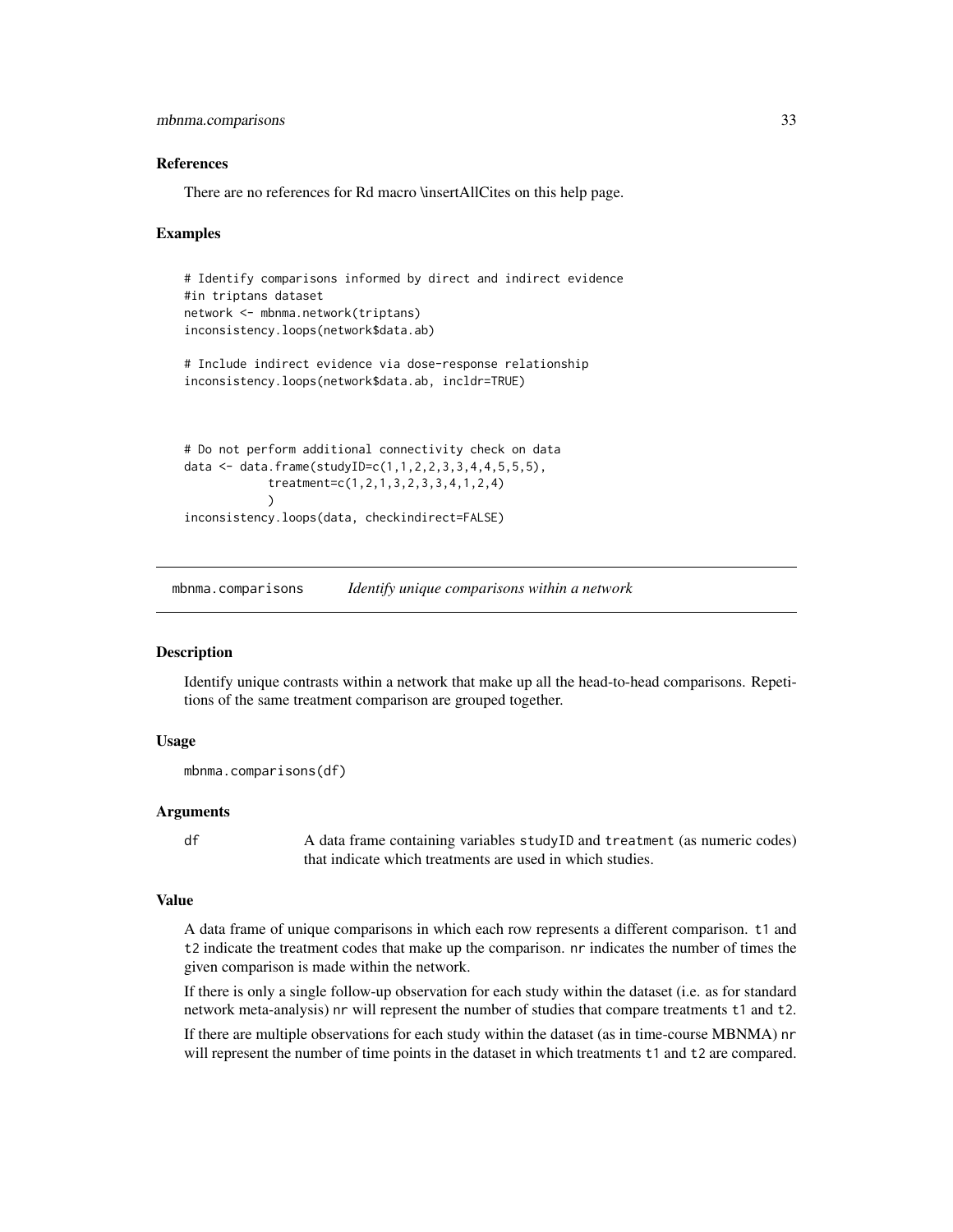### References

There are no references for Rd macro \insertAllCites on this help page.

### Examples

```
# Identify comparisons informed by direct and indirect evidence
#in triptans dataset
network <- mbnma.network(triptans)
inconsistency.loops(network$data.ab)

# Include indirect evidence via dose-response relationship
inconsistency.loops(network$data.ab, incldr=TRUE)



# Do not perform additional connectivity check on data
data <- data.frame(studyID=c(1,1,2,2,3,3,4,4,5,5,5),
            treatment=c(1,2,1,3,2,3,3,4,1,2,4)
            )
inconsistency.loops(data, checkindirect=FALSE)
```

---

## mbnma.comparisons    *Identify unique comparisons within a network*

### Description

Identify unique contrasts within a network that make up all the head-to-head comparisons. Repetitions of the same treatment comparison are grouped together.

### Usage

```
mbnma.comparisons(df)
```

### Arguments

| | |
|---|---|
| df | A data frame containing variables studyID and treatment (as numeric codes) that indicate which treatments are used in which studies. |

### Value

A data frame of unique comparisons in which each row represents a different comparison. t1 and t2 indicate the treatment codes that make up the comparison. nr indicates the number of times the given comparison is made within the network.

If there is only a single follow-up observation for each study within the dataset (i.e. as for standard network meta-analysis) nr will represent the number of studies that compare treatments t1 and t2.

If there are multiple observations for each study within the dataset (as in time-course MBNMA) nr will represent the number of time points in the dataset in which treatments t1 and t2 are compared.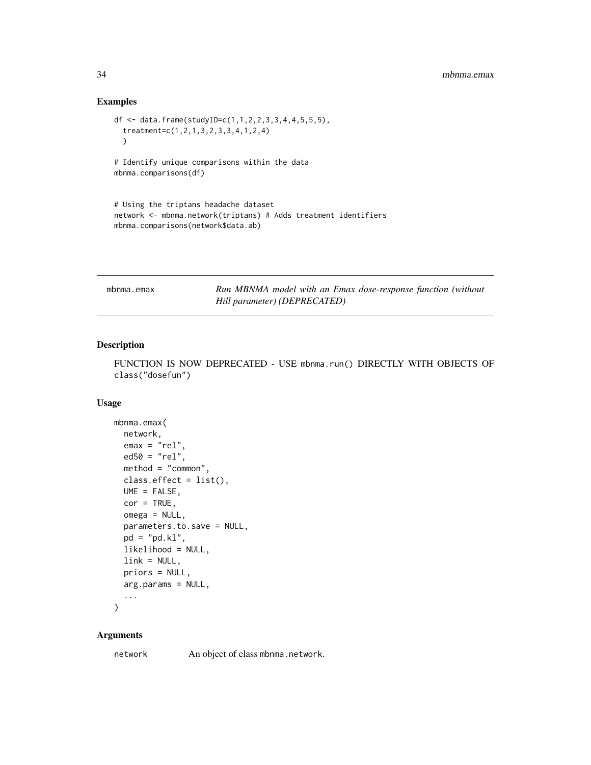## Examples

```
df <- data.frame(studyID=c(1,1,2,2,3,3,4,4,5,5,5),
  treatment=c(1,2,1,3,2,3,3,4,1,2,4)
  )

# Identify unique comparisons within the data
mbnma.comparisons(df)


# Using the triptans headache dataset
network <- mbnma.network(triptans) # Adds treatment identifiers
mbnma.comparisons(network$data.ab)
```

---

mbnma.emax — *Run MBNMA model with an Emax dose-response function (without Hill parameter) (DEPRECATED)*

---

## Description

FUNCTION IS NOW DEPRECATED - USE `mbnma.run()` DIRECTLY WITH OBJECTS OF `class("dosefun")`

## Usage

```
mbnma.emax(
  network,
  emax = "rel",
  ed50 = "rel",
  method = "common",
  class.effect = list(),
  UME = FALSE,
  cor = TRUE,
  omega = NULL,
  parameters.to.save = NULL,
  pd = "pd.kl",
  likelihood = NULL,
  link = NULL,
  priors = NULL,
  arg.params = NULL,
  ...
)
```

## Arguments

| | |
|---|---|
| network | An object of class `mbnma.network`. |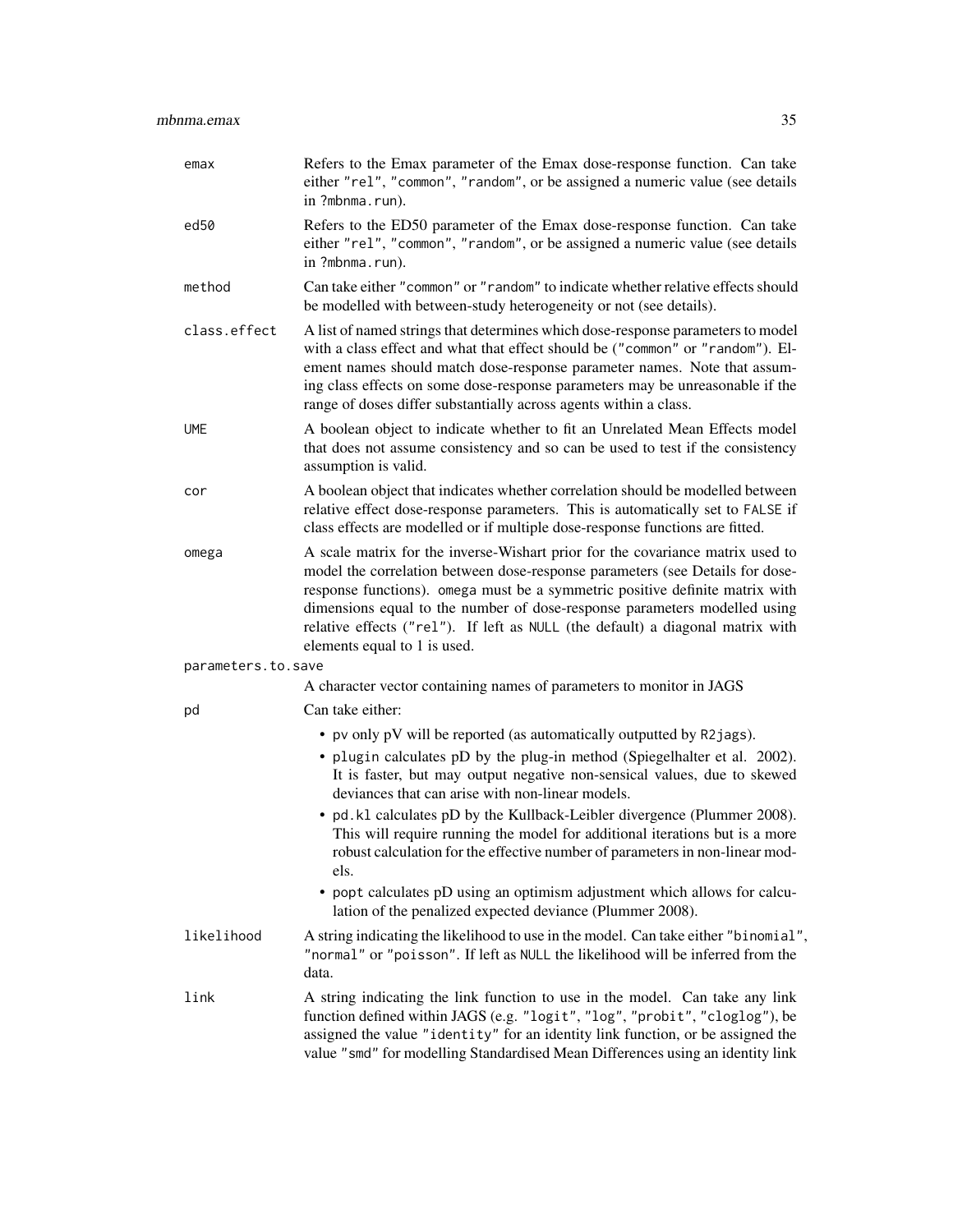emax
: Refers to the Emax parameter of the Emax dose-response function. Can take either "rel", "common", "random", or be assigned a numeric value (see details in ?mbnma.run).

ed50
: Refers to the ED50 parameter of the Emax dose-response function. Can take either "rel", "common", "random", or be assigned a numeric value (see details in ?mbnma.run).

method
: Can take either "common" or "random" to indicate whether relative effects should be modelled with between-study heterogeneity or not (see details).

class.effect
: A list of named strings that determines which dose-response parameters to model with a class effect and what that effect should be ("common" or "random"). Element names should match dose-response parameter names. Note that assuming class effects on some dose-response parameters may be unreasonable if the range of doses differ substantially across agents within a class.

UME
: A boolean object to indicate whether to fit an Unrelated Mean Effects model that does not assume consistency and so can be used to test if the consistency assumption is valid.

cor
: A boolean object that indicates whether correlation should be modelled between relative effect dose-response parameters. This is automatically set to FALSE if class effects are modelled or if multiple dose-response functions are fitted.

omega
: A scale matrix for the inverse-Wishart prior for the covariance matrix used to model the correlation between dose-response parameters (see Details for dose-response functions). omega must be a symmetric positive definite matrix with dimensions equal to the number of dose-response parameters modelled using relative effects ("rel"). If left as NULL (the default) a diagonal matrix with elements equal to 1 is used.

parameters.to.save
: A character vector containing names of parameters to monitor in JAGS

pd
: Can take either:

- pv only pV will be reported (as automatically outputted by R2jags).
- plugin calculates pD by the plug-in method (Spiegelhalter et al. 2002). It is faster, but may output negative non-sensical values, due to skewed deviances that can arise with non-linear models.
- pd.kl calculates pD by the Kullback-Leibler divergence (Plummer 2008). This will require running the model for additional iterations but is a more robust calculation for the effective number of parameters in non-linear models.
- popt calculates pD using an optimism adjustment which allows for calculation of the penalized expected deviance (Plummer 2008).

likelihood
: A string indicating the likelihood to use in the model. Can take either "binomial", "normal" or "poisson". If left as NULL the likelihood will be inferred from the data.

link
: A string indicating the link function to use in the model. Can take any link function defined within JAGS (e.g. "logit", "log", "probit", "cloglog"), be assigned the value "identity" for an identity link function, or be assigned the value "smd" for modelling Standardised Mean Differences using an identity link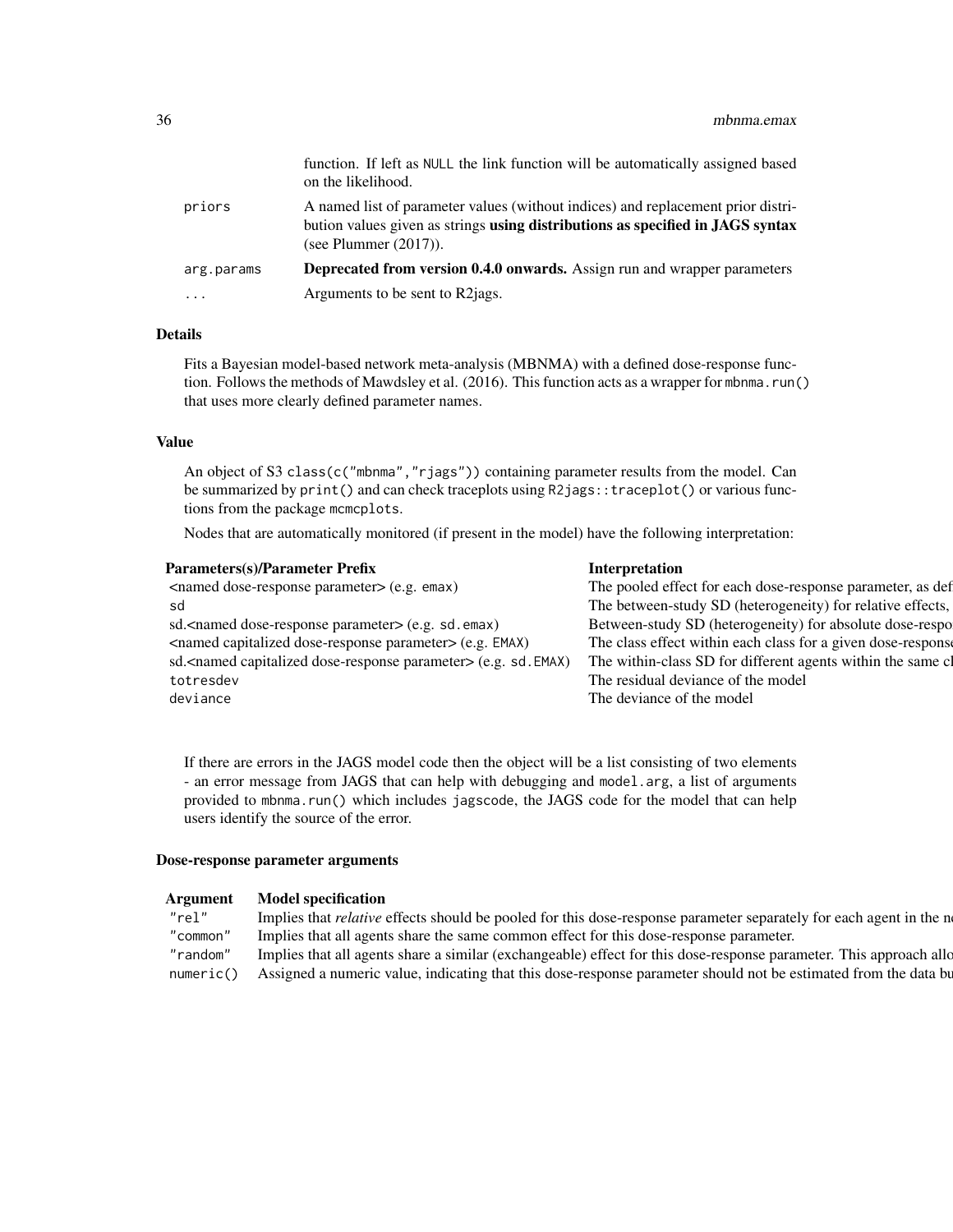| | |
|---|---|
| | function. If left as `NULL` the link function will be automatically assigned based on the likelihood. |
| `priors` | A named list of parameter values (without indices) and replacement prior distribution values given as strings **using distributions as specified in JAGS syntax** (see Plummer (2017)). |
| `arg.params` | **Deprecated from version 0.4.0 onwards.** Assign run and wrapper parameters |
| `...` | Arguments to be sent to R2jags. |

### Details

Fits a Bayesian model-based network meta-analysis (MBNMA) with a defined dose-response function. Follows the methods of Mawdsley et al. (2016). This function acts as a wrapper for `mbnma.run()` that uses more clearly defined parameter names.

### Value

An object of S3 `class(c("mbnma","rjags"))` containing parameter results from the model. Can be summarized by `print()` and can check traceplots using `R2jags::traceplot()` or various functions from the package `mcmcplots`.

Nodes that are automatically monitored (if present in the model) have the following interpretation:

| Parameters(s)/Parameter Prefix | Interpretation |
|---|---|
| <named dose-response parameter> (e.g. `emax`) | The pooled effect for each dose-response parameter, as def |
| `sd` | The between-study SD (heterogeneity) for relative effects, |
| sd.<named dose-response parameter> (e.g. `sd.emax`) | Between-study SD (heterogeneity) for absolute dose-respo |
| <named capitalized dose-response parameter> (e.g. `EMAX`) | The class effect within each class for a given dose-respons |
| sd.<named capitalized dose-response parameter> (e.g. `sd.EMAX`) | The within-class SD for different agents within the same cl |
| `totresdev` | The residual deviance of the model |
| `deviance` | The deviance of the model |

If there are errors in the JAGS model code then the object will be a list consisting of two elements - an error message from JAGS that can help with debugging and `model.arg`, a list of arguments provided to `mbnma.run()` which includes `jagscode`, the JAGS code for the model that can help users identify the source of the error.

### Dose-response parameter arguments

| Argument | Model specification |
|---|---|
| `"rel"` | Implies that *relative* effects should be pooled for this dose-response parameter separately for each agent in the n |
| `"common"` | Implies that all agents share the same common effect for this dose-response parameter. |
| `"random"` | Implies that all agents share a similar (exchangeable) effect for this dose-response parameter. This approach allo |
| `numeric()` | Assigned a numeric value, indicating that this dose-response parameter should not be estimated from the data bu |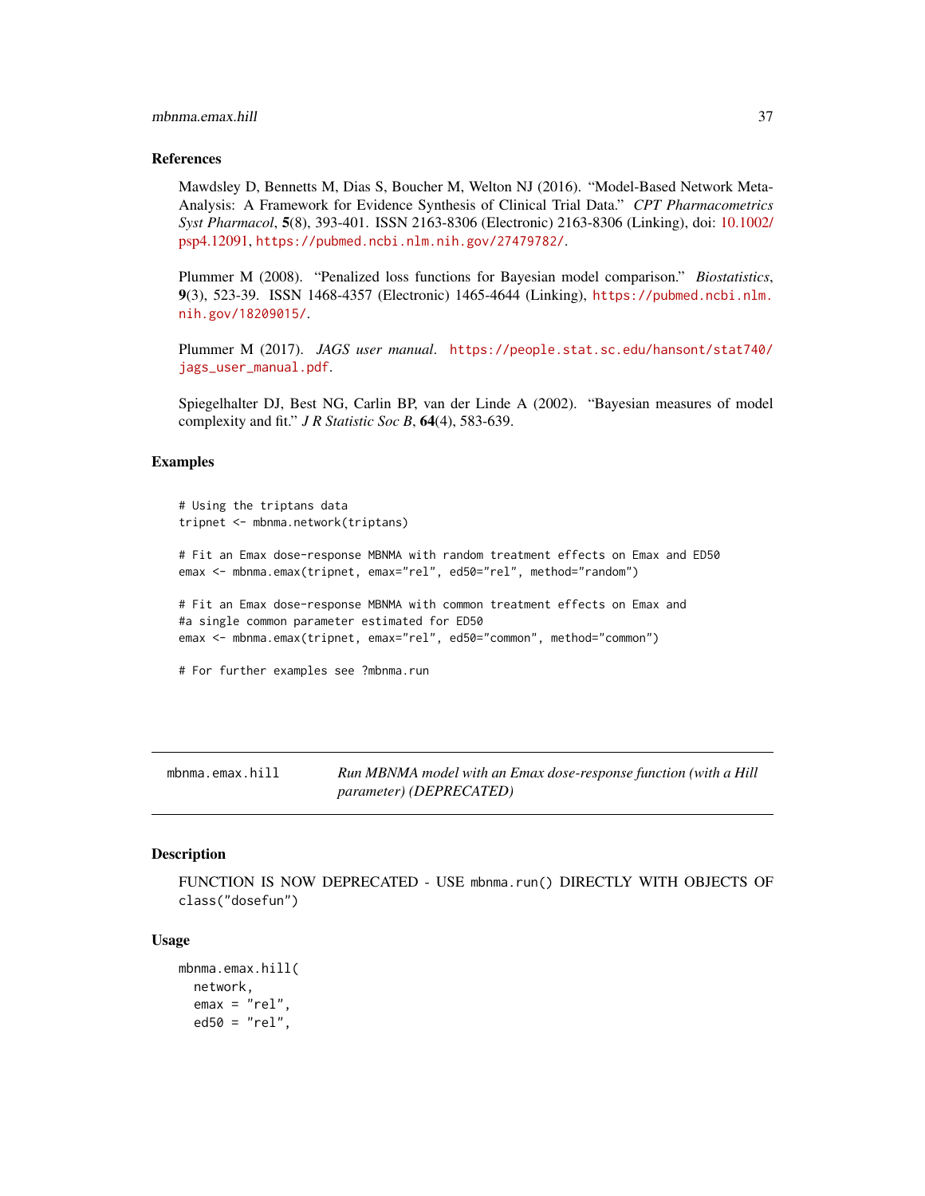## References

Mawdsley D, Bennetts M, Dias S, Boucher M, Welton NJ (2016). "Model-Based Network Meta-Analysis: A Framework for Evidence Synthesis of Clinical Trial Data." *CPT Pharmacometrics Syst Pharmacol*, **5**(8), 393-401. ISSN 2163-8306 (Electronic) 2163-8306 (Linking), doi: 10.1002/psp4.12091, `https://pubmed.ncbi.nlm.nih.gov/27479782/`.

Plummer M (2008). "Penalized loss functions for Bayesian model comparison." *Biostatistics*, **9**(3), 523-39. ISSN 1468-4357 (Electronic) 1465-4644 (Linking), `https://pubmed.ncbi.nlm.nih.gov/18209015/`.

Plummer M (2017). *JAGS user manual*. `https://people.stat.sc.edu/hansont/stat740/jags_user_manual.pdf`.

Spiegelhalter DJ, Best NG, Carlin BP, van der Linde A (2002). "Bayesian measures of model complexity and fit." *J R Statistic Soc B*, **64**(4), 583-639.

## Examples

```
# Using the triptans data
tripnet <- mbnma.network(triptans)

# Fit an Emax dose-response MBNMA with random treatment effects on Emax and ED50
emax <- mbnma.emax(tripnet, emax="rel", ed50="rel", method="random")

# Fit an Emax dose-response MBNMA with common treatment effects on Emax and
#a single common parameter estimated for ED50
emax <- mbnma.emax(tripnet, emax="rel", ed50="common", method="common")

# For further examples see ?mbnma.run
```

---

# mbnma.emax.hill — *Run MBNMA model with an Emax dose-response function (with a Hill parameter) (DEPRECATED)*

## Description

FUNCTION IS NOW DEPRECATED - USE `mbnma.run()` DIRECTLY WITH OBJECTS OF `class("dosefun")`

## Usage

```
mbnma.emax.hill(
  network,
  emax = "rel",
  ed50 = "rel",
```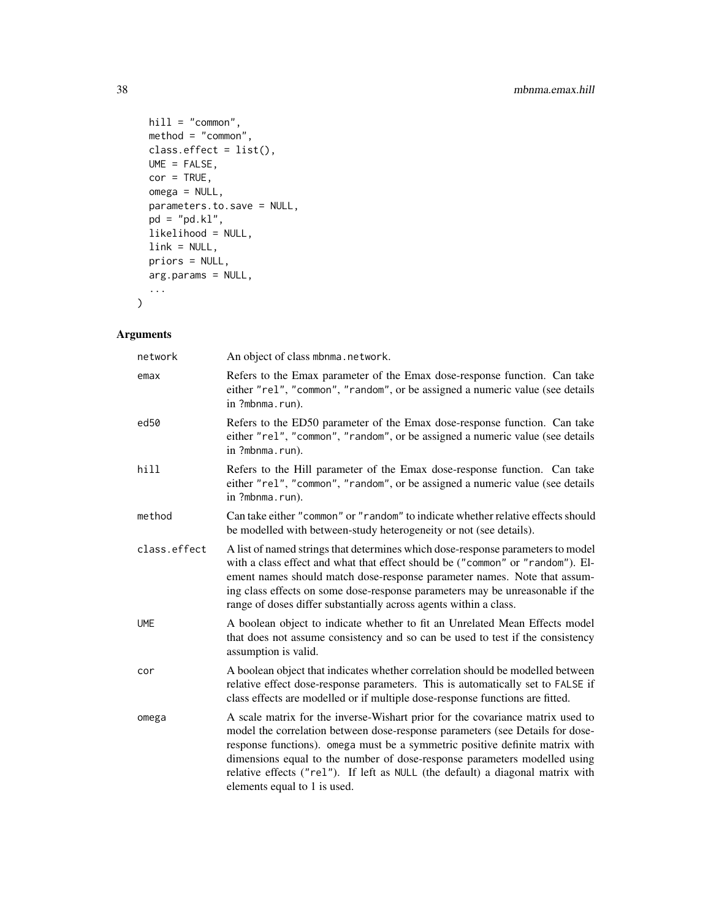```
  hill = "common",
  method = "common",
  class.effect = list(),
  UME = FALSE,
  cor = TRUE,
  omega = NULL,
  parameters.to.save = NULL,
  pd = "pd.kl",
  likelihood = NULL,
  link = NULL,
  priors = NULL,
  arg.params = NULL,
  ...
)
```

## Arguments

| | |
|---|---|
| network | An object of class mbnma.network. |
| emax | Refers to the Emax parameter of the Emax dose-response function. Can take either "rel", "common", "random", or be assigned a numeric value (see details in ?mbnma.run). |
| ed50 | Refers to the ED50 parameter of the Emax dose-response function. Can take either "rel", "common", "random", or be assigned a numeric value (see details in ?mbnma.run). |
| hill | Refers to the Hill parameter of the Emax dose-response function. Can take either "rel", "common", "random", or be assigned a numeric value (see details in ?mbnma.run). |
| method | Can take either "common" or "random" to indicate whether relative effects should be modelled with between-study heterogeneity or not (see details). |
| class.effect | A list of named strings that determines which dose-response parameters to model with a class effect and what that effect should be ("common" or "random"). Element names should match dose-response parameter names. Note that assuming class effects on some dose-response parameters may be unreasonable if the range of doses differ substantially across agents within a class. |
| UME | A boolean object to indicate whether to fit an Unrelated Mean Effects model that does not assume consistency and so can be used to test if the consistency assumption is valid. |
| cor | A boolean object that indicates whether correlation should be modelled between relative effect dose-response parameters. This is automatically set to FALSE if class effects are modelled or if multiple dose-response functions are fitted. |
| omega | A scale matrix for the inverse-Wishart prior for the covariance matrix used to model the correlation between dose-response parameters (see Details for dose-response functions). omega must be a symmetric positive definite matrix with dimensions equal to the number of dose-response parameters modelled using relative effects ("rel"). If left as NULL (the default) a diagonal matrix with elements equal to 1 is used. |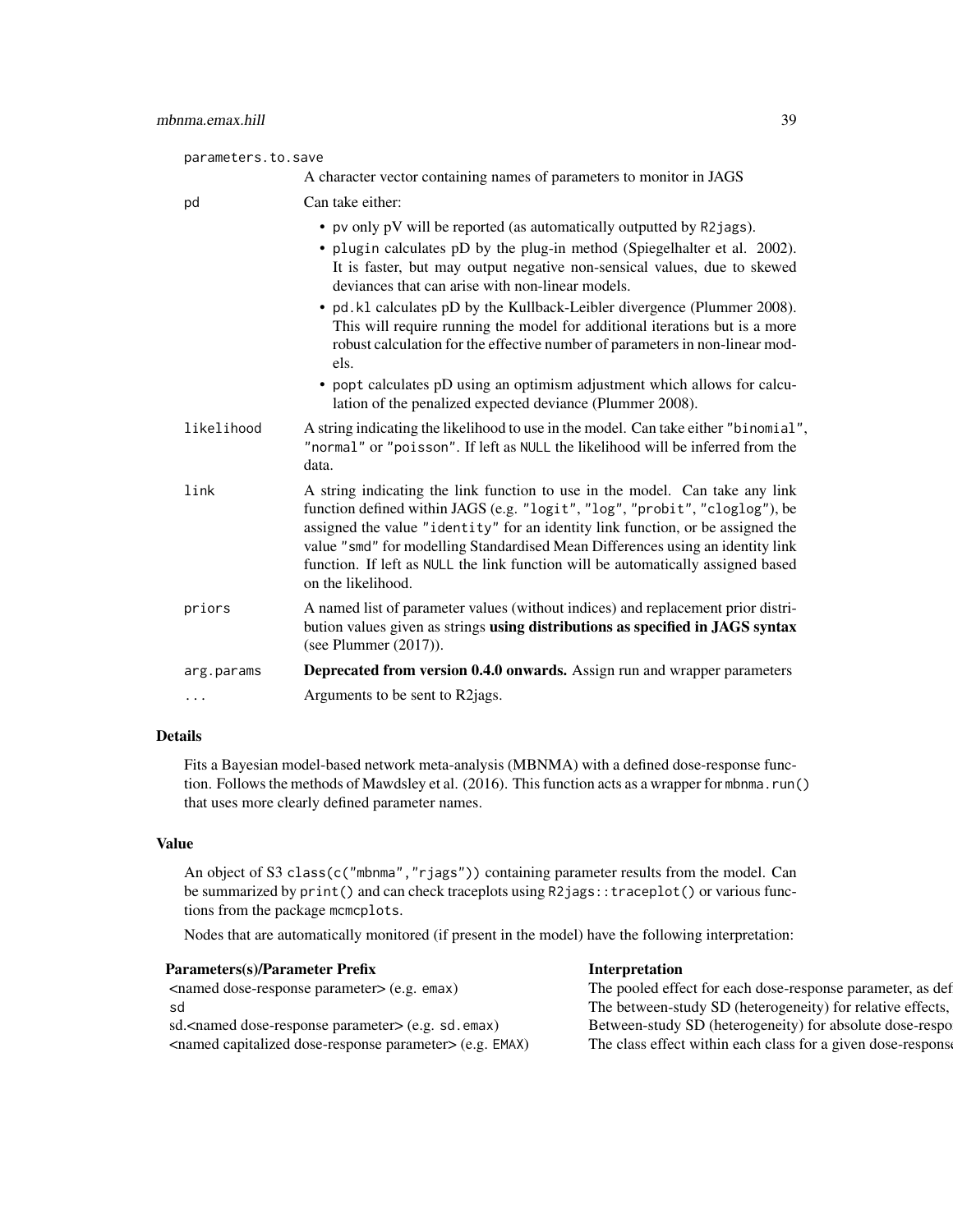parameters.to.save
: A character vector containing names of parameters to monitor in JAGS

pd
: Can take either:

- `pv` only pV will be reported (as automatically outputted by `R2jags`).
- `plugin` calculates pD by the plug-in method (Spiegelhalter et al. 2002). It is faster, but may output negative non-sensical values, due to skewed deviances that can arise with non-linear models.
- `pd.kl` calculates pD by the Kullback-Leibler divergence (Plummer 2008). This will require running the model for additional iterations but is a more robust calculation for the effective number of parameters in non-linear models.
- `popt` calculates pD using an optimism adjustment which allows for calculation of the penalized expected deviance (Plummer 2008).

likelihood
: A string indicating the likelihood to use in the model. Can take either `"binomial"`, `"normal"` or `"poisson"`. If left as `NULL` the likelihood will be inferred from the data.

link
: A string indicating the link function to use in the model. Can take any link function defined within JAGS (e.g. `"logit"`, `"log"`, `"probit"`, `"cloglog"`), be assigned the value `"identity"` for an identity link function, or be assigned the value `"smd"` for modelling Standardised Mean Differences using an identity link function. If left as `NULL` the link function will be automatically assigned based on the likelihood.

priors
: A named list of parameter values (without indices) and replacement prior distribution values given as strings **using distributions as specified in JAGS syntax** (see Plummer (2017)).

arg.params
: **Deprecated from version 0.4.0 onwards.** Assign run and wrapper parameters

...
: Arguments to be sent to R2jags.

## Details

Fits a Bayesian model-based network meta-analysis (MBNMA) with a defined dose-response function. Follows the methods of Mawdsley et al. (2016). This function acts as a wrapper for `mbnma.run()` that uses more clearly defined parameter names.

## Value

An object of S3 `class(c("mbnma","rjags"))` containing parameter results from the model. Can be summarized by `print()` and can check traceplots using `R2jags::traceplot()` or various functions from the package `mcmcplots`.

Nodes that are automatically monitored (if present in the model) have the following interpretation:

| Parameters(s)/Parameter Prefix | Interpretation |
| --- | --- |
| <named dose-response parameter> (e.g. `emax`) | The pooled effect for each dose-response parameter, as def |
| `sd` | The between-study SD (heterogeneity) for relative effects, |
| sd.<named dose-response parameter> (e.g. `sd.emax`) | Between-study SD (heterogeneity) for absolute dose-respo |
| <named capitalized dose-response parameter> (e.g. `EMAX`) | The class effect within each class for a given dose-response |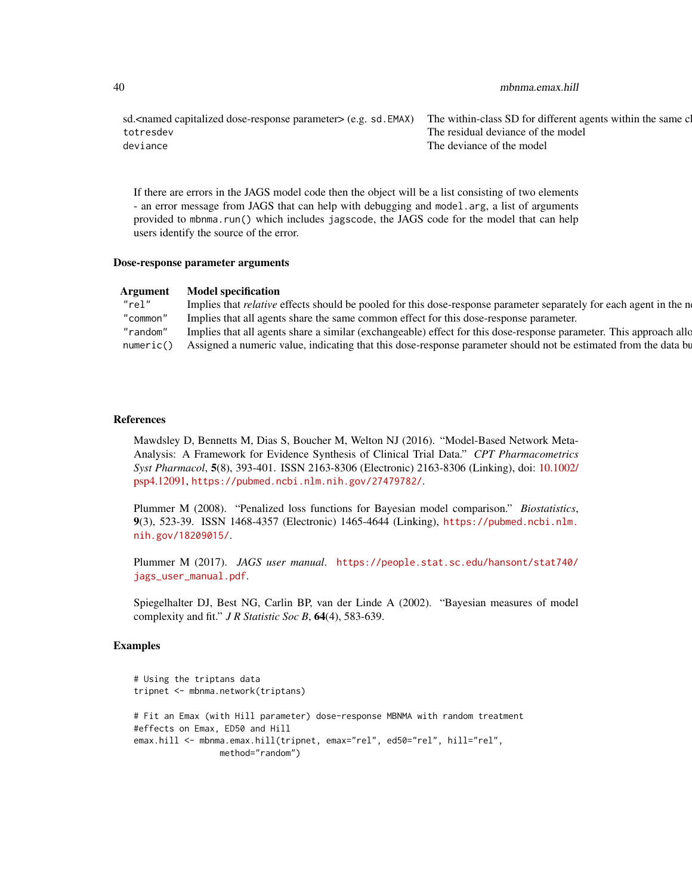| | |
|---|---|
| sd.<named capitalized dose-response parameter> (e.g. `sd.EMAX`) | The within-class SD for different agents within the same cl |
| `totresdev` | The residual deviance of the model |
| `deviance` | The deviance of the model |

If there are errors in the JAGS model code then the object will be a list consisting of two elements - an error message from JAGS that can help with debugging and `model.arg`, a list of arguments provided to `mbnma.run()` which includes `jagscode`, the JAGS code for the model that can help users identify the source of the error.

### Dose-response parameter arguments

| Argument | Model specification |
|---|---|
| `"rel"` | Implies that *relative* effects should be pooled for this dose-response parameter separately for each agent in the ne |
| `"common"` | Implies that all agents share the same common effect for this dose-response parameter. |
| `"random"` | Implies that all agents share a similar (exchangeable) effect for this dose-response parameter. This approach allo |
| `numeric()` | Assigned a numeric value, indicating that this dose-response parameter should not be estimated from the data bu |

### References

Mawdsley D, Bennetts M, Dias S, Boucher M, Welton NJ (2016). "Model-Based Network Meta-Analysis: A Framework for Evidence Synthesis of Clinical Trial Data." *CPT Pharmacometrics Syst Pharmacol*, **5**(8), 393-401. ISSN 2163-8306 (Electronic) 2163-8306 (Linking), doi: 10.1002/psp4.12091, `https://pubmed.ncbi.nlm.nih.gov/27479782/`.

Plummer M (2008). "Penalized loss functions for Bayesian model comparison." *Biostatistics*, **9**(3), 523-39. ISSN 1468-4357 (Electronic) 1465-4644 (Linking), `https://pubmed.ncbi.nlm.nih.gov/18209015/`.

Plummer M (2017). *JAGS user manual*. `https://people.stat.sc.edu/hansont/stat740/jags_user_manual.pdf`.

Spiegelhalter DJ, Best NG, Carlin BP, van der Linde A (2002). "Bayesian measures of model complexity and fit." *J R Statistic Soc B*, **64**(4), 583-639.

### Examples

```
# Using the triptans data
tripnet <- mbnma.network(triptans)

# Fit an Emax (with Hill parameter) dose-response MBNMA with random treatment
#effects on Emax, ED50 and Hill
emax.hill <- mbnma.emax.hill(tripnet, emax="rel", ed50="rel", hill="rel",
                method="random")
```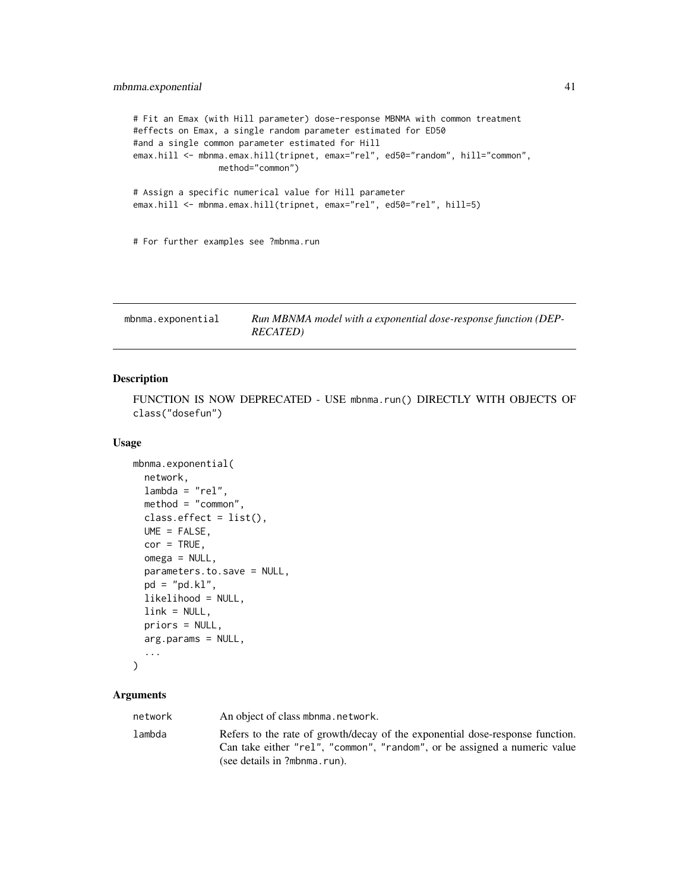```
# Fit an Emax (with Hill parameter) dose-response MBNMA with common treatment
#effects on Emax, a single random parameter estimated for ED50
#and a single common parameter estimated for Hill
emax.hill <- mbnma.emax.hill(tripnet, emax="rel", ed50="random", hill="common",
                method="common")

# Assign a specific numerical value for Hill parameter
emax.hill <- mbnma.emax.hill(tripnet, emax="rel", ed50="rel", hill=5)


# For further examples see ?mbnma.run
```

## mbnma.exponential — *Run MBNMA model with a exponential dose-response function (DEPRECATED)*

### Description

FUNCTION IS NOW DEPRECATED - USE `mbnma.run()` DIRECTLY WITH OBJECTS OF `class("dosefun")`

### Usage

```
mbnma.exponential(
  network,
  lambda = "rel",
  method = "common",
  class.effect = list(),
  UME = FALSE,
  cor = TRUE,
  omega = NULL,
  parameters.to.save = NULL,
  pd = "pd.kl",
  likelihood = NULL,
  link = NULL,
  priors = NULL,
  arg.params = NULL,
  ...
)
```

### Arguments

| | |
|---|---|
| network | An object of class `mbnma.network`. |
| lambda | Refers to the rate of growth/decay of the exponential dose-response function. Can take either `"rel"`, `"common"`, `"random"`, or be assigned a numeric value (see details in ?mbnma.run). |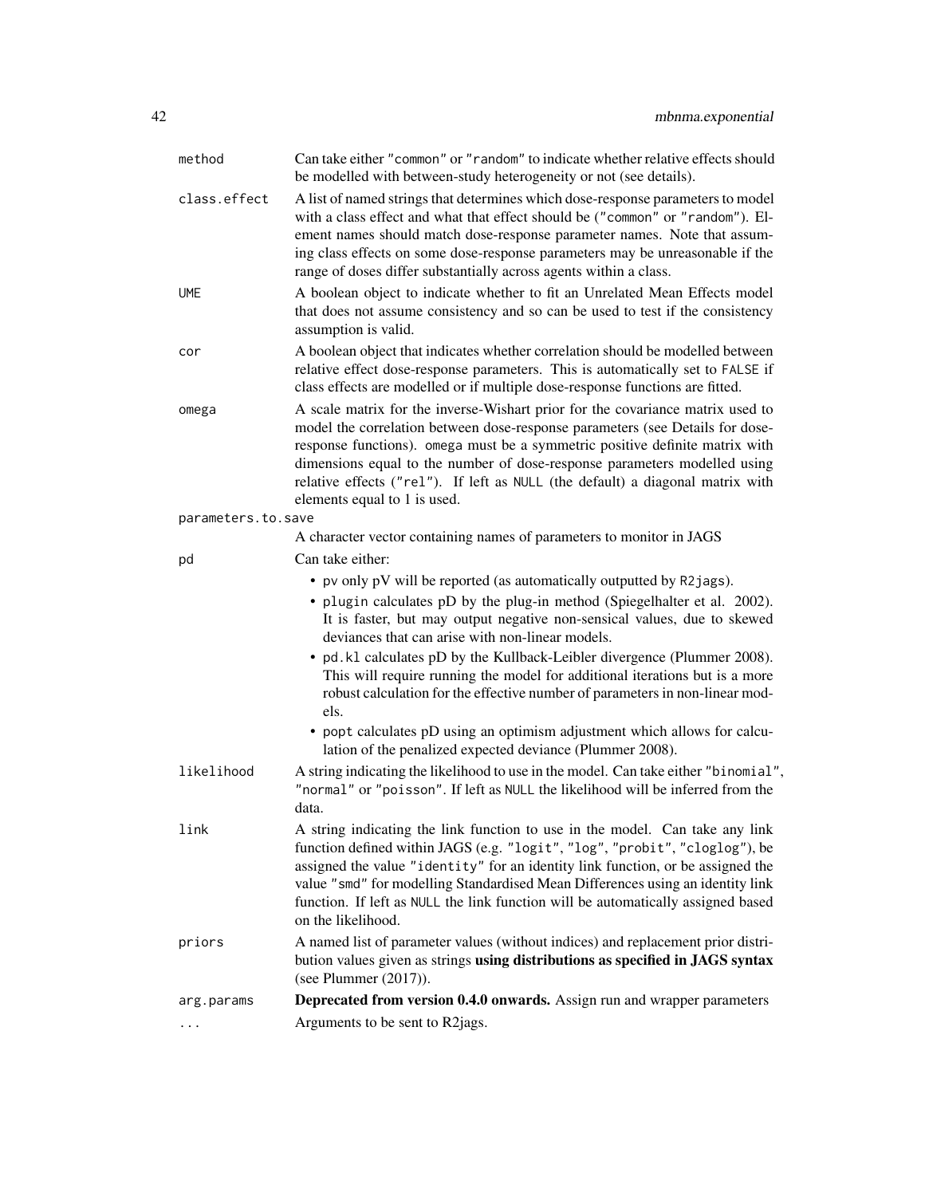| | |
|---|---|
| `method` | Can take either "common" or "random" to indicate whether relative effects should be modelled with between-study heterogeneity or not (see details). |
| `class.effect` | A list of named strings that determines which dose-response parameters to model with a class effect and what that effect should be ("common" or "random"). Element names should match dose-response parameter names. Note that assuming class effects on some dose-response parameters may be unreasonable if the range of doses differ substantially across agents within a class. |
| `UME` | A boolean object to indicate whether to fit an Unrelated Mean Effects model that does not assume consistency and so can be used to test if the consistency assumption is valid. |
| `cor` | A boolean object that indicates whether correlation should be modelled between relative effect dose-response parameters. This is automatically set to `FALSE` if class effects are modelled or if multiple dose-response functions are fitted. |
| `omega` | A scale matrix for the inverse-Wishart prior for the covariance matrix used to model the correlation between dose-response parameters (see Details for dose-response functions). `omega` must be a symmetric positive definite matrix with dimensions equal to the number of dose-response parameters modelled using relative effects ("rel"). If left as `NULL` (the default) a diagonal matrix with elements equal to 1 is used. |
| `parameters.to.save` | A character vector containing names of parameters to monitor in JAGS |
| `pd` | Can take either: <br>• `pv` only pV will be reported (as automatically outputted by `R2jags`). <br>• `plugin` calculates pD by the plug-in method (Spiegelhalter et al. 2002). It is faster, but may output negative non-sensical values, due to skewed deviances that can arise with non-linear models. <br>• `pd.kl` calculates pD by the Kullback-Leibler divergence (Plummer 2008). This will require running the model for additional iterations but is a more robust calculation for the effective number of parameters in non-linear models. <br>• `popt` calculates pD using an optimism adjustment which allows for calculation of the penalized expected deviance (Plummer 2008). |
| `likelihood` | A string indicating the likelihood to use in the model. Can take either "binomial", "normal" or "poisson". If left as `NULL` the likelihood will be inferred from the data. |
| `link` | A string indicating the link function to use in the model. Can take any link function defined within JAGS (e.g. "logit", "log", "probit", "cloglog"), be assigned the value "identity" for an identity link function, or be assigned the value "smd" for modelling Standardised Mean Differences using an identity link function. If left as `NULL` the link function will be automatically assigned based on the likelihood. |
| `priors` | A named list of parameter values (without indices) and replacement prior distribution values given as strings **using distributions as specified in JAGS syntax** (see Plummer (2017)). |
| `arg.params` | **Deprecated from version 0.4.0 onwards.** Assign run and wrapper parameters |
| `...` | Arguments to be sent to R2jags. |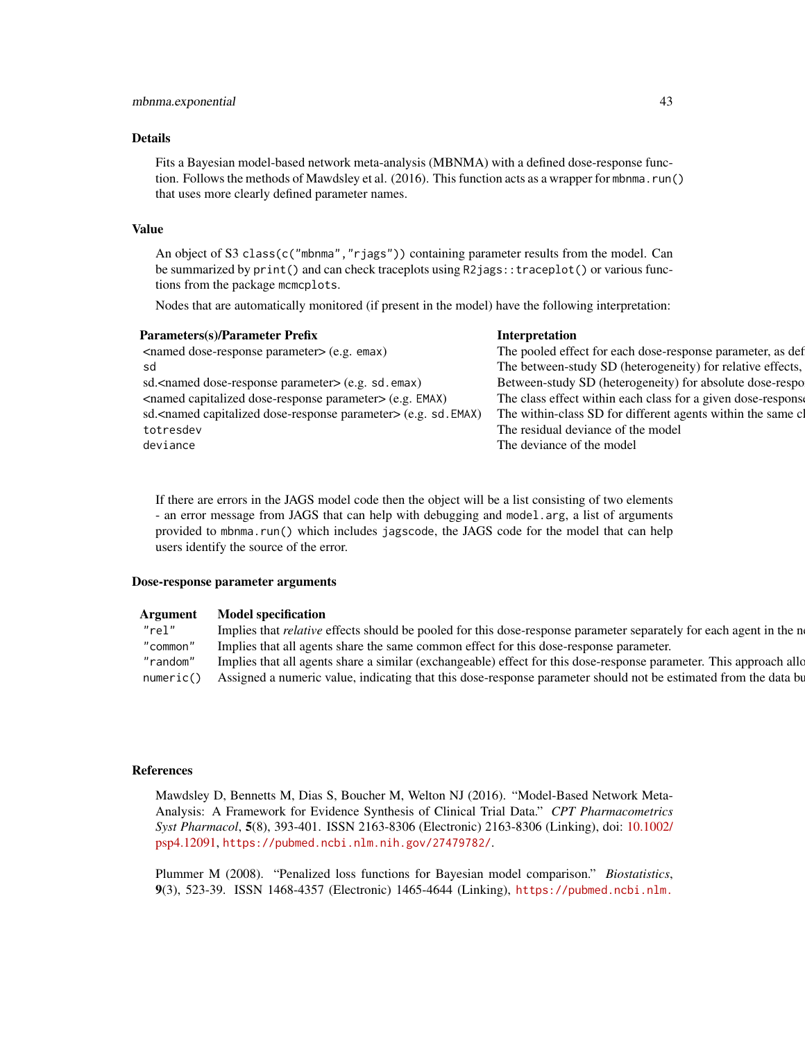### Details

Fits a Bayesian model-based network meta-analysis (MBNMA) with a defined dose-response function. Follows the methods of Mawdsley et al. (2016). This function acts as a wrapper for `mbnma.run()` that uses more clearly defined parameter names.

### Value

An object of S3 `class(c("mbnma","rjags"))` containing parameter results from the model. Can be summarized by `print()` and can check traceplots using `R2jags::traceplot()` or various functions from the package `mcmcplots`.

Nodes that are automatically monitored (if present in the model) have the following interpretation:

| Parameters(s)/Parameter Prefix | Interpretation |
|---|---|
| <named dose-response parameter> (e.g. `emax`) | The pooled effect for each dose-response parameter, as def |
| `sd` | The between-study SD (heterogeneity) for relative effects, |
| sd.<named dose-response parameter> (e.g. `sd.emax`) | Between-study SD (heterogeneity) for absolute dose-respo |
| <named capitalized dose-response parameter> (e.g. `EMAX`) | The class effect within each class for a given dose-response |
| sd.<named capitalized dose-response parameter> (e.g. `sd.EMAX`) | The within-class SD for different agents within the same cl |
| `totresdev` | The residual deviance of the model |
| `deviance` | The deviance of the model |

If there are errors in the JAGS model code then the object will be a list consisting of two elements - an error message from JAGS that can help with debugging and `model.arg`, a list of arguments provided to `mbnma.run()` which includes `jagscode`, the JAGS code for the model that can help users identify the source of the error.

### Dose-response parameter arguments

| Argument | Model specification |
|---|---|
| `"rel"` | Implies that *relative* effects should be pooled for this dose-response parameter separately for each agent in the n |
| `"common"` | Implies that all agents share the same common effect for this dose-response parameter. |
| `"random"` | Implies that all agents share a similar (exchangeable) effect for this dose-response parameter. This approach allo |
| `numeric()` | Assigned a numeric value, indicating that this dose-response parameter should not be estimated from the data bu |

### References

Mawdsley D, Bennetts M, Dias S, Boucher M, Welton NJ (2016). "Model-Based Network Meta-Analysis: A Framework for Evidence Synthesis of Clinical Trial Data." *CPT Pharmacometrics Syst Pharmacol*, **5**(8), 393-401. ISSN 2163-8306 (Electronic) 2163-8306 (Linking), doi: 10.1002/psp4.12091, `https://pubmed.ncbi.nlm.nih.gov/27479782/`.

Plummer M (2008). "Penalized loss functions for Bayesian model comparison." *Biostatistics*, **9**(3), 523-39. ISSN 1468-4357 (Electronic) 1465-4644 (Linking), `https://pubmed.ncbi.nlm.`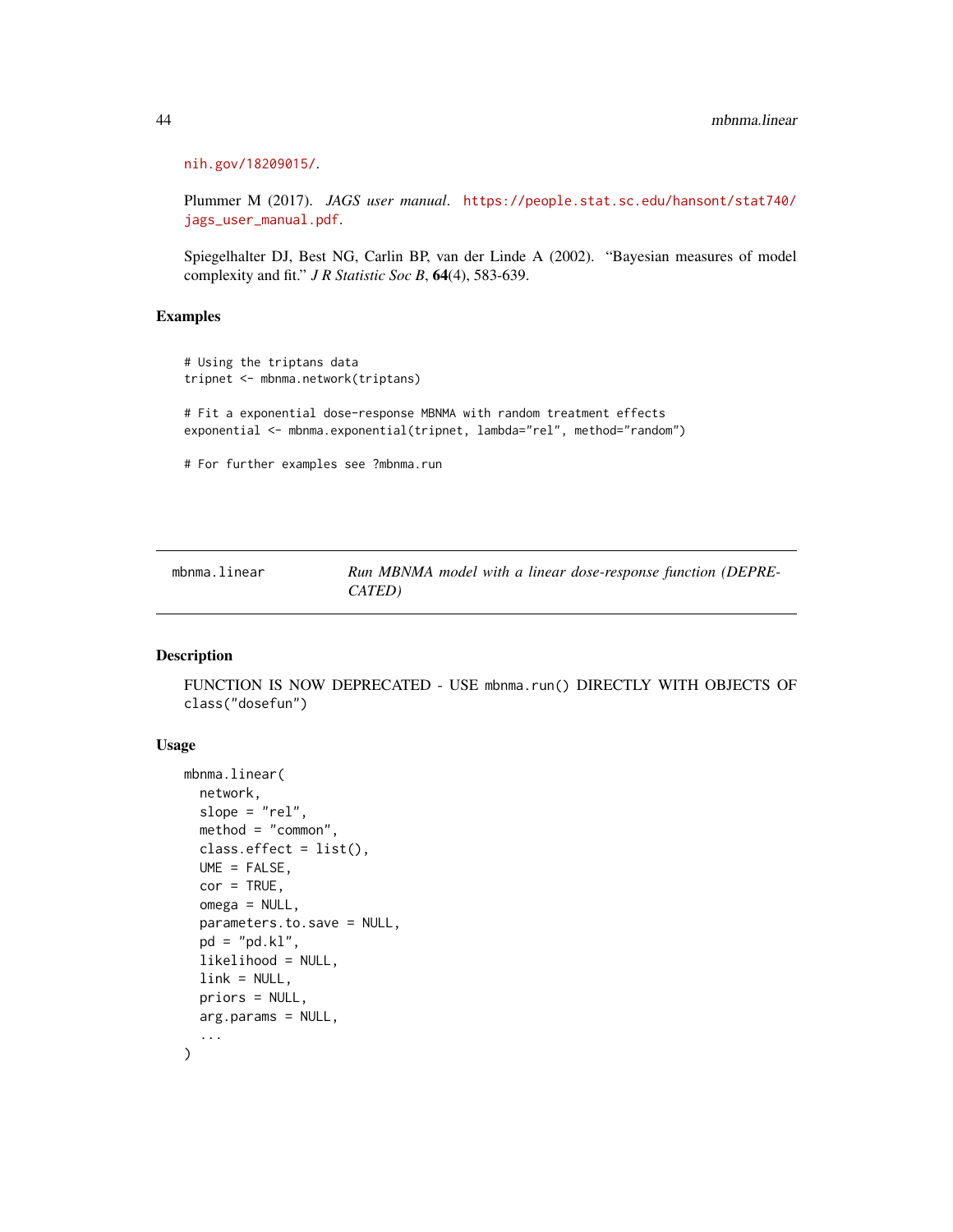nih.gov/18209015/.

Plummer M (2017). *JAGS user manual*. https://people.stat.sc.edu/hansont/stat740/jags_user_manual.pdf.

Spiegelhalter DJ, Best NG, Carlin BP, van der Linde A (2002). "Bayesian measures of model complexity and fit." *J R Statistic Soc B*, **64**(4), 583-639.

## Examples

```
# Using the triptans data
tripnet <- mbnma.network(triptans)

# Fit a exponential dose-response MBNMA with random treatment effects
exponential <- mbnma.exponential(tripnet, lambda="rel", method="random")

# For further examples see ?mbnma.run
```

---

# mbnma.linear — *Run MBNMA model with a linear dose-response function (DEPRECATED)*

---

## Description

FUNCTION IS NOW DEPRECATED - USE `mbnma.run()` DIRECTLY WITH OBJECTS OF `class("dosefun")`

## Usage

```
mbnma.linear(
  network,
  slope = "rel",
  method = "common",
  class.effect = list(),
  UME = FALSE,
  cor = TRUE,
  omega = NULL,
  parameters.to.save = NULL,
  pd = "pd.kl",
  likelihood = NULL,
  link = NULL,
  priors = NULL,
  arg.params = NULL,
  ...
)
```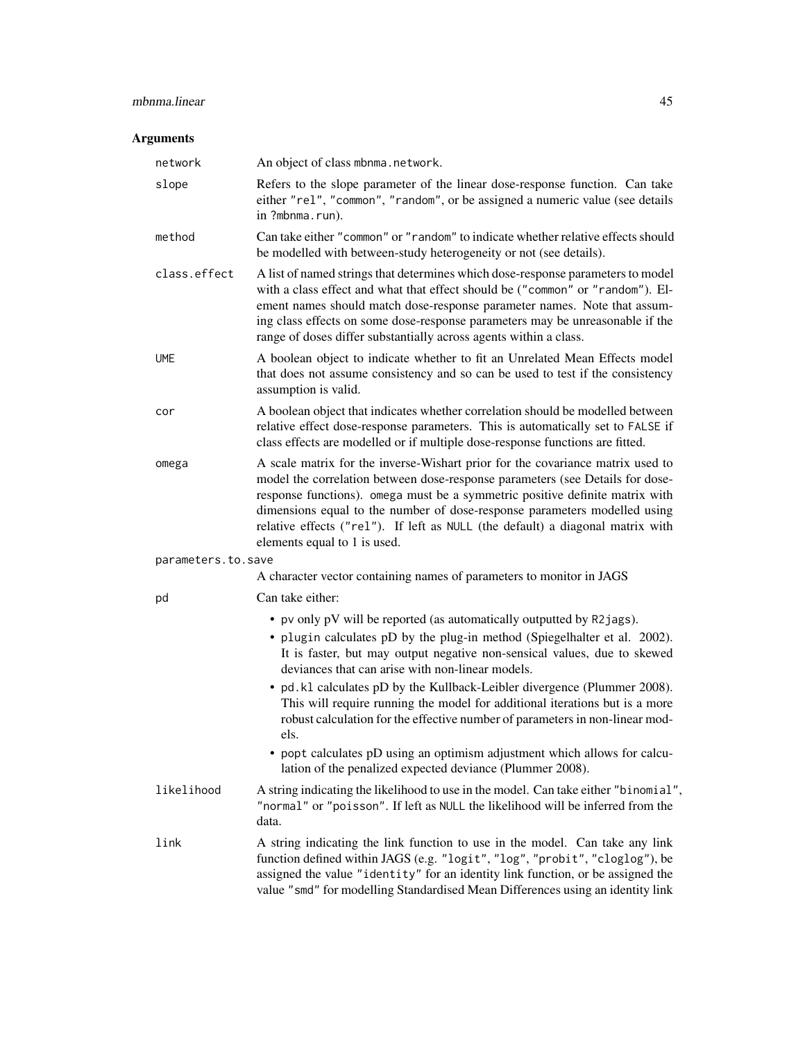## Arguments

**network** An object of class `mbnma.network`.

**slope** Refers to the slope parameter of the linear dose-response function. Can take either "rel", "common", "random", or be assigned a numeric value (see details in ?mbnma.run).

**method** Can take either "common" or "random" to indicate whether relative effects should be modelled with between-study heterogeneity or not (see details).

**class.effect** A list of named strings that determines which dose-response parameters to model with a class effect and what that effect should be ("common" or "random"). Element names should match dose-response parameter names. Note that assuming class effects on some dose-response parameters may be unreasonable if the range of doses differ substantially across agents within a class.

**UME** A boolean object to indicate whether to fit an Unrelated Mean Effects model that does not assume consistency and so can be used to test if the consistency assumption is valid.

**cor** A boolean object that indicates whether correlation should be modelled between relative effect dose-response parameters. This is automatically set to `FALSE` if class effects are modelled or if multiple dose-response functions are fitted.

**omega** A scale matrix for the inverse-Wishart prior for the covariance matrix used to model the correlation between dose-response parameters (see Details for dose-response functions). `omega` must be a symmetric positive definite matrix with dimensions equal to the number of dose-response parameters modelled using relative effects ("rel"). If left as `NULL` (the default) a diagonal matrix with elements equal to 1 is used.

**parameters.to.save** A character vector containing names of parameters to monitor in JAGS

**pd** Can take either:

- `pv` only pV will be reported (as automatically outputted by `R2jags`).
- `plugin` calculates pD by the plug-in method (Spiegelhalter et al. 2002). It is faster, but may output negative non-sensical values, due to skewed deviances that can arise with non-linear models.
- `pd.kl` calculates pD by the Kullback-Leibler divergence (Plummer 2008). This will require running the model for additional iterations but is a more robust calculation for the effective number of parameters in non-linear models.
- `popt` calculates pD using an optimism adjustment which allows for calculation of the penalized expected deviance (Plummer 2008).

**likelihood** A string indicating the likelihood to use in the model. Can take either "binomial", "normal" or "poisson". If left as `NULL` the likelihood will be inferred from the data.

**link** A string indicating the link function to use in the model. Can take any link function defined within JAGS (e.g. "logit", "log", "probit", "cloglog"), be assigned the value "identity" for an identity link function, or be assigned the value "smd" for modelling Standardised Mean Differences using an identity link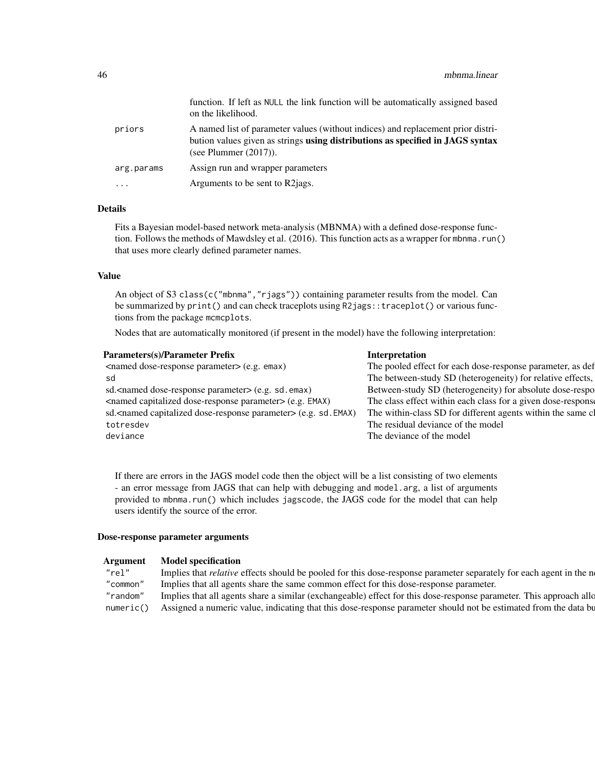| | |
|---|---|
| | function. If left as `NULL` the link function will be automatically assigned based on the likelihood. |
| `priors` | A named list of parameter values (without indices) and replacement prior distribution values given as strings **using distributions as specified in JAGS syntax** (see Plummer (2017)). |
| `arg.params` | Assign run and wrapper parameters |
| `...` | Arguments to be sent to R2jags. |

### Details

Fits a Bayesian model-based network meta-analysis (MBNMA) with a defined dose-response function. Follows the methods of Mawdsley et al. (2016). This function acts as a wrapper for `mbnma.run()` that uses more clearly defined parameter names.

### Value

An object of S3 `class(c("mbnma","rjags"))` containing parameter results from the model. Can be summarized by `print()` and can check traceplots using `R2jags::traceplot()` or various functions from the package `mcmcplots`.

Nodes that are automatically monitored (if present in the model) have the following interpretation:

| Parameters(s)/Parameter Prefix | Interpretation |
|---|---|
| <named dose-response parameter> (e.g. `emax`) | The pooled effect for each dose-response parameter, as def |
| `sd` | The between-study SD (heterogeneity) for relative effects, |
| sd.<named dose-response parameter> (e.g. `sd.emax`) | Between-study SD (heterogeneity) for absolute dose-respo |
| <named capitalized dose-response parameter> (e.g. `EMAX`) | The class effect within each class for a given dose-respons |
| sd.<named capitalized dose-response parameter> (e.g. `sd.EMAX`) | The within-class SD for different agents within the same cl |
| `totresdev` | The residual deviance of the model |
| `deviance` | The deviance of the model |

If there are errors in the JAGS model code then the object will be a list consisting of two elements - an error message from JAGS that can help with debugging and `model.arg`, a list of arguments provided to `mbnma.run()` which includes `jagscode`, the JAGS code for the model that can help users identify the source of the error.

### Dose-response parameter arguments

| Argument | Model specification |
|---|---|
| `"rel"` | Implies that *relative* effects should be pooled for this dose-response parameter separately for each agent in the n |
| `"common"` | Implies that all agents share the same common effect for this dose-response parameter. |
| `"random"` | Implies that all agents share a similar (exchangeable) effect for this dose-response parameter. This approach allo |
| `numeric()` | Assigned a numeric value, indicating that this dose-response parameter should not be estimated from the data bu |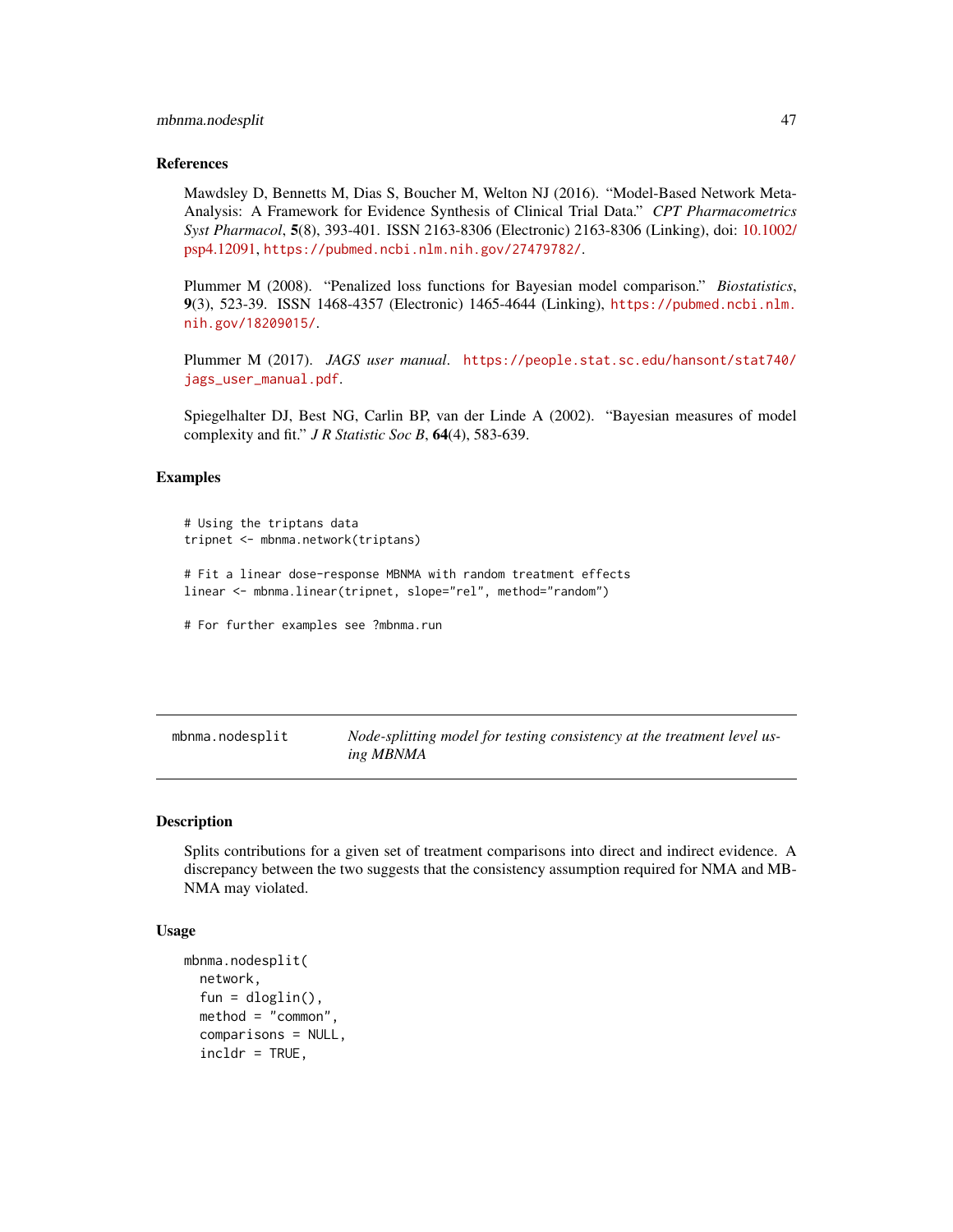## References

Mawdsley D, Bennetts M, Dias S, Boucher M, Welton NJ (2016). "Model-Based Network Meta-Analysis: A Framework for Evidence Synthesis of Clinical Trial Data." *CPT Pharmacometrics Syst Pharmacol*, **5**(8), 393-401. ISSN 2163-8306 (Electronic) 2163-8306 (Linking), doi: 10.1002/psp4.12091, https://pubmed.ncbi.nlm.nih.gov/27479782/.

Plummer M (2008). "Penalized loss functions for Bayesian model comparison." *Biostatistics*, **9**(3), 523-39. ISSN 1468-4357 (Electronic) 1465-4644 (Linking), https://pubmed.ncbi.nlm.nih.gov/18209015/.

Plummer M (2017). *JAGS user manual*. https://people.stat.sc.edu/hansont/stat740/jags_user_manual.pdf.

Spiegelhalter DJ, Best NG, Carlin BP, van der Linde A (2002). "Bayesian measures of model complexity and fit." *J R Statistic Soc B*, **64**(4), 583-639.

## Examples

```
# Using the triptans data
tripnet <- mbnma.network(triptans)

# Fit a linear dose-response MBNMA with random treatment effects
linear <- mbnma.linear(tripnet, slope="rel", method="random")

# For further examples see ?mbnma.run
```

---

# mbnma.nodesplit — *Node-splitting model for testing consistency at the treatment level using MBNMA*

## Description

Splits contributions for a given set of treatment comparisons into direct and indirect evidence. A discrepancy between the two suggests that the consistency assumption required for NMA and MBNMA may violated.

## Usage

```
mbnma.nodesplit(
  network,
  fun = dloglin(),
  method = "common",
  comparisons = NULL,
  incldr = TRUE,
```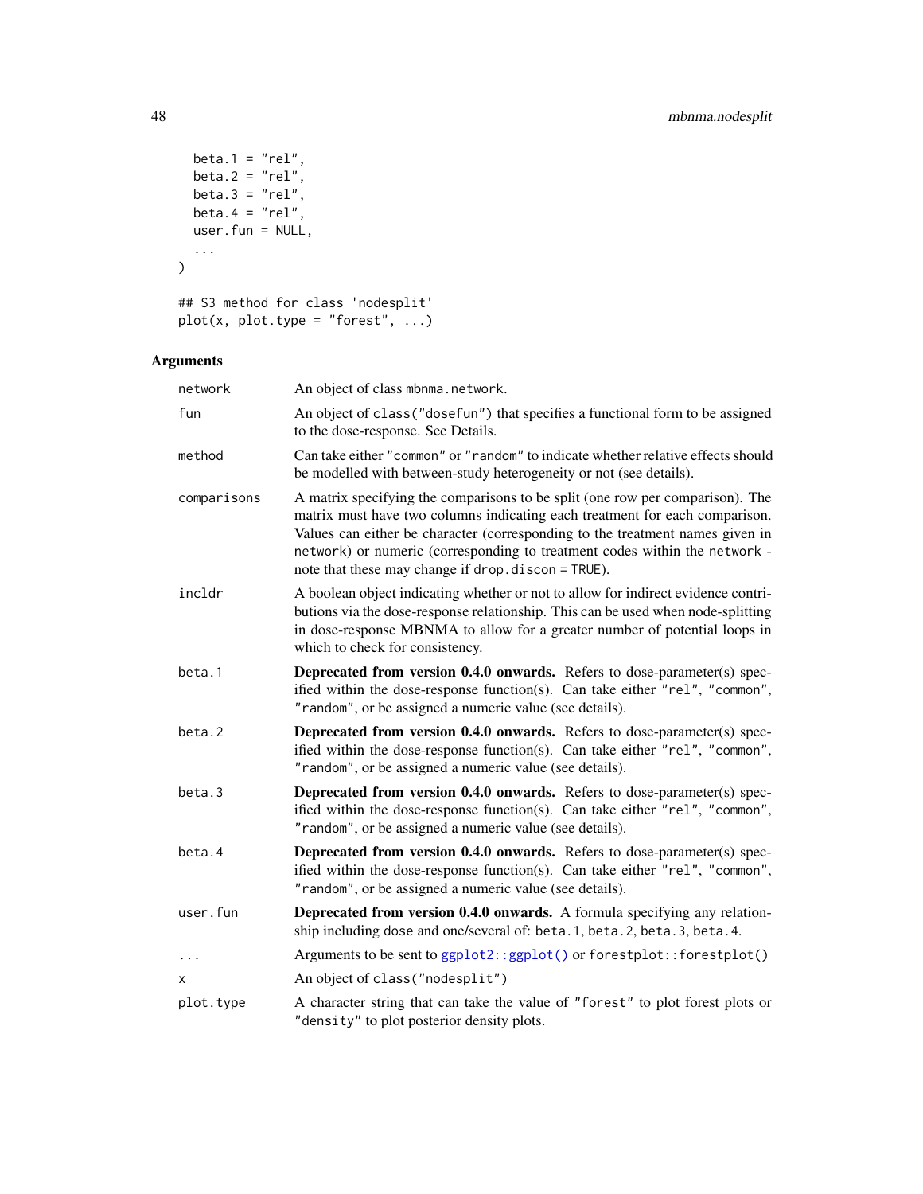```
  beta.1 = "rel",
  beta.2 = "rel",
  beta.3 = "rel",
  beta.4 = "rel",
  user.fun = NULL,
  ...
)

## S3 method for class 'nodesplit'
plot(x, plot.type = "forest", ...)
```

## Arguments

| | |
|---|---|
| network | An object of class mbnma.network. |
| fun | An object of class("dosefun") that specifies a functional form to be assigned to the dose-response. See Details. |
| method | Can take either "common" or "random" to indicate whether relative effects should be modelled with between-study heterogeneity or not (see details). |
| comparisons | A matrix specifying the comparisons to be split (one row per comparison). The matrix must have two columns indicating each treatment for each comparison. Values can either be character (corresponding to the treatment names given in network) or numeric (corresponding to treatment codes within the network - note that these may change if drop.discon = TRUE). |
| incldr | A boolean object indicating whether or not to allow for indirect evidence contributions via the dose-response relationship. This can be used when node-splitting in dose-response MBNMA to allow for a greater number of potential loops in which to check for consistency. |
| beta.1 | **Deprecated from version 0.4.0 onwards.** Refers to dose-parameter(s) specified within the dose-response function(s). Can take either "rel", "common", "random", or be assigned a numeric value (see details). |
| beta.2 | **Deprecated from version 0.4.0 onwards.** Refers to dose-parameter(s) specified within the dose-response function(s). Can take either "rel", "common", "random", or be assigned a numeric value (see details). |
| beta.3 | **Deprecated from version 0.4.0 onwards.** Refers to dose-parameter(s) specified within the dose-response function(s). Can take either "rel", "common", "random", or be assigned a numeric value (see details). |
| beta.4 | **Deprecated from version 0.4.0 onwards.** Refers to dose-parameter(s) specified within the dose-response function(s). Can take either "rel", "common", "random", or be assigned a numeric value (see details). |
| user.fun | **Deprecated from version 0.4.0 onwards.** A formula specifying any relationship including dose and one/several of: beta.1, beta.2, beta.3, beta.4. |
| ... | Arguments to be sent to ggplot2::ggplot() or forestplot::forestplot() |
| x | An object of class("nodesplit") |
| plot.type | A character string that can take the value of "forest" to plot forest plots or "density" to plot posterior density plots. |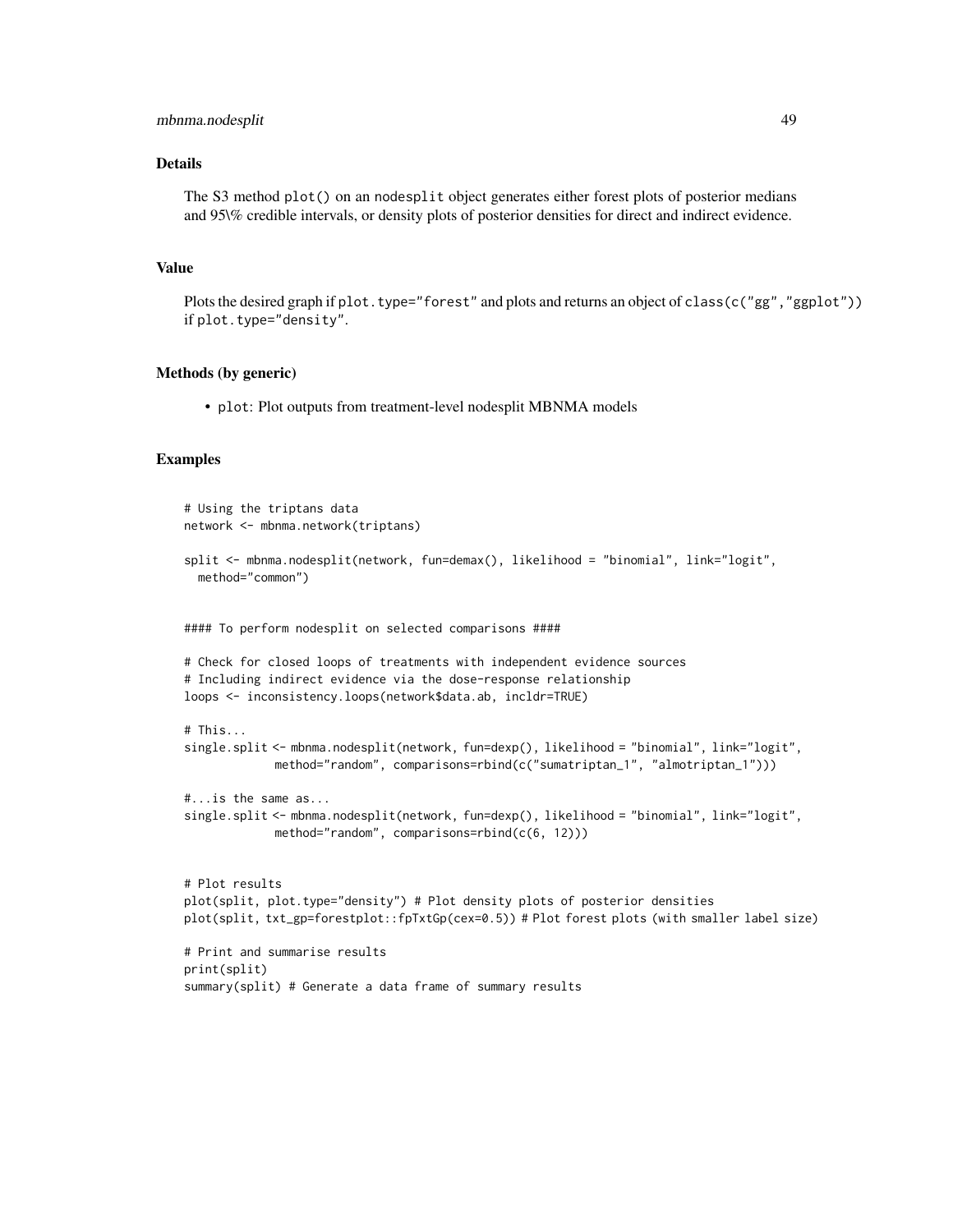## Details

The S3 method `plot()` on an `nodesplit` object generates either forest plots of posterior medians and 95\% credible intervals, or density plots of posterior densities for direct and indirect evidence.

## Value

Plots the desired graph if `plot.type="forest"` and plots and returns an object of `class(c("gg","ggplot"))` if `plot.type="density"`.

## Methods (by generic)

- `plot`: Plot outputs from treatment-level nodesplit MBNMA models

## Examples

```
# Using the triptans data
network <- mbnma.network(triptans)

split <- mbnma.nodesplit(network, fun=demax(), likelihood = "binomial", link="logit",
  method="common")


#### To perform nodesplit on selected comparisons ####

# Check for closed loops of treatments with independent evidence sources
# Including indirect evidence via the dose-response relationship
loops <- inconsistency.loops(network$data.ab, incldr=TRUE)

# This...
single.split <- mbnma.nodesplit(network, fun=dexp(), likelihood = "binomial", link="logit",
             method="random", comparisons=rbind(c("sumatriptan_1", "almotriptan_1")))

#...is the same as...
single.split <- mbnma.nodesplit(network, fun=dexp(), likelihood = "binomial", link="logit",
             method="random", comparisons=rbind(c(6, 12)))


# Plot results
plot(split, plot.type="density") # Plot density plots of posterior densities
plot(split, txt_gp=forestplot::fpTxtGp(cex=0.5)) # Plot forest plots (with smaller label size)

# Print and summarise results
print(split)
summary(split) # Generate a data frame of summary results
```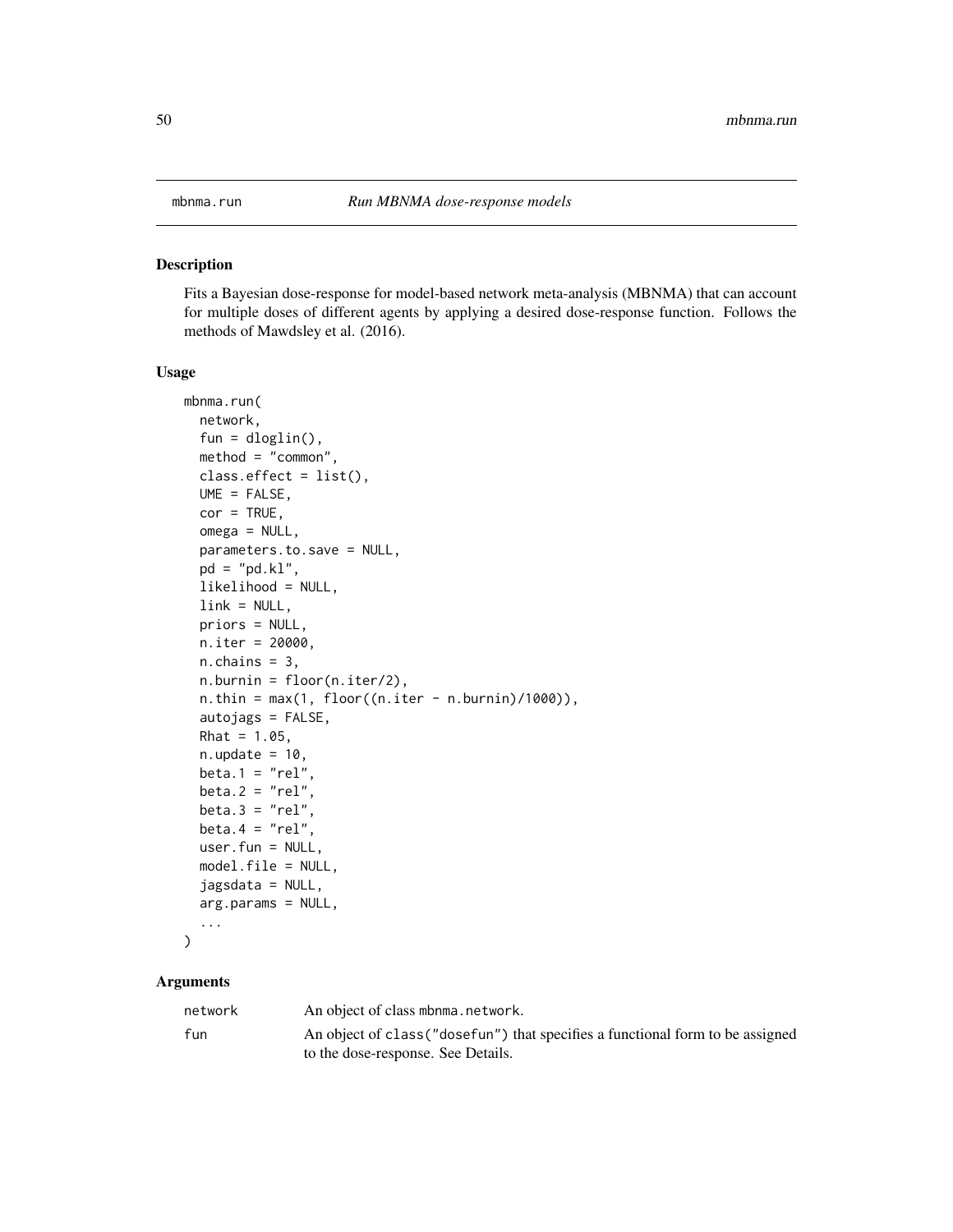mbnma.run *Run MBNMA dose-response models*

## Description

Fits a Bayesian dose-response for model-based network meta-analysis (MBNMA) that can account for multiple doses of different agents by applying a desired dose-response function. Follows the methods of Mawdsley et al. (2016).

## Usage

```
mbnma.run(
  network,
  fun = dloglin(),
  method = "common",
  class.effect = list(),
  UME = FALSE,
  cor = TRUE,
  omega = NULL,
  parameters.to.save = NULL,
  pd = "pd.kl",
  likelihood = NULL,
  link = NULL,
  priors = NULL,
  n.iter = 20000,
  n.chains = 3,
  n.burnin = floor(n.iter/2),
  n.thin = max(1, floor((n.iter - n.burnin)/1000)),
  autojags = FALSE,
  Rhat = 1.05,
  n.update = 10,
  beta.1 = "rel",
  beta.2 = "rel",
  beta.3 = "rel",
  beta.4 = "rel",
  user.fun = NULL,
  model.file = NULL,
  jagsdata = NULL,
  arg.params = NULL,
  ...
)
```

## Arguments

| | |
|---|---|
| network | An object of class mbnma.network. |
| fun | An object of class("dosefun") that specifies a functional form to be assigned to the dose-response. See Details. |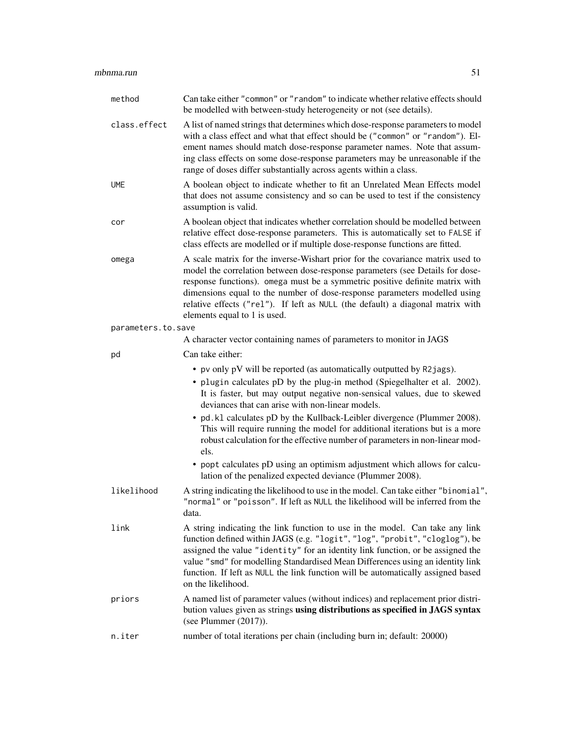| | |
|---|---|
| `method` | Can take either "common" or "random" to indicate whether relative effects should be modelled with between-study heterogeneity or not (see details). |
| `class.effect` | A list of named strings that determines which dose-response parameters to model with a class effect and what that effect should be ("common" or "random"). Element names should match dose-response parameter names. Note that assuming class effects on some dose-response parameters may be unreasonable if the range of doses differ substantially across agents within a class. |
| `UME` | A boolean object to indicate whether to fit an Unrelated Mean Effects model that does not assume consistency and so can be used to test if the consistency assumption is valid. |
| `cor` | A boolean object that indicates whether correlation should be modelled between relative effect dose-response parameters. This is automatically set to `FALSE` if class effects are modelled or if multiple dose-response functions are fitted. |
| `omega` | A scale matrix for the inverse-Wishart prior for the covariance matrix used to model the correlation between dose-response parameters (see Details for dose-response functions). `omega` must be a symmetric positive definite matrix with dimensions equal to the number of dose-response parameters modelled using relative effects ("rel"). If left as `NULL` (the default) a diagonal matrix with elements equal to 1 is used. |
| `parameters.to.save` | A character vector containing names of parameters to monitor in JAGS |
| `pd` | Can take either:<br>• `pv` only pV will be reported (as automatically outputted by `R2jags`).<br>• `plugin` calculates pD by the plug-in method (Spiegelhalter et al. 2002). It is faster, but may output negative non-sensical values, due to skewed deviances that can arise with non-linear models.<br>• `pd.kl` calculates pD by the Kullback-Leibler divergence (Plummer 2008). This will require running the model for additional iterations but is a more robust calculation for the effective number of parameters in non-linear models.<br>• `popt` calculates pD using an optimism adjustment which allows for calculation of the penalized expected deviance (Plummer 2008). |
| `likelihood` | A string indicating the likelihood to use in the model. Can take either "binomial", "normal" or "poisson". If left as `NULL` the likelihood will be inferred from the data. |
| `link` | A string indicating the link function to use in the model. Can take any link function defined within JAGS (e.g. "logit", "log", "probit", "cloglog"), be assigned the value "identity" for an identity link function, or be assigned the value "smd" for modelling Standardised Mean Differences using an identity link function. If left as `NULL` the link function will be automatically assigned based on the likelihood. |
| `priors` | A named list of parameter values (without indices) and replacement prior distribution values given as strings **using distributions as specified in JAGS syntax** (see Plummer (2017)). |
| `n.iter` | number of total iterations per chain (including burn in; default: 20000) |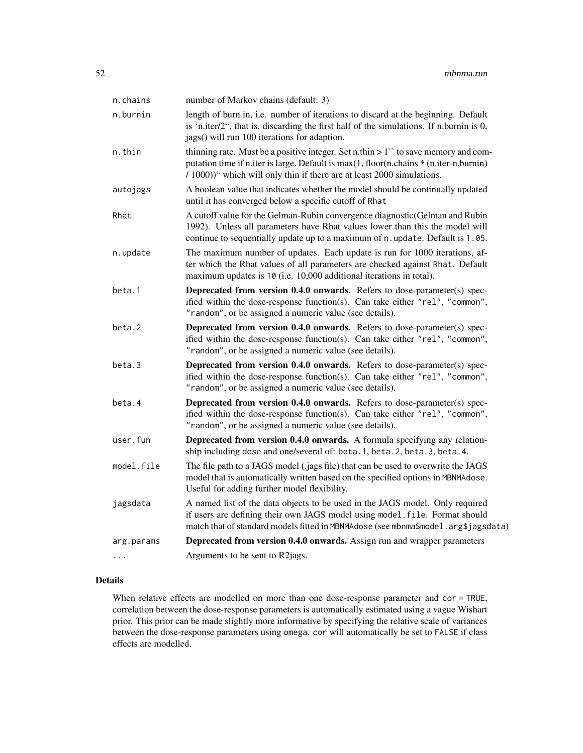| | |
|---|---|
| n.chains | number of Markov chains (default: 3) |
| n.burnin | length of burn in, i.e. number of iterations to discard at the beginning. Default is 'n.iter/2", that is, discarding the first half of the simulations. If n.burnin is 0, jags() will run 100 iterations for adaption. |
| n.thin | thinning rate. Must be a positive integer. Set n.thin > 1`` to save memory and computation time if n.iter is large. Default is max(1, floor(n.chains * (n.iter-n.burnin) / 1000))" which will only thin if there are at least 2000 simulations. |
| autojags | A boolean value that indicates whether the model should be continually updated until it has converged below a specific cutoff of `Rhat` |
| Rhat | A cutoff value for the Gelman-Rubin convergence diagnostic(Gelman and Rubin 1992). Unless all parameters have Rhat values lower than this the model will continue to sequentially update up to a maximum of `n.update`. Default is `1.05`. |
| n.update | The maximum number of updates. Each update is run for 1000 iterations, after which the Rhat values of all parameters are checked against `Rhat`. Default maximum updates is `10` (i.e. 10,000 additional iterations in total). |
| beta.1 | **Deprecated from version 0.4.0 onwards.** Refers to dose-parameter(s) specified within the dose-response function(s). Can take either `"rel"`, `"common"`, `"random"`, or be assigned a numeric value (see details). |
| beta.2 | **Deprecated from version 0.4.0 onwards.** Refers to dose-parameter(s) specified within the dose-response function(s). Can take either `"rel"`, `"common"`, `"random"`, or be assigned a numeric value (see details). |
| beta.3 | **Deprecated from version 0.4.0 onwards.** Refers to dose-parameter(s) specified within the dose-response function(s). Can take either `"rel"`, `"common"`, `"random"`, or be assigned a numeric value (see details). |
| beta.4 | **Deprecated from version 0.4.0 onwards.** Refers to dose-parameter(s) specified within the dose-response function(s). Can take either `"rel"`, `"common"`, `"random"`, or be assigned a numeric value (see details). |
| user.fun | **Deprecated from version 0.4.0 onwards.** A formula specifying any relationship including `dose` and one/several of: `beta.1`, `beta.2`, `beta.3`, `beta.4`. |
| model.file | The file path to a JAGS model (.jags file) that can be used to overwrite the JAGS model that is automatically written based on the specified options in `MBNMAdose`. Useful for adding further model flexibility. |
| jagsdata | A named list of the data objects to be used in the JAGS model. Only required if users are defining their own JAGS model using `model.file`. Format should match that of standard models fitted in `MBNMAdose` (see `mbnma$model.arg$jagsdata`) |
| arg.params | **Deprecated from version 0.4.0 onwards.** Assign run and wrapper parameters |
| ... | Arguments to be sent to R2jags. |

## Details

When relative effects are modelled on more than one dose-response parameter and `cor = TRUE`, correlation between the dose-response parameters is automatically estimated using a vague Wishart prior. This prior can be made slightly more informative by specifying the relative scale of variances between the dose-response parameters using `omega`. `cor` will automatically be set to `FALSE` if class effects are modelled.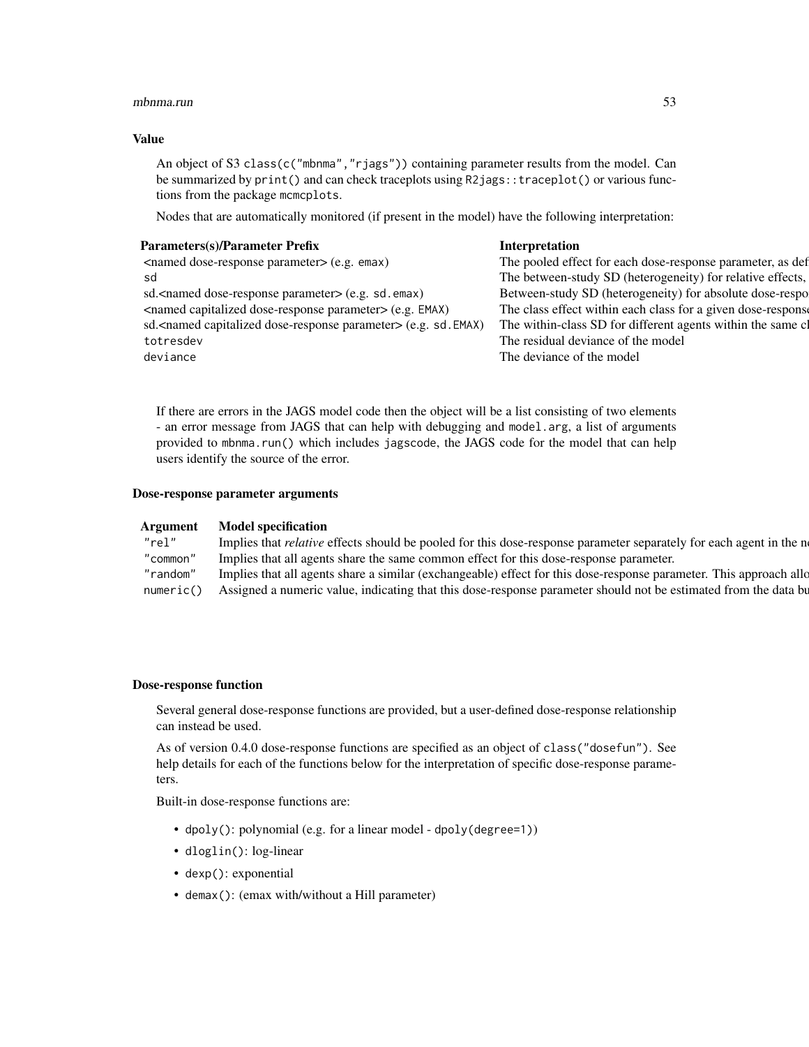### Value

An object of S3 class(c("mbnma","rjags")) containing parameter results from the model. Can be summarized by print() and can check traceplots using R2jags::traceplot() or various functions from the package mcmcplots.

Nodes that are automatically monitored (if present in the model) have the following interpretation:

| Parameters(s)/Parameter Prefix | Interpretation |
|---|---|
| <named dose-response parameter> (e.g. emax) | The pooled effect for each dose-response parameter, as def |
| sd | The between-study SD (heterogeneity) for relative effects, |
| sd.<named dose-response parameter> (e.g. sd.emax) | Between-study SD (heterogeneity) for absolute dose-respo |
| <named capitalized dose-response parameter> (e.g. EMAX) | The class effect within each class for a given dose-response |
| sd.<named capitalized dose-response parameter> (e.g. sd.EMAX) | The within-class SD for different agents within the same cl |
| totresdev | The residual deviance of the model |
| deviance | The deviance of the model |

If there are errors in the JAGS model code then the object will be a list consisting of two elements - an error message from JAGS that can help with debugging and model.arg, a list of arguments provided to mbnma.run() which includes jagscode, the JAGS code for the model that can help users identify the source of the error.

### Dose-response parameter arguments

| Argument | Model specification |
|---|---|
| "rel" | Implies that *relative* effects should be pooled for this dose-response parameter separately for each agent in the n |
| "common" | Implies that all agents share the same common effect for this dose-response parameter. |
| "random" | Implies that all agents share a similar (exchangeable) effect for this dose-response parameter. This approach allo |
| numeric() | Assigned a numeric value, indicating that this dose-response parameter should not be estimated from the data bu |

### Dose-response function

Several general dose-response functions are provided, but a user-defined dose-response relationship can instead be used.

As of version 0.4.0 dose-response functions are specified as an object of class("dosefun"). See help details for each of the functions below for the interpretation of specific dose-response parameters.

Built-in dose-response functions are:

- dpoly(): polynomial (e.g. for a linear model - dpoly(degree=1))
- dloglin(): log-linear
- dexp(): exponential
- demax(): (emax with/without a Hill parameter)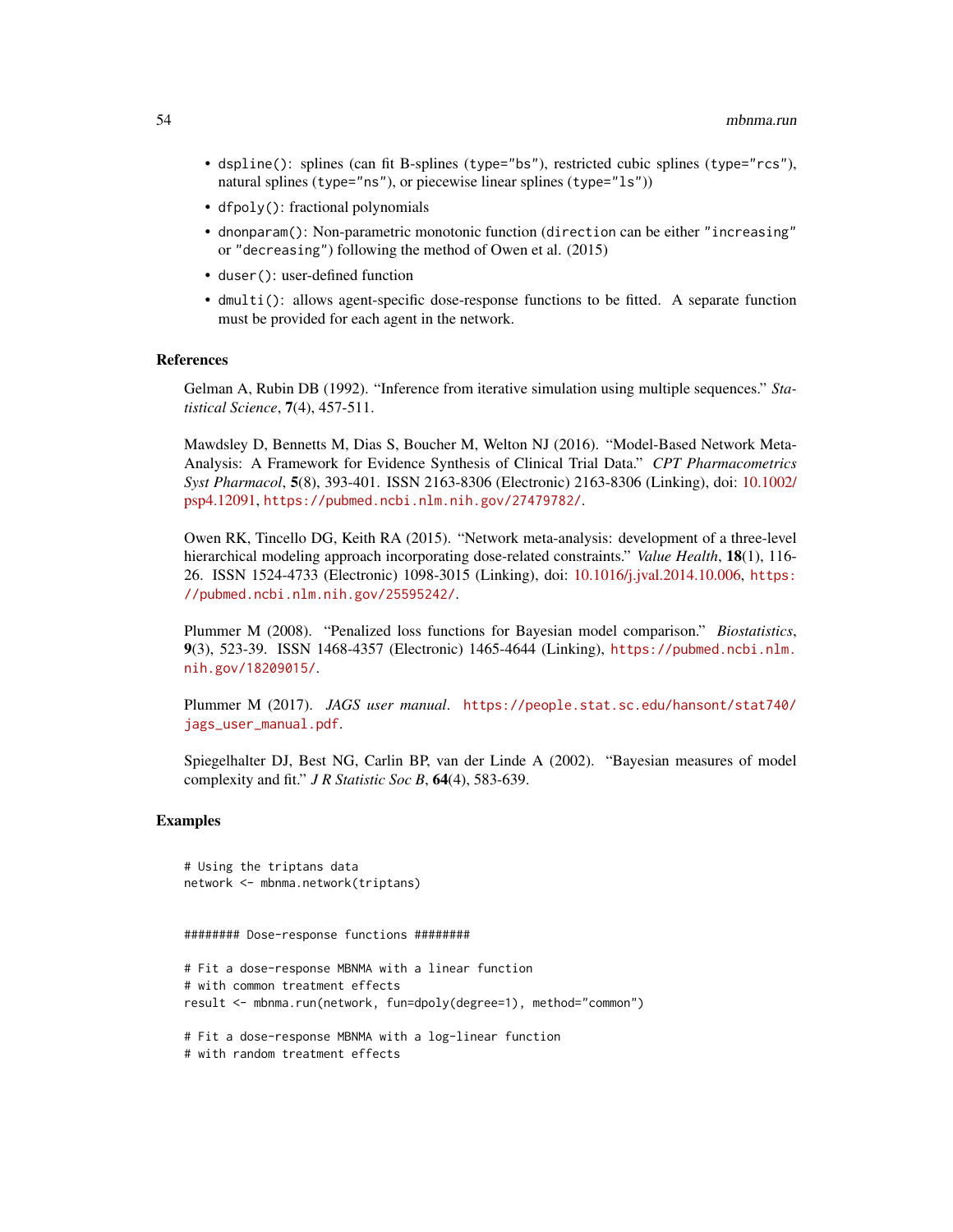- `dspline()`: splines (can fit B-splines (`type="bs"`), restricted cubic splines (`type="rcs"`), natural splines (`type="ns"`), or piecewise linear splines (`type="ls"`))
- `dfpoly()`: fractional polynomials
- `dnonparam()`: Non-parametric monotonic function (`direction` can be either `"increasing"` or `"decreasing"`) following the method of Owen et al. (2015)
- `duser()`: user-defined function
- `dmulti()`: allows agent-specific dose-response functions to be fitted. A separate function must be provided for each agent in the network.

## References

Gelman A, Rubin DB (1992). "Inference from iterative simulation using multiple sequences." *Statistical Science*, **7**(4), 457-511.

Mawdsley D, Bennetts M, Dias S, Boucher M, Welton NJ (2016). "Model-Based Network Meta-Analysis: A Framework for Evidence Synthesis of Clinical Trial Data." *CPT Pharmacometrics Syst Pharmacol*, **5**(8), 393-401. ISSN 2163-8306 (Electronic) 2163-8306 (Linking), doi: 10.1002/psp4.12091, https://pubmed.ncbi.nlm.nih.gov/27479782/.

Owen RK, Tincello DG, Keith RA (2015). "Network meta-analysis: development of a three-level hierarchical modeling approach incorporating dose-related constraints." *Value Health*, **18**(1), 116-26. ISSN 1524-4733 (Electronic) 1098-3015 (Linking), doi: 10.1016/j.jval.2014.10.006, https://pubmed.ncbi.nlm.nih.gov/25595242/.

Plummer M (2008). "Penalized loss functions for Bayesian model comparison." *Biostatistics*, **9**(3), 523-39. ISSN 1468-4357 (Electronic) 1465-4644 (Linking), https://pubmed.ncbi.nlm.nih.gov/18209015/.

Plummer M (2017). *JAGS user manual*. https://people.stat.sc.edu/hansont/stat740/jags_user_manual.pdf.

Spiegelhalter DJ, Best NG, Carlin BP, van der Linde A (2002). "Bayesian measures of model complexity and fit." *J R Statistic Soc B*, **64**(4), 583-639.

## Examples

```
# Using the triptans data
network <- mbnma.network(triptans)


######## Dose-response functions ########

# Fit a dose-response MBNMA with a linear function
# with common treatment effects
result <- mbnma.run(network, fun=dpoly(degree=1), method="common")

# Fit a dose-response MBNMA with a log-linear function
# with random treatment effects
```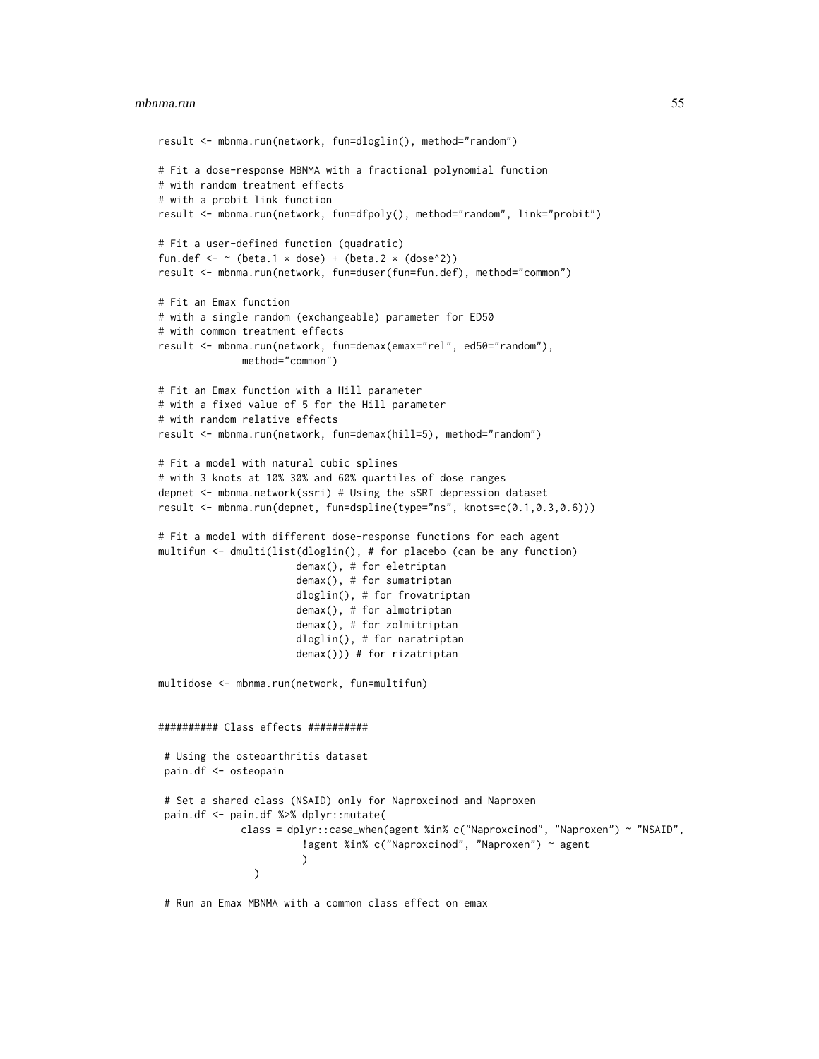```
result <- mbnma.run(network, fun=dloglin(), method="random")

# Fit a dose-response MBNMA with a fractional polynomial function
# with random treatment effects
# with a probit link function
result <- mbnma.run(network, fun=dfpoly(), method="random", link="probit")

# Fit a user-defined function (quadratic)
fun.def <- ~ (beta.1 * dose) + (beta.2 * (dose^2))
result <- mbnma.run(network, fun=duser(fun=fun.def), method="common")

# Fit an Emax function
# with a single random (exchangeable) parameter for ED50
# with common treatment effects
result <- mbnma.run(network, fun=demax(emax="rel", ed50="random"),
              method="common")

# Fit an Emax function with a Hill parameter
# with a fixed value of 5 for the Hill parameter
# with random relative effects
result <- mbnma.run(network, fun=demax(hill=5), method="random")

# Fit a model with natural cubic splines
# with 3 knots at 10% 30% and 60% quartiles of dose ranges
depnet <- mbnma.network(ssri) # Using the sSRI depression dataset
result <- mbnma.run(depnet, fun=dspline(type="ns", knots=c(0.1,0.3,0.6)))

# Fit a model with different dose-response functions for each agent
multifun <- dmulti(list(dloglin(), # for placebo (can be any function)
                       demax(), # for eletriptan
                       demax(), # for sumatriptan
                       dloglin(), # for frovatriptan
                       demax(), # for almotriptan
                       demax(), # for zolmitriptan
                       dloglin(), # for naratriptan
                       demax())) # for rizatriptan

multidose <- mbnma.run(network, fun=multifun)


########## Class effects ##########

 # Using the osteoarthritis dataset
 pain.df <- osteopain

 # Set a shared class (NSAID) only for Naproxcinod and Naproxen
 pain.df <- pain.df %>% dplyr::mutate(
             class = dplyr::case_when(agent %in% c("Naproxcinod", "Naproxen") ~ "NSAID",
                        !agent %in% c("Naproxcinod", "Naproxen") ~ agent
                        )
               )

 # Run an Emax MBNMA with a common class effect on emax
```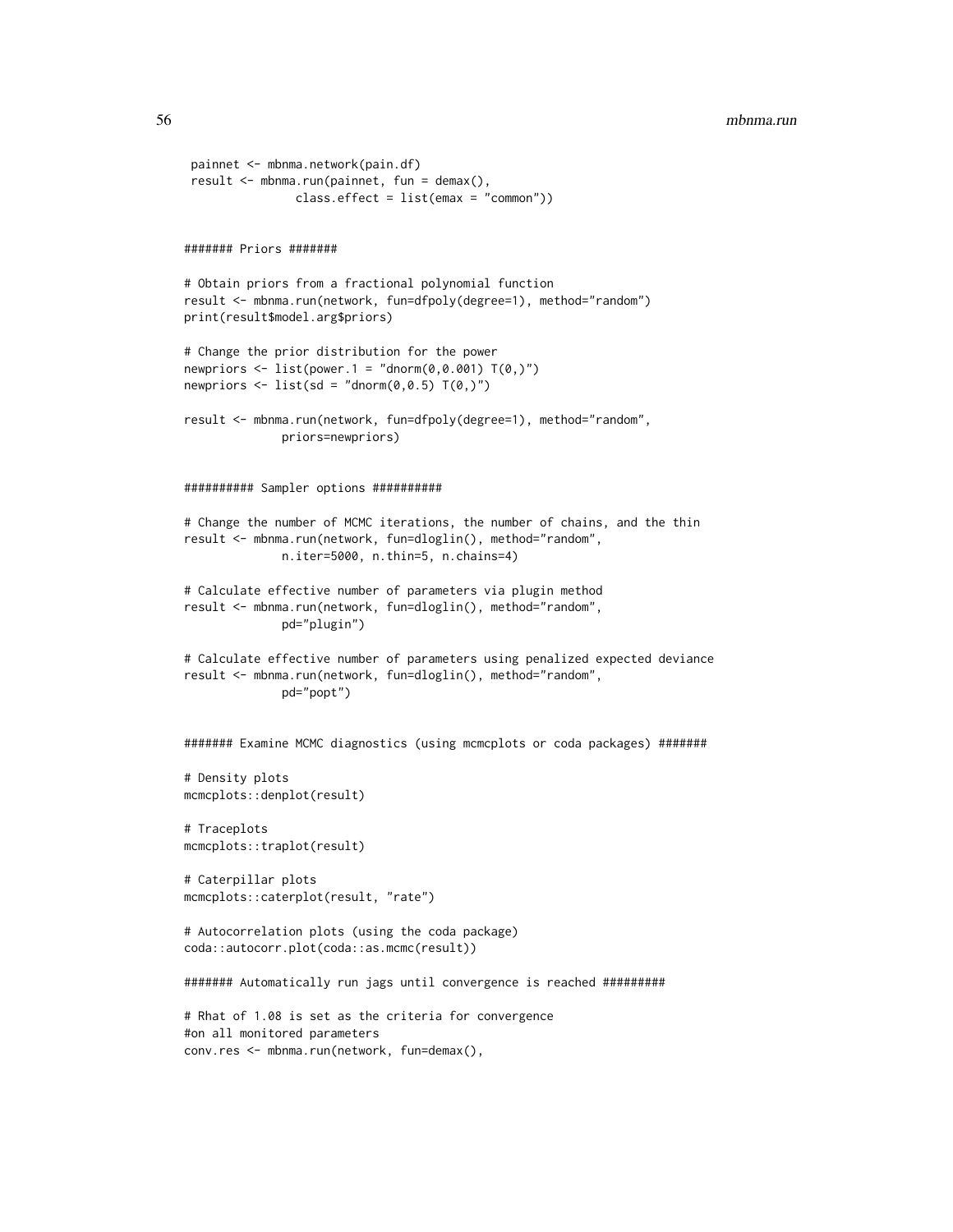```
 painnet <- mbnma.network(pain.df)
 result <- mbnma.run(painnet, fun = demax(),
               class.effect = list(emax = "common"))


####### Priors #######

# Obtain priors from a fractional polynomial function
result <- mbnma.run(network, fun=dfpoly(degree=1), method="random")
print(result$model.arg$priors)

# Change the prior distribution for the power
newpriors <- list(power.1 = "dnorm(0,0.001) T(0,)")
newpriors <- list(sd = "dnorm(0,0.5) T(0,)")

result <- mbnma.run(network, fun=dfpoly(degree=1), method="random",
             priors=newpriors)


########## Sampler options ##########

# Change the number of MCMC iterations, the number of chains, and the thin
result <- mbnma.run(network, fun=dloglin(), method="random",
             n.iter=5000, n.thin=5, n.chains=4)

# Calculate effective number of parameters via plugin method
result <- mbnma.run(network, fun=dloglin(), method="random",
             pd="plugin")

# Calculate effective number of parameters using penalized expected deviance
result <- mbnma.run(network, fun=dloglin(), method="random",
             pd="popt")


####### Examine MCMC diagnostics (using mcmcplots or coda packages) #######

# Density plots
mcmcplots::denplot(result)

# Traceplots
mcmcplots::traplot(result)

# Caterpillar plots
mcmcplots::caterplot(result, "rate")

# Autocorrelation plots (using the coda package)
coda::autocorr.plot(coda::as.mcmc(result))

####### Automatically run jags until convergence is reached #########

# Rhat of 1.08 is set as the criteria for convergence
#on all monitored parameters
conv.res <- mbnma.run(network, fun=demax(),
```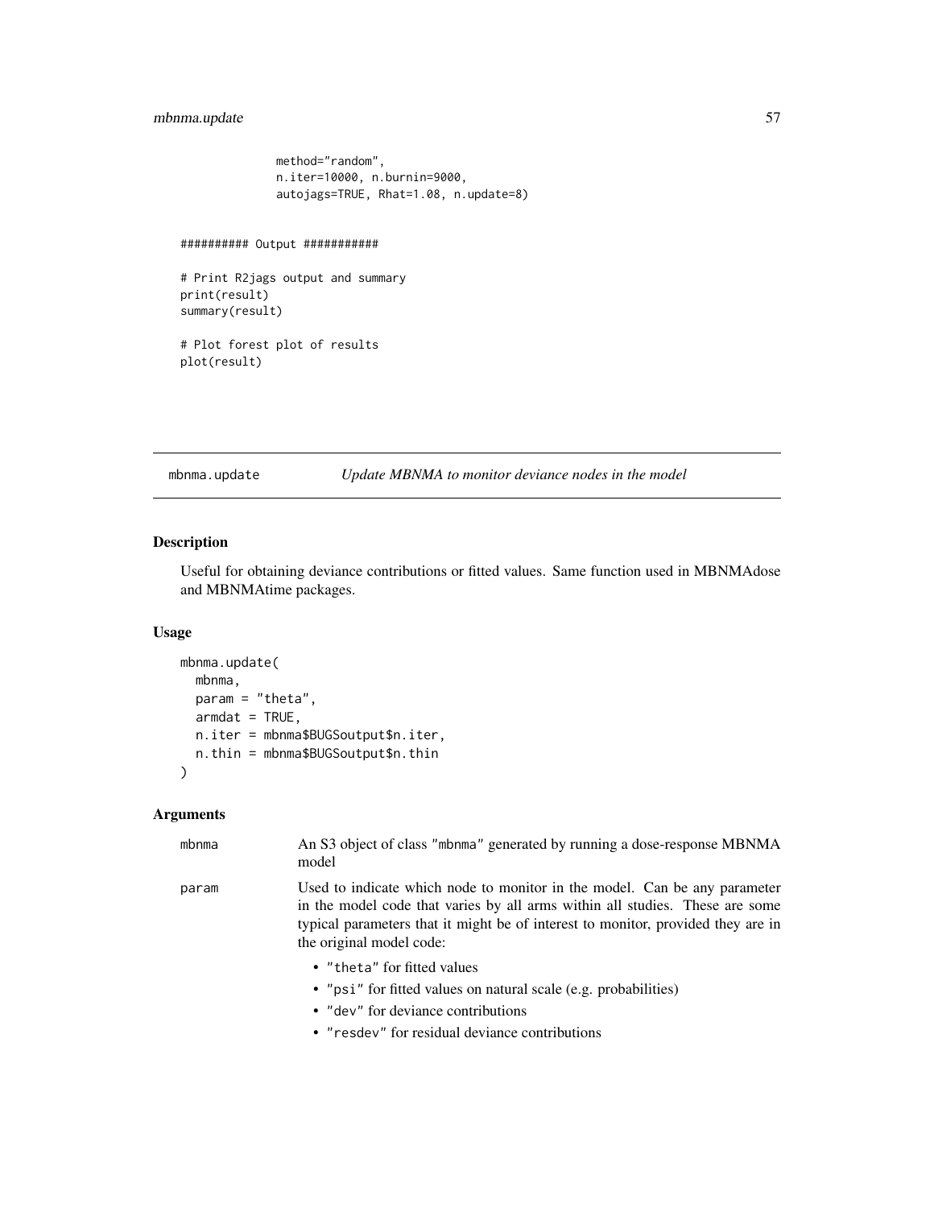```
              method="random",
              n.iter=10000, n.burnin=9000,
              autojags=TRUE, Rhat=1.08, n.update=8)


########## Output ###########

# Print R2jags output and summary
print(result)
summary(result)

# Plot forest plot of results
plot(result)
```

## mbnma.update — *Update MBNMA to monitor deviance nodes in the model*

### Description

Useful for obtaining deviance contributions or fitted values. Same function used in MBNMAdose and MBNMAtime packages.

### Usage

```
mbnma.update(
  mbnma,
  param = "theta",
  armdat = TRUE,
  n.iter = mbnma$BUGSoutput$n.iter,
  n.thin = mbnma$BUGSoutput$n.thin
)
```

### Arguments

| | |
|---|---|
| `mbnma` | An S3 object of class "mbnma" generated by running a dose-response MBNMA model |
| `param` | Used to indicate which node to monitor in the model. Can be any parameter in the model code that varies by all arms within all studies. These are some typical parameters that it might be of interest to monitor, provided they are in the original model code:<br>• "theta" for fitted values<br>• "psi" for fitted values on natural scale (e.g. probabilities)<br>• "dev" for deviance contributions<br>• "resdev" for residual deviance contributions |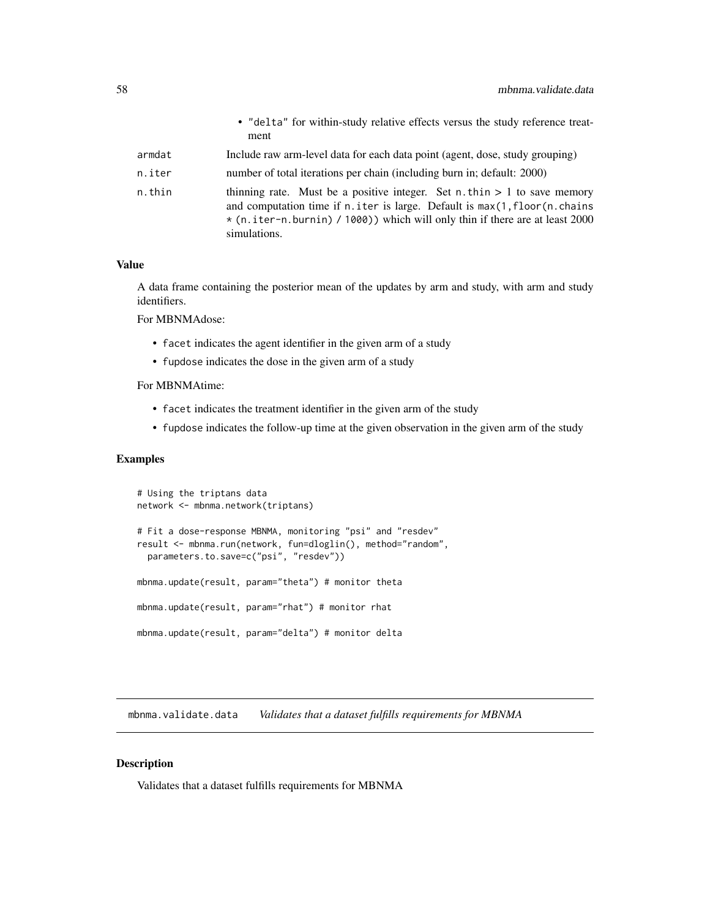- "delta" for within-study relative effects versus the study reference treatment

| | |
|---|---|
| armdat | Include raw arm-level data for each data point (agent, dose, study grouping) |
| n.iter | number of total iterations per chain (including burn in; default: 2000) |
| n.thin | thinning rate. Must be a positive integer. Set n.thin > 1 to save memory and computation time if n.iter is large. Default is max(1,floor(n.chains * (n.iter-n.burnin) / 1000)) which will only thin if there are at least 2000 simulations. |

### Value

A data frame containing the posterior mean of the updates by arm and study, with arm and study identifiers.

For MBNMAdose:

- facet indicates the agent identifier in the given arm of a study
- fupdose indicates the dose in the given arm of a study

For MBNMAtime:

- facet indicates the treatment identifier in the given arm of the study
- fupdose indicates the follow-up time at the given observation in the given arm of the study

### Examples

```
# Using the triptans data
network <- mbnma.network(triptans)

# Fit a dose-response MBNMA, monitoring "psi" and "resdev"
result <- mbnma.run(network, fun=dloglin(), method="random",
  parameters.to.save=c("psi", "resdev"))

mbnma.update(result, param="theta") # monitor theta

mbnma.update(result, param="rhat") # monitor rhat

mbnma.update(result, param="delta") # monitor delta
```

## mbnma.validate.data *Validates that a dataset fulfills requirements for MBNMA*

### Description

Validates that a dataset fulfills requirements for MBNMA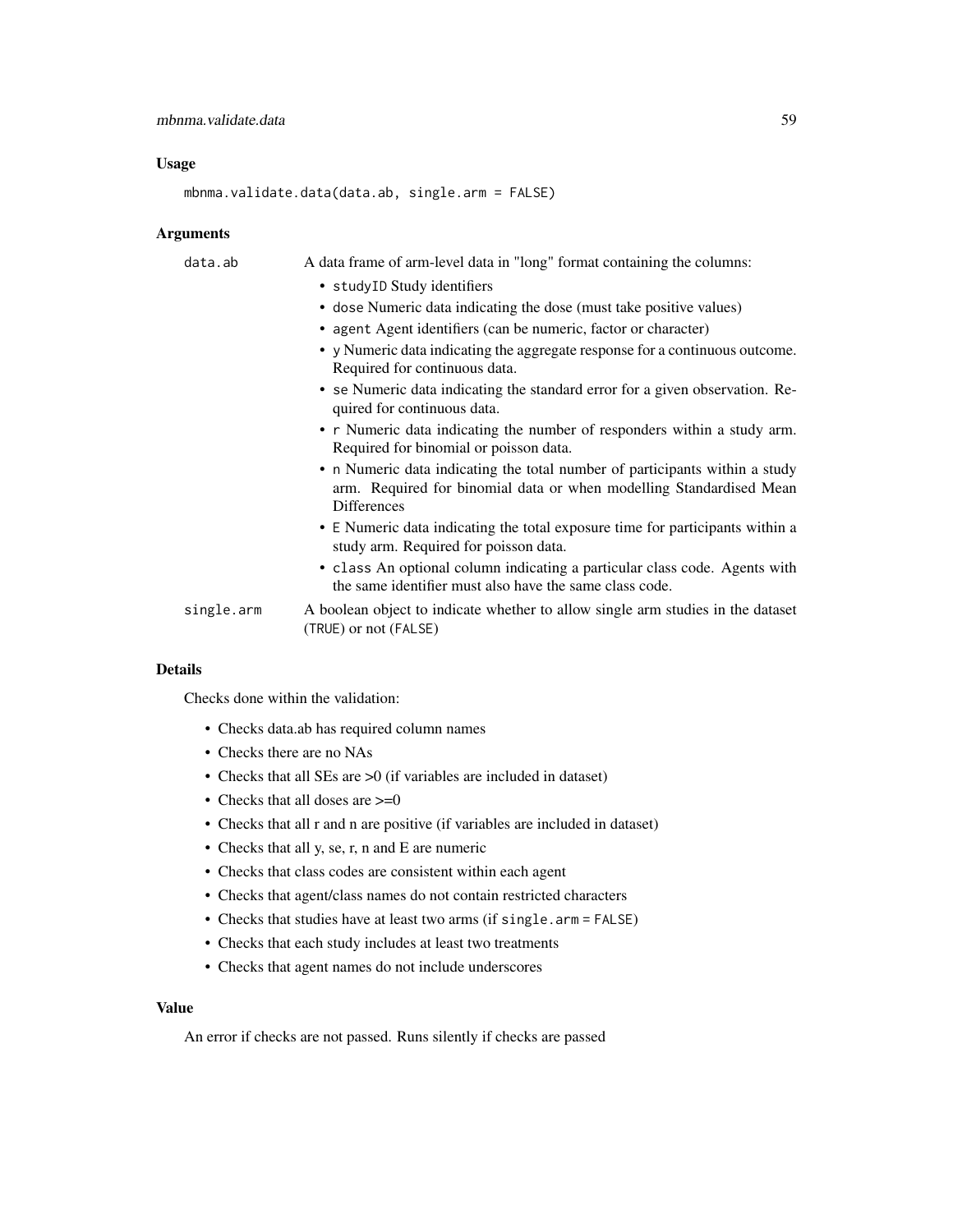### Usage

```
mbnma.validate.data(data.ab, single.arm = FALSE)
```

### Arguments

| | |
|---|---|
| `data.ab` | A data frame of arm-level data in "long" format containing the columns: <ul><li>`studyID` Study identifiers</li><li>`dose` Numeric data indicating the dose (must take positive values)</li><li>`agent` Agent identifiers (can be numeric, factor or character)</li><li>`y` Numeric data indicating the aggregate response for a continuous outcome. Required for continuous data.</li><li>`se` Numeric data indicating the standard error for a given observation. Required for continuous data.</li><li>`r` Numeric data indicating the number of responders within a study arm. Required for binomial or poisson data.</li><li>`n` Numeric data indicating the total number of participants within a study arm. Required for binomial data or when modelling Standardised Mean Differences</li><li>`E` Numeric data indicating the total exposure time for participants within a study arm. Required for poisson data.</li><li>`class` An optional column indicating a particular class code. Agents with the same identifier must also have the same class code.</li></ul> |
| `single.arm` | A boolean object to indicate whether to allow single arm studies in the dataset (`TRUE`) or not (`FALSE`) |

### Details

Checks done within the validation:

- Checks data.ab has required column names
- Checks there are no NAs
- Checks that all SEs are >0 (if variables are included in dataset)
- Checks that all doses are >=0
- Checks that all r and n are positive (if variables are included in dataset)
- Checks that all y, se, r, n and E are numeric
- Checks that class codes are consistent within each agent
- Checks that agent/class names do not contain restricted characters
- Checks that studies have at least two arms (if `single.arm = FALSE`)
- Checks that each study includes at least two treatments
- Checks that agent names do not include underscores

### Value

An error if checks are not passed. Runs silently if checks are passed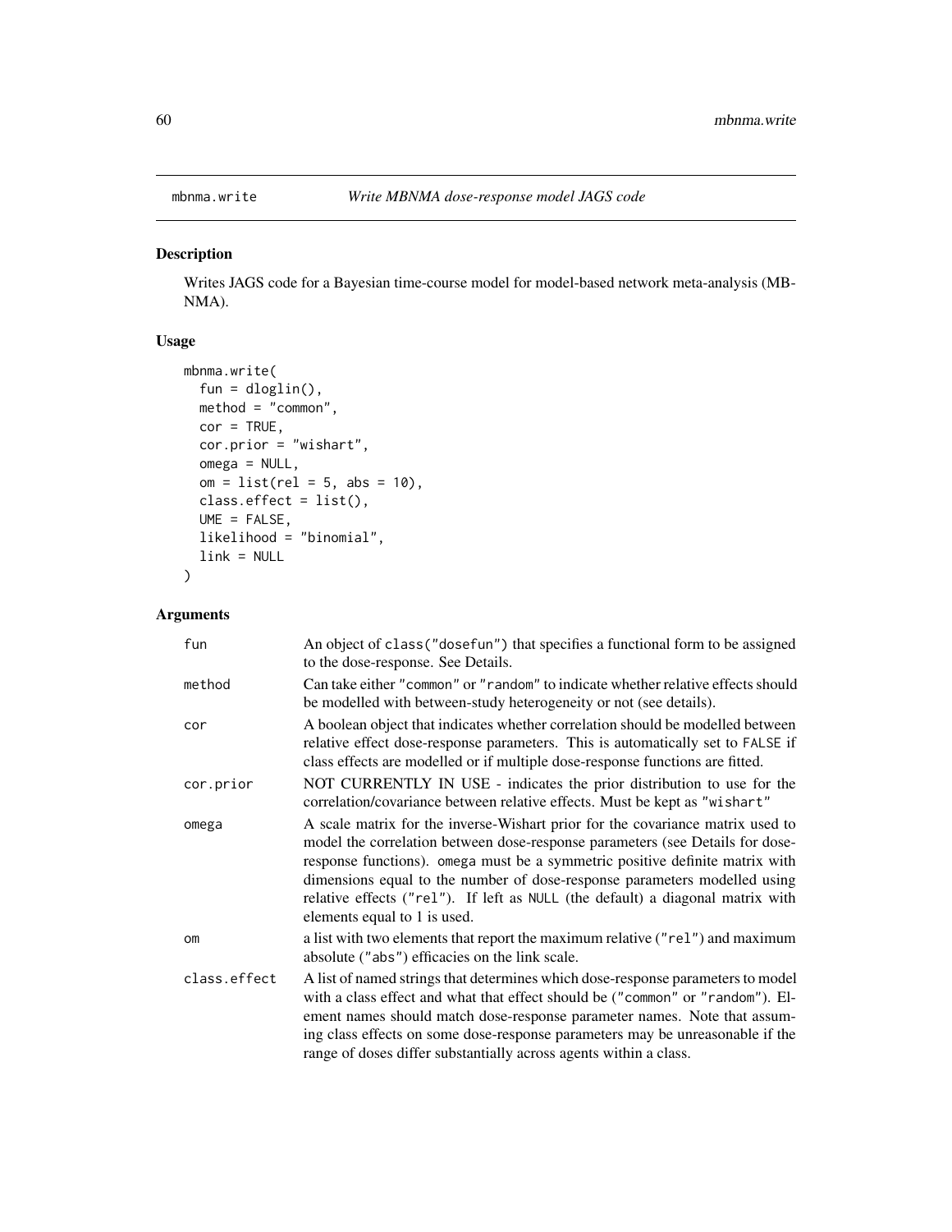mbnma.write *Write MBNMA dose-response model JAGS code*

## Description

Writes JAGS code for a Bayesian time-course model for model-based network meta-analysis (MBNMA).

## Usage

```
mbnma.write(
  fun = dloglin(),
  method = "common",
  cor = TRUE,
  cor.prior = "wishart",
  omega = NULL,
  om = list(rel = 5, abs = 10),
  class.effect = list(),
  UME = FALSE,
  likelihood = "binomial",
  link = NULL
)
```

## Arguments

| | |
|---|---|
| fun | An object of class("dosefun") that specifies a functional form to be assigned to the dose-response. See Details. |
| method | Can take either "common" or "random" to indicate whether relative effects should be modelled with between-study heterogeneity or not (see details). |
| cor | A boolean object that indicates whether correlation should be modelled between relative effect dose-response parameters. This is automatically set to FALSE if class effects are modelled or if multiple dose-response functions are fitted. |
| cor.prior | NOT CURRENTLY IN USE - indicates the prior distribution to use for the correlation/covariance between relative effects. Must be kept as "wishart" |
| omega | A scale matrix for the inverse-Wishart prior for the covariance matrix used to model the correlation between dose-response parameters (see Details for dose-response functions). omega must be a symmetric positive definite matrix with dimensions equal to the number of dose-response parameters modelled using relative effects ("rel"). If left as NULL (the default) a diagonal matrix with elements equal to 1 is used. |
| om | a list with two elements that report the maximum relative ("rel") and maximum absolute ("abs") efficacies on the link scale. |
| class.effect | A list of named strings that determines which dose-response parameters to model with a class effect and what that effect should be ("common" or "random"). Element names should match dose-response parameter names. Note that assuming class effects on some dose-response parameters may be unreasonable if the range of doses differ substantially across agents within a class. |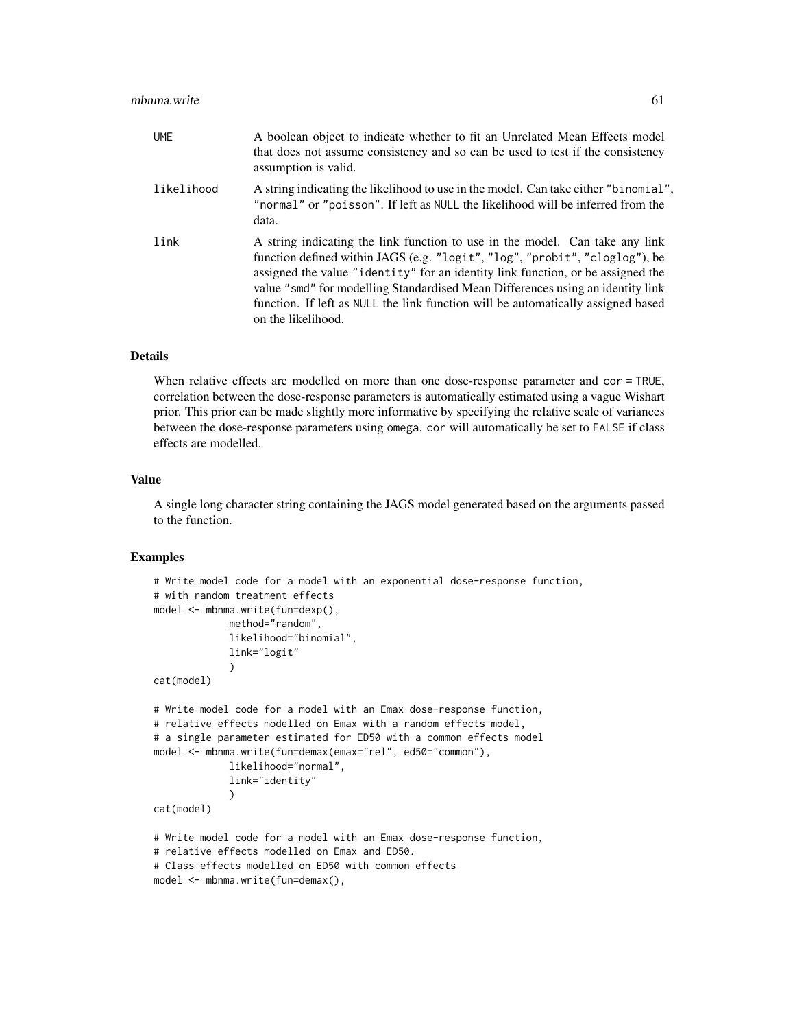| | |
|---|---|
| `UME` | A boolean object to indicate whether to fit an Unrelated Mean Effects model that does not assume consistency and so can be used to test if the consistency assumption is valid. |
| `likelihood` | A string indicating the likelihood to use in the model. Can take either `"binomial"`, `"normal"` or `"poisson"`. If left as `NULL` the likelihood will be inferred from the data. |
| `link` | A string indicating the link function to use in the model. Can take any link function defined within JAGS (e.g. `"logit"`, `"log"`, `"probit"`, `"cloglog"`), be assigned the value `"identity"` for an identity link function, or be assigned the value `"smd"` for modelling Standardised Mean Differences using an identity link function. If left as `NULL` the link function will be automatically assigned based on the likelihood. |

## Details

When relative effects are modelled on more than one dose-response parameter and `cor = TRUE`, correlation between the dose-response parameters is automatically estimated using a vague Wishart prior. This prior can be made slightly more informative by specifying the relative scale of variances between the dose-response parameters using `omega`. `cor` will automatically be set to `FALSE` if class effects are modelled.

## Value

A single long character string containing the JAGS model generated based on the arguments passed to the function.

## Examples

```
# Write model code for a model with an exponential dose-response function,
# with random treatment effects
model <- mbnma.write(fun=dexp(),
             method="random",
             likelihood="binomial",
             link="logit"
             )
cat(model)

# Write model code for a model with an Emax dose-response function,
# relative effects modelled on Emax with a random effects model,
# a single parameter estimated for ED50 with a common effects model
model <- mbnma.write(fun=demax(emax="rel", ed50="common"),
             likelihood="normal",
             link="identity"
             )
cat(model)

# Write model code for a model with an Emax dose-response function,
# relative effects modelled on Emax and ED50.
# Class effects modelled on ED50 with common effects
model <- mbnma.write(fun=demax(),
```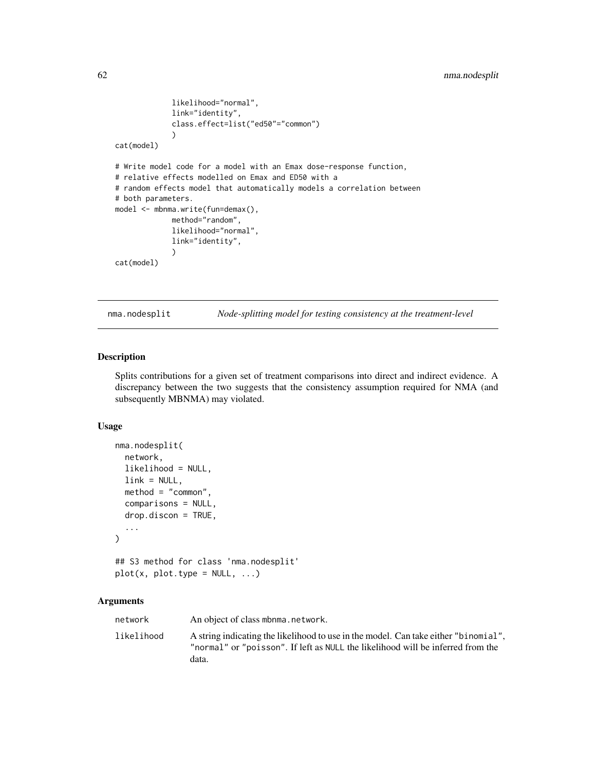```
             likelihood="normal",
             link="identity",
             class.effect=list("ed50"="common")
             )
cat(model)

# Write model code for a model with an Emax dose-response function,
# relative effects modelled on Emax and ED50 with a
# random effects model that automatically models a correlation between
# both parameters.
model <- mbnma.write(fun=demax(),
             method="random",
             likelihood="normal",
             link="identity",
             )
cat(model)
```

## nma.nodesplit — *Node-splitting model for testing consistency at the treatment-level*

### Description

Splits contributions for a given set of treatment comparisons into direct and indirect evidence. A discrepancy between the two suggests that the consistency assumption required for NMA (and subsequently MBNMA) may violated.

### Usage

```
nma.nodesplit(
  network,
  likelihood = NULL,
  link = NULL,
  method = "common",
  comparisons = NULL,
  drop.discon = TRUE,
  ...
)

## S3 method for class 'nma.nodesplit'
plot(x, plot.type = NULL, ...)
```

### Arguments

| | |
|---|---|
| network | An object of class mbnma.network. |
| likelihood | A string indicating the likelihood to use in the model. Can take either "binomial", "normal" or "poisson". If left as NULL the likelihood will be inferred from the data. |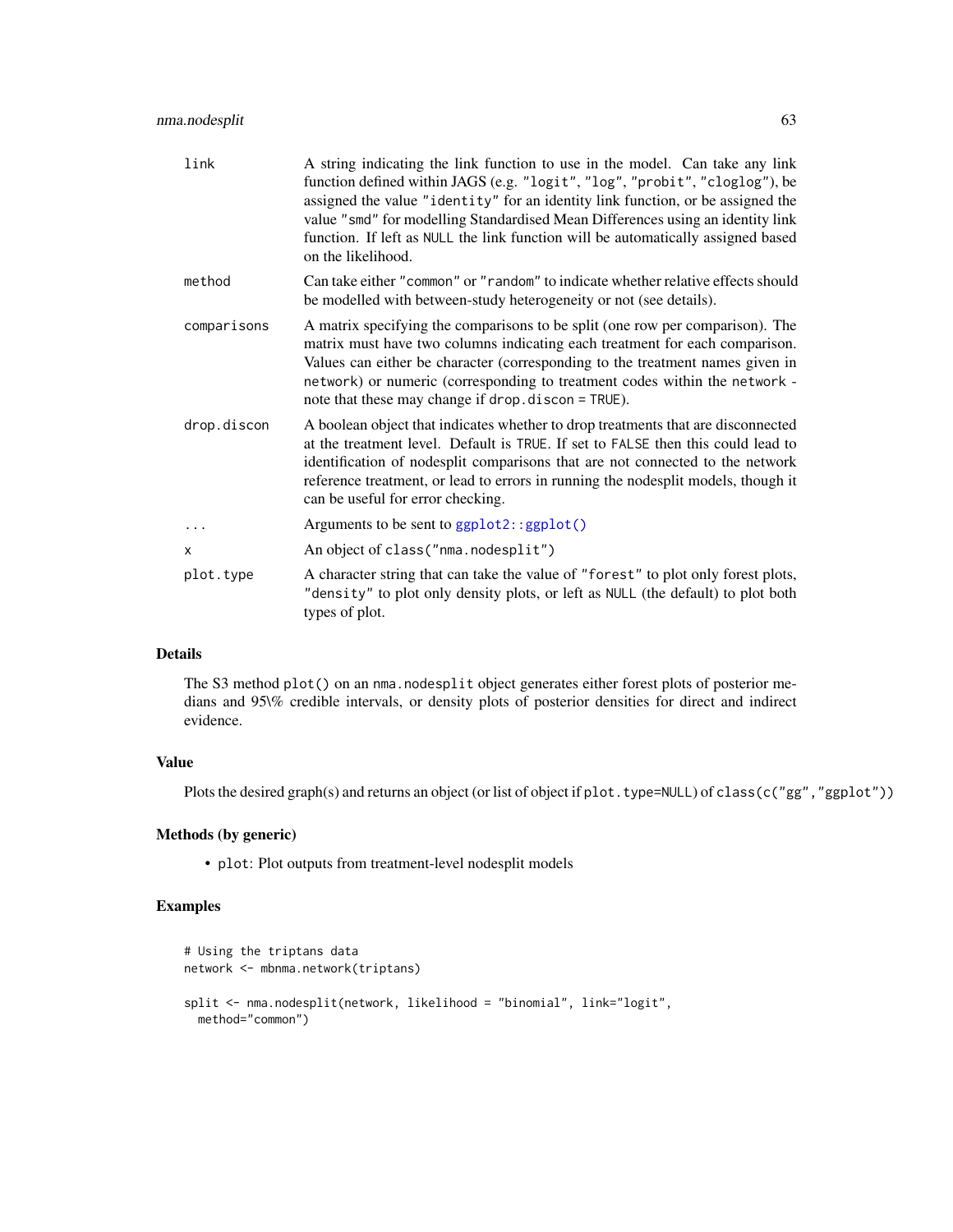| | |
|---|---|
| `link` | A string indicating the link function to use in the model. Can take any link function defined within JAGS (e.g. `"logit"`, `"log"`, `"probit"`, `"cloglog"`), be assigned the value `"identity"` for an identity link function, or be assigned the value `"smd"` for modelling Standardised Mean Differences using an identity link function. If left as `NULL` the link function will be automatically assigned based on the likelihood. |
| `method` | Can take either `"common"` or `"random"` to indicate whether relative effects should be modelled with between-study heterogeneity or not (see details). |
| `comparisons` | A matrix specifying the comparisons to be split (one row per comparison). The matrix must have two columns indicating each treatment for each comparison. Values can either be character (corresponding to the treatment names given in `network`) or numeric (corresponding to treatment codes within the `network` - note that these may change if `drop.discon = TRUE`). |
| `drop.discon` | A boolean object that indicates whether to drop treatments that are disconnected at the treatment level. Default is `TRUE`. If set to `FALSE` then this could lead to identification of nodesplit comparisons that are not connected to the network reference treatment, or lead to errors in running the nodesplit models, though it can be useful for error checking. |
| `...` | Arguments to be sent to `ggplot2::ggplot()` |
| `x` | An object of `class("nma.nodesplit")` |
| `plot.type` | A character string that can take the value of `"forest"` to plot only forest plots, `"density"` to plot only density plots, or left as `NULL` (the default) to plot both types of plot. |

## Details

The S3 method `plot()` on an `nma.nodesplit` object generates either forest plots of posterior medians and 95\% credible intervals, or density plots of posterior densities for direct and indirect evidence.

## Value

Plots the desired graph(s) and returns an object (or list of object if `plot.type=NULL`) of `class(c("gg","ggplot"))`

## Methods (by generic)

- `plot`: Plot outputs from treatment-level nodesplit models

## Examples

```
# Using the triptans data
network <- mbnma.network(triptans)

split <- nma.nodesplit(network, likelihood = "binomial", link="logit",
  method="common")
```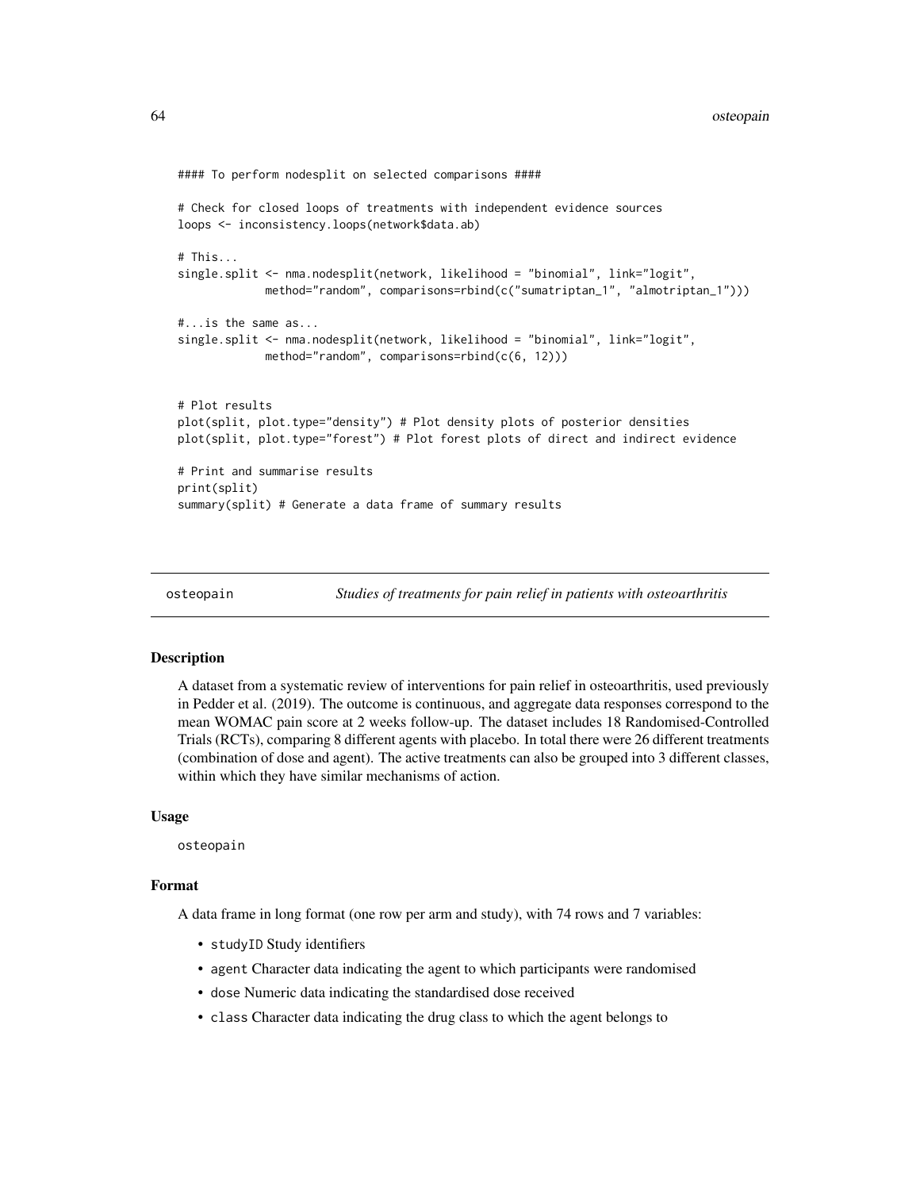```
#### To perform nodesplit on selected comparisons ####

# Check for closed loops of treatments with independent evidence sources
loops <- inconsistency.loops(network$data.ab)

# This...
single.split <- nma.nodesplit(network, likelihood = "binomial", link="logit",
             method="random", comparisons=rbind(c("sumatriptan_1", "almotriptan_1")))

#...is the same as...
single.split <- nma.nodesplit(network, likelihood = "binomial", link="logit",
             method="random", comparisons=rbind(c(6, 12)))


# Plot results
plot(split, plot.type="density") # Plot density plots of posterior densities
plot(split, plot.type="forest") # Plot forest plots of direct and indirect evidence

# Print and summarise results
print(split)
summary(split) # Generate a data frame of summary results
```

---

## osteopain *Studies of treatments for pain relief in patients with osteoarthritis*

---

### Description

A dataset from a systematic review of interventions for pain relief in osteoarthritis, used previously in Pedder et al. (2019). The outcome is continuous, and aggregate data responses correspond to the mean WOMAC pain score at 2 weeks follow-up. The dataset includes 18 Randomised-Controlled Trials (RCTs), comparing 8 different agents with placebo. In total there were 26 different treatments (combination of dose and agent). The active treatments can also be grouped into 3 different classes, within which they have similar mechanisms of action.

### Usage

```
osteopain
```

### Format

A data frame in long format (one row per arm and study), with 74 rows and 7 variables:

- `studyID` Study identifiers
- `agent` Character data indicating the agent to which participants were randomised
- `dose` Numeric data indicating the standardised dose received
- `class` Character data indicating the drug class to which the agent belongs to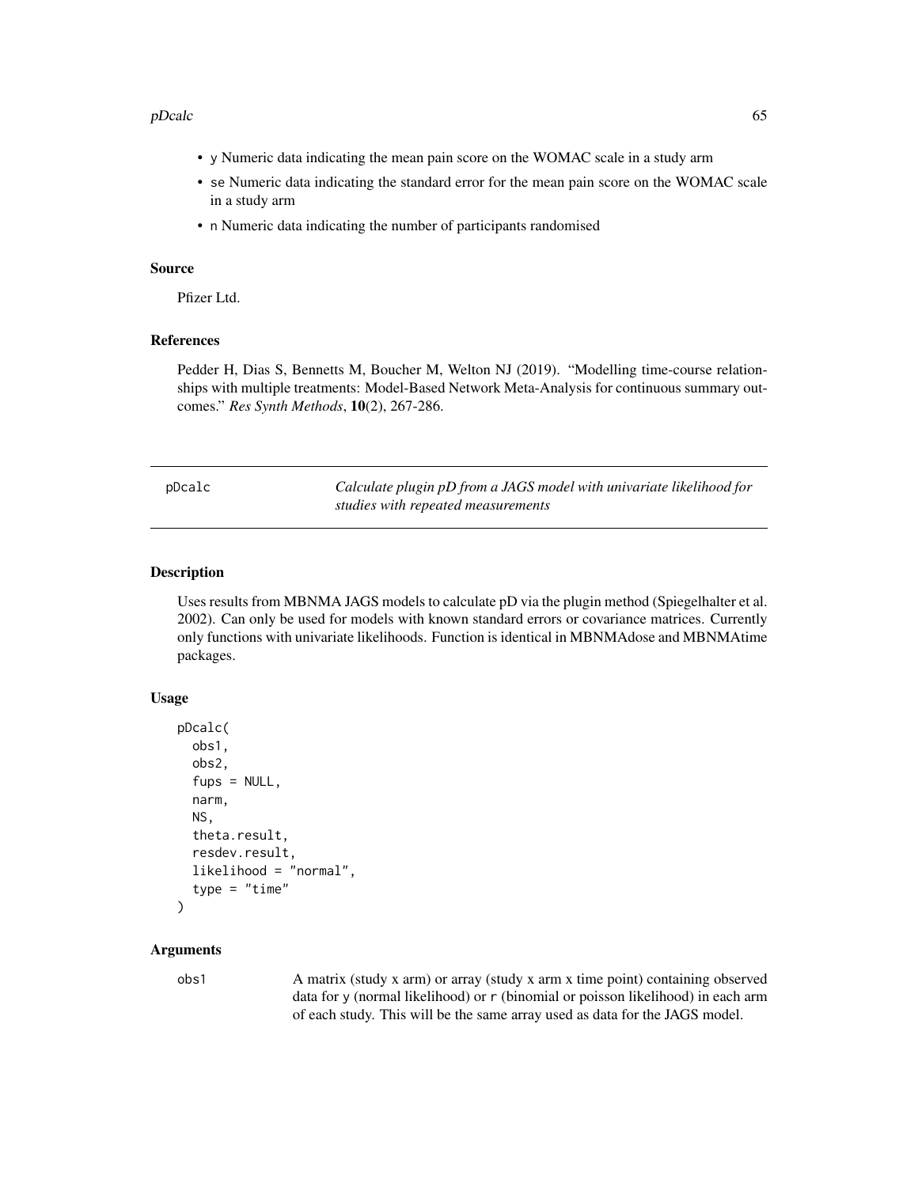- y Numeric data indicating the mean pain score on the WOMAC scale in a study arm
- se Numeric data indicating the standard error for the mean pain score on the WOMAC scale in a study arm
- n Numeric data indicating the number of participants randomised

### Source

Pfizer Ltd.

### References

Pedder H, Dias S, Bennetts M, Boucher M, Welton NJ (2019). "Modelling time-course relationships with multiple treatments: Model-Based Network Meta-Analysis for continuous summary outcomes." *Res Synth Methods*, **10**(2), 267-286.

---

## pDcalc — *Calculate plugin pD from a JAGS model with univariate likelihood for studies with repeated measurements*

---

### Description

Uses results from MBNMA JAGS models to calculate pD via the plugin method (Spiegelhalter et al. 2002). Can only be used for models with known standard errors or covariance matrices. Currently only functions with univariate likelihoods. Function is identical in MBNMAdose and MBNMAtime packages.

### Usage

```
pDcalc(
  obs1,
  obs2,
  fups = NULL,
  narm,
  NS,
  theta.result,
  resdev.result,
  likelihood = "normal",
  type = "time"
)
```

### Arguments

obs1 — A matrix (study x arm) or array (study x arm x time point) containing observed data for y (normal likelihood) or r (binomial or poisson likelihood) in each arm of each study. This will be the same array used as data for the JAGS model.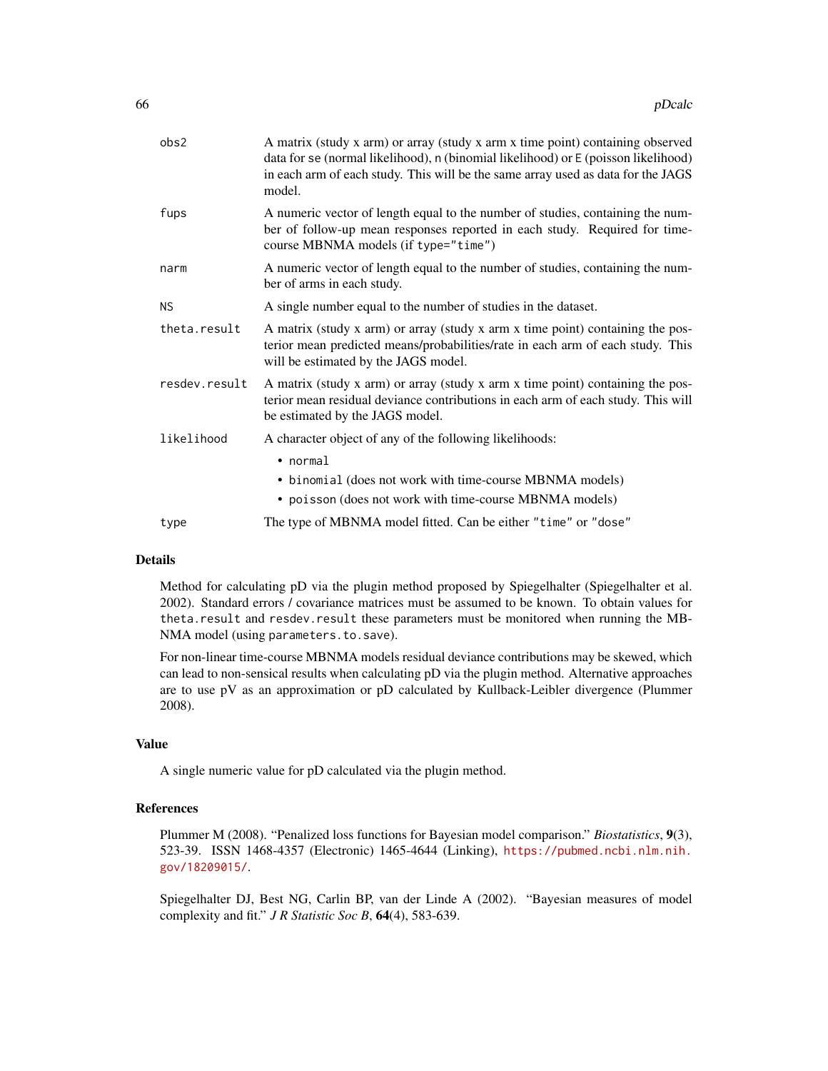| | |
|---|---|
| `obs2` | A matrix (study x arm) or array (study x arm x time point) containing observed data for `se` (normal likelihood), `n` (binomial likelihood) or `E` (poisson likelihood) in each arm of each study. This will be the same array used as data for the JAGS model. |
| `fups` | A numeric vector of length equal to the number of studies, containing the number of follow-up mean responses reported in each study. Required for time-course MBNMA models (if `type="time"`) |
| `narm` | A numeric vector of length equal to the number of studies, containing the number of arms in each study. |
| `NS` | A single number equal to the number of studies in the dataset. |
| `theta.result` | A matrix (study x arm) or array (study x arm x time point) containing the posterior mean predicted means/probabilities/rate in each arm of each study. This will be estimated by the JAGS model. |
| `resdev.result` | A matrix (study x arm) or array (study x arm x time point) containing the posterior mean residual deviance contributions in each arm of each study. This will be estimated by the JAGS model. |
| `likelihood` | A character object of any of the following likelihoods: <br>• `normal` <br>• `binomial` (does not work with time-course MBNMA models) <br>• `poisson` (does not work with time-course MBNMA models) |
| `type` | The type of MBNMA model fitted. Can be either `"time"` or `"dose"` |

## Details

Method for calculating pD via the plugin method proposed by Spiegelhalter (Spiegelhalter et al. 2002). Standard errors / covariance matrices must be assumed to be known. To obtain values for `theta.result` and `resdev.result` these parameters must be monitored when running the MBNMA model (using `parameters.to.save`).

For non-linear time-course MBNMA models residual deviance contributions may be skewed, which can lead to non-sensical results when calculating pD via the plugin method. Alternative approaches are to use pV as an approximation or pD calculated by Kullback-Leibler divergence (Plummer 2008).

## Value

A single numeric value for pD calculated via the plugin method.

## References

Plummer M (2008). "Penalized loss functions for Bayesian model comparison." *Biostatistics*, **9**(3), 523-39. ISSN 1468-4357 (Electronic) 1465-4644 (Linking), https://pubmed.ncbi.nlm.nih.gov/18209015/.

Spiegelhalter DJ, Best NG, Carlin BP, van der Linde A (2002). "Bayesian measures of model complexity and fit." *J R Statistic Soc B*, **64**(4), 583-639.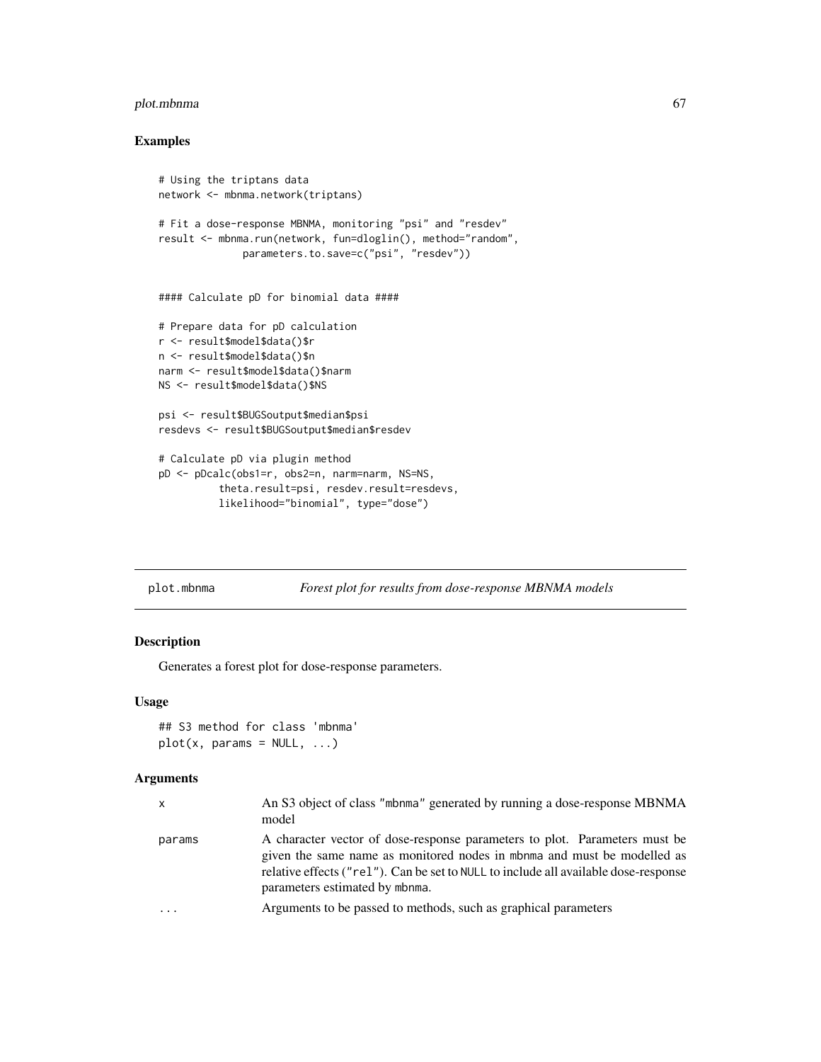## Examples

```
# Using the triptans data
network <- mbnma.network(triptans)

# Fit a dose-response MBNMA, monitoring "psi" and "resdev"
result <- mbnma.run(network, fun=dloglin(), method="random",
              parameters.to.save=c("psi", "resdev"))


#### Calculate pD for binomial data ####

# Prepare data for pD calculation
r <- result$model$data()$r
n <- result$model$data()$n
narm <- result$model$data()$narm
NS <- result$model$data()$NS

psi <- result$BUGSoutput$median$psi
resdevs <- result$BUGSoutput$median$resdev

# Calculate pD via plugin method
pD <- pDcalc(obs1=r, obs2=n, narm=narm, NS=NS,
          theta.result=psi, resdev.result=resdevs,
          likelihood="binomial", type="dose")
```

---

# plot.mbnma    *Forest plot for results from dose-response MBNMA models*

## Description

Generates a forest plot for dose-response parameters.

## Usage

```
## S3 method for class 'mbnma'
plot(x, params = NULL, ...)
```

## Arguments

| | |
|---|---|
| x | An S3 object of class "mbnma" generated by running a dose-response MBNMA model |
| params | A character vector of dose-response parameters to plot. Parameters must be given the same name as monitored nodes in mbnma and must be modelled as relative effects ("rel"). Can be set to NULL to include all available dose-response parameters estimated by mbnma. |
| ... | Arguments to be passed to methods, such as graphical parameters |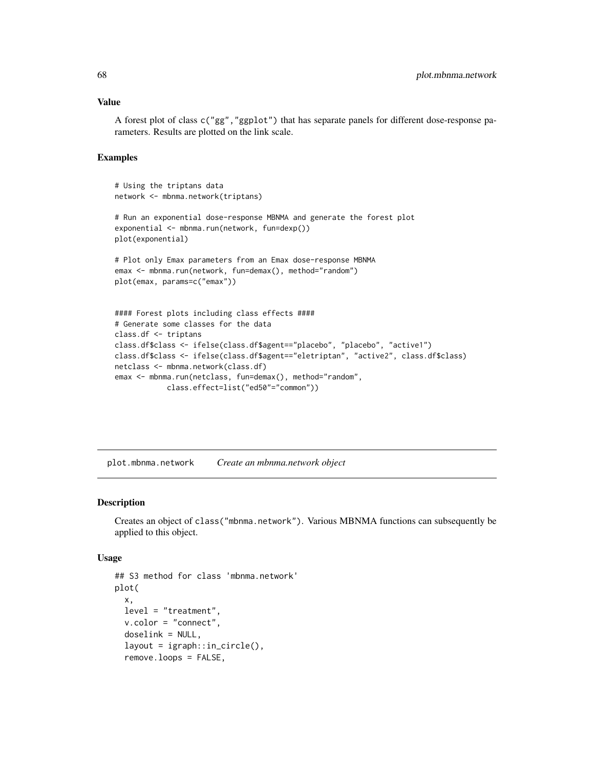### Value

A forest plot of class `c("gg","ggplot")` that has separate panels for different dose-response parameters. Results are plotted on the link scale.

### Examples

```
# Using the triptans data
network <- mbnma.network(triptans)

# Run an exponential dose-response MBNMA and generate the forest plot
exponential <- mbnma.run(network, fun=dexp())
plot(exponential)

# Plot only Emax parameters from an Emax dose-response MBNMA
emax <- mbnma.run(network, fun=demax(), method="random")
plot(emax, params=c("emax"))


#### Forest plots including class effects ####
# Generate some classes for the data
class.df <- triptans
class.df$class <- ifelse(class.df$agent=="placebo", "placebo", "active1")
class.df$class <- ifelse(class.df$agent=="eletriptan", "active2", class.df$class)
netclass <- mbnma.network(class.df)
emax <- mbnma.run(netclass, fun=demax(), method="random",
            class.effect=list("ed50"="common"))
```

---

## plot.mbnma.network *Create an mbnma.network object*

### Description

Creates an object of `class("mbnma.network")`. Various MBNMA functions can subsequently be applied to this object.

### Usage

```
## S3 method for class 'mbnma.network'
plot(
  x,
  level = "treatment",
  v.color = "connect",
  doselink = NULL,
  layout = igraph::in_circle(),
  remove.loops = FALSE,
```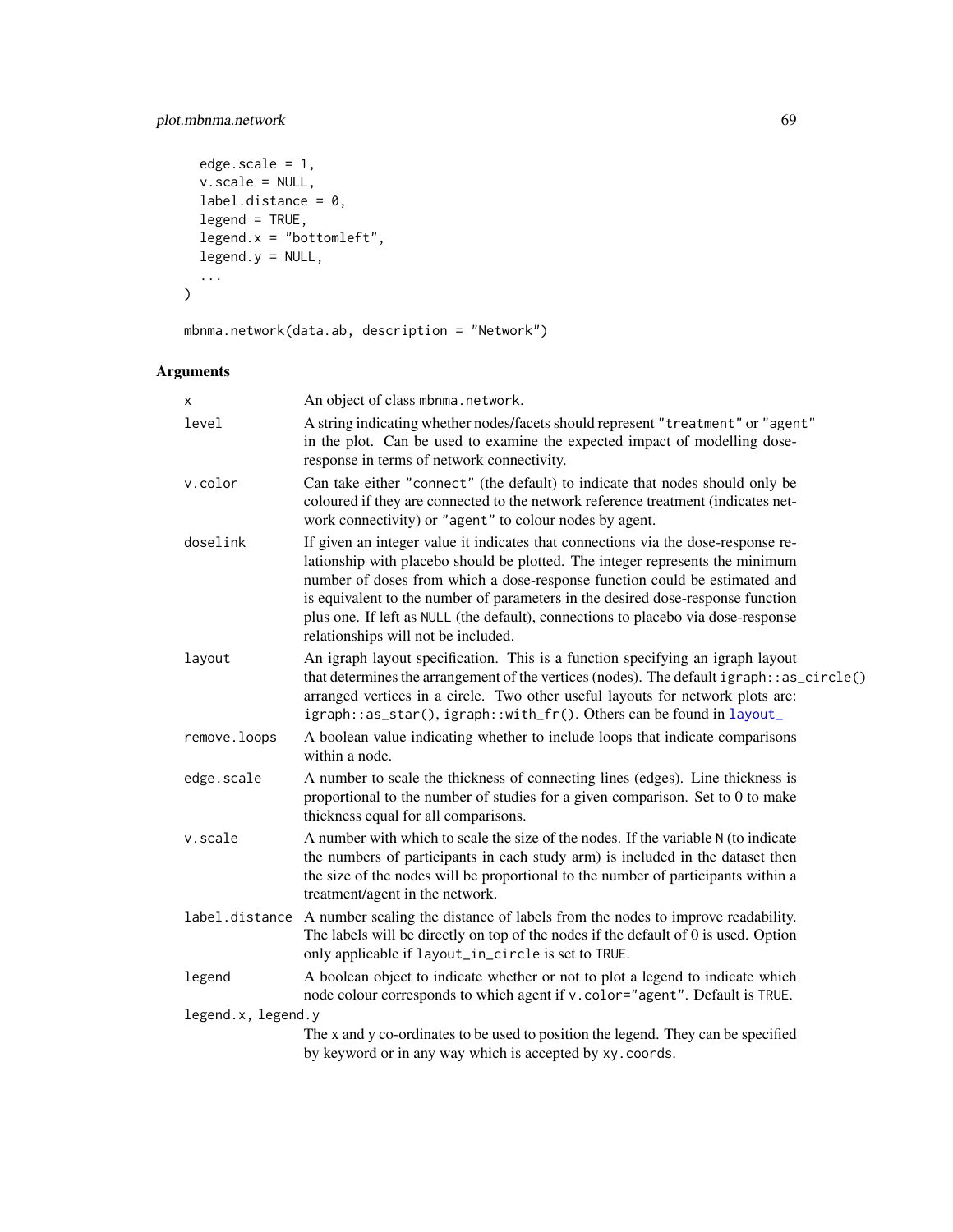```
  edge.scale = 1,
  v.scale = NULL,
  label.distance = 0,
  legend = TRUE,
  legend.x = "bottomleft",
  legend.y = NULL,
  ...
)

mbnma.network(data.ab, description = "Network")
```

## Arguments

| | |
|---|---|
| x | An object of class mbnma.network. |
| level | A string indicating whether nodes/facets should represent "treatment" or "agent" in the plot. Can be used to examine the expected impact of modelling dose-response in terms of network connectivity. |
| v.color | Can take either "connect" (the default) to indicate that nodes should only be coloured if they are connected to the network reference treatment (indicates network connectivity) or "agent" to colour nodes by agent. |
| doselink | If given an integer value it indicates that connections via the dose-response relationship with placebo should be plotted. The integer represents the minimum number of doses from which a dose-response function could be estimated and is equivalent to the number of parameters in the desired dose-response function plus one. If left as NULL (the default), connections to placebo via dose-response relationships will not be included. |
| layout | An igraph layout specification. This is a function specifying an igraph layout that determines the arrangement of the vertices (nodes). The default igraph::as_circle() arranged vertices in a circle. Two other useful layouts for network plots are: igraph::as_star(), igraph::with_fr(). Others can be found in layout_ |
| remove.loops | A boolean value indicating whether to include loops that indicate comparisons within a node. |
| edge.scale | A number to scale the thickness of connecting lines (edges). Line thickness is proportional to the number of studies for a given comparison. Set to 0 to make thickness equal for all comparisons. |
| v.scale | A number with which to scale the size of the nodes. If the variable N (to indicate the numbers of participants in each study arm) is included in the dataset then the size of the nodes will be proportional to the number of participants within a treatment/agent in the network. |
| label.distance | A number scaling the distance of labels from the nodes to improve readability. The labels will be directly on top of the nodes if the default of 0 is used. Option only applicable if layout_in_circle is set to TRUE. |
| legend | A boolean object to indicate whether or not to plot a legend to indicate which node colour corresponds to which agent if v.color="agent". Default is TRUE. |
| legend.x, legend.y | The x and y co-ordinates to be used to position the legend. They can be specified by keyword or in any way which is accepted by xy.coords. |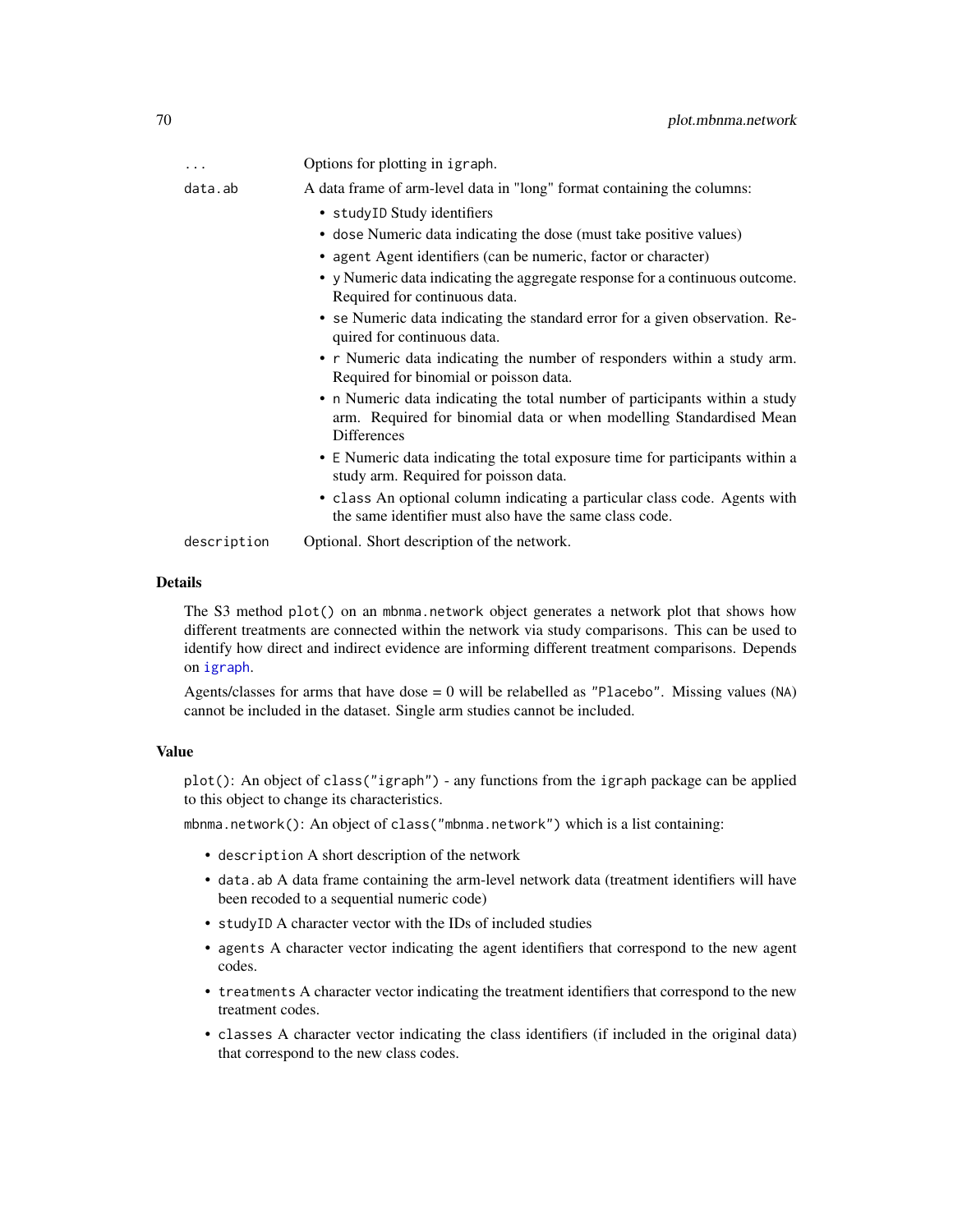| | |
|---|---|
| `...` | Options for plotting in `igraph`. |
| `data.ab` | A data frame of arm-level data in "long" format containing the columns:<br>• `studyID` Study identifiers<br>• `dose` Numeric data indicating the dose (must take positive values)<br>• `agent` Agent identifiers (can be numeric, factor or character)<br>• `y` Numeric data indicating the aggregate response for a continuous outcome. Required for continuous data.<br>• `se` Numeric data indicating the standard error for a given observation. Required for continuous data.<br>• `r` Numeric data indicating the number of responders within a study arm. Required for binomial or poisson data.<br>• `n` Numeric data indicating the total number of participants within a study arm. Required for binomial data or when modelling Standardised Mean Differences<br>• `E` Numeric data indicating the total exposure time for participants within a study arm. Required for poisson data.<br>• `class` An optional column indicating a particular class code. Agents with the same identifier must also have the same class code. |
| `description` | Optional. Short description of the network. |

## Details

The S3 method `plot()` on an `mbnma.network` object generates a network plot that shows how different treatments are connected within the network via study comparisons. This can be used to identify how direct and indirect evidence are informing different treatment comparisons. Depends on `igraph`.

Agents/classes for arms that have dose = 0 will be relabelled as `"Placebo"`. Missing values (`NA`) cannot be included in the dataset. Single arm studies cannot be included.

## Value

`plot()`: An object of `class("igraph")` - any functions from the `igraph` package can be applied to this object to change its characteristics.

`mbnma.network()`: An object of `class("mbnma.network")` which is a list containing:

- `description` A short description of the network
- `data.ab` A data frame containing the arm-level network data (treatment identifiers will have been recoded to a sequential numeric code)
- `studyID` A character vector with the IDs of included studies
- `agents` A character vector indicating the agent identifiers that correspond to the new agent codes.
- `treatments` A character vector indicating the treatment identifiers that correspond to the new treatment codes.
- `classes` A character vector indicating the class identifiers (if included in the original data) that correspond to the new class codes.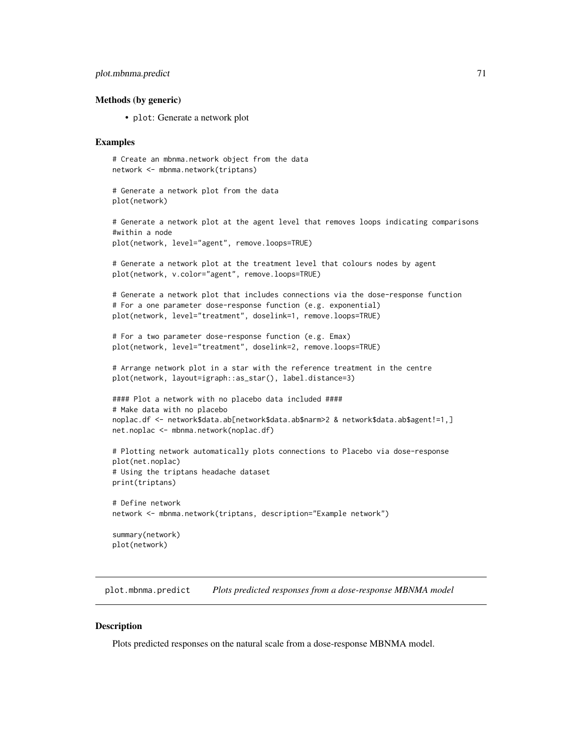### Methods (by generic)

- plot: Generate a network plot

### Examples

```
# Create an mbnma.network object from the data
network <- mbnma.network(triptans)

# Generate a network plot from the data
plot(network)

# Generate a network plot at the agent level that removes loops indicating comparisons
#within a node
plot(network, level="agent", remove.loops=TRUE)

# Generate a network plot at the treatment level that colours nodes by agent
plot(network, v.color="agent", remove.loops=TRUE)

# Generate a network plot that includes connections via the dose-response function
# For a one parameter dose-response function (e.g. exponential)
plot(network, level="treatment", doselink=1, remove.loops=TRUE)

# For a two parameter dose-response function (e.g. Emax)
plot(network, level="treatment", doselink=2, remove.loops=TRUE)

# Arrange network plot in a star with the reference treatment in the centre
plot(network, layout=igraph::as_star(), label.distance=3)

#### Plot a network with no placebo data included ####
# Make data with no placebo
noplac.df <- network$data.ab[network$data.ab$narm>2 & network$data.ab$agent!=1,]
net.noplac <- mbnma.network(noplac.df)

# Plotting network automatically plots connections to Placebo via dose-response
plot(net.noplac)
# Using the triptans headache dataset
print(triptans)

# Define network
network <- mbnma.network(triptans, description="Example network")

summary(network)
plot(network)
```

---

## plot.mbnma.predict *Plots predicted responses from a dose-response MBNMA model*

### Description

Plots predicted responses on the natural scale from a dose-response MBNMA model.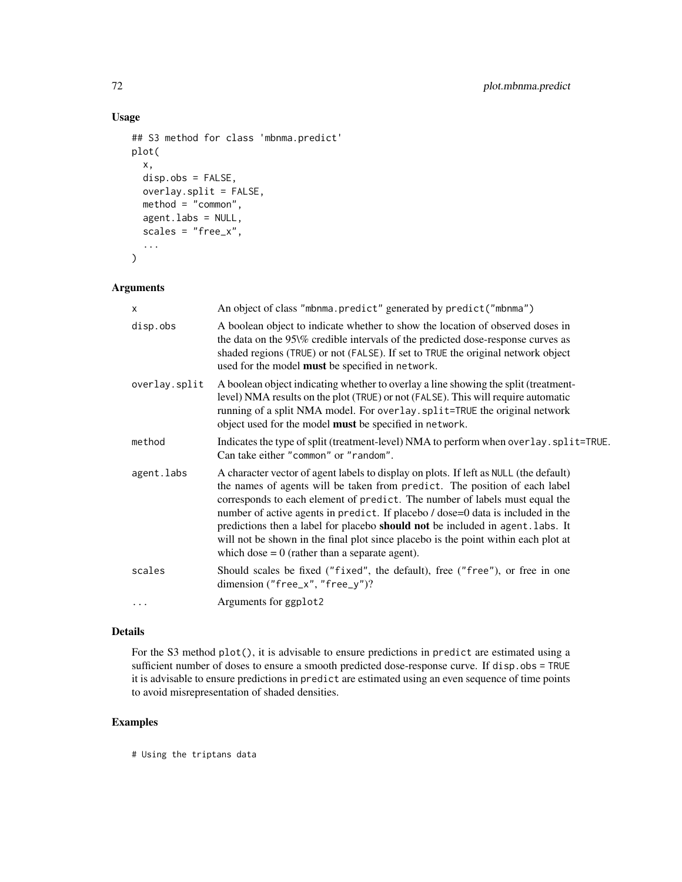## Usage

```
## S3 method for class 'mbnma.predict'
plot(
  x,
  disp.obs = FALSE,
  overlay.split = FALSE,
  method = "common",
  agent.labs = NULL,
  scales = "free_x",
  ...
)
```

## Arguments

| | |
|---|---|
| x | An object of class "mbnma.predict" generated by predict("mbnma") |
| disp.obs | A boolean object to indicate whether to show the location of observed doses in the data on the 95\% credible intervals of the predicted dose-response curves as shaded regions (TRUE) or not (FALSE). If set to TRUE the original network object used for the model **must** be specified in network. |
| overlay.split | A boolean object indicating whether to overlay a line showing the split (treatment-level) NMA results on the plot (TRUE) or not (FALSE). This will require automatic running of a split NMA model. For overlay.split=TRUE the original network object used for the model **must** be specified in network. |
| method | Indicates the type of split (treatment-level) NMA to perform when overlay.split=TRUE. Can take either "common" or "random". |
| agent.labs | A character vector of agent labels to display on plots. If left as NULL (the default) the names of agents will be taken from predict. The position of each label corresponds to each element of predict. The number of labels must equal the number of active agents in predict. If placebo / dose=0 data is included in the predictions then a label for placebo **should not** be included in agent.labs. It will not be shown in the final plot since placebo is the point within each plot at which dose = 0 (rather than a separate agent). |
| scales | Should scales be fixed ("fixed", the default), free ("free"), or free in one dimension ("free_x", "free_y")? |
| ... | Arguments for ggplot2 |

## Details

For the S3 method plot(), it is advisable to ensure predictions in predict are estimated using a sufficient number of doses to ensure a smooth predicted dose-response curve. If disp.obs = TRUE it is advisable to ensure predictions in predict are estimated using an even sequence of time points to avoid misrepresentation of shaded densities.

## Examples

```
# Using the triptans data
```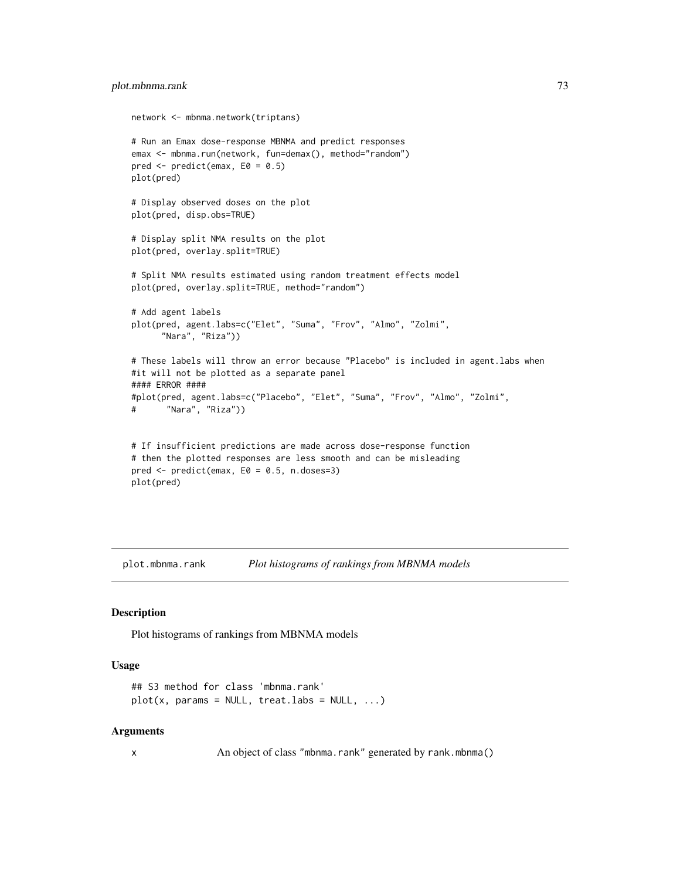```
network <- mbnma.network(triptans)

# Run an Emax dose-response MBNMA and predict responses
emax <- mbnma.run(network, fun=demax(), method="random")
pred <- predict(emax, E0 = 0.5)
plot(pred)

# Display observed doses on the plot
plot(pred, disp.obs=TRUE)

# Display split NMA results on the plot
plot(pred, overlay.split=TRUE)

# Split NMA results estimated using random treatment effects model
plot(pred, overlay.split=TRUE, method="random")

# Add agent labels
plot(pred, agent.labs=c("Elet", "Suma", "Frov", "Almo", "Zolmi",
      "Nara", "Riza"))

# These labels will throw an error because "Placebo" is included in agent.labs when
#it will not be plotted as a separate panel
#### ERROR ####
#plot(pred, agent.labs=c("Placebo", "Elet", "Suma", "Frov", "Almo", "Zolmi",
#      "Nara", "Riza"))


# If insufficient predictions are made across dose-response function
# then the plotted responses are less smooth and can be misleading
pred <- predict(emax, E0 = 0.5, n.doses=3)
plot(pred)
```

## plot.mbnma.rank *Plot histograms of rankings from MBNMA models*

### Description

Plot histograms of rankings from MBNMA models

### Usage

```
## S3 method for class 'mbnma.rank'
plot(x, params = NULL, treat.labs = NULL, ...)
```

### Arguments

x An object of class "mbnma.rank" generated by rank.mbnma()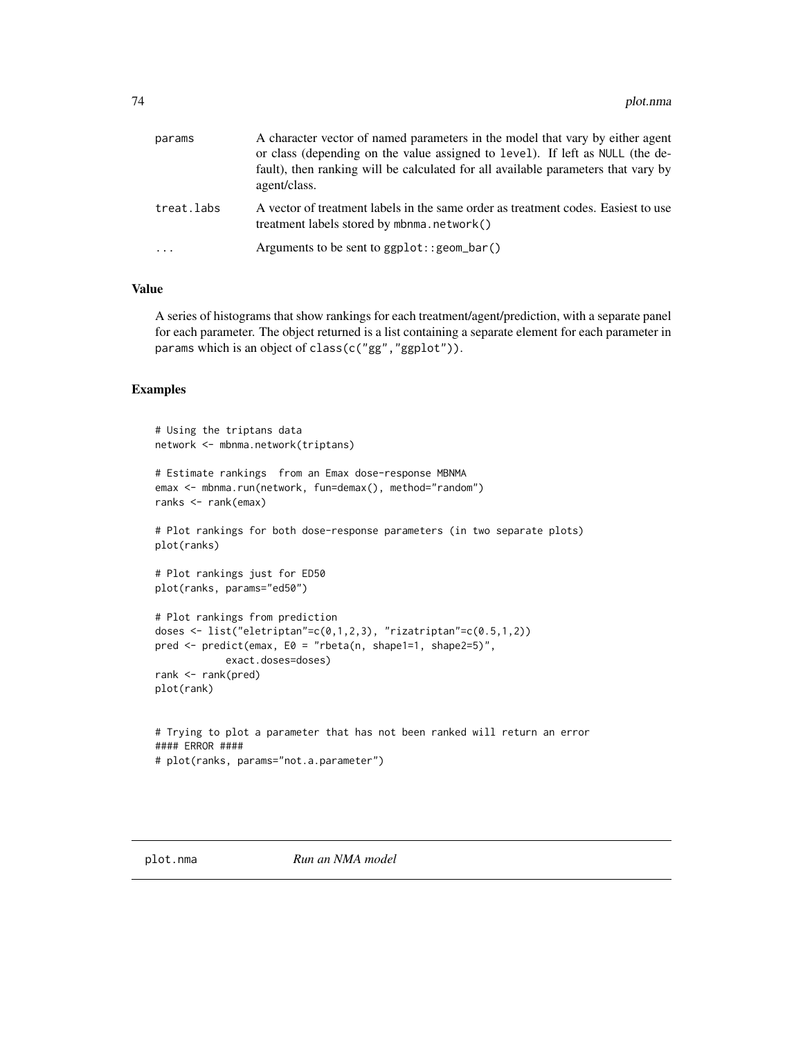| | |
|---|---|
| params | A character vector of named parameters in the model that vary by either agent or class (depending on the value assigned to level). If left as NULL (the default), then ranking will be calculated for all available parameters that vary by agent/class. |
| treat.labs | A vector of treatment labels in the same order as treatment codes. Easiest to use treatment labels stored by mbnma.network() |
| ... | Arguments to be sent to ggplot::geom_bar() |

### Value

A series of histograms that show rankings for each treatment/agent/prediction, with a separate panel for each parameter. The object returned is a list containing a separate element for each parameter in params which is an object of class(c("gg","ggplot")).

### Examples

```
# Using the triptans data
network <- mbnma.network(triptans)

# Estimate rankings  from an Emax dose-response MBNMA
emax <- mbnma.run(network, fun=demax(), method="random")
ranks <- rank(emax)

# Plot rankings for both dose-response parameters (in two separate plots)
plot(ranks)

# Plot rankings just for ED50
plot(ranks, params="ed50")

# Plot rankings from prediction
doses <- list("eletriptan"=c(0,1,2,3), "rizatriptan"=c(0.5,1,2))
pred <- predict(emax, E0 = "rbeta(n, shape1=1, shape2=5)",
            exact.doses=doses)
rank <- rank(pred)
plot(rank)


# Trying to plot a parameter that has not been ranked will return an error
#### ERROR ####
# plot(ranks, params="not.a.parameter")
```

---

## plot.nma *Run an NMA model*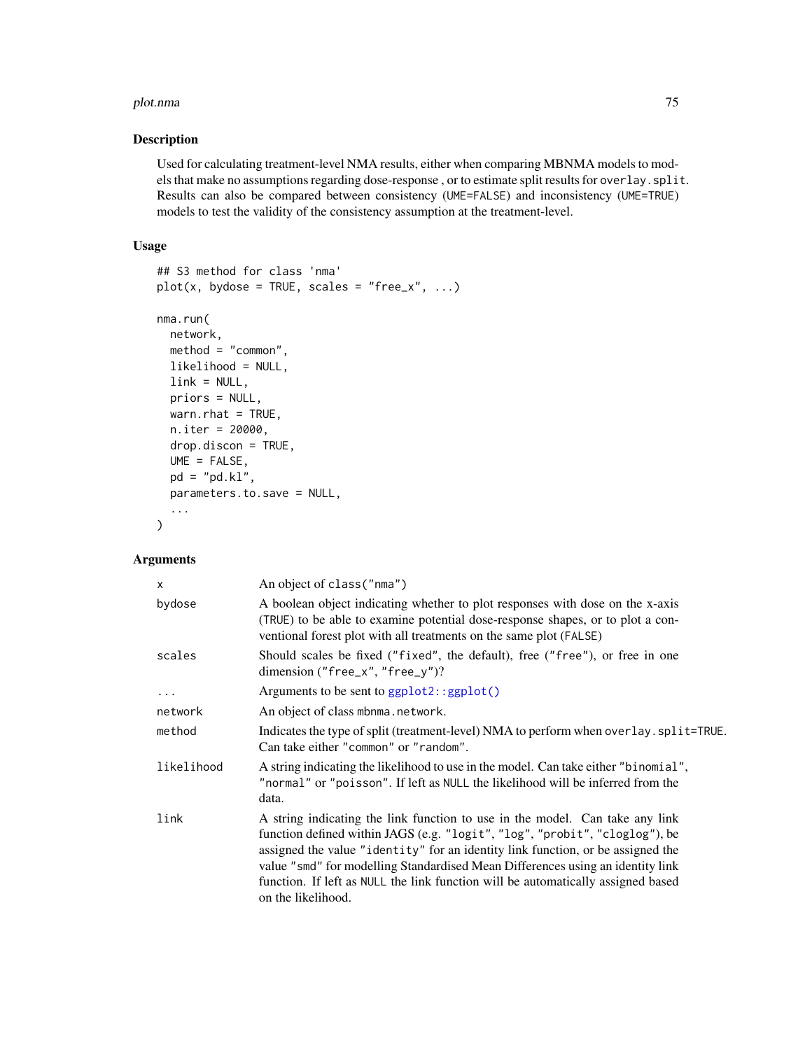## Description

Used for calculating treatment-level NMA results, either when comparing MBNMA models to models that make no assumptions regarding dose-response , or to estimate split results for `overlay.split`. Results can also be compared between consistency (`UME=FALSE`) and inconsistency (`UME=TRUE`) models to test the validity of the consistency assumption at the treatment-level.

## Usage

```
## S3 method for class 'nma'
plot(x, bydose = TRUE, scales = "free_x", ...)

nma.run(
  network,
  method = "common",
  likelihood = NULL,
  link = NULL,
  priors = NULL,
  warn.rhat = TRUE,
  n.iter = 20000,
  drop.discon = TRUE,
  UME = FALSE,
  pd = "pd.kl",
  parameters.to.save = NULL,
  ...
)
```

## Arguments

| | |
|---|---|
| `x` | An object of `class("nma")` |
| `bydose` | A boolean object indicating whether to plot responses with dose on the x-axis (`TRUE`) to be able to examine potential dose-response shapes, or to plot a conventional forest plot with all treatments on the same plot (`FALSE`) |
| `scales` | Should scales be fixed (`"fixed"`, the default), free (`"free"`), or free in one dimension (`"free_x"`, `"free_y"`)? |
| `...` | Arguments to be sent to `ggplot2::ggplot()` |
| `network` | An object of class `mbnma.network`. |
| `method` | Indicates the type of split (treatment-level) NMA to perform when `overlay.split=TRUE`. Can take either `"common"` or `"random"`. |
| `likelihood` | A string indicating the likelihood to use in the model. Can take either `"binomial"`, `"normal"` or `"poisson"`. If left as `NULL` the likelihood will be inferred from the data. |
| `link` | A string indicating the link function to use in the model. Can take any link function defined within JAGS (e.g. `"logit"`, `"log"`, `"probit"`, `"cloglog"`), be assigned the value `"identity"` for an identity link function, or be assigned the value `"smd"` for modelling Standardised Mean Differences using an identity link function. If left as `NULL` the link function will be automatically assigned based on the likelihood. |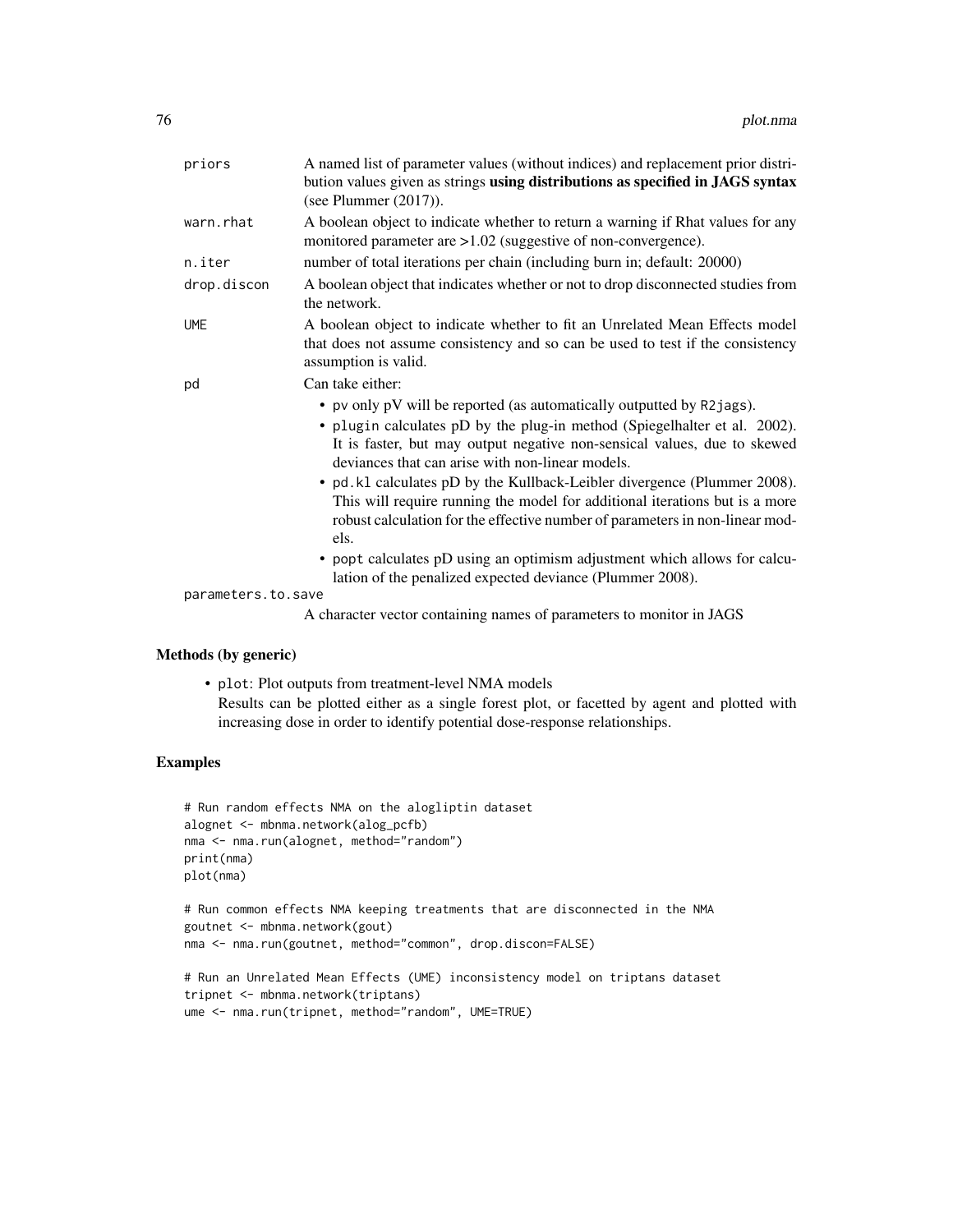| | |
|---|---|
| priors | A named list of parameter values (without indices) and replacement prior distribution values given as strings **using distributions as specified in JAGS syntax** (see Plummer (2017)). |
| warn.rhat | A boolean object to indicate whether to return a warning if Rhat values for any monitored parameter are >1.02 (suggestive of non-convergence). |
| n.iter | number of total iterations per chain (including burn in; default: 20000) |
| drop.discon | A boolean object that indicates whether or not to drop disconnected studies from the network. |
| UME | A boolean object to indicate whether to fit an Unrelated Mean Effects model that does not assume consistency and so can be used to test if the consistency assumption is valid. |
| pd | Can take either:<br>• `pv` only pV will be reported (as automatically outputted by `R2jags`).<br>• `plugin` calculates pD by the plug-in method (Spiegelhalter et al. 2002). It is faster, but may output negative non-sensical values, due to skewed deviances that can arise with non-linear models.<br>• `pd.kl` calculates pD by the Kullback-Leibler divergence (Plummer 2008). This will require running the model for additional iterations but is a more robust calculation for the effective number of parameters in non-linear models.<br>• `popt` calculates pD using an optimism adjustment which allows for calculation of the penalized expected deviance (Plummer 2008). |
| parameters.to.save | A character vector containing names of parameters to monitor in JAGS |

### Methods (by generic)

- `plot`: Plot outputs from treatment-level NMA models
  Results can be plotted either as a single forest plot, or facetted by agent and plotted with increasing dose in order to identify potential dose-response relationships.

### Examples

```
# Run random effects NMA on the alogliptin dataset
alognet <- mbnma.network(alog_pcfb)
nma <- nma.run(alognet, method="random")
print(nma)
plot(nma)

# Run common effects NMA keeping treatments that are disconnected in the NMA
goutnet <- mbnma.network(gout)
nma <- nma.run(goutnet, method="common", drop.discon=FALSE)

# Run an Unrelated Mean Effects (UME) inconsistency model on triptans dataset
tripnet <- mbnma.network(triptans)
ume <- nma.run(tripnet, method="random", UME=TRUE)
```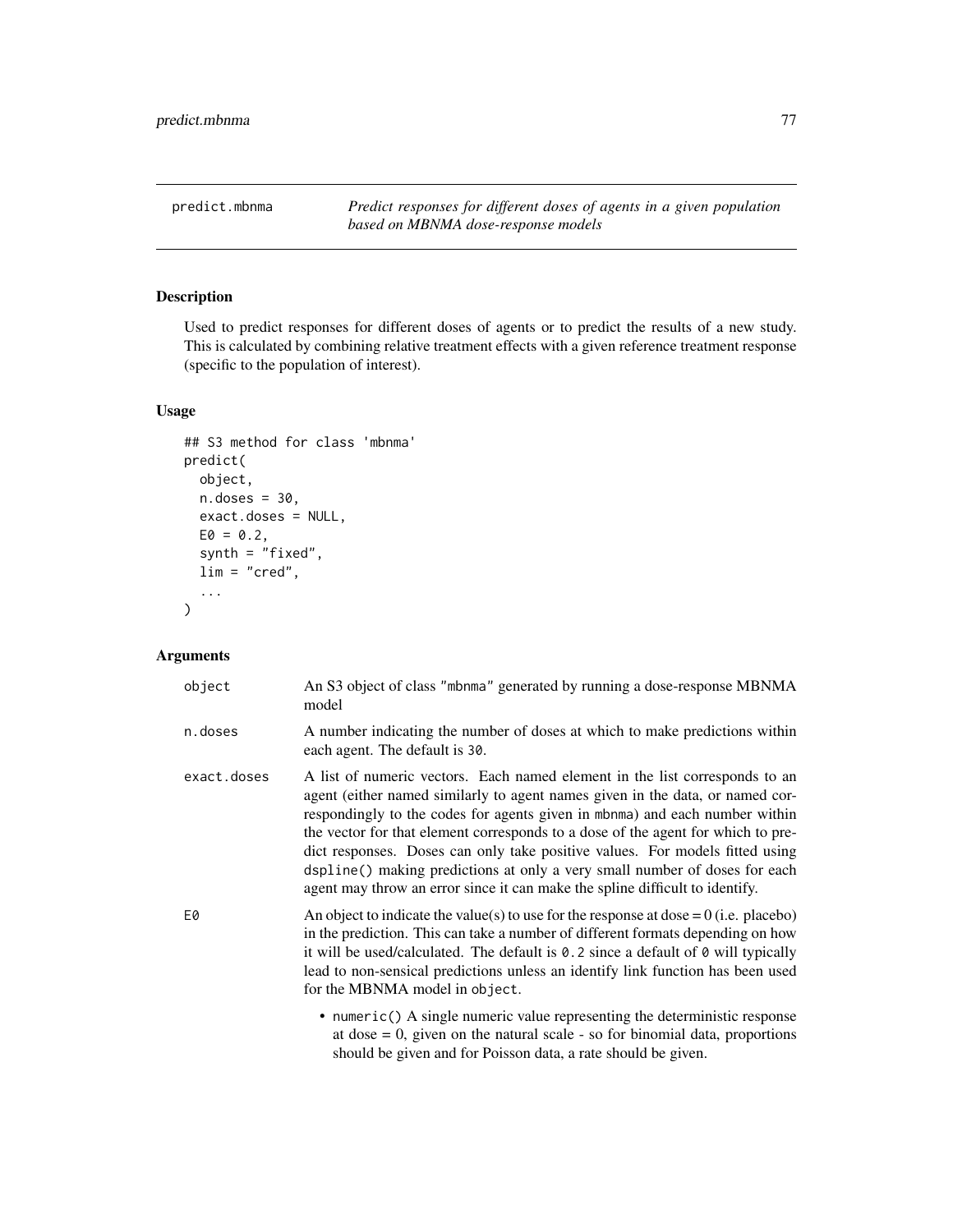# predict.mbnma

*Predict responses for different doses of agents in a given population based on MBNMA dose-response models*

## Description

Used to predict responses for different doses of agents or to predict the results of a new study. This is calculated by combining relative treatment effects with a given reference treatment response (specific to the population of interest).

## Usage

```
## S3 method for class 'mbnma'
predict(
  object,
  n.doses = 30,
  exact.doses = NULL,
  E0 = 0.2,
  synth = "fixed",
  lim = "cred",
  ...
)
```

## Arguments

`object` An S3 object of class "mbnma" generated by running a dose-response MBNMA model

`n.doses` A number indicating the number of doses at which to make predictions within each agent. The default is 30.

`exact.doses` A list of numeric vectors. Each named element in the list corresponds to an agent (either named similarly to agent names given in the data, or named correspondingly to the codes for agents given in mbnma) and each number within the vector for that element corresponds to a dose of the agent for which to predict responses. Doses can only take positive values. For models fitted using dspline() making predictions at only a very small number of doses for each agent may throw an error since it can make the spline difficult to identify.

`E0` An object to indicate the value(s) to use for the response at dose = 0 (i.e. placebo) in the prediction. This can take a number of different formats depending on how it will be used/calculated. The default is 0.2 since a default of 0 will typically lead to non-sensical predictions unless an identify link function has been used for the MBNMA model in object.

- numeric() A single numeric value representing the deterministic response at dose = 0, given on the natural scale - so for binomial data, proportions should be given and for Poisson data, a rate should be given.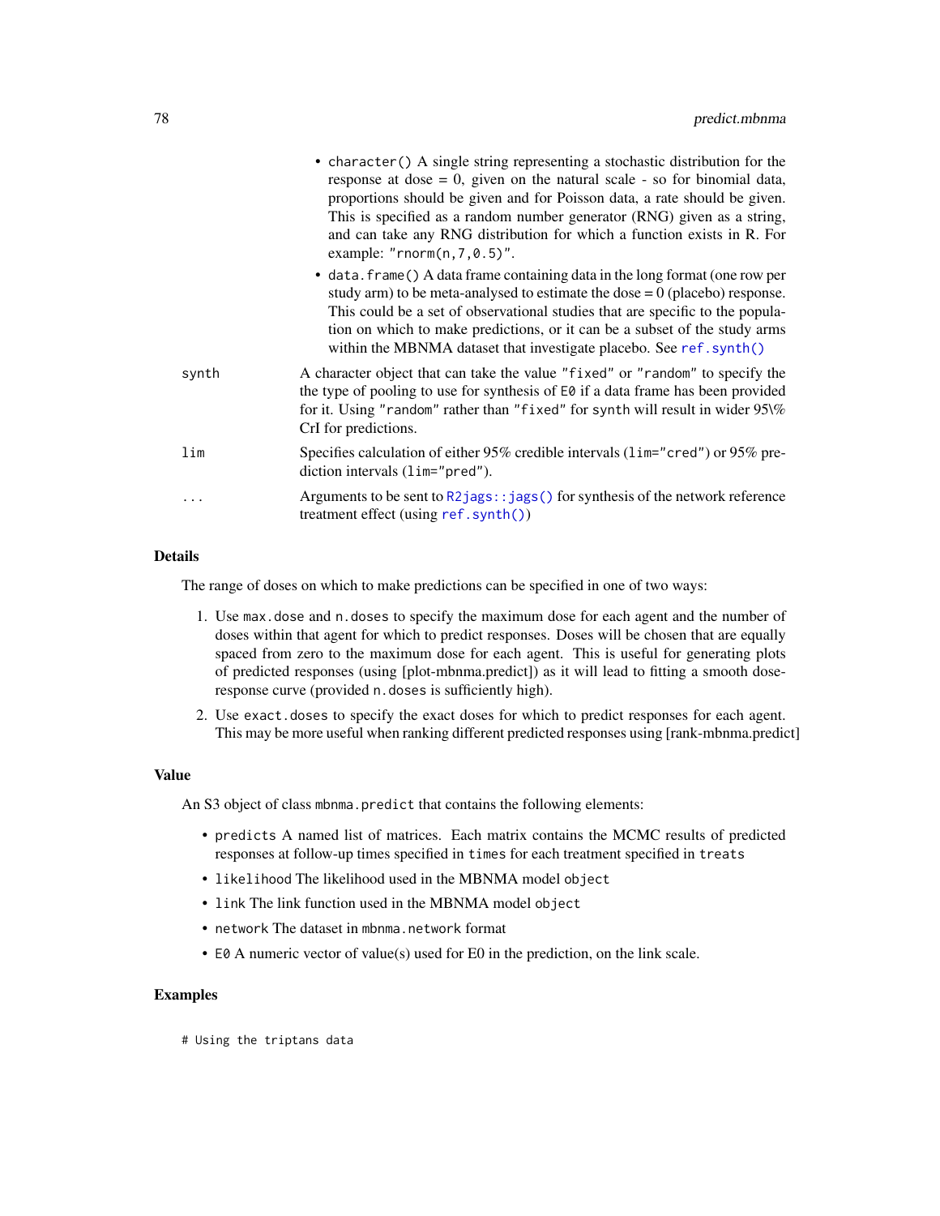- `character()` A single string representing a stochastic distribution for the response at dose = 0, given on the natural scale - so for binomial data, proportions should be given and for Poisson data, a rate should be given. This is specified as a random number generator (RNG) given as a string, and can take any RNG distribution for which a function exists in R. For example: `"rnorm(n,7,0.5)"`.
- `data.frame()` A data frame containing data in the long format (one row per study arm) to be meta-analysed to estimate the dose = 0 (placebo) response. This could be a set of observational studies that are specific to the population on which to make predictions, or it can be a subset of the study arms within the MBNMA dataset that investigate placebo. See `ref.synth()`

| | |
|---|---|
| `synth` | A character object that can take the value `"fixed"` or `"random"` to specify the the type of pooling to use for synthesis of `E0` if a data frame has been provided for it. Using `"random"` rather than `"fixed"` for `synth` will result in wider 95\% CrI for predictions. |
| `lim` | Specifies calculation of either 95% credible intervals (`lim="cred"`) or 95% prediction intervals (`lim="pred"`). |
| `...` | Arguments to be sent to `R2jags::jags()` for synthesis of the network reference treatment effect (using `ref.synth()`) |

## Details

The range of doses on which to make predictions can be specified in one of two ways:

1. Use `max.dose` and `n.doses` to specify the maximum dose for each agent and the number of doses within that agent for which to predict responses. Doses will be chosen that are equally spaced from zero to the maximum dose for each agent. This is useful for generating plots of predicted responses (using [plot-mbnma.predict]) as it will lead to fitting a smooth dose-response curve (provided `n.doses` is sufficiently high).
2. Use `exact.doses` to specify the exact doses for which to predict responses for each agent. This may be more useful when ranking different predicted responses using [rank-mbnma.predict]

## Value

An S3 object of class `mbnma.predict` that contains the following elements:

- `predicts` A named list of matrices. Each matrix contains the MCMC results of predicted responses at follow-up times specified in `times` for each treatment specified in `treats`
- `likelihood` The likelihood used in the MBNMA model `object`
- `link` The link function used in the MBNMA model `object`
- `network` The dataset in `mbnma.network` format
- `E0` A numeric vector of value(s) used for E0 in the prediction, on the link scale.

## Examples

```
# Using the triptans data
```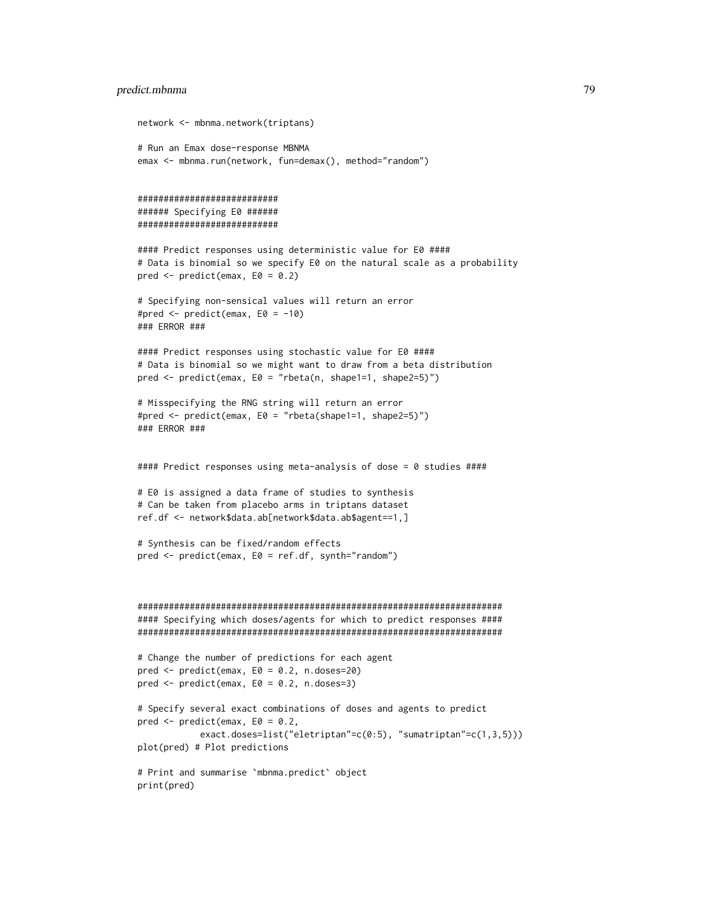```
network <- mbnma.network(triptans)

# Run an Emax dose-response MBNMA
emax <- mbnma.run(network, fun=demax(), method="random")


###########################
###### Specifying E0 ######
###########################

#### Predict responses using deterministic value for E0 ####
# Data is binomial so we specify E0 on the natural scale as a probability
pred <- predict(emax, E0 = 0.2)

# Specifying non-sensical values will return an error
#pred <- predict(emax, E0 = -10)
### ERROR ###

#### Predict responses using stochastic value for E0 ####
# Data is binomial so we might want to draw from a beta distribution
pred <- predict(emax, E0 = "rbeta(n, shape1=1, shape2=5)")

# Misspecifying the RNG string will return an error
#pred <- predict(emax, E0 = "rbeta(shape1=1, shape2=5)")
### ERROR ###


#### Predict responses using meta-analysis of dose = 0 studies ####

# E0 is assigned a data frame of studies to synthesis
# Can be taken from placebo arms in triptans dataset
ref.df <- network$data.ab[network$data.ab$agent==1,]

# Synthesis can be fixed/random effects
pred <- predict(emax, E0 = ref.df, synth="random")



######################################################################
#### Specifying which doses/agents for which to predict responses ####
######################################################################

# Change the number of predictions for each agent
pred <- predict(emax, E0 = 0.2, n.doses=20)
pred <- predict(emax, E0 = 0.2, n.doses=3)

# Specify several exact combinations of doses and agents to predict
pred <- predict(emax, E0 = 0.2,
            exact.doses=list("eletriptan"=c(0:5), "sumatriptan"=c(1,3,5)))
plot(pred) # Plot predictions

# Print and summarise `mbnma.predict` object
print(pred)
```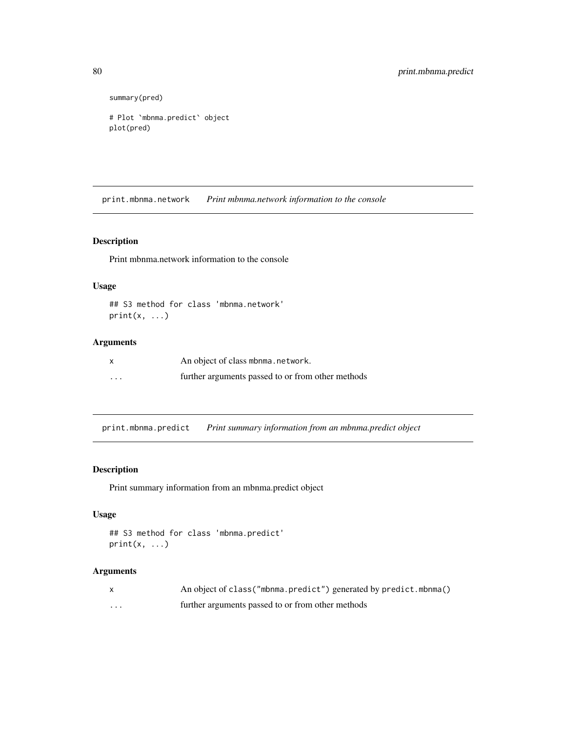```
summary(pred)

# Plot `mbnma.predict` object
plot(pred)
```

## print.mbnma.network — *Print mbnma.network information to the console*

### Description

Print mbnma.network information to the console

### Usage

```
## S3 method for class 'mbnma.network'
print(x, ...)
```

### Arguments

| | |
|---|---|
| x | An object of class `mbnma.network`. |
| ... | further arguments passed to or from other methods |

## print.mbnma.predict — *Print summary information from an mbnma.predict object*

### Description

Print summary information from an mbnma.predict object

### Usage

```
## S3 method for class 'mbnma.predict'
print(x, ...)
```

### Arguments

| | |
|---|---|
| x | An object of `class("mbnma.predict")` generated by `predict.mbnma()` |
| ... | further arguments passed to or from other methods |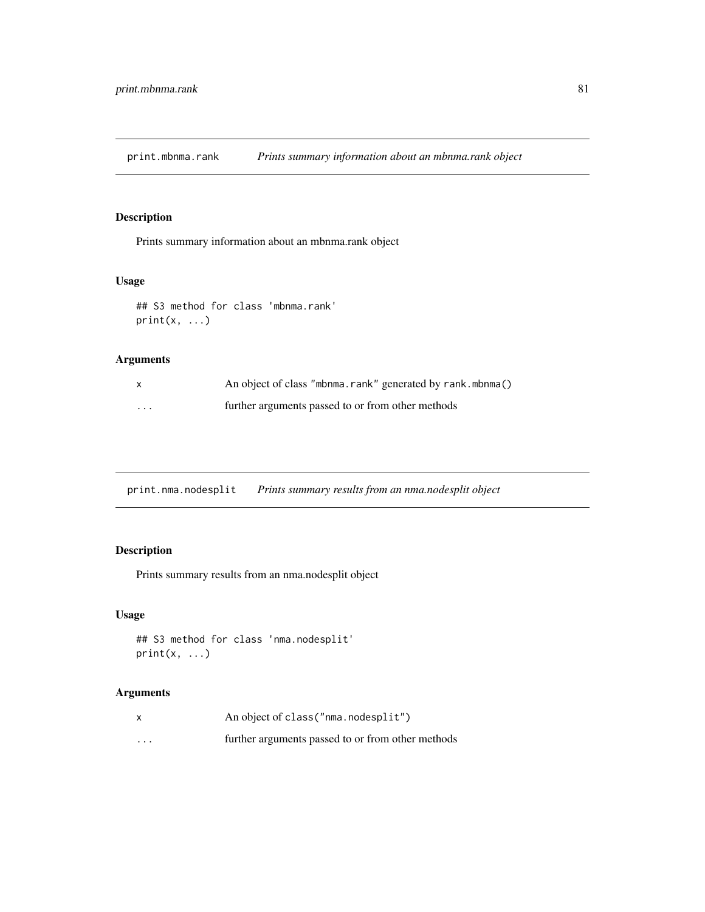## print.mbnma.rank *Prints summary information about an mbnma.rank object*

### Description

Prints summary information about an mbnma.rank object

### Usage

```
## S3 method for class 'mbnma.rank'
print(x, ...)
```

### Arguments

| | |
|---|---|
| x | An object of class "mbnma.rank" generated by rank.mbnma() |
| ... | further arguments passed to or from other methods |

## print.nma.nodesplit *Prints summary results from an nma.nodesplit object*

### Description

Prints summary results from an nma.nodesplit object

### Usage

```
## S3 method for class 'nma.nodesplit'
print(x, ...)
```

### Arguments

| | |
|---|---|
| x | An object of class("nma.nodesplit") |
| ... | further arguments passed to or from other methods |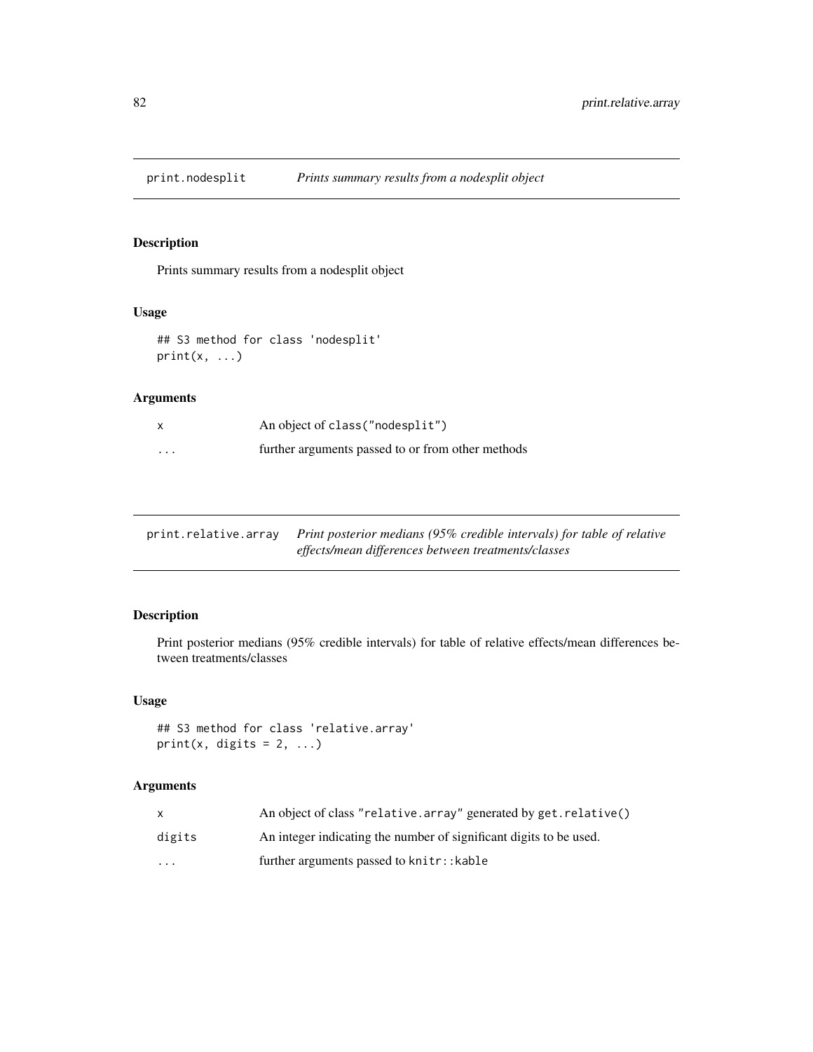## print.nodesplit — *Prints summary results from a nodesplit object*

### Description

Prints summary results from a nodesplit object

### Usage

```
## S3 method for class 'nodesplit'
print(x, ...)
```

### Arguments

| | |
|---|---|
| `x` | An object of `class("nodesplit")` |
| `...` | further arguments passed to or from other methods |

## print.relative.array — *Print posterior medians (95% credible intervals) for table of relative effects/mean differences between treatments/classes*

### Description

Print posterior medians (95% credible intervals) for table of relative effects/mean differences between treatments/classes

### Usage

```
## S3 method for class 'relative.array'
print(x, digits = 2, ...)
```

### Arguments

| | |
|---|---|
| `x` | An object of class `"relative.array"` generated by `get.relative()` |
| `digits` | An integer indicating the number of significant digits to be used. |
| `...` | further arguments passed to `knitr::kable` |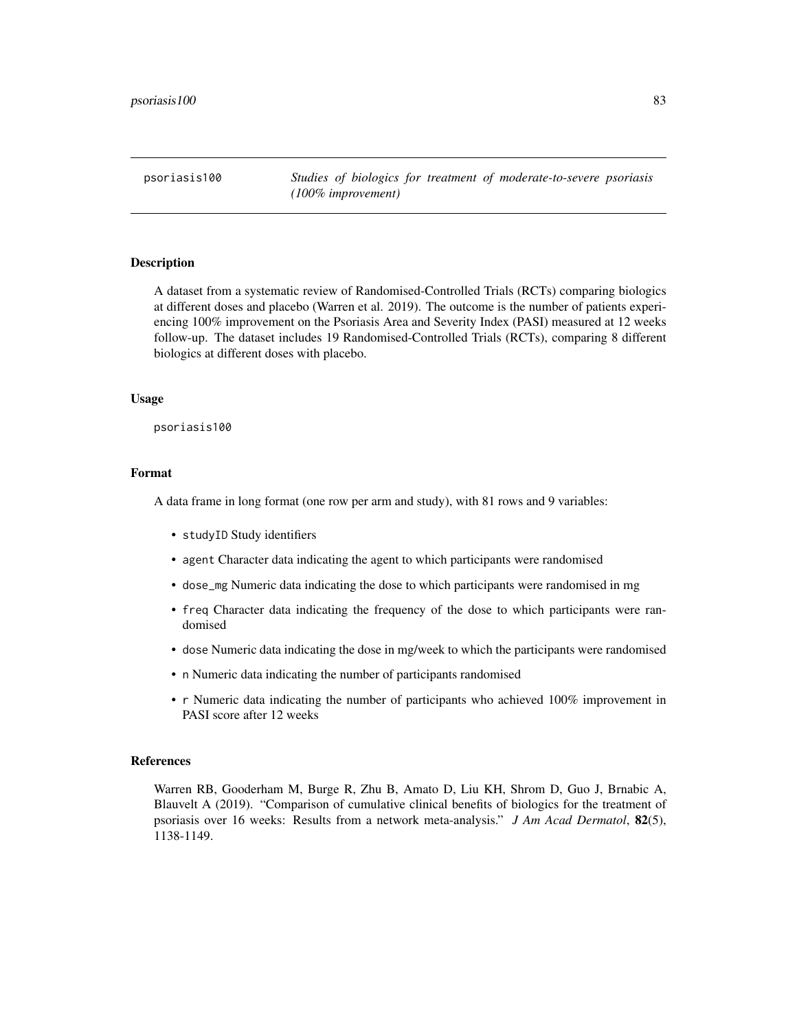psoriasis100 *Studies of biologics for treatment of moderate-to-severe psoriasis (100% improvement)*

## Description

A dataset from a systematic review of Randomised-Controlled Trials (RCTs) comparing biologics at different doses and placebo (Warren et al. 2019). The outcome is the number of patients experiencing 100% improvement on the Psoriasis Area and Severity Index (PASI) measured at 12 weeks follow-up. The dataset includes 19 Randomised-Controlled Trials (RCTs), comparing 8 different biologics at different doses with placebo.

## Usage

```
psoriasis100
```

## Format

A data frame in long format (one row per arm and study), with 81 rows and 9 variables:

- `studyID` Study identifiers
- `agent` Character data indicating the agent to which participants were randomised
- `dose_mg` Numeric data indicating the dose to which participants were randomised in mg
- `freq` Character data indicating the frequency of the dose to which participants were randomised
- `dose` Numeric data indicating the dose in mg/week to which the participants were randomised
- `n` Numeric data indicating the number of participants randomised
- `r` Numeric data indicating the number of participants who achieved 100% improvement in PASI score after 12 weeks

## References

Warren RB, Gooderham M, Burge R, Zhu B, Amato D, Liu KH, Shrom D, Guo J, Brnabic A, Blauvelt A (2019). "Comparison of cumulative clinical benefits of biologics for the treatment of psoriasis over 16 weeks: Results from a network meta-analysis." *J Am Acad Dermatol*, **82**(5), 1138-1149.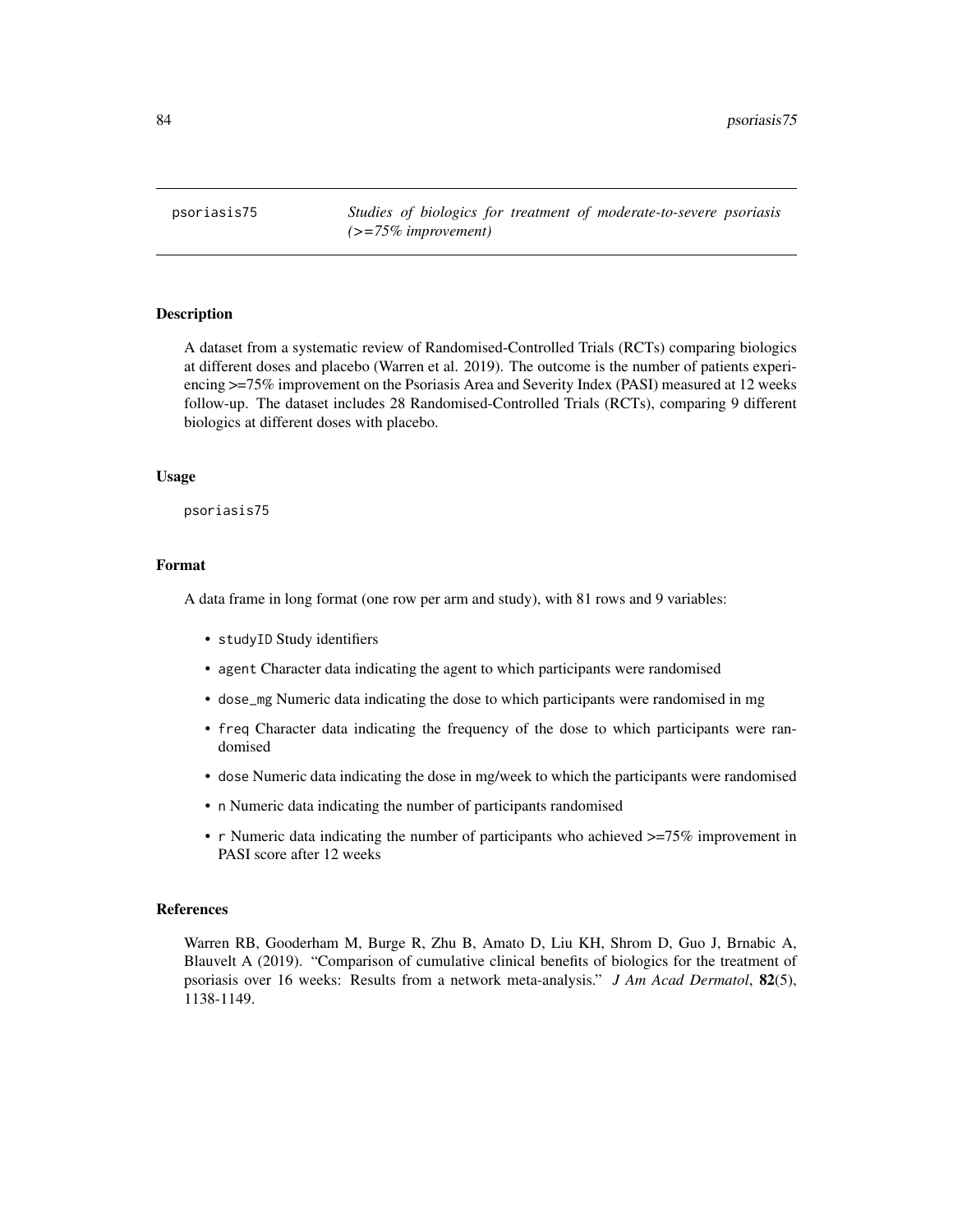psoriasis75 — *Studies of biologics for treatment of moderate-to-severe psoriasis (>=75% improvement)*

## Description

A dataset from a systematic review of Randomised-Controlled Trials (RCTs) comparing biologics at different doses and placebo (Warren et al. 2019). The outcome is the number of patients experiencing >=75% improvement on the Psoriasis Area and Severity Index (PASI) measured at 12 weeks follow-up. The dataset includes 28 Randomised-Controlled Trials (RCTs), comparing 9 different biologics at different doses with placebo.

## Usage

```
psoriasis75
```

## Format

A data frame in long format (one row per arm and study), with 81 rows and 9 variables:

- `studyID` Study identifiers
- `agent` Character data indicating the agent to which participants were randomised
- `dose_mg` Numeric data indicating the dose to which participants were randomised in mg
- `freq` Character data indicating the frequency of the dose to which participants were randomised
- `dose` Numeric data indicating the dose in mg/week to which the participants were randomised
- `n` Numeric data indicating the number of participants randomised
- `r` Numeric data indicating the number of participants who achieved >=75% improvement in PASI score after 12 weeks

## References

Warren RB, Gooderham M, Burge R, Zhu B, Amato D, Liu KH, Shrom D, Guo J, Brnabic A, Blauvelt A (2019). "Comparison of cumulative clinical benefits of biologics for the treatment of psoriasis over 16 weeks: Results from a network meta-analysis." *J Am Acad Dermatol*, **82**(5), 1138-1149.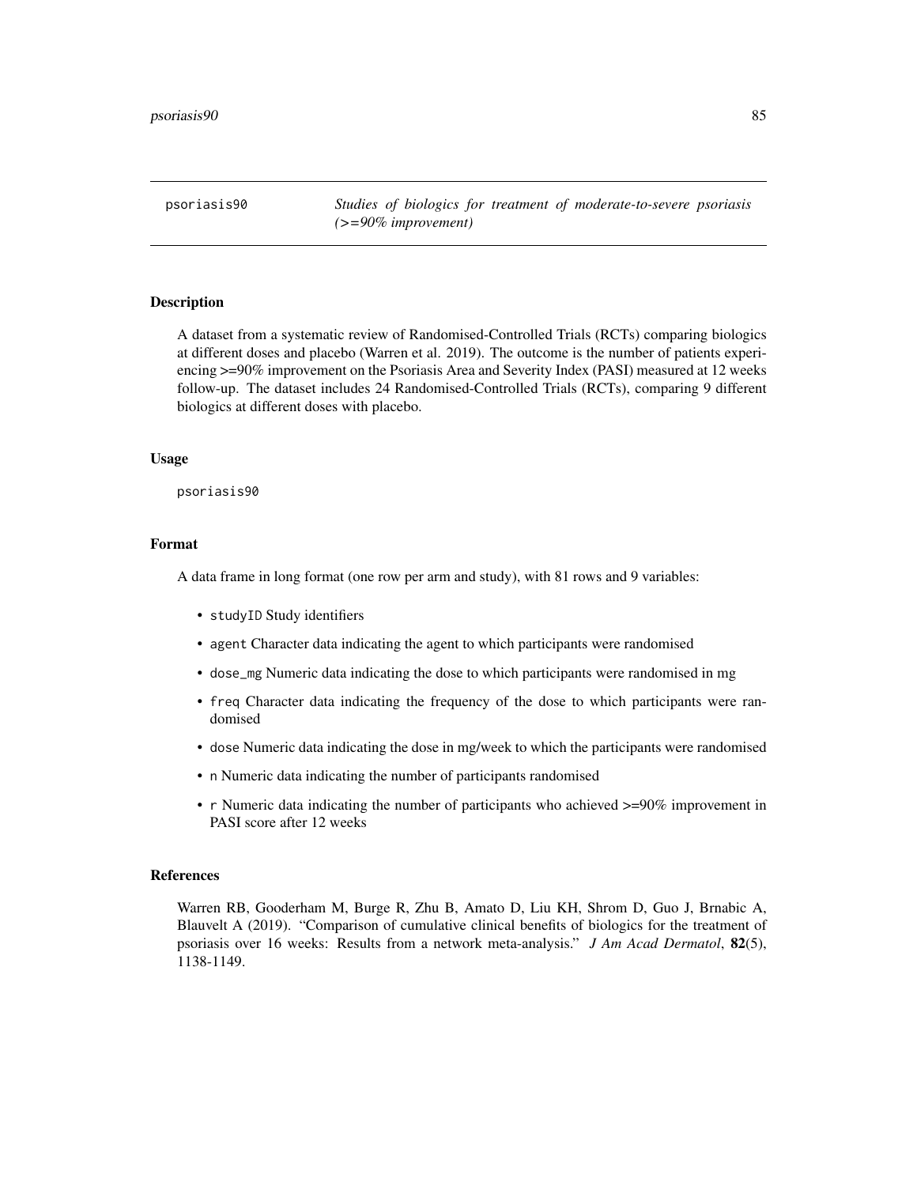psoriasis90 *Studies of biologics for treatment of moderate-to-severe psoriasis (>=90% improvement)*

## Description

A dataset from a systematic review of Randomised-Controlled Trials (RCTs) comparing biologics at different doses and placebo (Warren et al. 2019). The outcome is the number of patients experiencing >=90% improvement on the Psoriasis Area and Severity Index (PASI) measured at 12 weeks follow-up. The dataset includes 24 Randomised-Controlled Trials (RCTs), comparing 9 different biologics at different doses with placebo.

## Usage

```
psoriasis90
```

## Format

A data frame in long format (one row per arm and study), with 81 rows and 9 variables:

- `studyID` Study identifiers
- `agent` Character data indicating the agent to which participants were randomised
- `dose_mg` Numeric data indicating the dose to which participants were randomised in mg
- `freq` Character data indicating the frequency of the dose to which participants were randomised
- `dose` Numeric data indicating the dose in mg/week to which the participants were randomised
- `n` Numeric data indicating the number of participants randomised
- `r` Numeric data indicating the number of participants who achieved >=90% improvement in PASI score after 12 weeks

## References

Warren RB, Gooderham M, Burge R, Zhu B, Amato D, Liu KH, Shrom D, Guo J, Brnabic A, Blauvelt A (2019). "Comparison of cumulative clinical benefits of biologics for the treatment of psoriasis over 16 weeks: Results from a network meta-analysis." *J Am Acad Dermatol*, **82**(5), 1138-1149.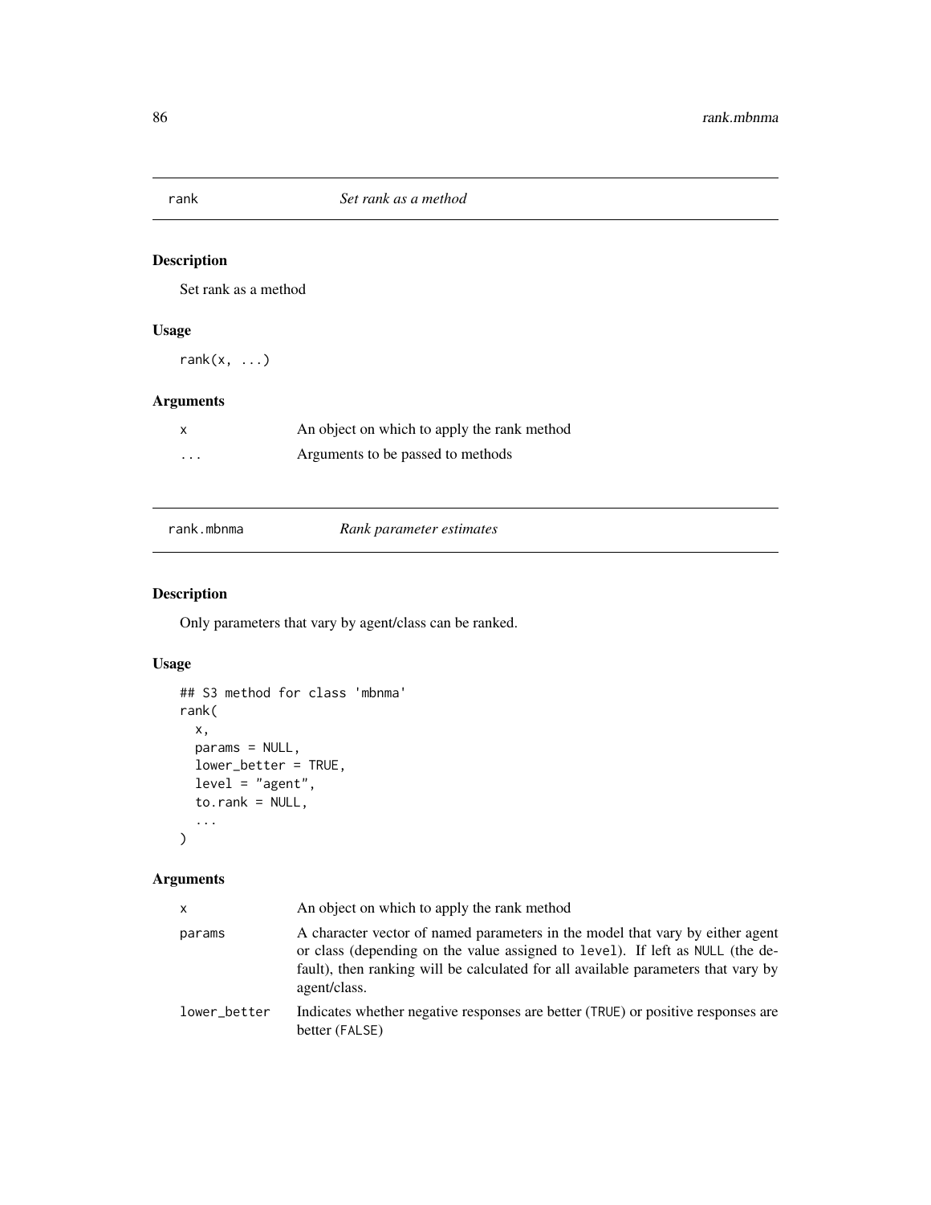## rank — *Set rank as a method*

### Description

Set rank as a method

### Usage

```
rank(x, ...)
```

### Arguments

| | |
|---|---|
| x | An object on which to apply the rank method |
| ... | Arguments to be passed to methods |

## rank.mbnma — *Rank parameter estimates*

### Description

Only parameters that vary by agent/class can be ranked.

### Usage

```
## S3 method for class 'mbnma'
rank(
  x,
  params = NULL,
  lower_better = TRUE,
  level = "agent",
  to.rank = NULL,
  ...
)
```

### Arguments

| | |
|---|---|
| x | An object on which to apply the rank method |
| params | A character vector of named parameters in the model that vary by either agent or class (depending on the value assigned to `level`). If left as `NULL` (the default), then ranking will be calculated for all available parameters that vary by agent/class. |
| lower_better | Indicates whether negative responses are better (`TRUE`) or positive responses are better (`FALSE`) |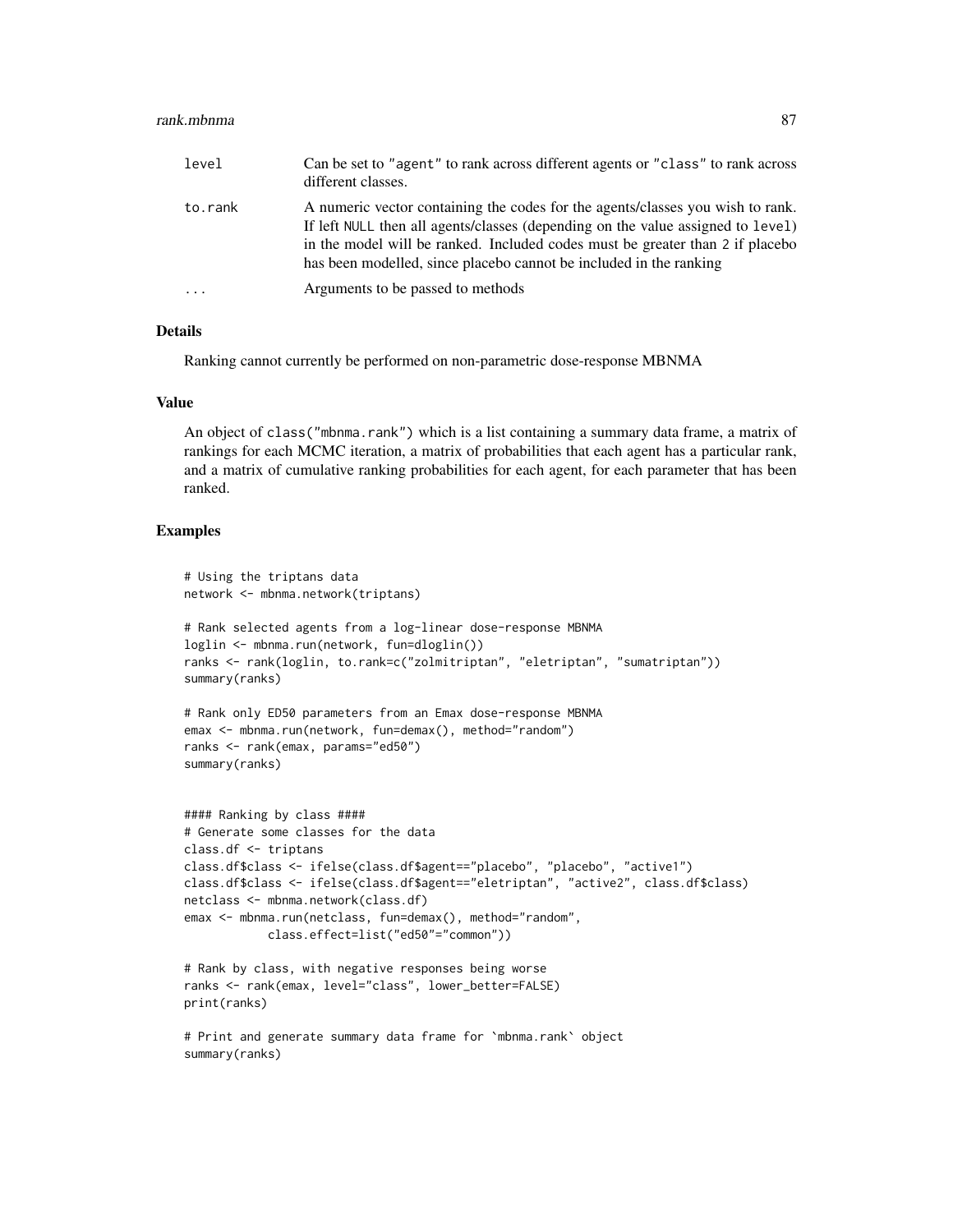| | |
|---|---|
| level | Can be set to "agent" to rank across different agents or "class" to rank across different classes. |
| to.rank | A numeric vector containing the codes for the agents/classes you wish to rank. If left NULL then all agents/classes (depending on the value assigned to level) in the model will be ranked. Included codes must be greater than 2 if placebo has been modelled, since placebo cannot be included in the ranking |
| ... | Arguments to be passed to methods |

## Details

Ranking cannot currently be performed on non-parametric dose-response MBNMA

## Value

An object of class("mbnma.rank") which is a list containing a summary data frame, a matrix of rankings for each MCMC iteration, a matrix of probabilities that each agent has a particular rank, and a matrix of cumulative ranking probabilities for each agent, for each parameter that has been ranked.

## Examples

```
# Using the triptans data
network <- mbnma.network(triptans)

# Rank selected agents from a log-linear dose-response MBNMA
loglin <- mbnma.run(network, fun=dloglin())
ranks <- rank(loglin, to.rank=c("zolmitriptan", "eletriptan", "sumatriptan"))
summary(ranks)

# Rank only ED50 parameters from an Emax dose-response MBNMA
emax <- mbnma.run(network, fun=demax(), method="random")
ranks <- rank(emax, params="ed50")
summary(ranks)


#### Ranking by class ####
# Generate some classes for the data
class.df <- triptans
class.df$class <- ifelse(class.df$agent=="placebo", "placebo", "active1")
class.df$class <- ifelse(class.df$agent=="eletriptan", "active2", class.df$class)
netclass <- mbnma.network(class.df)
emax <- mbnma.run(netclass, fun=demax(), method="random",
            class.effect=list("ed50"="common"))

# Rank by class, with negative responses being worse
ranks <- rank(emax, level="class", lower_better=FALSE)
print(ranks)

# Print and generate summary data frame for `mbnma.rank` object
summary(ranks)
```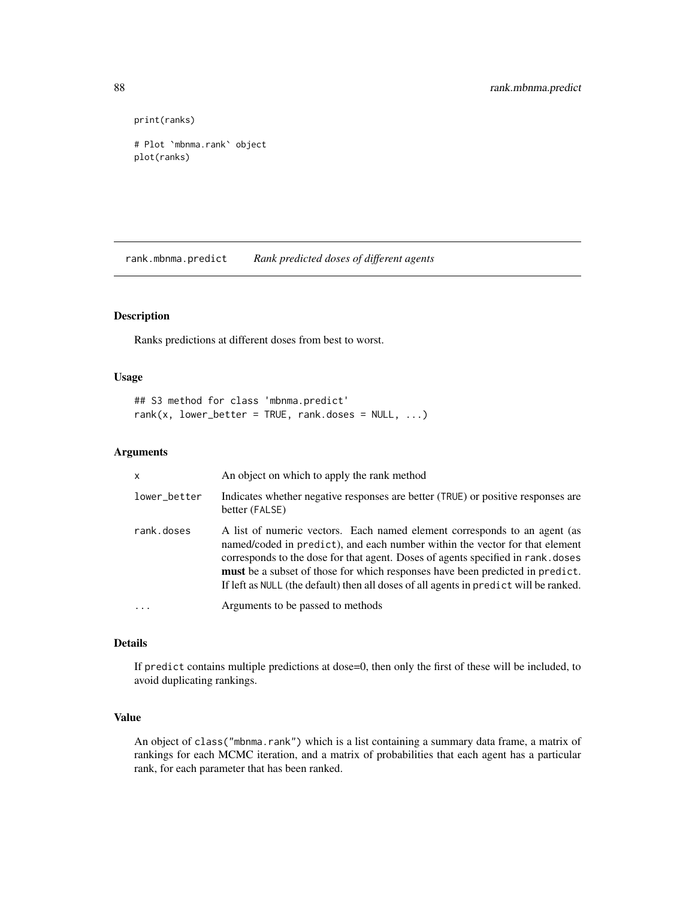```
print(ranks)

# Plot `mbnma.rank` object
plot(ranks)
```

## rank.mbnma.predict *Rank predicted doses of different agents*

### Description

Ranks predictions at different doses from best to worst.

### Usage

```
## S3 method for class 'mbnma.predict'
rank(x, lower_better = TRUE, rank.doses = NULL, ...)
```

### Arguments

| | |
|---|---|
| x | An object on which to apply the rank method |
| lower_better | Indicates whether negative responses are better (TRUE) or positive responses are better (FALSE) |
| rank.doses | A list of numeric vectors. Each named element corresponds to an agent (as named/coded in predict), and each number within the vector for that element corresponds to the dose for that agent. Doses of agents specified in rank.doses **must** be a subset of those for which responses have been predicted in predict. If left as NULL (the default) then all doses of all agents in predict will be ranked. |
| ... | Arguments to be passed to methods |

### Details

If predict contains multiple predictions at dose=0, then only the first of these will be included, to avoid duplicating rankings.

### Value

An object of class("mbnma.rank") which is a list containing a summary data frame, a matrix of rankings for each MCMC iteration, and a matrix of probabilities that each agent has a particular rank, for each parameter that has been ranked.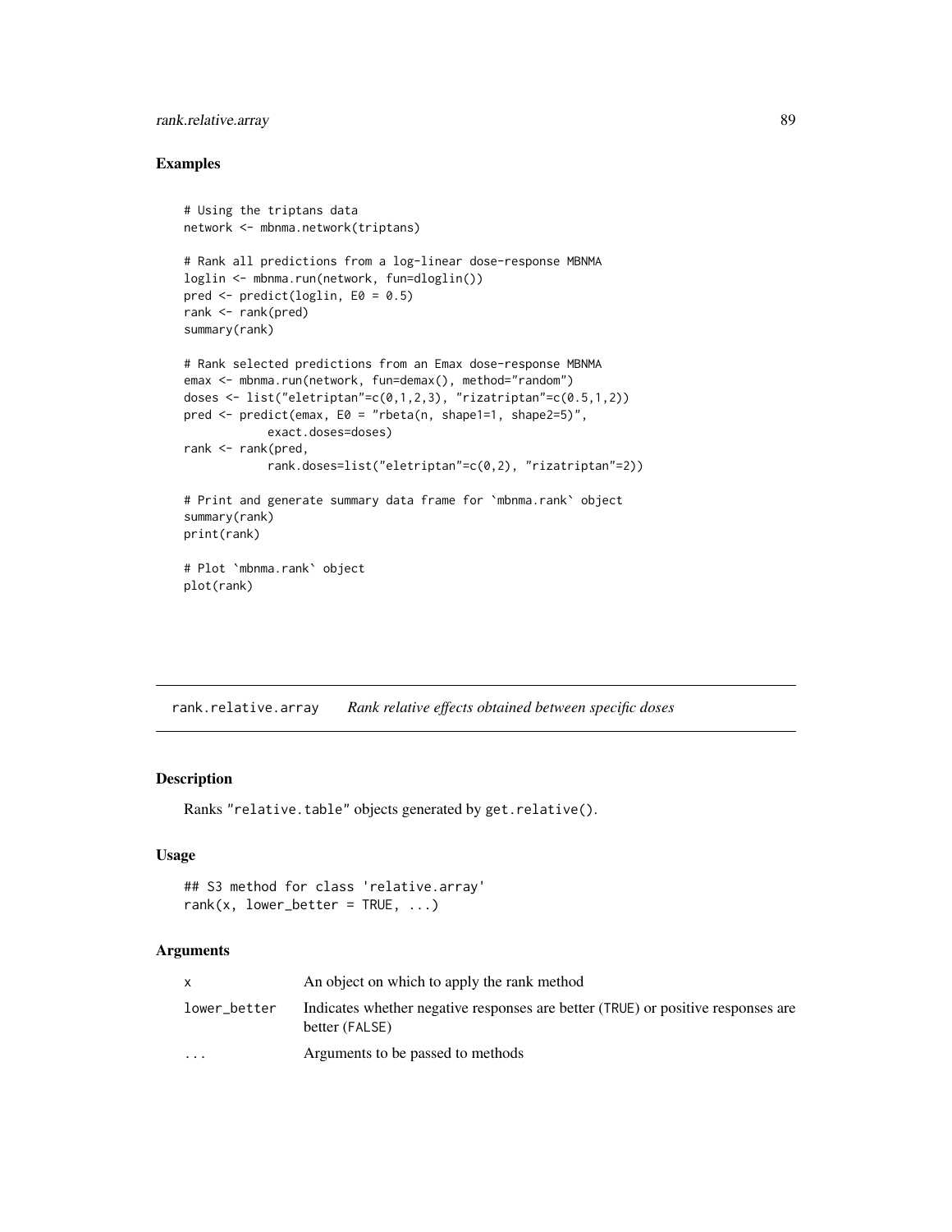## Examples

```
# Using the triptans data
network <- mbnma.network(triptans)

# Rank all predictions from a log-linear dose-response MBNMA
loglin <- mbnma.run(network, fun=dloglin())
pred <- predict(loglin, E0 = 0.5)
rank <- rank(pred)
summary(rank)

# Rank selected predictions from an Emax dose-response MBNMA
emax <- mbnma.run(network, fun=demax(), method="random")
doses <- list("eletriptan"=c(0,1,2,3), "rizatriptan"=c(0.5,1,2))
pred <- predict(emax, E0 = "rbeta(n, shape1=1, shape2=5)",
            exact.doses=doses)
rank <- rank(pred,
            rank.doses=list("eletriptan"=c(0,2), "rizatriptan"=2))

# Print and generate summary data frame for `mbnma.rank` object
summary(rank)
print(rank)

# Plot `mbnma.rank` object
plot(rank)
```

---

# rank.relative.array    *Rank relative effects obtained between specific doses*

## Description

Ranks "relative.table" objects generated by get.relative().

## Usage

```
## S3 method for class 'relative.array'
rank(x, lower_better = TRUE, ...)
```

## Arguments

| | |
|---|---|
| x | An object on which to apply the rank method |
| lower_better | Indicates whether negative responses are better (TRUE) or positive responses are better (FALSE) |
| ... | Arguments to be passed to methods |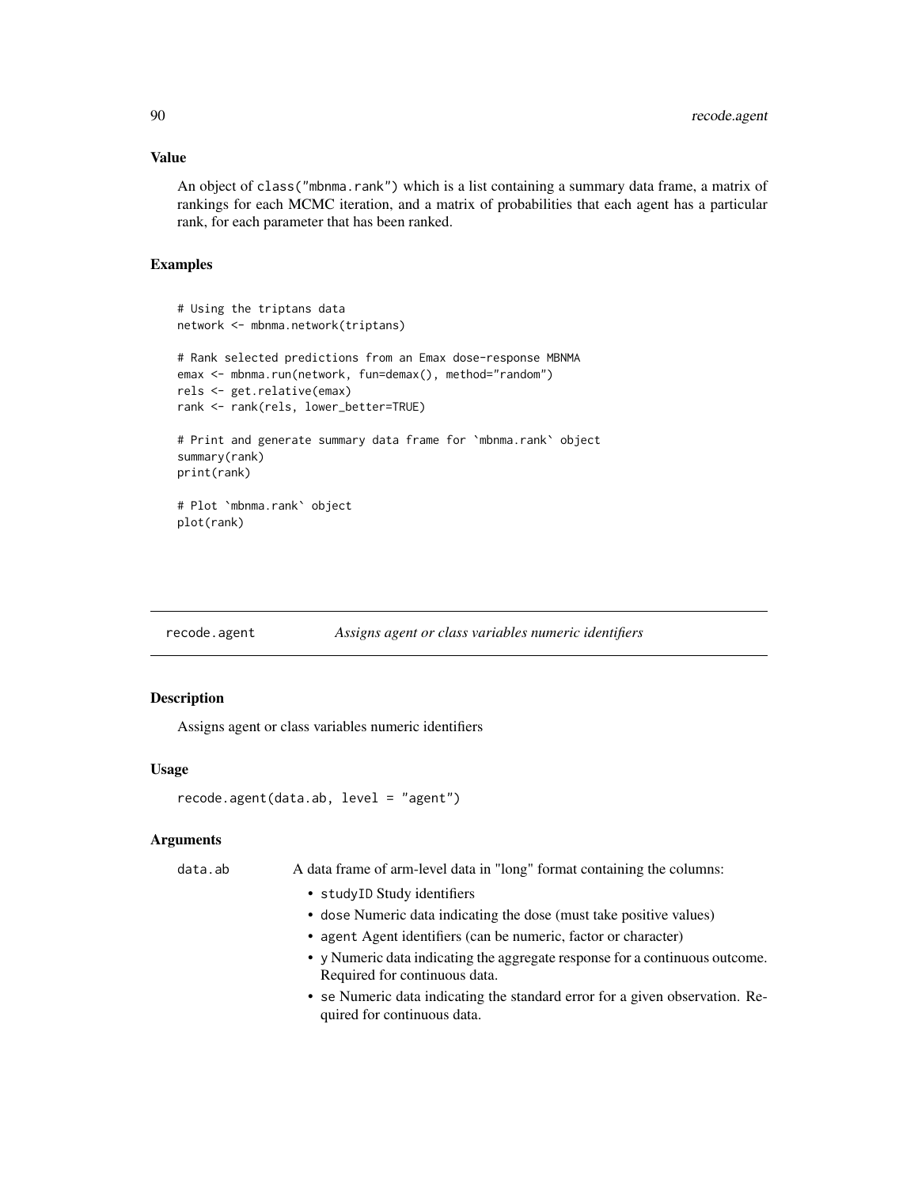### Value

An object of `class("mbnma.rank")` which is a list containing a summary data frame, a matrix of rankings for each MCMC iteration, and a matrix of probabilities that each agent has a particular rank, for each parameter that has been ranked.

### Examples

```
# Using the triptans data
network <- mbnma.network(triptans)

# Rank selected predictions from an Emax dose-response MBNMA
emax <- mbnma.run(network, fun=demax(), method="random")
rels <- get.relative(emax)
rank <- rank(rels, lower_better=TRUE)

# Print and generate summary data frame for `mbnma.rank` object
summary(rank)
print(rank)

# Plot `mbnma.rank` object
plot(rank)
```

---

## recode.agent — *Assigns agent or class variables numeric identifiers*

### Description

Assigns agent or class variables numeric identifiers

### Usage

```
recode.agent(data.ab, level = "agent")
```

### Arguments

`data.ab` A data frame of arm-level data in "long" format containing the columns:

- `studyID` Study identifiers
- `dose` Numeric data indicating the dose (must take positive values)
- `agent` Agent identifiers (can be numeric, factor or character)
- `y` Numeric data indicating the aggregate response for a continuous outcome. Required for continuous data.
- `se` Numeric data indicating the standard error for a given observation. Required for continuous data.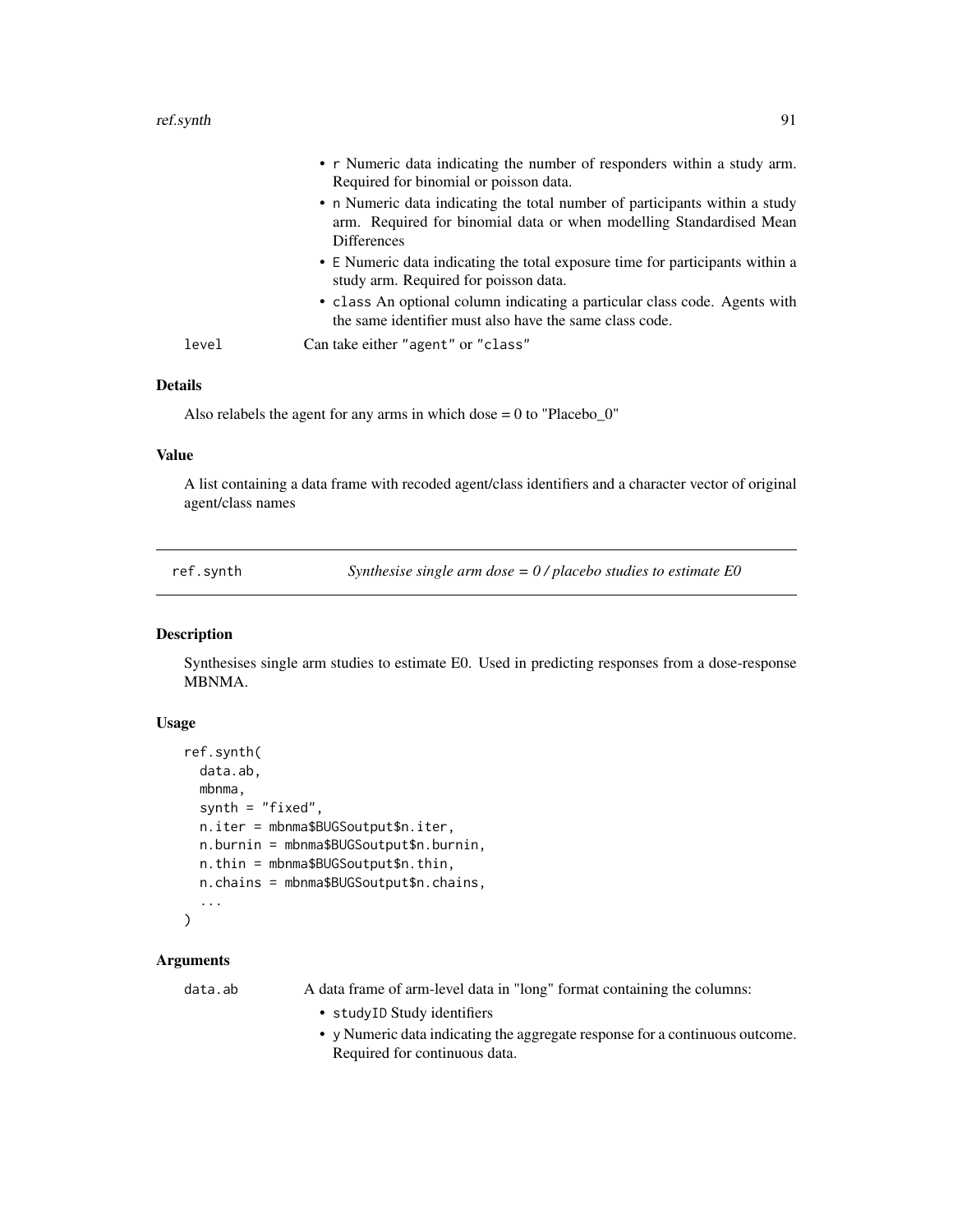- r Numeric data indicating the number of responders within a study arm. Required for binomial or poisson data.
- n Numeric data indicating the total number of participants within a study arm. Required for binomial data or when modelling Standardised Mean Differences
- E Numeric data indicating the total exposure time for participants within a study arm. Required for poisson data.
- class An optional column indicating a particular class code. Agents with the same identifier must also have the same class code.

level Can take either "agent" or "class"

### Details

Also relabels the agent for any arms in which dose = 0 to "Placebo_0"

### Value

A list containing a data frame with recoded agent/class identifiers and a character vector of original agent/class names

## ref.synth *Synthesise single arm dose = 0 / placebo studies to estimate E0*

### Description

Synthesises single arm studies to estimate E0. Used in predicting responses from a dose-response MBNMA.

### Usage

```
ref.synth(
  data.ab,
  mbnma,
  synth = "fixed",
  n.iter = mbnma$BUGSoutput$n.iter,
  n.burnin = mbnma$BUGSoutput$n.burnin,
  n.thin = mbnma$BUGSoutput$n.thin,
  n.chains = mbnma$BUGSoutput$n.chains,
  ...
)
```

### Arguments

data.ab A data frame of arm-level data in "long" format containing the columns:

- studyID Study identifiers
- y Numeric data indicating the aggregate response for a continuous outcome. Required for continuous data.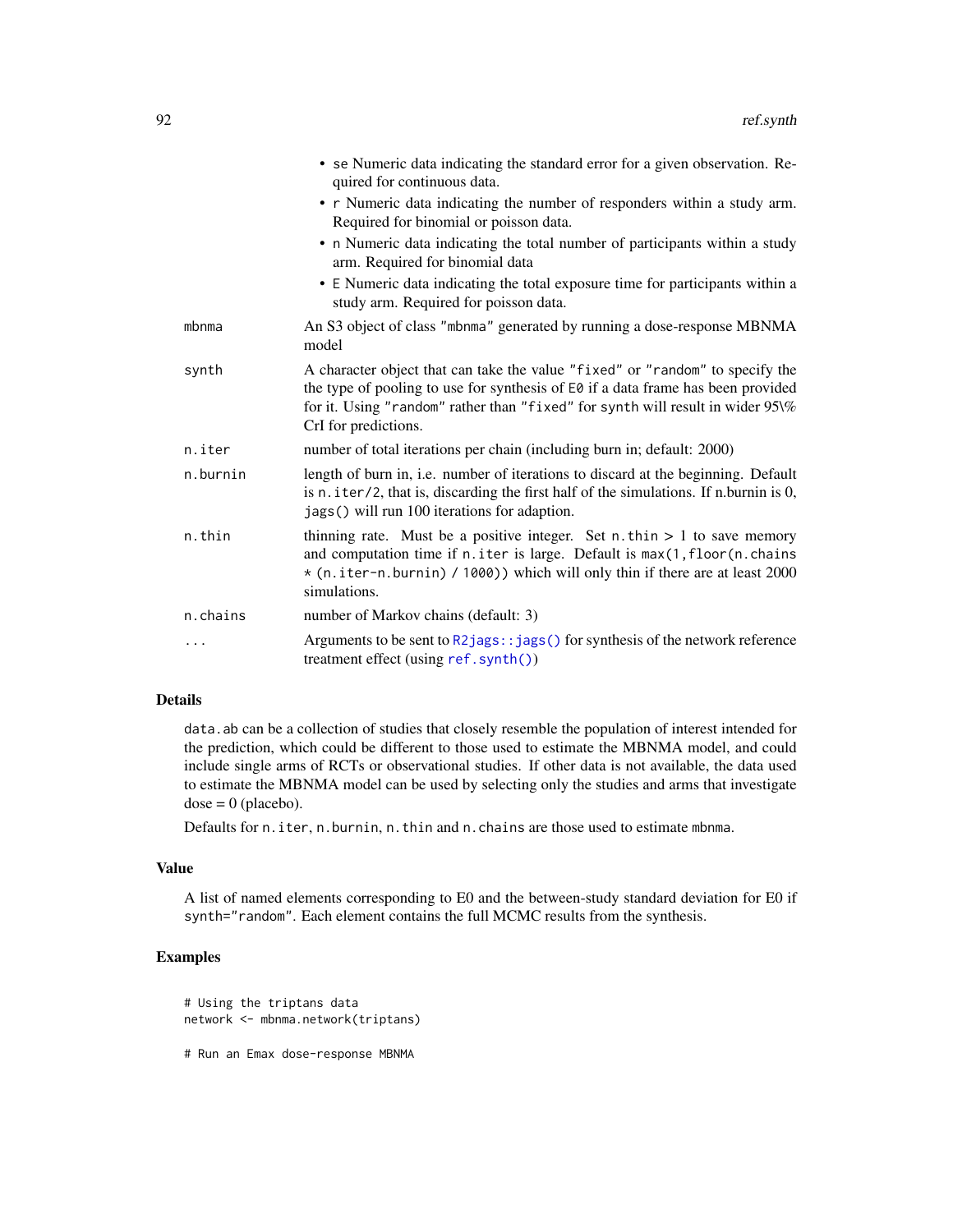- se Numeric data indicating the standard error for a given observation. Required for continuous data.
- r Numeric data indicating the number of responders within a study arm. Required for binomial or poisson data.
- n Numeric data indicating the total number of participants within a study arm. Required for binomial data
- E Numeric data indicating the total exposure time for participants within a study arm. Required for poisson data.

| | |
|---|---|
| mbnma | An S3 object of class "mbnma" generated by running a dose-response MBNMA model |
| synth | A character object that can take the value "fixed" or "random" to specify the the type of pooling to use for synthesis of E0 if a data frame has been provided for it. Using "random" rather than "fixed" for synth will result in wider 95\% CrI for predictions. |
| n.iter | number of total iterations per chain (including burn in; default: 2000) |
| n.burnin | length of burn in, i.e. number of iterations to discard at the beginning. Default is n.iter/2, that is, discarding the first half of the simulations. If n.burnin is 0, jags() will run 100 iterations for adaption. |
| n.thin | thinning rate. Must be a positive integer. Set n.thin > 1 to save memory and computation time if n.iter is large. Default is max(1,floor(n.chains * (n.iter-n.burnin) / 1000)) which will only thin if there are at least 2000 simulations. |
| n.chains | number of Markov chains (default: 3) |
| ... | Arguments to be sent to R2jags::jags() for synthesis of the network reference treatment effect (using ref.synth()) |

## Details

data.ab can be a collection of studies that closely resemble the population of interest intended for the prediction, which could be different to those used to estimate the MBNMA model, and could include single arms of RCTs or observational studies. If other data is not available, the data used to estimate the MBNMA model can be used by selecting only the studies and arms that investigate dose = 0 (placebo).

Defaults for n.iter, n.burnin, n.thin and n.chains are those used to estimate mbnma.

## Value

A list of named elements corresponding to E0 and the between-study standard deviation for E0 if synth="random". Each element contains the full MCMC results from the synthesis.

## Examples

```
# Using the triptans data
network <- mbnma.network(triptans)

# Run an Emax dose-response MBNMA
```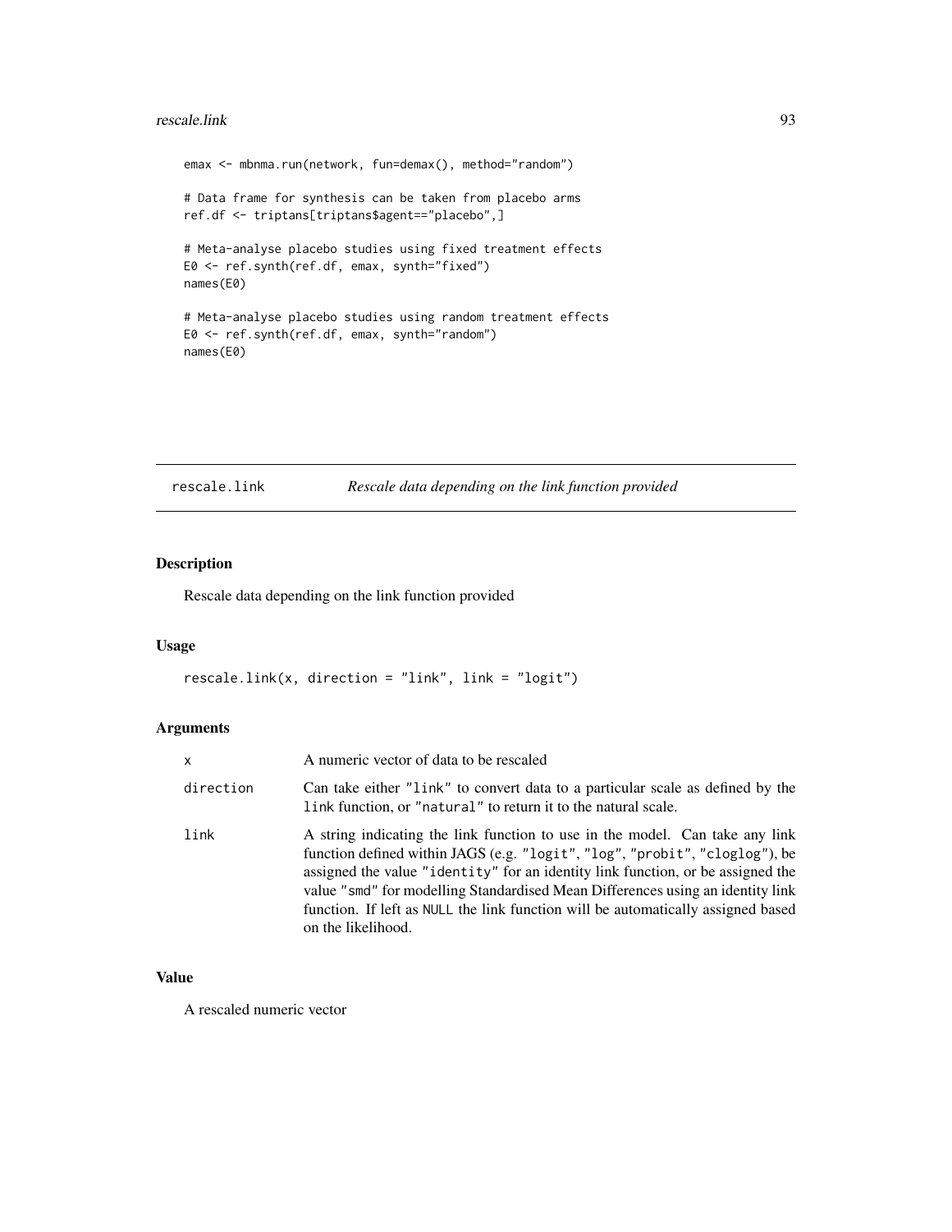```
emax <- mbnma.run(network, fun=demax(), method="random")

# Data frame for synthesis can be taken from placebo arms
ref.df <- triptans[triptans$agent=="placebo",]

# Meta-analyse placebo studies using fixed treatment effects
E0 <- ref.synth(ref.df, emax, synth="fixed")
names(E0)

# Meta-analyse placebo studies using random treatment effects
E0 <- ref.synth(ref.df, emax, synth="random")
names(E0)
```

---

## rescale.link *Rescale data depending on the link function provided*

---

### Description

Rescale data depending on the link function provided

### Usage

```
rescale.link(x, direction = "link", link = "logit")
```

### Arguments

| | |
|---|---|
| `x` | A numeric vector of data to be rescaled |
| `direction` | Can take either `"link"` to convert data to a particular scale as defined by the `link` function, or `"natural"` to return it to the natural scale. |
| `link` | A string indicating the link function to use in the model. Can take any link function defined within JAGS (e.g. `"logit"`, `"log"`, `"probit"`, `"cloglog"`), be assigned the value `"identity"` for an identity link function, or be assigned the value `"smd"` for modelling Standardised Mean Differences using an identity link function. If left as `NULL` the link function will be automatically assigned based on the likelihood. |

### Value

A rescaled numeric vector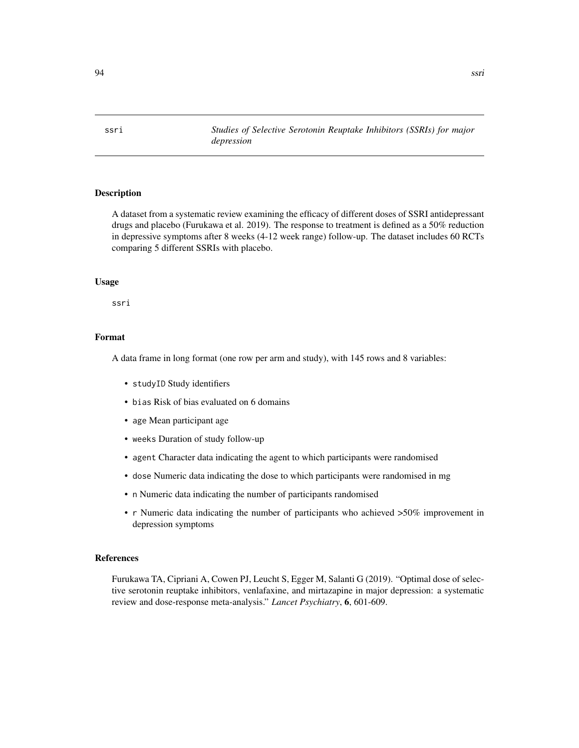ssri *Studies of Selective Serotonin Reuptake Inhibitors (SSRIs) for major depression*

## Description

A dataset from a systematic review examining the efficacy of different doses of SSRI antidepressant drugs and placebo (Furukawa et al. 2019). The response to treatment is defined as a 50% reduction in depressive symptoms after 8 weeks (4-12 week range) follow-up. The dataset includes 60 RCTs comparing 5 different SSRIs with placebo.

## Usage

```
ssri
```

## Format

A data frame in long format (one row per arm and study), with 145 rows and 8 variables:

- `studyID` Study identifiers
- `bias` Risk of bias evaluated on 6 domains
- `age` Mean participant age
- `weeks` Duration of study follow-up
- `agent` Character data indicating the agent to which participants were randomised
- `dose` Numeric data indicating the dose to which participants were randomised in mg
- `n` Numeric data indicating the number of participants randomised
- `r` Numeric data indicating the number of participants who achieved >50% improvement in depression symptoms

## References

Furukawa TA, Cipriani A, Cowen PJ, Leucht S, Egger M, Salanti G (2019). "Optimal dose of selective serotonin reuptake inhibitors, venlafaxine, and mirtazapine in major depression: a systematic review and dose-response meta-analysis." *Lancet Psychiatry*, **6**, 601-609.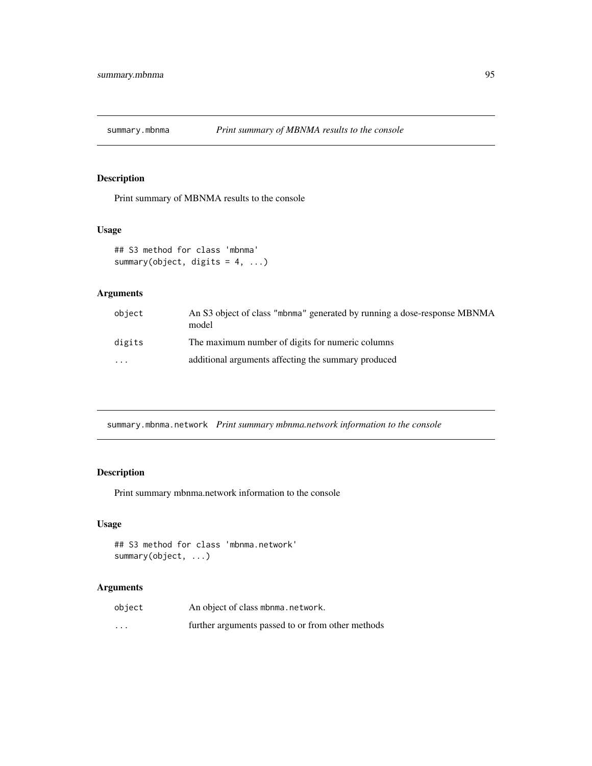## summary.mbnma *Print summary of MBNMA results to the console*

### Description

Print summary of MBNMA results to the console

### Usage

```
## S3 method for class 'mbnma'
summary(object, digits = 4, ...)
```

### Arguments

| | |
|---|---|
| object | An S3 object of class "mbnma" generated by running a dose-response MBNMA model |
| digits | The maximum number of digits for numeric columns |
| ... | additional arguments affecting the summary produced |

## summary.mbnma.network *Print summary mbnma.network information to the console*

### Description

Print summary mbnma.network information to the console

### Usage

```
## S3 method for class 'mbnma.network'
summary(object, ...)
```

### Arguments

| | |
|---|---|
| object | An object of class mbnma.network. |
| ... | further arguments passed to or from other methods |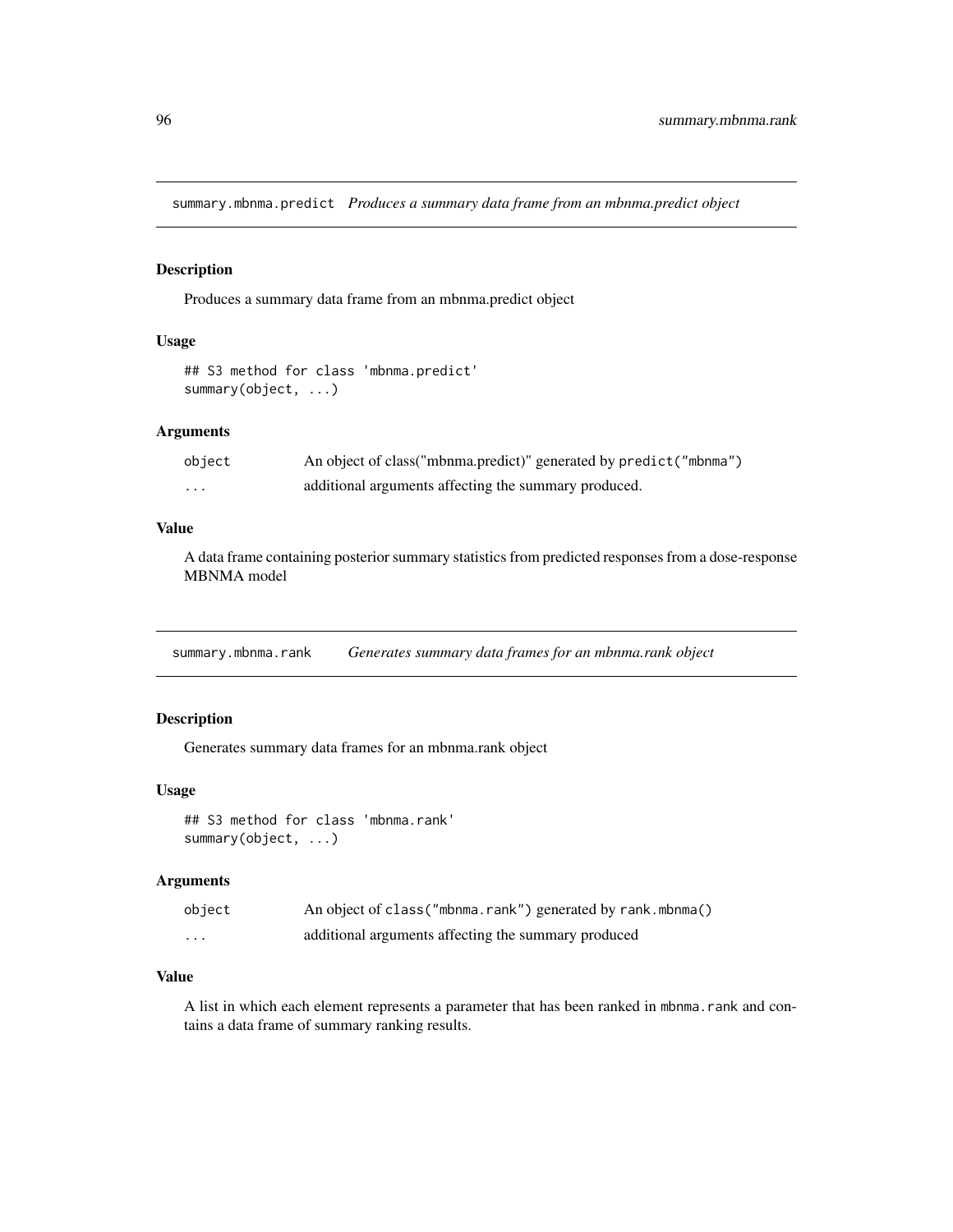## summary.mbnma.predict *Produces a summary data frame from an mbnma.predict object*

### Description

Produces a summary data frame from an mbnma.predict object

### Usage

```
## S3 method for class 'mbnma.predict'
summary(object, ...)
```

### Arguments

| | |
|---|---|
| object | An object of class("mbnma.predict)" generated by `predict("mbnma")` |
| ... | additional arguments affecting the summary produced. |

### Value

A data frame containing posterior summary statistics from predicted responses from a dose-response MBNMA model

## summary.mbnma.rank *Generates summary data frames for an mbnma.rank object*

### Description

Generates summary data frames for an mbnma.rank object

### Usage

```
## S3 method for class 'mbnma.rank'
summary(object, ...)
```

### Arguments

| | |
|---|---|
| object | An object of `class("mbnma.rank")` generated by `rank.mbnma()` |
| ... | additional arguments affecting the summary produced |

### Value

A list in which each element represents a parameter that has been ranked in `mbnma.rank` and contains a data frame of summary ranking results.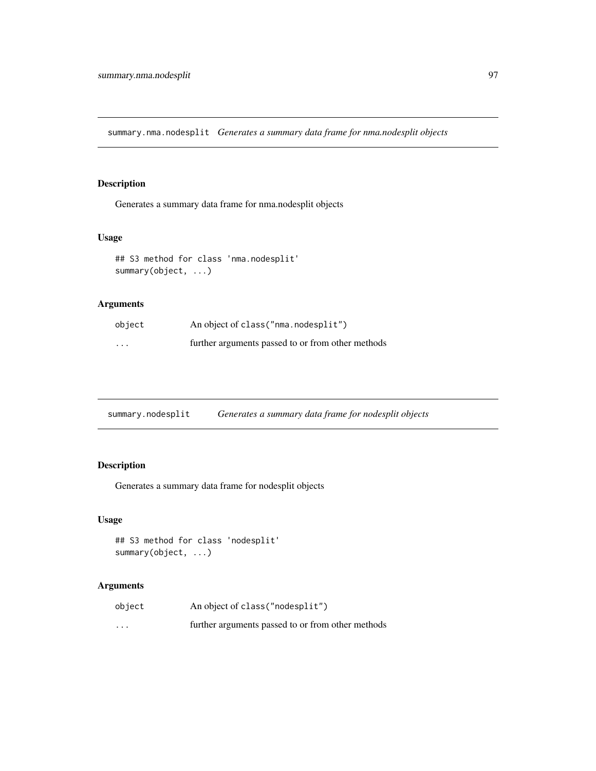## summary.nma.nodesplit *Generates a summary data frame for nma.nodesplit objects*

### Description

Generates a summary data frame for nma.nodesplit objects

### Usage

```
## S3 method for class 'nma.nodesplit'
summary(object, ...)
```

### Arguments

| | |
|---|---|
| object | An object of `class("nma.nodesplit")` |
| ... | further arguments passed to or from other methods |

## summary.nodesplit *Generates a summary data frame for nodesplit objects*

### Description

Generates a summary data frame for nodesplit objects

### Usage

```
## S3 method for class 'nodesplit'
summary(object, ...)
```

### Arguments

| | |
|---|---|
| object | An object of `class("nodesplit")` |
| ... | further arguments passed to or from other methods |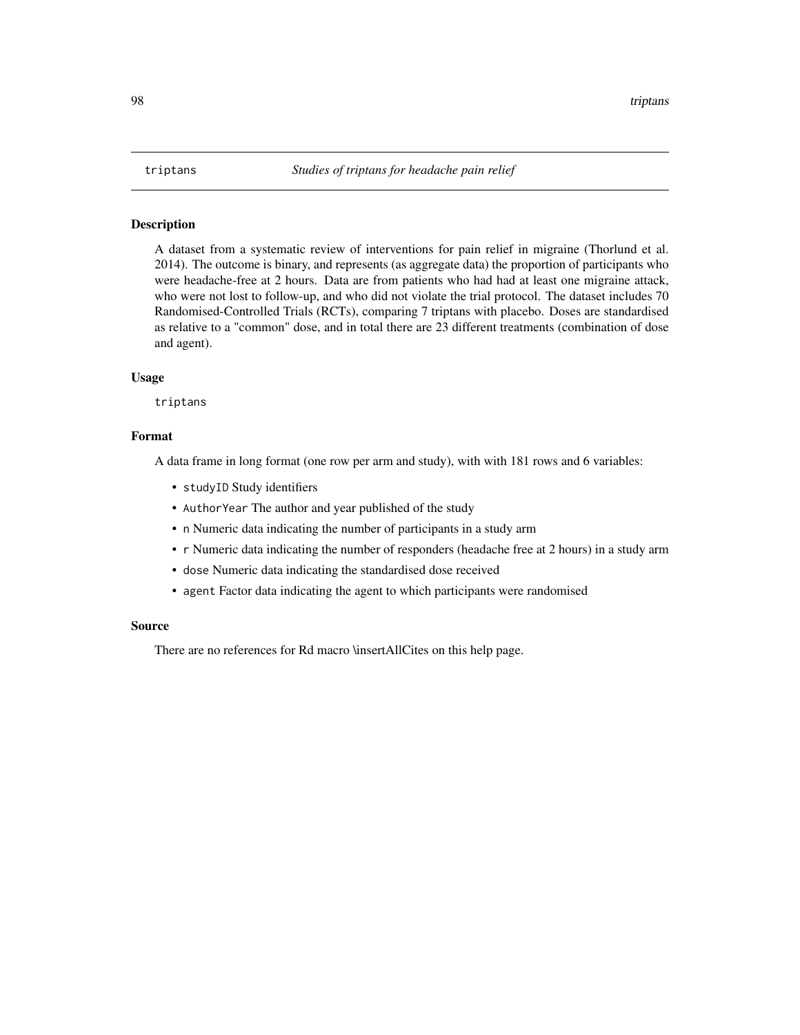`triptans` *Studies of triptans for headache pain relief*

## Description

A dataset from a systematic review of interventions for pain relief in migraine (Thorlund et al. 2014). The outcome is binary, and represents (as aggregate data) the proportion of participants who were headache-free at 2 hours. Data are from patients who had had at least one migraine attack, who were not lost to follow-up, and who did not violate the trial protocol. The dataset includes 70 Randomised-Controlled Trials (RCTs), comparing 7 triptans with placebo. Doses are standardised as relative to a "common" dose, and in total there are 23 different treatments (combination of dose and agent).

## Usage

```
triptans
```

## Format

A data frame in long format (one row per arm and study), with with 181 rows and 6 variables:

- `studyID` Study identifiers
- `AuthorYear` The author and year published of the study
- `n` Numeric data indicating the number of participants in a study arm
- `r` Numeric data indicating the number of responders (headache free at 2 hours) in a study arm
- `dose` Numeric data indicating the standardised dose received
- `agent` Factor data indicating the agent to which participants were randomised

## Source

There are no references for Rd macro \insertAllCites on this help page.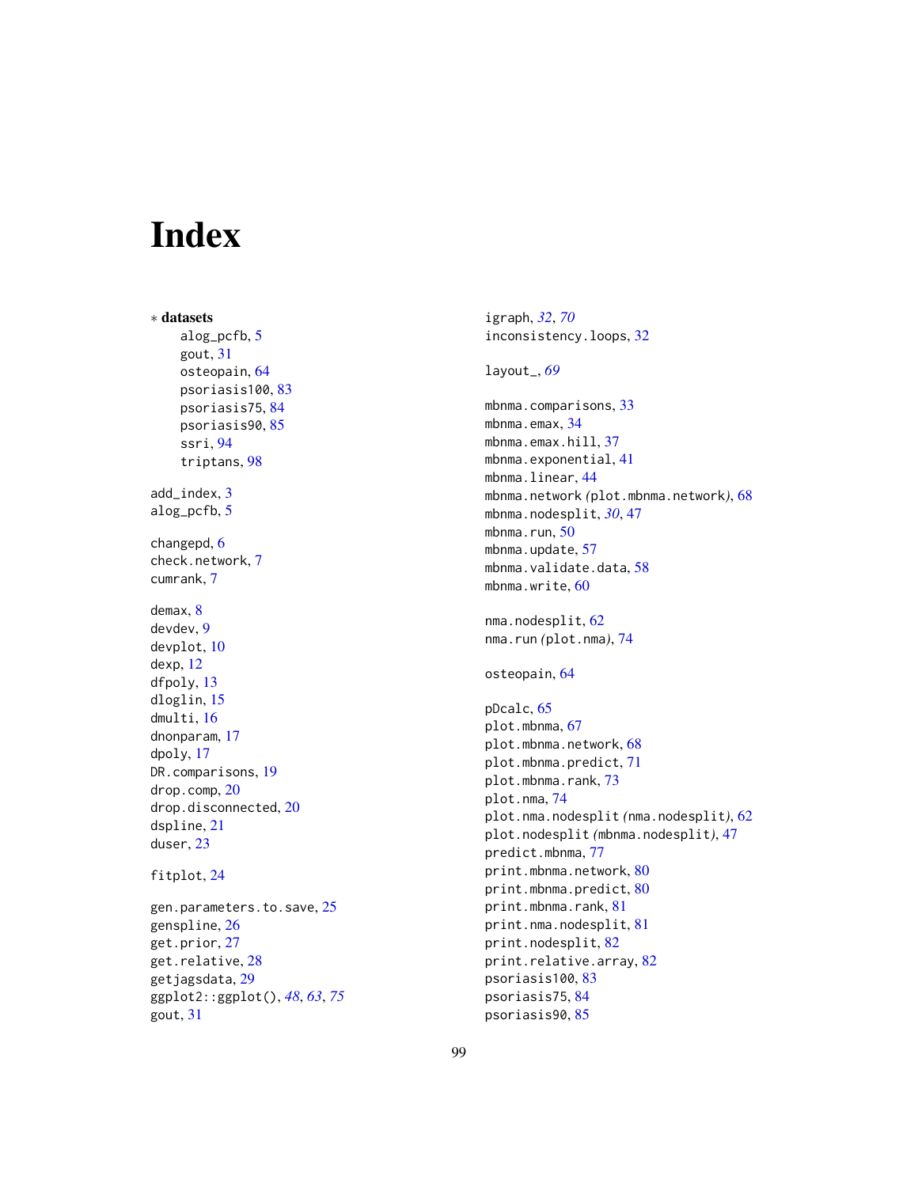# Index

∗ **datasets**

alog_pcfb, 5
gout, 31
osteopain, 64
psoriasis100, 83
psoriasis75, 84
psoriasis90, 85
ssri, 94
triptans, 98

add_index, 3
alog_pcfb, 5

changepd, 6
check.network, 7
cumrank, 7

demax, 8
devdev, 9
devplot, 10
dexp, 12
dfpoly, 13
dloglin, 15
dmulti, 16
dnonparam, 17
dpoly, 17
DR.comparisons, 19
drop.comp, 20
drop.disconnected, 20
dspline, 21
duser, 23

fitplot, 24

gen.parameters.to.save, 25
genspline, 26
get.prior, 27
get.relative, 28
getjagsdata, 29
ggplot2::ggplot(), *48*, *63*, *75*
gout, 31

igraph, *32*, *70*
inconsistency.loops, 32

layout_, *69*

mbnma.comparisons, 33
mbnma.emax, 34
mbnma.emax.hill, 37
mbnma.exponential, 41
mbnma.linear, 44
mbnma.network *(*plot.mbnma.network*)*, 68
mbnma.nodesplit, *30*, 47
mbnma.run, 50
mbnma.update, 57
mbnma.validate.data, 58
mbnma.write, 60

nma.nodesplit, 62
nma.run *(*plot.nma*)*, 74

osteopain, 64

pDcalc, 65
plot.mbnma, 67
plot.mbnma.network, 68
plot.mbnma.predict, 71
plot.mbnma.rank, 73
plot.nma, 74
plot.nma.nodesplit *(*nma.nodesplit*)*, 62
plot.nodesplit *(*mbnma.nodesplit*)*, 47
predict.mbnma, 77
print.mbnma.network, 80
print.mbnma.predict, 80
print.mbnma.rank, 81
print.nma.nodesplit, 81
print.nodesplit, 82
print.relative.array, 82
psoriasis100, 83
psoriasis75, 84
psoriasis90, 85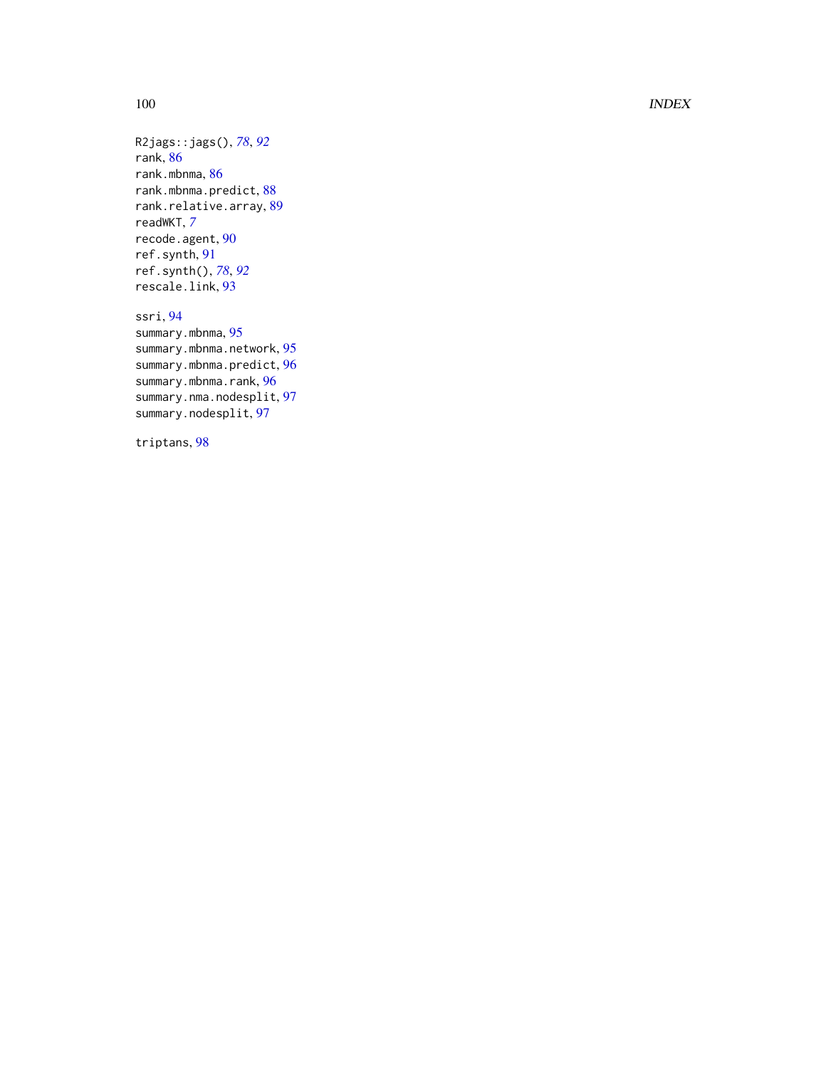R2jags::jags(), *78*, *92*
rank, 86
rank.mbnma, 86
rank.mbnma.predict, 88
rank.relative.array, 89
readWKT, *7*
recode.agent, 90
ref.synth, 91
ref.synth(), *78*, *92*
rescale.link, 93

ssri, 94
summary.mbnma, 95
summary.mbnma.network, 95
summary.mbnma.predict, 96
summary.mbnma.rank, 96
summary.nma.nodesplit, 97
summary.nodesplit, 97

triptans, 98